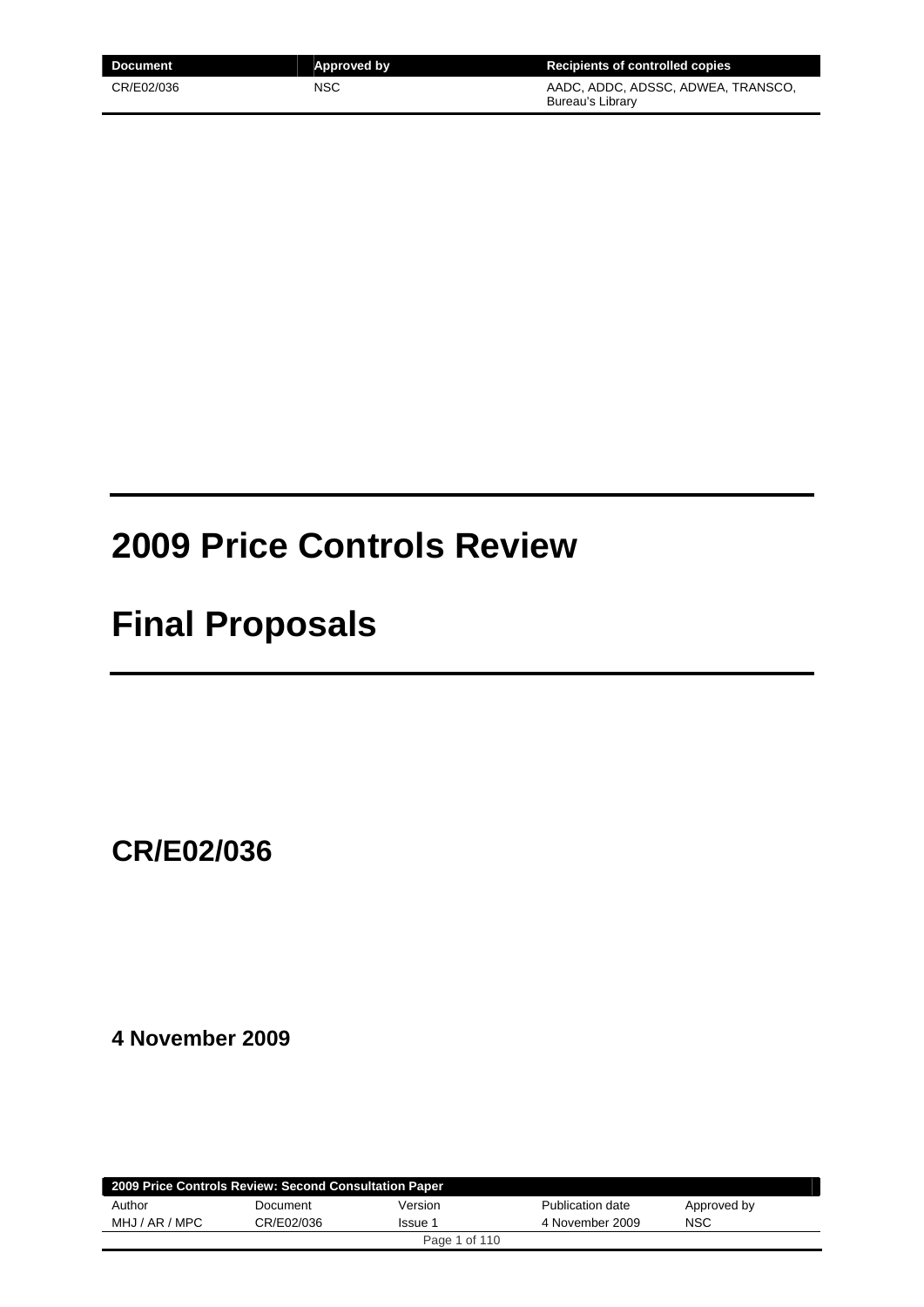| Document | Approved by | Recipients of controlled copies |
| --- | --- | --- |
| CR/E02/036 | NSC | AADC, ADDC, ADSSC, ADWEA, TRANSCO, Bureau's Library |

# 2009 Price Controls Review

# Final Proposals

## CR/E02/036

**4 November 2009**

| 2009 Price Controls Review: Second Consultation Paper | | | | |
| --- | --- | --- | --- | --- |
| Author | Document | Version | Publication date | Approved by |
| MHJ / AR / MPC | CR/E02/036 | Issue 1 | 4 November 2009 | NSC |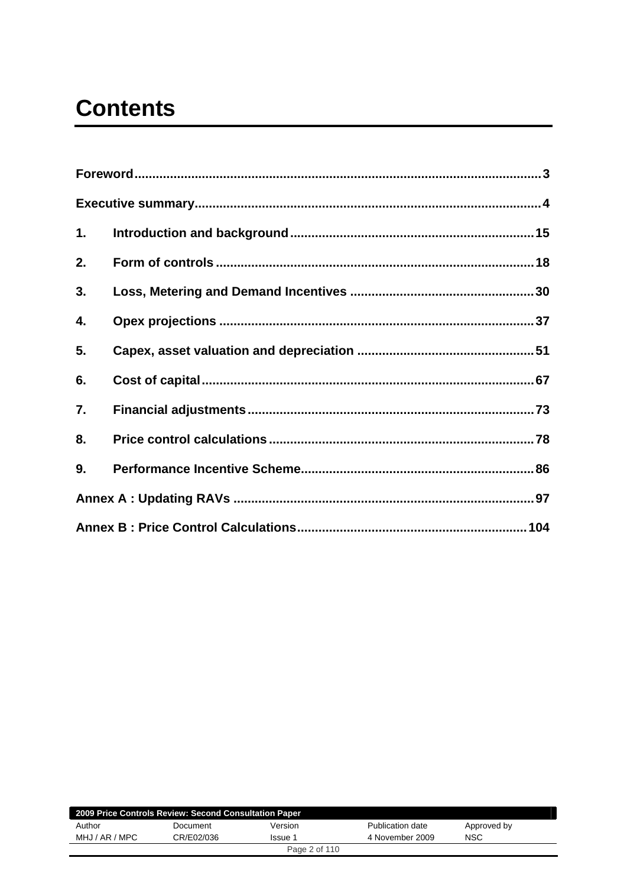# Contents

**Foreword** ............................................................ 3

**Executive summary** ............................................................ 4

**1. Introduction and background** ............................................................ 15

**2. Form of controls** ............................................................ 18

**3. Loss, Metering and Demand Incentives** ............................................................ 30

**4. Opex projections** ............................................................ 37

**5. Capex, asset valuation and depreciation** ............................................................ 51

**6. Cost of capital** ............................................................ 67

**7. Financial adjustments** ............................................................ 73

**8. Price control calculations** ............................................................ 78

**9. Performance Incentive Scheme** ............................................................ 86

**Annex A : Updating RAVs** ............................................................ 97

**Annex B : Price Control Calculations** ............................................................ 104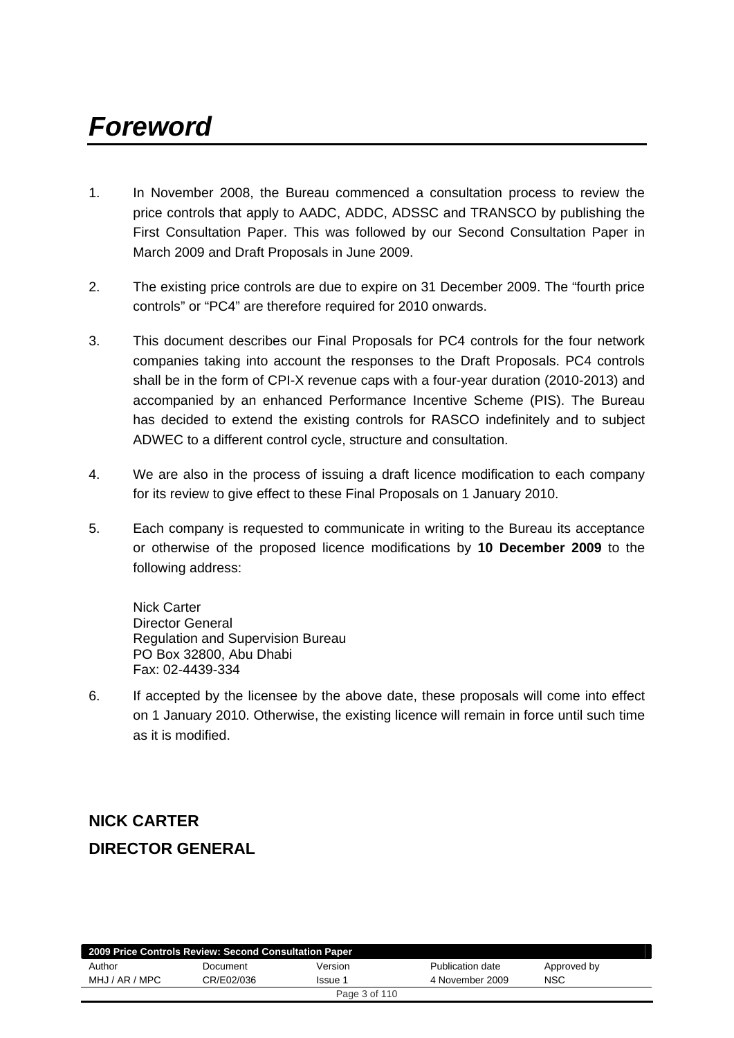# *Foreword*

1. In November 2008, the Bureau commenced a consultation process to review the price controls that apply to AADC, ADDC, ADSSC and TRANSCO by publishing the First Consultation Paper. This was followed by our Second Consultation Paper in March 2009 and Draft Proposals in June 2009.

2. The existing price controls are due to expire on 31 December 2009. The "fourth price controls" or "PC4" are therefore required for 2010 onwards.

3. This document describes our Final Proposals for PC4 controls for the four network companies taking into account the responses to the Draft Proposals. PC4 controls shall be in the form of CPI-X revenue caps with a four-year duration (2010-2013) and accompanied by an enhanced Performance Incentive Scheme (PIS). The Bureau has decided to extend the existing controls for RASCO indefinitely and to subject ADWEC to a different control cycle, structure and consultation.

4. We are also in the process of issuing a draft licence modification to each company for its review to give effect to these Final Proposals on 1 January 2010.

5. Each company is requested to communicate in writing to the Bureau its acceptance or otherwise of the proposed licence modifications by **10 December 2009** to the following address:

   Nick Carter
   Director General
   Regulation and Supervision Bureau
   PO Box 32800, Abu Dhabi
   Fax: 02-4439-334

6. If accepted by the licensee by the above date, these proposals will come into effect on 1 January 2010. Otherwise, the existing licence will remain in force until such time as it is modified.

**NICK CARTER**

**DIRECTOR GENERAL**

| 2009 Price Controls Review: Second Consultation Paper | | | | |
|---|---|---|---|---|
| Author | Document | Version | Publication date | Approved by |
| MHJ / AR / MPC | CR/E02/036 | Issue 1 | 4 November 2009 | NSC |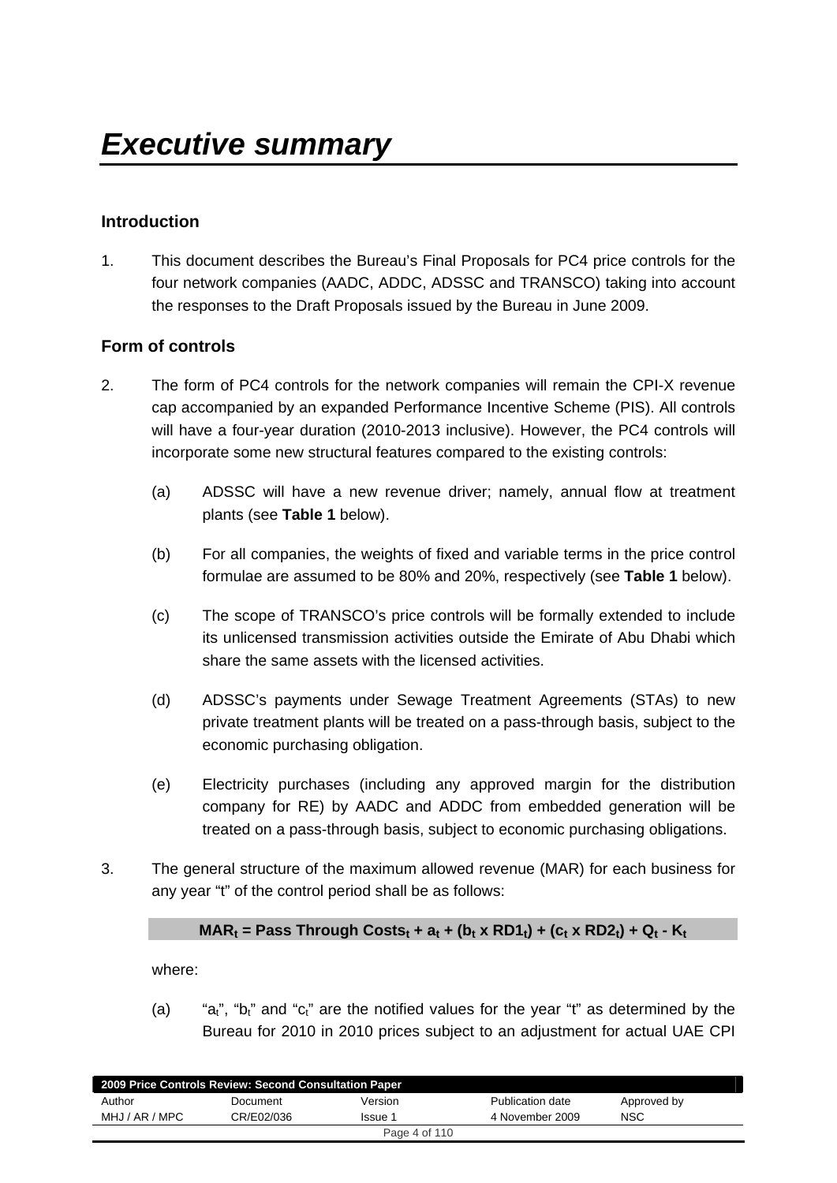# Executive summary

## Introduction

1. This document describes the Bureau's Final Proposals for PC4 price controls for the four network companies (AADC, ADDC, ADSSC and TRANSCO) taking into account the responses to the Draft Proposals issued by the Bureau in June 2009.

## Form of controls

2. The form of PC4 controls for the network companies will remain the CPI-X revenue cap accompanied by an expanded Performance Incentive Scheme (PIS). All controls will have a four-year duration (2010-2013 inclusive). However, the PC4 controls will incorporate some new structural features compared to the existing controls:

   (a) ADSSC will have a new revenue driver; namely, annual flow at treatment plants (see **Table 1** below).

   (b) For all companies, the weights of fixed and variable terms in the price control formulae are assumed to be 80% and 20%, respectively (see **Table 1** below).

   (c) The scope of TRANSCO's price controls will be formally extended to include its unlicensed transmission activities outside the Emirate of Abu Dhabi which share the same assets with the licensed activities.

   (d) ADSSC's payments under Sewage Treatment Agreements (STAs) to new private treatment plants will be treated on a pass-through basis, subject to the economic purchasing obligation.

   (e) Electricity purchases (including any approved margin for the distribution company for RE) by AADC and ADDC from embedded generation will be treated on a pass-through basis, subject to economic purchasing obligations.

3. The general structure of the maximum allowed revenue (MAR) for each business for any year "t" of the control period shall be as follows:

$$\textbf{MAR}_t = \textbf{Pass Through Costs}_t + a_t + (b_t \times RD1_t) + (c_t \times RD2_t) + Q_t - K_t$$

   where:

   (a) "$a_t$", "$b_t$" and "$c_t$" are the notified values for the year "t" as determined by the Bureau for 2010 in 2010 prices subject to an adjustment for actual UAE CPI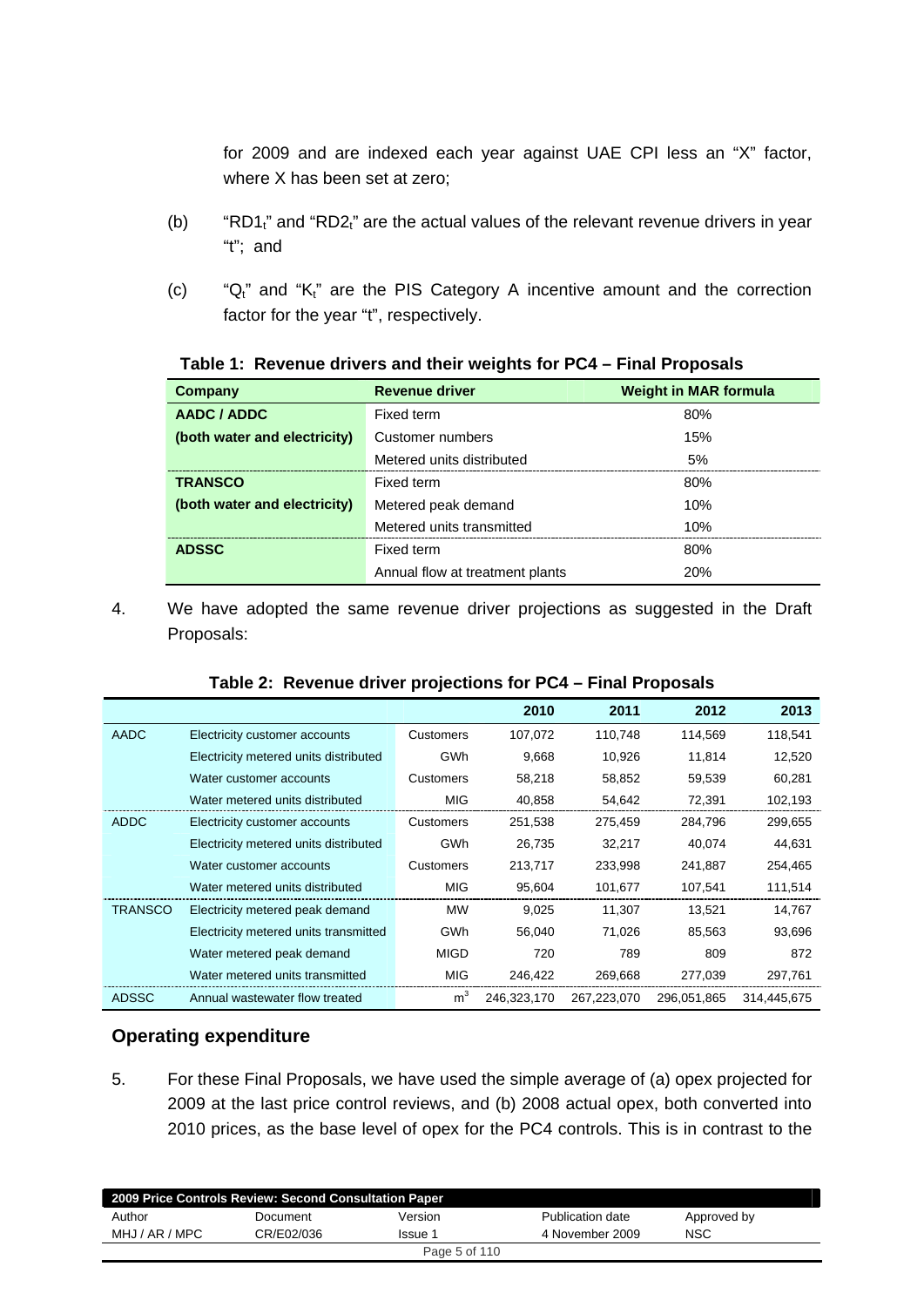for 2009 and are indexed each year against UAE CPI less an "X" factor, where X has been set at zero;

(b) "$RD1_t$" and "$RD2_t$" are the actual values of the relevant revenue drivers in year "t"; and

(c) "$Q_t$" and "$K_t$" are the PIS Category A incentive amount and the correction factor for the year "t", respectively.

**Table 1: Revenue drivers and their weights for PC4 – Final Proposals**

| Company | Revenue driver | Weight in MAR formula |
|---|---|---|
| **AADC / ADDC** | Fixed term | 80% |
| **(both water and electricity)** | Customer numbers | 15% |
| | Metered units distributed | 5% |
| **TRANSCO** | Fixed term | 80% |
| **(both water and electricity)** | Metered peak demand | 10% |
| | Metered units transmitted | 10% |
| **ADSSC** | Fixed term | 80% |
| | Annual flow at treatment plants | 20% |

4. We have adopted the same revenue driver projections as suggested in the Draft Proposals:

**Table 2: Revenue driver projections for PC4 – Final Proposals**

| | | | 2010 | 2011 | 2012 | 2013 |
|---|---|---|---|---|---|---|
| AADC | Electricity customer accounts | Customers | 107,072 | 110,748 | 114,569 | 118,541 |
| | Electricity metered units distributed | GWh | 9,668 | 10,926 | 11,814 | 12,520 |
| | Water customer accounts | Customers | 58,218 | 58,852 | 59,539 | 60,281 |
| | Water metered units distributed | MIG | 40,858 | 54,642 | 72,391 | 102,193 |
| ADDC | Electricity customer accounts | Customers | 251,538 | 275,459 | 284,796 | 299,655 |
| | Electricity metered units distributed | GWh | 26,735 | 32,217 | 40,074 | 44,631 |
| | Water customer accounts | Customers | 213,717 | 233,998 | 241,887 | 254,465 |
| | Water metered units distributed | MIG | 95,604 | 101,677 | 107,541 | 111,514 |
| TRANSCO | Electricity metered peak demand | MW | 9,025 | 11,307 | 13,521 | 14,767 |
| | Electricity metered units transmitted | GWh | 56,040 | 71,026 | 85,563 | 93,696 |
| | Water metered peak demand | MIGD | 720 | 789 | 809 | 872 |
| | Water metered units transmitted | MIG | 246,422 | 269,668 | 277,039 | 297,761 |
| ADSSC | Annual wastewater flow treated | $m^3$ | 246,323,170 | 267,223,070 | 296,051,865 | 314,445,675 |

## Operating expenditure

5. For these Final Proposals, we have used the simple average of (a) opex projected for 2009 at the last price control reviews, and (b) 2008 actual opex, both converted into 2010 prices, as the base level of opex for the PC4 controls. This is in contrast to the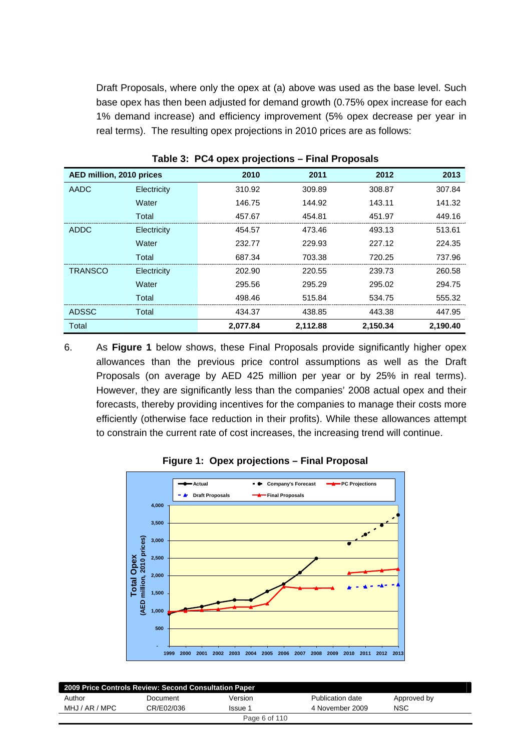Draft Proposals, where only the opex at (a) above was used as the base level. Such base opex has then been adjusted for demand growth (0.75% opex increase for each 1% demand increase) and efficiency improvement (5% opex decrease per year in real terms). The resulting opex projections in 2010 prices are as follows:

**Table 3: PC4 opex projections – Final Proposals**

| AED million, 2010 prices | | 2010 | 2011 | 2012 | 2013 |
|---|---|---|---|---|---|
| AADC | Electricity | 310.92 | 309.89 | 308.87 | 307.84 |
| | Water | 146.75 | 144.92 | 143.11 | 141.32 |
| | Total | 457.67 | 454.81 | 451.97 | 449.16 |
| ADDC | Electricity | 454.57 | 473.46 | 493.13 | 513.61 |
| | Water | 232.77 | 229.93 | 227.12 | 224.35 |
| | Total | 687.34 | 703.38 | 720.25 | 737.96 |
| TRANSCO | Electricity | 202.90 | 220.55 | 239.73 | 260.58 |
| | Water | 295.56 | 295.29 | 295.02 | 294.75 |
| | Total | 498.46 | 515.84 | 534.75 | 555.32 |
| ADSSC | Total | 434.37 | 438.85 | 443.38 | 447.95 |
| Total | | **2,077.84** | **2,112.88** | **2,150.34** | **2,190.40** |

6. As **Figure 1** below shows, these Final Proposals provide significantly higher opex allowances than the previous price control assumptions as well as the Draft Proposals (on average by AED 425 million per year or by 25% in real terms). However, they are significantly less than the companies' 2008 actual opex and their forecasts, thereby providing incentives for the companies to manage their costs more efficiently (otherwise face reduction in their profits). While these allowances attempt to constrain the current rate of cost increases, the increasing trend will continue.

**Figure 1: Opex projections – Final Proposal**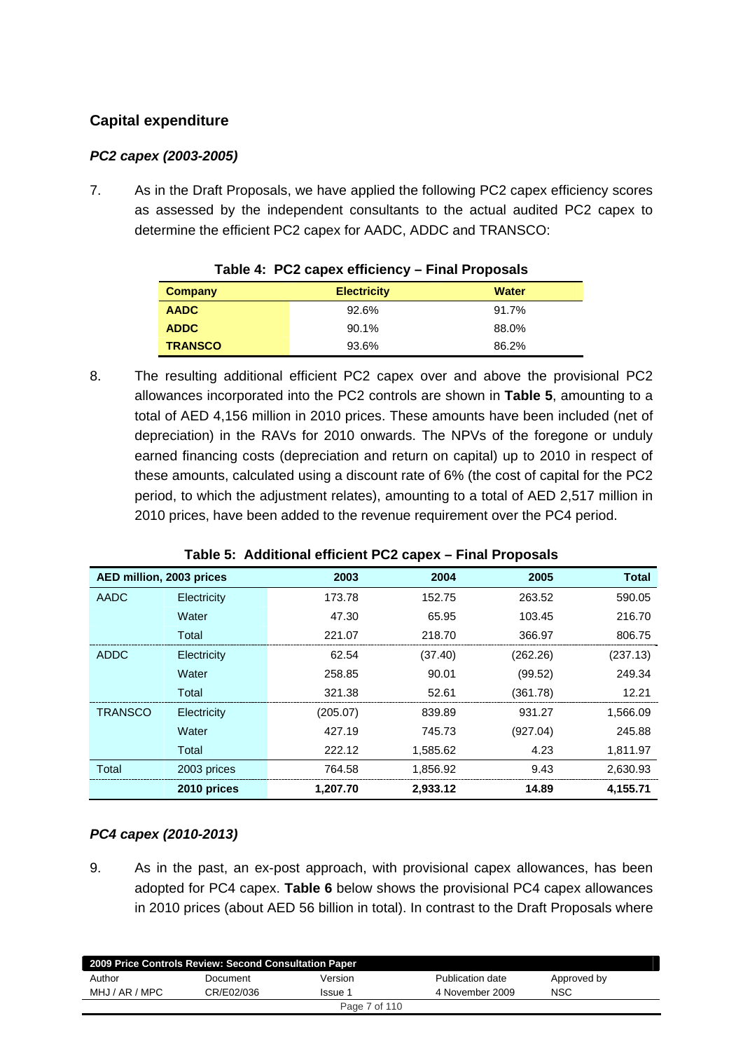## Capital expenditure

### *PC2 capex (2003-2005)*

7. As in the Draft Proposals, we have applied the following PC2 capex efficiency scores as assessed by the independent consultants to the actual audited PC2 capex to determine the efficient PC2 capex for AADC, ADDC and TRANSCO:

**Table 4: PC2 capex efficiency – Final Proposals**

| Company | Electricity | Water |
|---|---|---|
| **AADC** | 92.6% | 91.7% |
| **ADDC** | 90.1% | 88.0% |
| **TRANSCO** | 93.6% | 86.2% |

8. The resulting additional efficient PC2 capex over and above the provisional PC2 allowances incorporated into the PC2 controls are shown in **Table 5**, amounting to a total of AED 4,156 million in 2010 prices. These amounts have been included (net of depreciation) in the RAVs for 2010 onwards. The NPVs of the foregone or unduly earned financing costs (depreciation and return on capital) up to 2010 in respect of these amounts, calculated using a discount rate of 6% (the cost of capital for the PC2 period, to which the adjustment relates), amounting to a total of AED 2,517 million in 2010 prices, have been added to the revenue requirement over the PC4 period.

**Table 5: Additional efficient PC2 capex – Final Proposals**

| AED million, 2003 prices | | 2003 | 2004 | 2005 | Total |
|---|---|---|---|---|---|
| AADC | Electricity | 173.78 | 152.75 | 263.52 | 590.05 |
| | Water | 47.30 | 65.95 | 103.45 | 216.70 |
| | Total | 221.07 | 218.70 | 366.97 | 806.75 |
| ADDC | Electricity | 62.54 | (37.40) | (262.26) | (237.13) |
| | Water | 258.85 | 90.01 | (99.52) | 249.34 |
| | Total | 321.38 | 52.61 | (361.78) | 12.21 |
| TRANSCO | Electricity | (205.07) | 839.89 | 931.27 | 1,566.09 |
| | Water | 427.19 | 745.73 | (927.04) | 245.88 |
| | Total | 222.12 | 1,585.62 | 4.23 | 1,811.97 |
| Total | 2003 prices | 764.58 | 1,856.92 | 9.43 | 2,630.93 |
| | **2010 prices** | **1,207.70** | **2,933.12** | **14.89** | **4,155.71** |

### *PC4 capex (2010-2013)*

9. As in the past, an ex-post approach, with provisional capex allowances, has been adopted for PC4 capex. **Table 6** below shows the provisional PC4 capex allowances in 2010 prices (about AED 56 billion in total). In contrast to the Draft Proposals where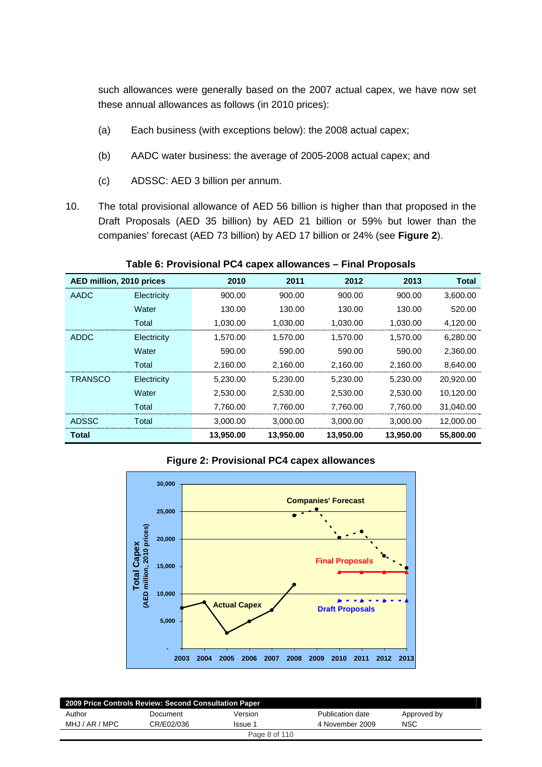such allowances were generally based on the 2007 actual capex, we have now set these annual allowances as follows (in 2010 prices):

(a) Each business (with exceptions below): the 2008 actual capex;

(b) AADC water business: the average of 2005-2008 actual capex; and

(c) ADSSC: AED 3 billion per annum.

10. The total provisional allowance of AED 56 billion is higher than that proposed in the Draft Proposals (AED 35 billion) by AED 21 billion or 59% but lower than the companies' forecast (AED 73 billion) by AED 17 billion or 24% (see **Figure 2**).

**Table 6: Provisional PC4 capex allowances – Final Proposals**

| AED million, 2010 prices | | 2010 | 2011 | 2012 | 2013 | Total |
|---|---|---|---|---|---|---|
| AADC | Electricity | 900.00 | 900.00 | 900.00 | 900.00 | 3,600.00 |
| | Water | 130.00 | 130.00 | 130.00 | 130.00 | 520.00 |
| | Total | 1,030.00 | 1,030.00 | 1,030.00 | 1,030.00 | 4,120.00 |
| ADDC | Electricity | 1,570.00 | 1,570.00 | 1,570.00 | 1,570.00 | 6,280.00 |
| | Water | 590.00 | 590.00 | 590.00 | 590.00 | 2,360.00 |
| | Total | 2,160.00 | 2,160.00 | 2,160.00 | 2,160.00 | 8,640.00 |
| TRANSCO | Electricity | 5,230.00 | 5,230.00 | 5,230.00 | 5,230.00 | 20,920.00 |
| | Water | 2,530.00 | 2,530.00 | 2,530.00 | 2,530.00 | 10,120.00 |
| | Total | 7,760.00 | 7,760.00 | 7,760.00 | 7,760.00 | 31,040.00 |
| ADSSC | Total | 3,000.00 | 3,000.00 | 3,000.00 | 3,000.00 | 12,000.00 |
| **Total** | | **13,950.00** | **13,950.00** | **13,950.00** | **13,950.00** | **55,800.00** |

**Figure 2: Provisional PC4 capex allowances**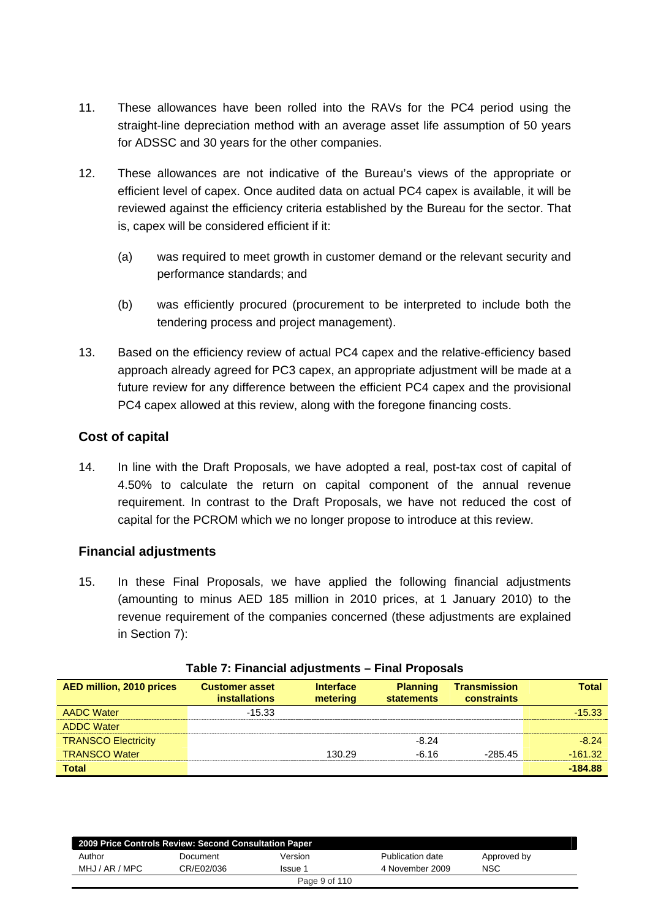11. These allowances have been rolled into the RAVs for the PC4 period using the straight-line depreciation method with an average asset life assumption of 50 years for ADSSC and 30 years for the other companies.

12. These allowances are not indicative of the Bureau's views of the appropriate or efficient level of capex. Once audited data on actual PC4 capex is available, it will be reviewed against the efficiency criteria established by the Bureau for the sector. That is, capex will be considered efficient if it:

    (a) was required to meet growth in customer demand or the relevant security and performance standards; and

    (b) was efficiently procured (procurement to be interpreted to include both the tendering process and project management).

13. Based on the efficiency review of actual PC4 capex and the relative-efficiency based approach already agreed for PC3 capex, an appropriate adjustment will be made at a future review for any difference between the efficient PC4 capex and the provisional PC4 capex allowed at this review, along with the foregone financing costs.

## Cost of capital

14. In line with the Draft Proposals, we have adopted a real, post-tax cost of capital of 4.50% to calculate the return on capital component of the annual revenue requirement. In contrast to the Draft Proposals, we have not reduced the cost of capital for the PCROM which we no longer propose to introduce at this review.

## Financial adjustments

15. In these Final Proposals, we have applied the following financial adjustments (amounting to minus AED 185 million in 2010 prices, at 1 January 2010) to the revenue requirement of the companies concerned (these adjustments are explained in Section 7):

**Table 7: Financial adjustments – Final Proposals**

| AED million, 2010 prices | Customer asset installations | Interface metering | Planning statements | Transmission constraints | Total |
|---|---|---|---|---|---|
| AADC Water | -15.33 | | | | -15.33 |
| ADDC Water | | | | | |
| TRANSCO Electricity | | | -8.24 | | -8.24 |
| TRANSCO Water | | 130.29 | -6.16 | -285.45 | -161.32 |
| **Total** | | | | | **-184.88** |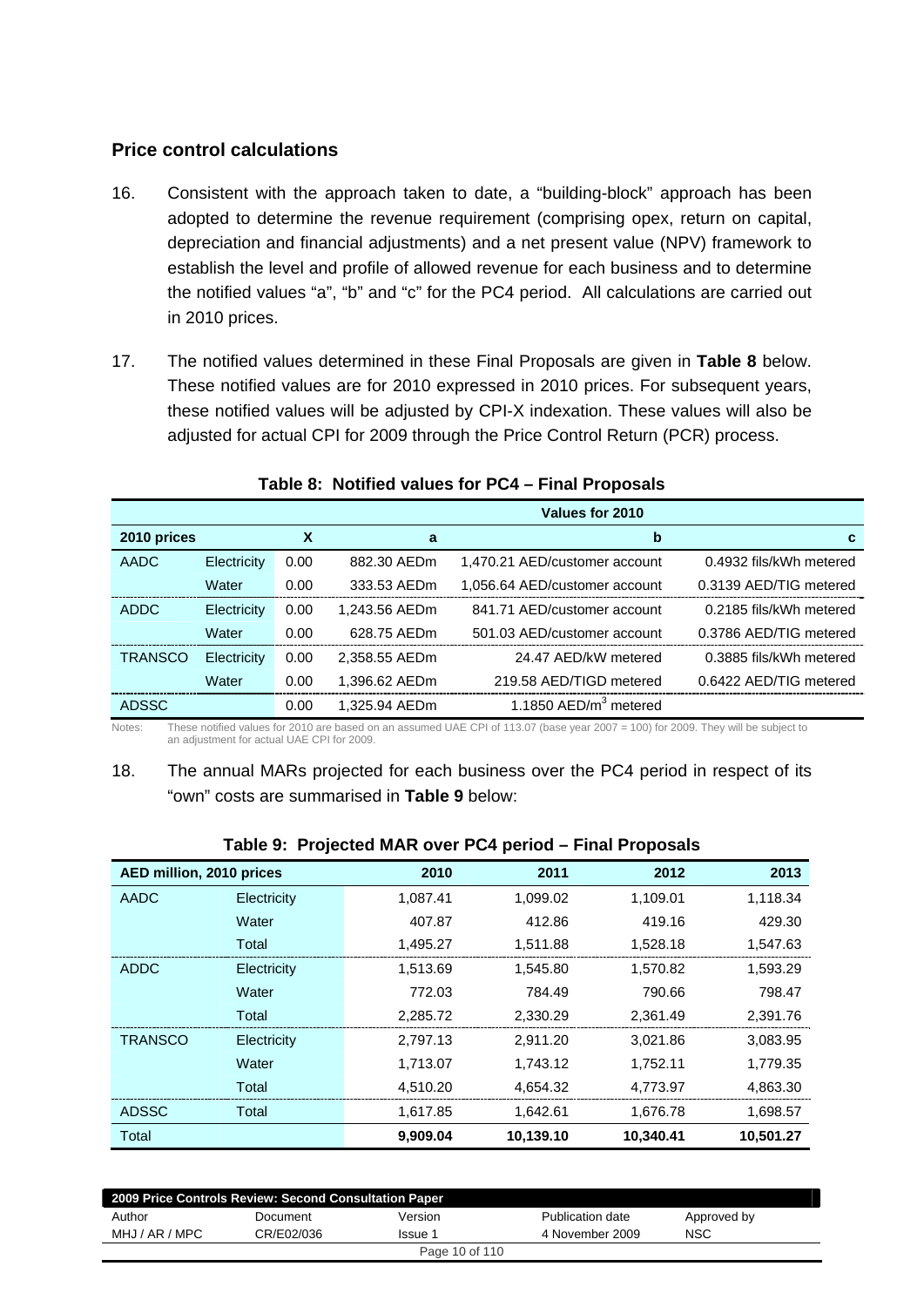## Price control calculations

16. Consistent with the approach taken to date, a "building-block" approach has been adopted to determine the revenue requirement (comprising opex, return on capital, depreciation and financial adjustments) and a net present value (NPV) framework to establish the level and profile of allowed revenue for each business and to determine the notified values "a", "b" and "c" for the PC4 period. All calculations are carried out in 2010 prices.

17. The notified values determined in these Final Proposals are given in **Table 8** below. These notified values are for 2010 expressed in 2010 prices. For subsequent years, these notified values will be adjusted by CPI-X indexation. These values will also be adjusted for actual CPI for 2009 through the Price Control Return (PCR) process.

**Table 8: Notified values for PC4 – Final Proposals**

| | | | Values for 2010 | | |
|---|---|---|---|---|---|
| **2010 prices** | | **X** | **a** | **b** | **c** |
| AADC | Electricity | 0.00 | 882.30 AEDm | 1,470.21 AED/customer account | 0.4932 fils/kWh metered |
| | Water | 0.00 | 333.53 AEDm | 1,056.64 AED/customer account | 0.3139 AED/TIG metered |
| ADDC | Electricity | 0.00 | 1,243.56 AEDm | 841.71 AED/customer account | 0.2185 fils/kWh metered |
| | Water | 0.00 | 628.75 AEDm | 501.03 AED/customer account | 0.3786 AED/TIG metered |
| TRANSCO | Electricity | 0.00 | 2,358.55 AEDm | 24.47 AED/kW metered | 0.3885 fils/kWh metered |
| | Water | 0.00 | 1,396.62 AEDm | 219.58 AED/TIGD metered | 0.6422 AED/TIG metered |
| ADSSC | | 0.00 | 1,325.94 AEDm | 1.1850 AED/m$^3$ metered | |

Notes: These notified values for 2010 are based on an assumed UAE CPI of 113.07 (base year 2007 = 100) for 2009. They will be subject to an adjustment for actual UAE CPI for 2009.

18. The annual MARs projected for each business over the PC4 period in respect of its "own" costs are summarised in **Table 9** below:

**Table 9: Projected MAR over PC4 period – Final Proposals**

| AED million, 2010 prices | | 2010 | 2011 | 2012 | 2013 |
|---|---|---|---|---|---|
| AADC | Electricity | 1,087.41 | 1,099.02 | 1,109.01 | 1,118.34 |
| | Water | 407.87 | 412.86 | 419.16 | 429.30 |
| | Total | 1,495.27 | 1,511.88 | 1,528.18 | 1,547.63 |
| ADDC | Electricity | 1,513.69 | 1,545.80 | 1,570.82 | 1,593.29 |
| | Water | 772.03 | 784.49 | 790.66 | 798.47 |
| | Total | 2,285.72 | 2,330.29 | 2,361.49 | 2,391.76 |
| TRANSCO | Electricity | 2,797.13 | 2,911.20 | 3,021.86 | 3,083.95 |
| | Water | 1,713.07 | 1,743.12 | 1,752.11 | 1,779.35 |
| | Total | 4,510.20 | 4,654.32 | 4,773.97 | 4,863.30 |
| ADSSC | Total | 1,617.85 | 1,642.61 | 1,676.78 | 1,698.57 |
| Total | | **9,909.04** | **10,139.10** | **10,340.41** | **10,501.27** |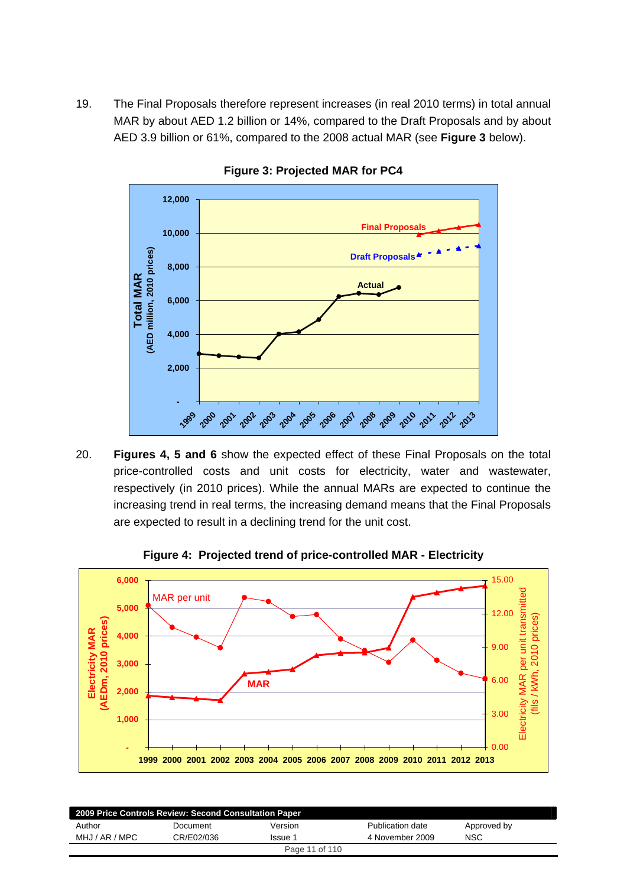19. The Final Proposals therefore represent increases (in real 2010 terms) in total annual MAR by about AED 1.2 billion or 14%, compared to the Draft Proposals and by about AED 3.9 billion or 61%, compared to the 2008 actual MAR (see **Figure 3** below).

**Figure 3: Projected MAR for PC4**

20. **Figures 4, 5 and 6** show the expected effect of these Final Proposals on the total price-controlled costs and unit costs for electricity, water and wastewater, respectively (in 2010 prices). While the annual MARs are expected to continue the increasing trend in real terms, the increasing demand means that the Final Proposals are expected to result in a declining trend for the unit cost.

**Figure 4: Projected trend of price-controlled MAR - Electricity**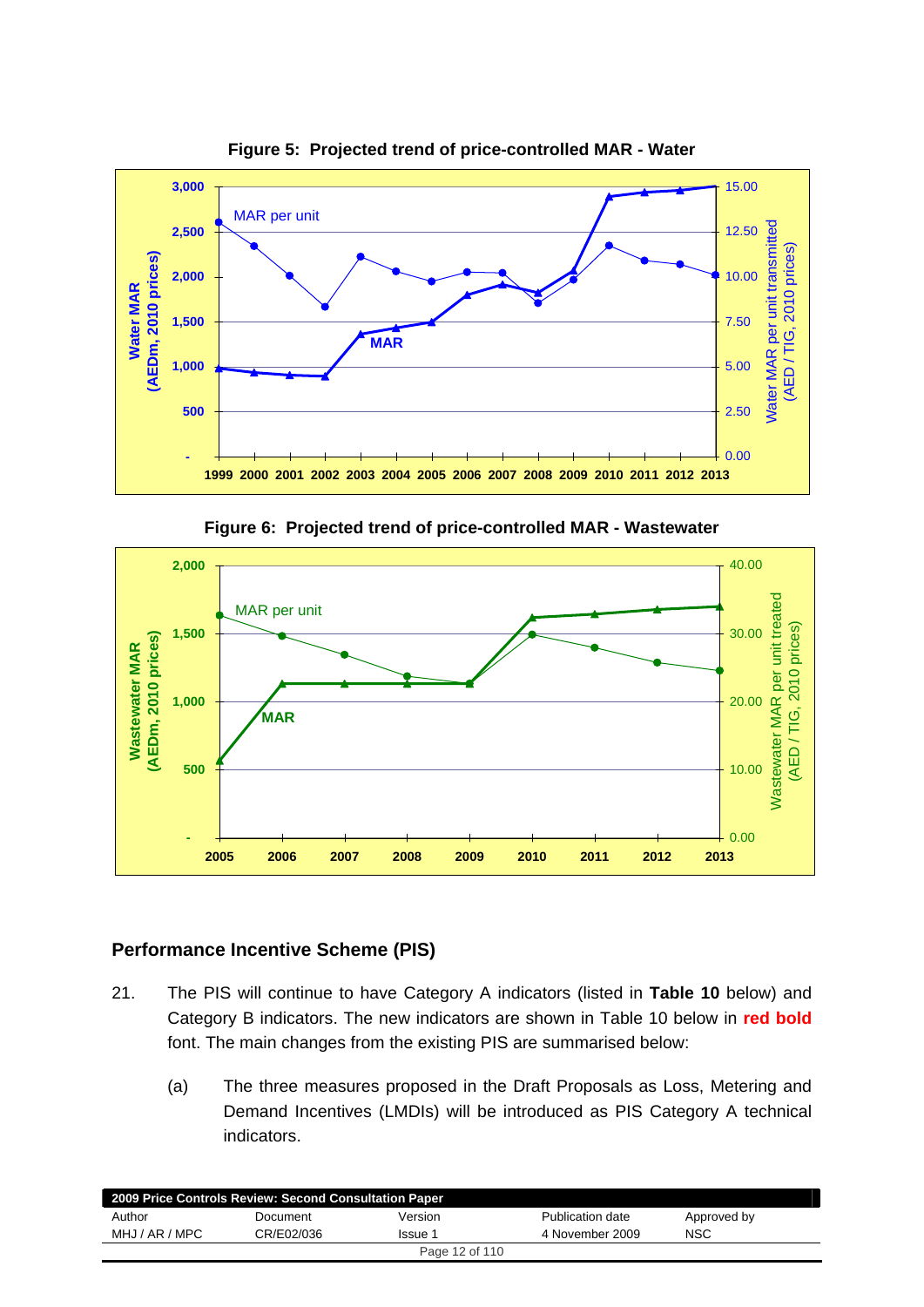**Figure 5: Projected trend of price-controlled MAR - Water**

**Figure 6: Projected trend of price-controlled MAR - Wastewater**

## Performance Incentive Scheme (PIS)

21. The PIS will continue to have Category A indicators (listed in **Table 10** below) and Category B indicators. The new indicators are shown in Table 10 below in **red bold** font. The main changes from the existing PIS are summarised below:

    (a) The three measures proposed in the Draft Proposals as Loss, Metering and Demand Incentives (LMDIs) will be introduced as PIS Category A technical indicators.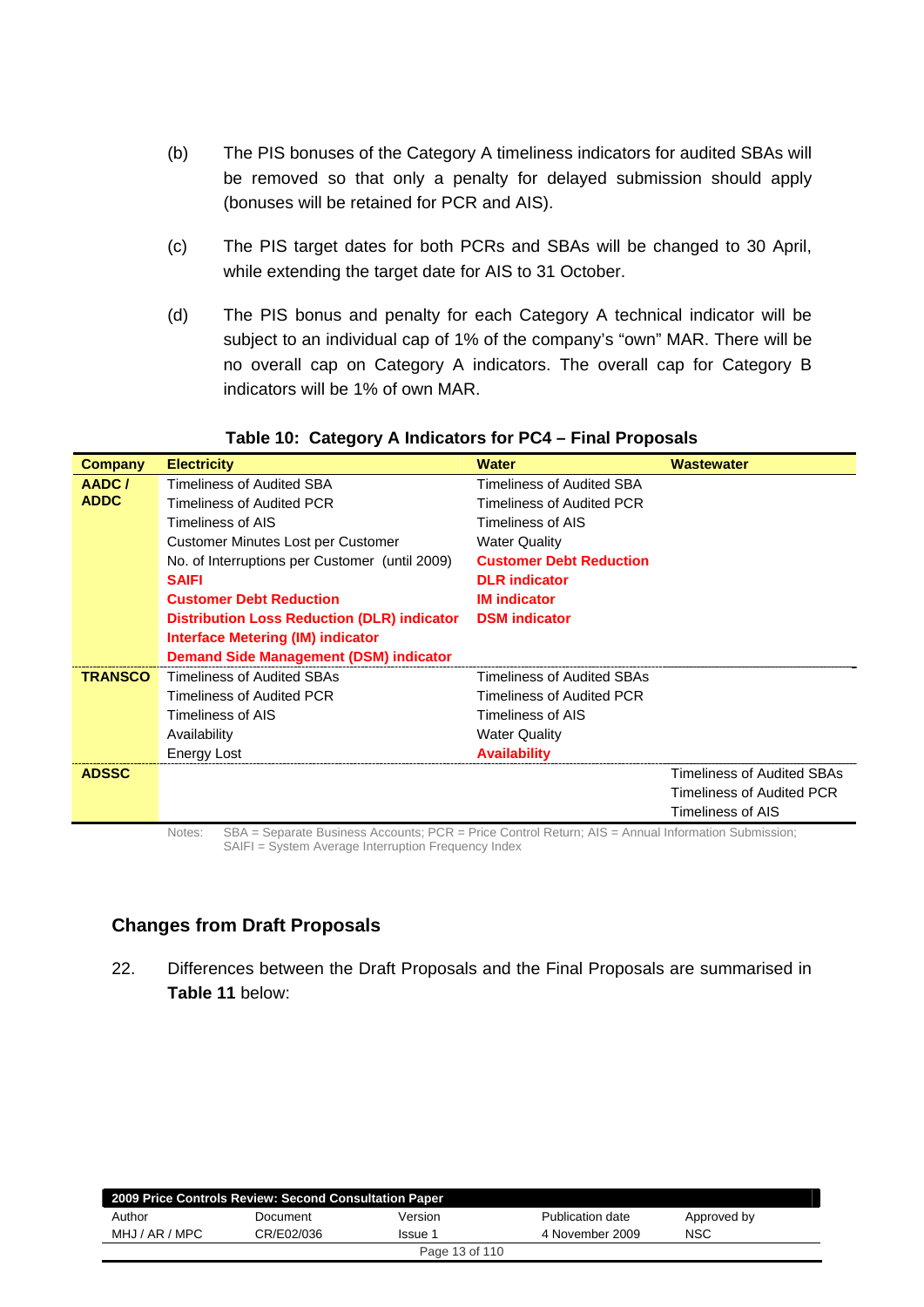(b) The PIS bonuses of the Category A timeliness indicators for audited SBAs will be removed so that only a penalty for delayed submission should apply (bonuses will be retained for PCR and AIS).

(c) The PIS target dates for both PCRs and SBAs will be changed to 30 April, while extending the target date for AIS to 31 October.

(d) The PIS bonus and penalty for each Category A technical indicator will be subject to an individual cap of 1% of the company's "own" MAR. There will be no overall cap on Category A indicators. The overall cap for Category B indicators will be 1% of own MAR.

**Table 10: Category A Indicators for PC4 – Final Proposals**

| Company | Electricity | Water | Wastewater |
|---|---|---|---|
| **AADC / ADDC** | Timeliness of Audited SBA | Timeliness of Audited SBA | |
| | Timeliness of Audited PCR | Timeliness of Audited PCR | |
| | Timeliness of AIS | Timeliness of AIS | |
| | Customer Minutes Lost per Customer | Water Quality | |
| | No. of Interruptions per Customer (until 2009) | **Customer Debt Reduction** | |
| | **SAIFI** | **DLR indicator** | |
| | **Customer Debt Reduction** | **IM indicator** | |
| | **Distribution Loss Reduction (DLR) indicator** | **DSM indicator** | |
| | **Interface Metering (IM) indicator** | | |
| | **Demand Side Management (DSM) indicator** | | |
| **TRANSCO** | Timeliness of Audited SBAs | Timeliness of Audited SBAs | |
| | Timeliness of Audited PCR | Timeliness of Audited PCR | |
| | Timeliness of AIS | Timeliness of AIS | |
| | Availability | Water Quality | |
| | Energy Lost | **Availability** | |
| **ADSSC** | | | Timeliness of Audited SBAs |
| | | | Timeliness of Audited PCR |
| | | | Timeliness of AIS |

Notes: SBA = Separate Business Accounts; PCR = Price Control Return; AIS = Annual Information Submission; SAIFI = System Average Interruption Frequency Index

## Changes from Draft Proposals

22. Differences between the Draft Proposals and the Final Proposals are summarised in **Table 11** below: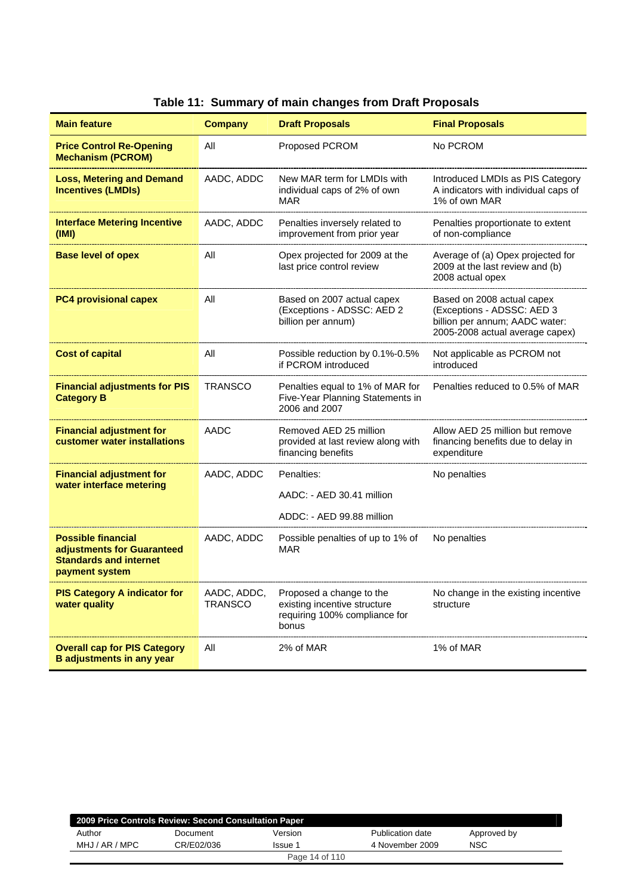**Table 11: Summary of main changes from Draft Proposals**

| Main feature | Company | Draft Proposals | Final Proposals |
|---|---|---|---|
| **Price Control Re-Opening Mechanism (PCROM)** | All | Proposed PCROM | No PCROM |
| **Loss, Metering and Demand Incentives (LMDIs)** | AADC, ADDC | New MAR term for LMDIs with individual caps of 2% of own MAR | Introduced LMDIs as PIS Category A indicators with individual caps of 1% of own MAR |
| **Interface Metering Incentive (IMI)** | AADC, ADDC | Penalties inversely related to improvement from prior year | Penalties proportionate to extent of non-compliance |
| **Base level of opex** | All | Opex projected for 2009 at the last price control review | Average of (a) Opex projected for 2009 at the last review and (b) 2008 actual opex |
| **PC4 provisional capex** | All | Based on 2007 actual capex (Exceptions - ADSSC: AED 2 billion per annum) | Based on 2008 actual capex (Exceptions - ADSSC: AED 3 billion per annum; AADC water: 2005-2008 actual average capex) |
| **Cost of capital** | All | Possible reduction by 0.1%-0.5% if PCROM introduced | Not applicable as PCROM not introduced |
| **Financial adjustments for PIS Category B** | TRANSCO | Penalties equal to 1% of MAR for Five-Year Planning Statements in 2006 and 2007 | Penalties reduced to 0.5% of MAR |
| **Financial adjustment for customer water installations** | AADC | Removed AED 25 million provided at last review along with financing benefits | Allow AED 25 million but remove financing benefits due to delay in expenditure |
| **Financial adjustment for water interface metering** | AADC, ADDC | Penalties:<br>AADC: - AED 30.41 million<br>ADDC: - AED 99.88 million | No penalties |
| **Possible financial adjustments for Guaranteed Standards and internet payment system** | AADC, ADDC | Possible penalties of up to 1% of MAR | No penalties |
| **PIS Category A indicator for water quality** | AADC, ADDC, TRANSCO | Proposed a change to the existing incentive structure requiring 100% compliance for bonus | No change in the existing incentive structure |
| **Overall cap for PIS Category B adjustments in any year** | All | 2% of MAR | 1% of MAR |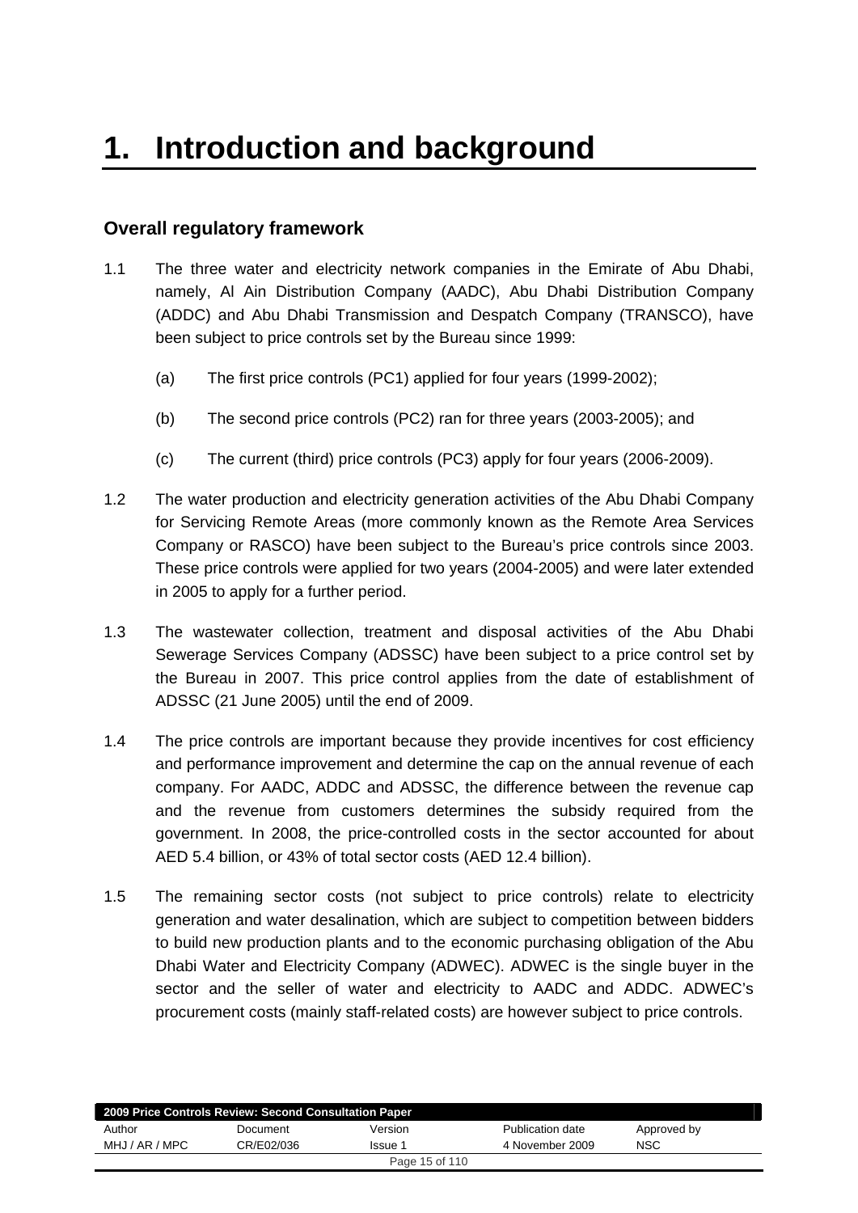# 1. Introduction and background

## Overall regulatory framework

1.1 The three water and electricity network companies in the Emirate of Abu Dhabi, namely, Al Ain Distribution Company (AADC), Abu Dhabi Distribution Company (ADDC) and Abu Dhabi Transmission and Despatch Company (TRANSCO), have been subject to price controls set by the Bureau since 1999:

(a) The first price controls (PC1) applied for four years (1999-2002);

(b) The second price controls (PC2) ran for three years (2003-2005); and

(c) The current (third) price controls (PC3) apply for four years (2006-2009).

1.2 The water production and electricity generation activities of the Abu Dhabi Company for Servicing Remote Areas (more commonly known as the Remote Area Services Company or RASCO) have been subject to the Bureau's price controls since 2003. These price controls were applied for two years (2004-2005) and were later extended in 2005 to apply for a further period.

1.3 The wastewater collection, treatment and disposal activities of the Abu Dhabi Sewerage Services Company (ADSSC) have been subject to a price control set by the Bureau in 2007. This price control applies from the date of establishment of ADSSC (21 June 2005) until the end of 2009.

1.4 The price controls are important because they provide incentives for cost efficiency and performance improvement and determine the cap on the annual revenue of each company. For AADC, ADDC and ADSSC, the difference between the revenue cap and the revenue from customers determines the subsidy required from the government. In 2008, the price-controlled costs in the sector accounted for about AED 5.4 billion, or 43% of total sector costs (AED 12.4 billion).

1.5 The remaining sector costs (not subject to price controls) relate to electricity generation and water desalination, which are subject to competition between bidders to build new production plants and to the economic purchasing obligation of the Abu Dhabi Water and Electricity Company (ADWEC). ADWEC is the single buyer in the sector and the seller of water and electricity to AADC and ADDC. ADWEC's procurement costs (mainly staff-related costs) are however subject to price controls.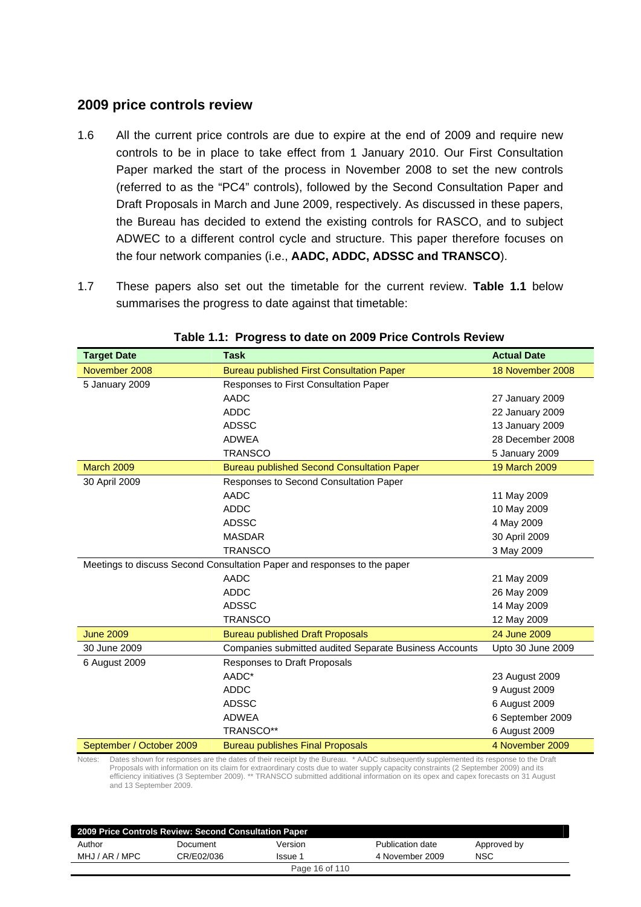## 2009 price controls review

1.6 All the current price controls are due to expire at the end of 2009 and require new controls to be in place to take effect from 1 January 2010. Our First Consultation Paper marked the start of the process in November 2008 to set the new controls (referred to as the "PC4" controls), followed by the Second Consultation Paper and Draft Proposals in March and June 2009, respectively. As discussed in these papers, the Bureau has decided to extend the existing controls for RASCO, and to subject ADWEC to a different control cycle and structure. This paper therefore focuses on the four network companies (i.e., **AADC, ADDC, ADSSC and TRANSCO**).

1.7 These papers also set out the timetable for the current review. **Table 1.1** below summarises the progress to date against that timetable:

**Table 1.1: Progress to date on 2009 Price Controls Review**

| Target Date | Task | Actual Date |
|---|---|---|
| November 2008 | Bureau published First Consultation Paper | 18 November 2008 |
| 5 January 2009 | Responses to First Consultation Paper | |
| | AADC | 27 January 2009 |
| | ADDC | 22 January 2009 |
| | ADSSC | 13 January 2009 |
| | ADWEA | 28 December 2008 |
| | TRANSCO | 5 January 2009 |
| March 2009 | Bureau published Second Consultation Paper | 19 March 2009 |
| 30 April 2009 | Responses to Second Consultation Paper | |
| | AADC | 11 May 2009 |
| | ADDC | 10 May 2009 |
| | ADSSC | 4 May 2009 |
| | MASDAR | 30 April 2009 |
| | TRANSCO | 3 May 2009 |
| Meetings to discuss Second Consultation Paper and responses to the paper | | |
| | AADC | 21 May 2009 |
| | ADDC | 26 May 2009 |
| | ADSSC | 14 May 2009 |
| | TRANSCO | 12 May 2009 |
| June 2009 | Bureau published Draft Proposals | 24 June 2009 |
| 30 June 2009 | Companies submitted audited Separate Business Accounts | Upto 30 June 2009 |
| 6 August 2009 | Responses to Draft Proposals | |
| | AADC* | 23 August 2009 |
| | ADDC | 9 August 2009 |
| | ADSSC | 6 August 2009 |
| | ADWEA | 6 September 2009 |
| | TRANSCO** | 6 August 2009 |
| September / October 2009 | Bureau publishes Final Proposals | 4 November 2009 |

Notes: Dates shown for responses are the dates of their receipt by the Bureau. * AADC subsequently supplemented its response to the Draft Proposals with information on its claim for extraordinary costs due to water supply capacity constraints (2 September 2009) and its efficiency initiatives (3 September 2009). ** TRANSCO submitted additional information on its opex and capex forecasts on 31 August and 13 September 2009.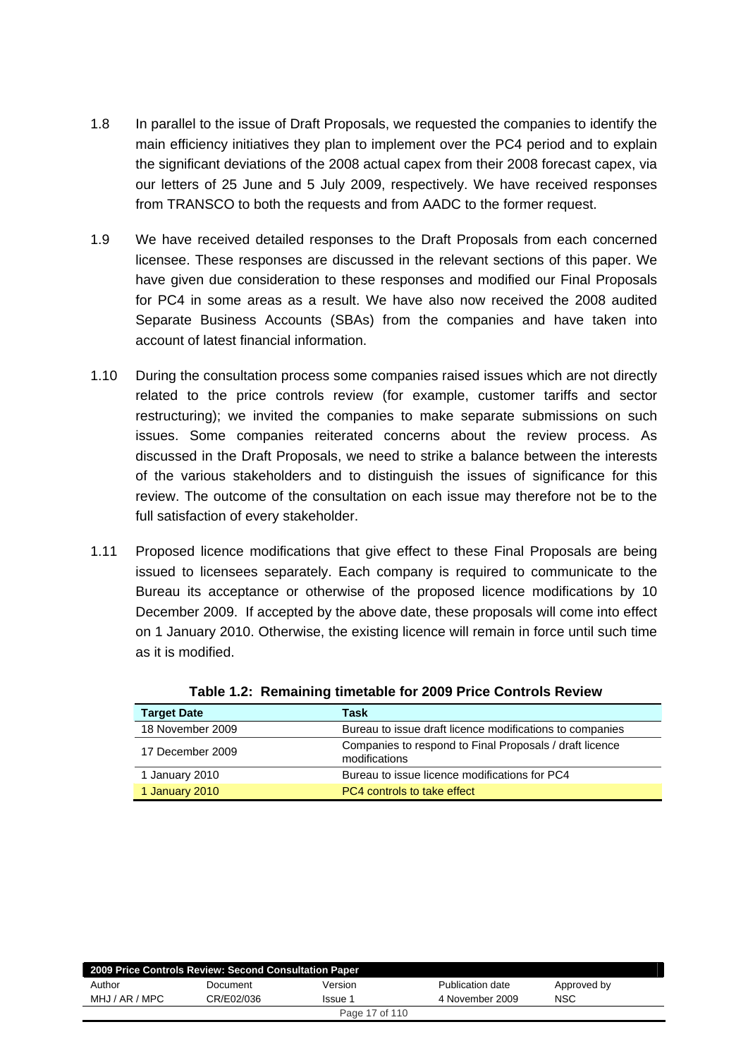1.8 In parallel to the issue of Draft Proposals, we requested the companies to identify the main efficiency initiatives they plan to implement over the PC4 period and to explain the significant deviations of the 2008 actual capex from their 2008 forecast capex, via our letters of 25 June and 5 July 2009, respectively. We have received responses from TRANSCO to both the requests and from AADC to the former request.

1.9 We have received detailed responses to the Draft Proposals from each concerned licensee. These responses are discussed in the relevant sections of this paper. We have given due consideration to these responses and modified our Final Proposals for PC4 in some areas as a result. We have also now received the 2008 audited Separate Business Accounts (SBAs) from the companies and have taken into account of latest financial information.

1.10 During the consultation process some companies raised issues which are not directly related to the price controls review (for example, customer tariffs and sector restructuring); we invited the companies to make separate submissions on such issues. Some companies reiterated concerns about the review process. As discussed in the Draft Proposals, we need to strike a balance between the interests of the various stakeholders and to distinguish the issues of significance for this review. The outcome of the consultation on each issue may therefore not be to the full satisfaction of every stakeholder.

1.11 Proposed licence modifications that give effect to these Final Proposals are being issued to licensees separately. Each company is required to communicate to the Bureau its acceptance or otherwise of the proposed licence modifications by 10 December 2009. If accepted by the above date, these proposals will come into effect on 1 January 2010. Otherwise, the existing licence will remain in force until such time as it is modified.

**Table 1.2: Remaining timetable for 2009 Price Controls Review**

| Target Date | Task |
|---|---|
| 18 November 2009 | Bureau to issue draft licence modifications to companies |
| 17 December 2009 | Companies to respond to Final Proposals / draft licence modifications |
| 1 January 2010 | Bureau to issue licence modifications for PC4 |
| 1 January 2010 | PC4 controls to take effect |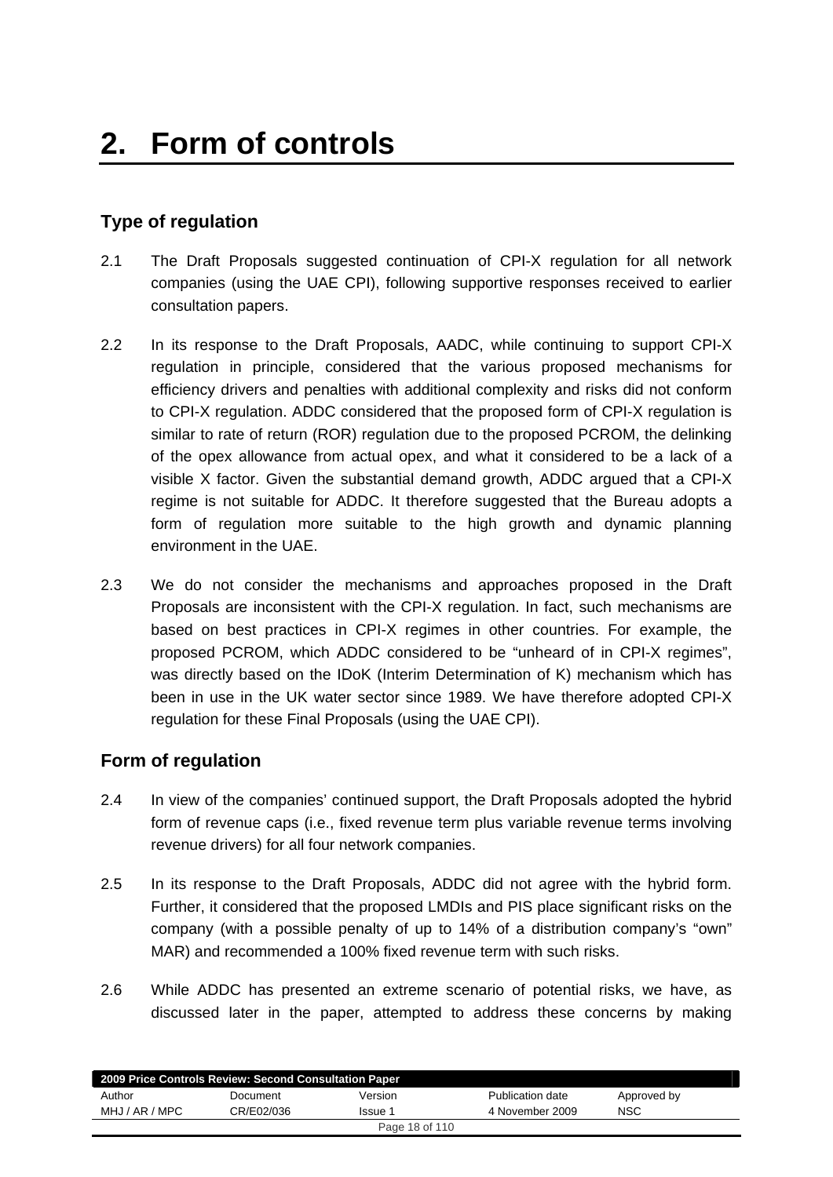# 2. Form of controls

## Type of regulation

2.1 The Draft Proposals suggested continuation of CPI-X regulation for all network companies (using the UAE CPI), following supportive responses received to earlier consultation papers.

2.2 In its response to the Draft Proposals, AADC, while continuing to support CPI-X regulation in principle, considered that the various proposed mechanisms for efficiency drivers and penalties with additional complexity and risks did not conform to CPI-X regulation. ADDC considered that the proposed form of CPI-X regulation is similar to rate of return (ROR) regulation due to the proposed PCROM, the delinking of the opex allowance from actual opex, and what it considered to be a lack of a visible X factor. Given the substantial demand growth, ADDC argued that a CPI-X regime is not suitable for ADDC. It therefore suggested that the Bureau adopts a form of regulation more suitable to the high growth and dynamic planning environment in the UAE.

2.3 We do not consider the mechanisms and approaches proposed in the Draft Proposals are inconsistent with the CPI-X regulation. In fact, such mechanisms are based on best practices in CPI-X regimes in other countries. For example, the proposed PCROM, which ADDC considered to be "unheard of in CPI-X regimes", was directly based on the IDoK (Interim Determination of K) mechanism which has been in use in the UK water sector since 1989. We have therefore adopted CPI-X regulation for these Final Proposals (using the UAE CPI).

## Form of regulation

2.4 In view of the companies' continued support, the Draft Proposals adopted the hybrid form of revenue caps (i.e., fixed revenue term plus variable revenue terms involving revenue drivers) for all four network companies.

2.5 In its response to the Draft Proposals, ADDC did not agree with the hybrid form. Further, it considered that the proposed LMDIs and PIS place significant risks on the company (with a possible penalty of up to 14% of a distribution company's "own" MAR) and recommended a 100% fixed revenue term with such risks.

2.6 While ADDC has presented an extreme scenario of potential risks, we have, as discussed later in the paper, attempted to address these concerns by making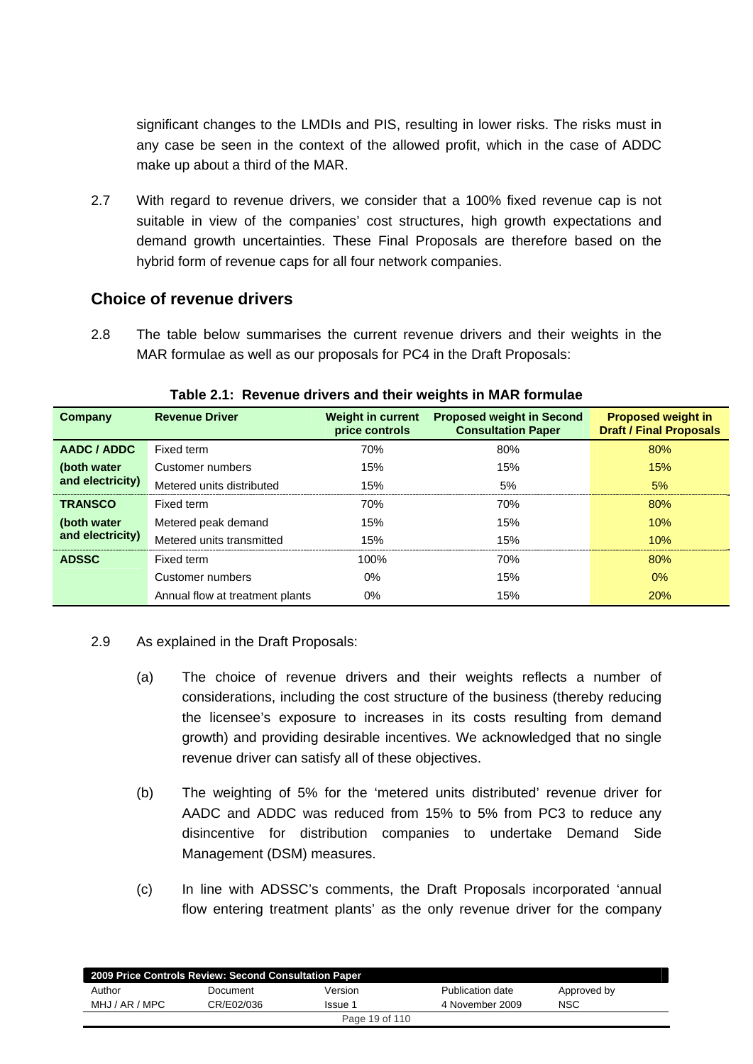significant changes to the LMDIs and PIS, resulting in lower risks. The risks must in any case be seen in the context of the allowed profit, which in the case of ADDC make up about a third of the MAR.

2.7 With regard to revenue drivers, we consider that a 100% fixed revenue cap is not suitable in view of the companies' cost structures, high growth expectations and demand growth uncertainties. These Final Proposals are therefore based on the hybrid form of revenue caps for all four network companies.

## Choice of revenue drivers

2.8 The table below summarises the current revenue drivers and their weights in the MAR formulae as well as our proposals for PC4 in the Draft Proposals:

**Table 2.1: Revenue drivers and their weights in MAR formulae**

| Company | Revenue Driver | Weight in current price controls | Proposed weight in Second Consultation Paper | Proposed weight in Draft / Final Proposals |
|---|---|---|---|---|
| **AADC / ADDC (both water and electricity)** | Fixed term | 70% | 80% | 80% |
| | Customer numbers | 15% | 15% | 15% |
| | Metered units distributed | 15% | 5% | 5% |
| **TRANSCO (both water and electricity)** | Fixed term | 70% | 70% | 80% |
| | Metered peak demand | 15% | 15% | 10% |
| | Metered units transmitted | 15% | 15% | 10% |
| **ADSSC** | Fixed term | 100% | 70% | 80% |
| | Customer numbers | 0% | 15% | 0% |
| | Annual flow at treatment plants | 0% | 15% | 20% |

2.9 As explained in the Draft Proposals:

(a) The choice of revenue drivers and their weights reflects a number of considerations, including the cost structure of the business (thereby reducing the licensee's exposure to increases in its costs resulting from demand growth) and providing desirable incentives. We acknowledged that no single revenue driver can satisfy all of these objectives.

(b) The weighting of 5% for the 'metered units distributed' revenue driver for AADC and ADDC was reduced from 15% to 5% from PC3 to reduce any disincentive for distribution companies to undertake Demand Side Management (DSM) measures.

(c) In line with ADSSC's comments, the Draft Proposals incorporated 'annual flow entering treatment plants' as the only revenue driver for the company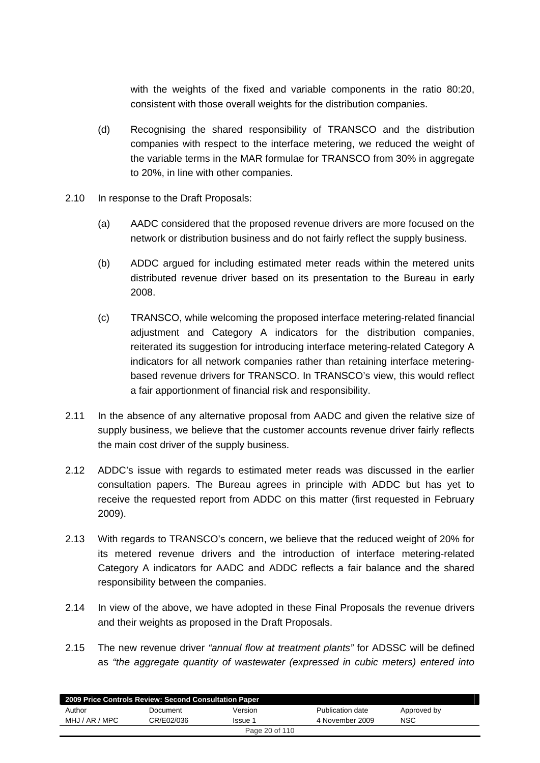with the weights of the fixed and variable components in the ratio 80:20, consistent with those overall weights for the distribution companies.

(d) Recognising the shared responsibility of TRANSCO and the distribution companies with respect to the interface metering, we reduced the weight of the variable terms in the MAR formulae for TRANSCO from 30% in aggregate to 20%, in line with other companies.

2.10 In response to the Draft Proposals:

(a) AADC considered that the proposed revenue drivers are more focused on the network or distribution business and do not fairly reflect the supply business.

(b) ADDC argued for including estimated meter reads within the metered units distributed revenue driver based on its presentation to the Bureau in early 2008.

(c) TRANSCO, while welcoming the proposed interface metering-related financial adjustment and Category A indicators for the distribution companies, reiterated its suggestion for introducing interface metering-related Category A indicators for all network companies rather than retaining interface metering-based revenue drivers for TRANSCO. In TRANSCO's view, this would reflect a fair apportionment of financial risk and responsibility.

2.11 In the absence of any alternative proposal from AADC and given the relative size of supply business, we believe that the customer accounts revenue driver fairly reflects the main cost driver of the supply business.

2.12 ADDC's issue with regards to estimated meter reads was discussed in the earlier consultation papers. The Bureau agrees in principle with ADDC but has yet to receive the requested report from ADDC on this matter (first requested in February 2009).

2.13 With regards to TRANSCO's concern, we believe that the reduced weight of 20% for its metered revenue drivers and the introduction of interface metering-related Category A indicators for AADC and ADDC reflects a fair balance and the shared responsibility between the companies.

2.14 In view of the above, we have adopted in these Final Proposals the revenue drivers and their weights as proposed in the Draft Proposals.

2.15 The new revenue driver *"annual flow at treatment plants"* for ADSSC will be defined as *"the aggregate quantity of wastewater (expressed in cubic meters) entered into*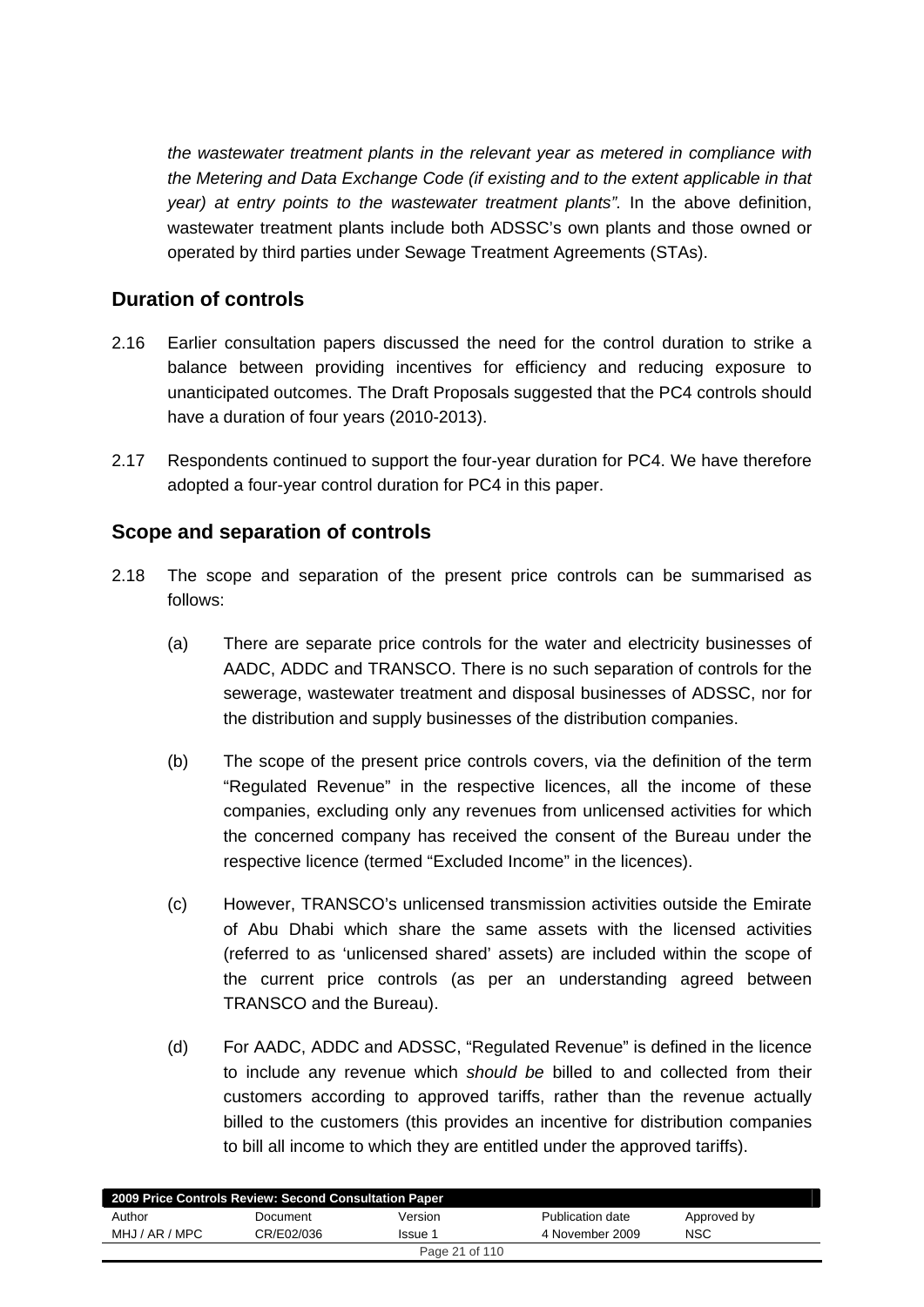*the wastewater treatment plants in the relevant year as metered in compliance with the Metering and Data Exchange Code (if existing and to the extent applicable in that year) at entry points to the wastewater treatment plants".* In the above definition, wastewater treatment plants include both ADSSC's own plants and those owned or operated by third parties under Sewage Treatment Agreements (STAs).

## Duration of controls

2.16 Earlier consultation papers discussed the need for the control duration to strike a balance between providing incentives for efficiency and reducing exposure to unanticipated outcomes. The Draft Proposals suggested that the PC4 controls should have a duration of four years (2010-2013).

2.17 Respondents continued to support the four-year duration for PC4. We have therefore adopted a four-year control duration for PC4 in this paper.

## Scope and separation of controls

2.18 The scope and separation of the present price controls can be summarised as follows:

(a) There are separate price controls for the water and electricity businesses of AADC, ADDC and TRANSCO. There is no such separation of controls for the sewerage, wastewater treatment and disposal businesses of ADSSC, nor for the distribution and supply businesses of the distribution companies.

(b) The scope of the present price controls covers, via the definition of the term "Regulated Revenue" in the respective licences, all the income of these companies, excluding only any revenues from unlicensed activities for which the concerned company has received the consent of the Bureau under the respective licence (termed "Excluded Income" in the licences).

(c) However, TRANSCO's unlicensed transmission activities outside the Emirate of Abu Dhabi which share the same assets with the licensed activities (referred to as 'unlicensed shared' assets) are included within the scope of the current price controls (as per an understanding agreed between TRANSCO and the Bureau).

(d) For AADC, ADDC and ADSSC, "Regulated Revenue" is defined in the licence to include any revenue which *should be* billed to and collected from their customers according to approved tariffs, rather than the revenue actually billed to the customers (this provides an incentive for distribution companies to bill all income to which they are entitled under the approved tariffs).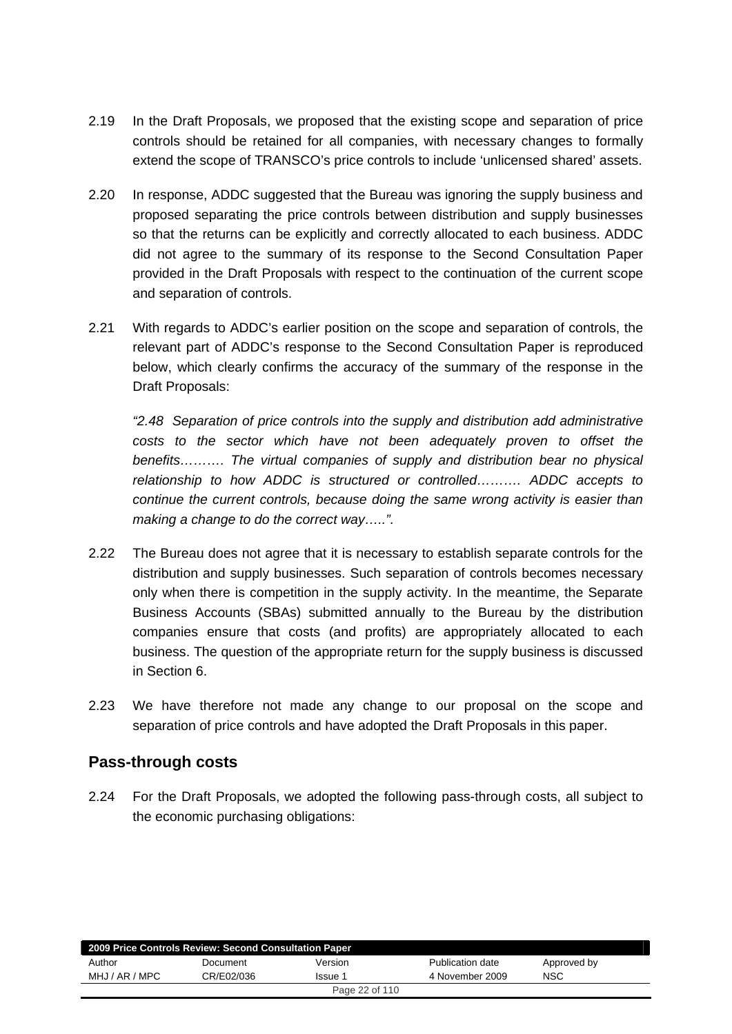2.19 In the Draft Proposals, we proposed that the existing scope and separation of price controls should be retained for all companies, with necessary changes to formally extend the scope of TRANSCO's price controls to include 'unlicensed shared' assets.

2.20 In response, ADDC suggested that the Bureau was ignoring the supply business and proposed separating the price controls between distribution and supply businesses so that the returns can be explicitly and correctly allocated to each business. ADDC did not agree to the summary of its response to the Second Consultation Paper provided in the Draft Proposals with respect to the continuation of the current scope and separation of controls.

2.21 With regards to ADDC's earlier position on the scope and separation of controls, the relevant part of ADDC's response to the Second Consultation Paper is reproduced below, which clearly confirms the accuracy of the summary of the response in the Draft Proposals:

*"2.48 Separation of price controls into the supply and distribution add administrative costs to the sector which have not been adequately proven to offset the benefits………. The virtual companies of supply and distribution bear no physical relationship to how ADDC is structured or controlled………. ADDC accepts to continue the current controls, because doing the same wrong activity is easier than making a change to do the correct way…..".*

2.22 The Bureau does not agree that it is necessary to establish separate controls for the distribution and supply businesses. Such separation of controls becomes necessary only when there is competition in the supply activity. In the meantime, the Separate Business Accounts (SBAs) submitted annually to the Bureau by the distribution companies ensure that costs (and profits) are appropriately allocated to each business. The question of the appropriate return for the supply business is discussed in Section 6.

2.23 We have therefore not made any change to our proposal on the scope and separation of price controls and have adopted the Draft Proposals in this paper.

## Pass-through costs

2.24 For the Draft Proposals, we adopted the following pass-through costs, all subject to the economic purchasing obligations: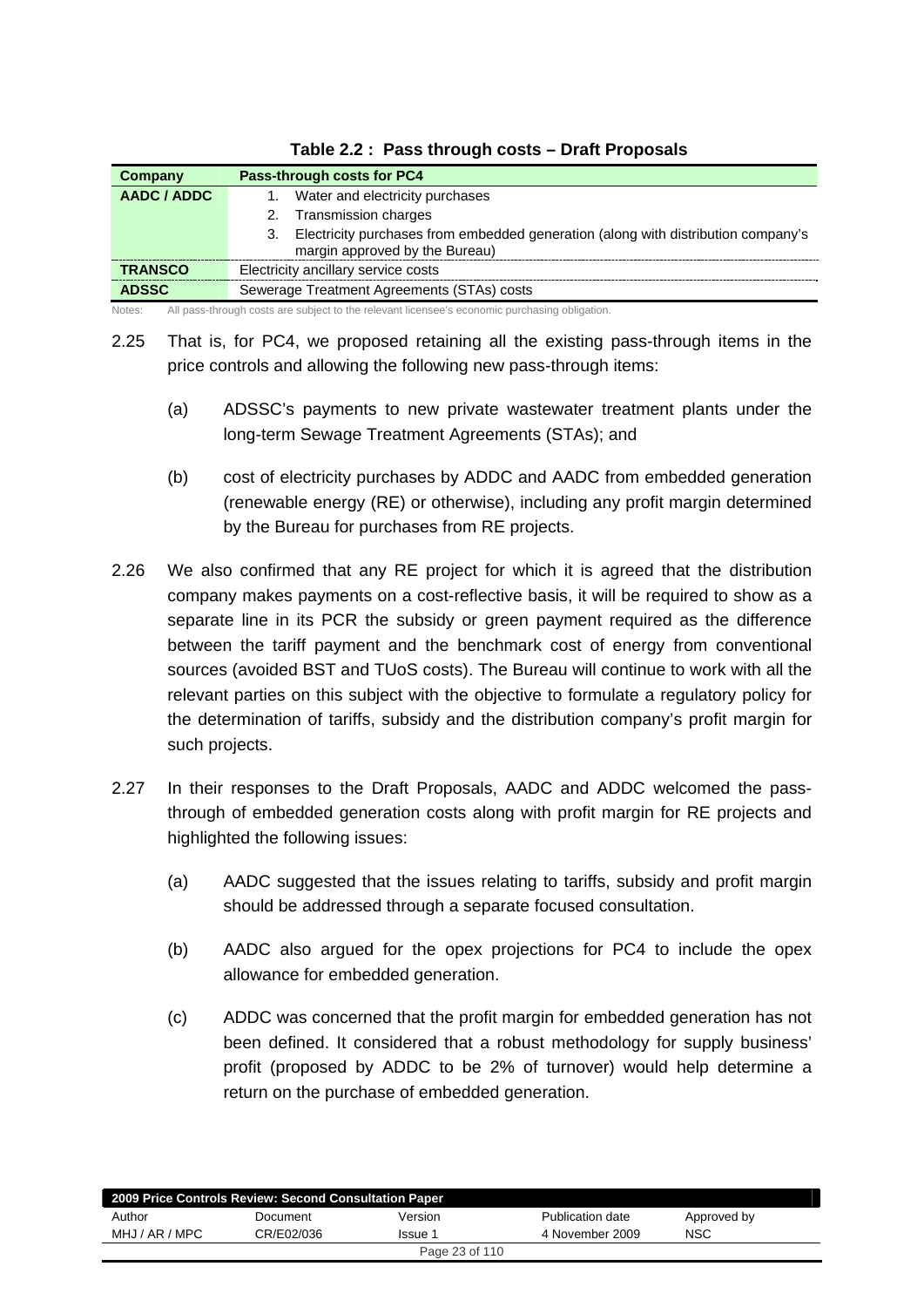**Table 2.2 : Pass through costs – Draft Proposals**

| Company | Pass-through costs for PC4 |
|---|---|
| **AADC / ADDC** | 1. Water and electricity purchases<br>2. Transmission charges<br>3. Electricity purchases from embedded generation (along with distribution company's margin approved by the Bureau) |
| **TRANSCO** | Electricity ancillary service costs |
| **ADSSC** | Sewerage Treatment Agreements (STAs) costs |

Notes: All pass-through costs are subject to the relevant licensee's economic purchasing obligation.

2.25 That is, for PC4, we proposed retaining all the existing pass-through items in the price controls and allowing the following new pass-through items:

(a) ADSSC's payments to new private wastewater treatment plants under the long-term Sewage Treatment Agreements (STAs); and

(b) cost of electricity purchases by ADDC and AADC from embedded generation (renewable energy (RE) or otherwise), including any profit margin determined by the Bureau for purchases from RE projects.

2.26 We also confirmed that any RE project for which it is agreed that the distribution company makes payments on a cost-reflective basis, it will be required to show as a separate line in its PCR the subsidy or green payment required as the difference between the tariff payment and the benchmark cost of energy from conventional sources (avoided BST and TUoS costs). The Bureau will continue to work with all the relevant parties on this subject with the objective to formulate a regulatory policy for the determination of tariffs, subsidy and the distribution company's profit margin for such projects.

2.27 In their responses to the Draft Proposals, AADC and ADDC welcomed the pass-through of embedded generation costs along with profit margin for RE projects and highlighted the following issues:

(a) AADC suggested that the issues relating to tariffs, subsidy and profit margin should be addressed through a separate focused consultation.

(b) AADC also argued for the opex projections for PC4 to include the opex allowance for embedded generation.

(c) ADDC was concerned that the profit margin for embedded generation has not been defined. It considered that a robust methodology for supply business' profit (proposed by ADDC to be 2% of turnover) would help determine a return on the purchase of embedded generation.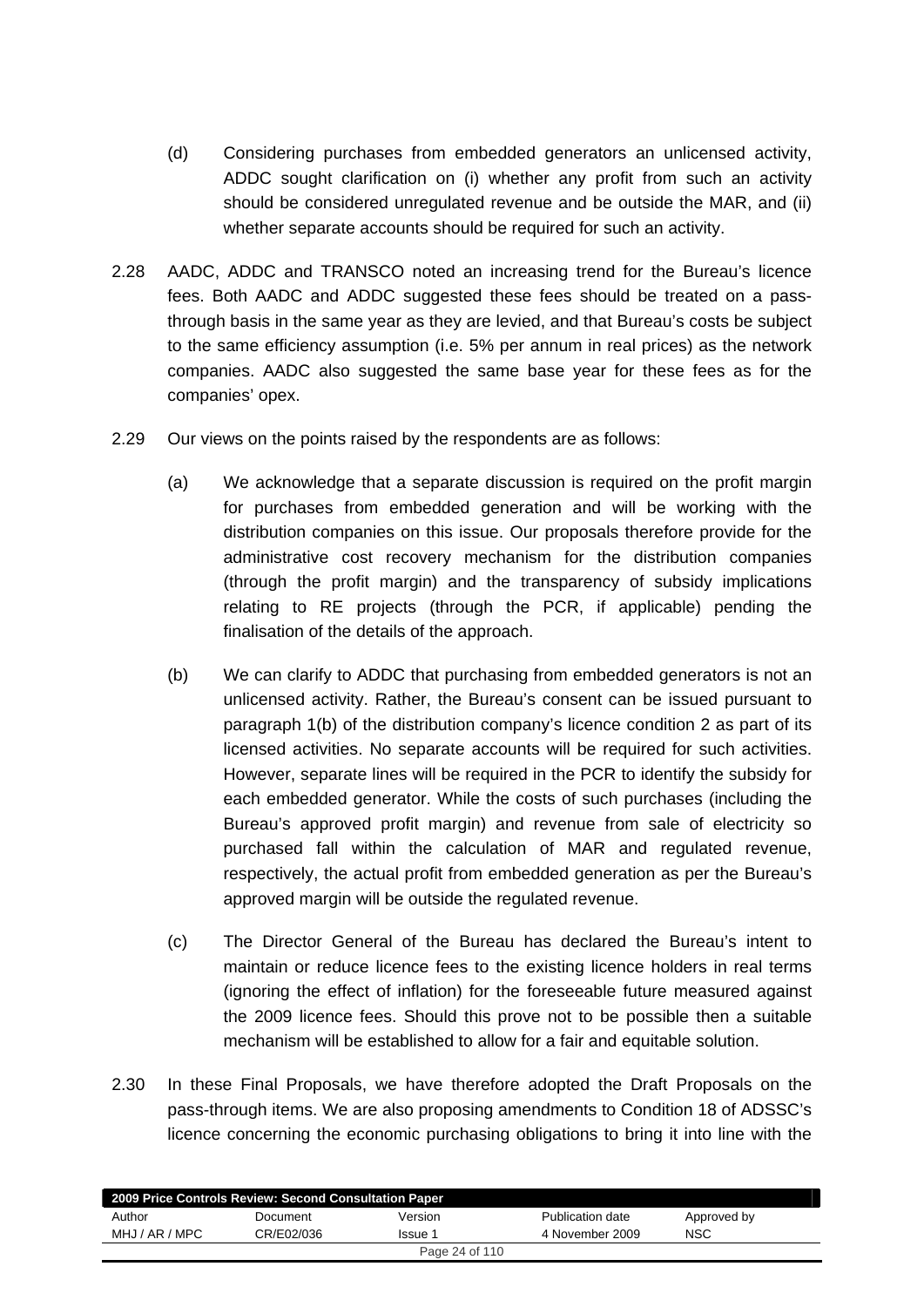(d) Considering purchases from embedded generators an unlicensed activity, ADDC sought clarification on (i) whether any profit from such an activity should be considered unregulated revenue and be outside the MAR, and (ii) whether separate accounts should be required for such an activity.

2.28 AADC, ADDC and TRANSCO noted an increasing trend for the Bureau's licence fees. Both AADC and ADDC suggested these fees should be treated on a pass-through basis in the same year as they are levied, and that Bureau's costs be subject to the same efficiency assumption (i.e. 5% per annum in real prices) as the network companies. AADC also suggested the same base year for these fees as for the companies' opex.

2.29 Our views on the points raised by the respondents are as follows:

(a) We acknowledge that a separate discussion is required on the profit margin for purchases from embedded generation and will be working with the distribution companies on this issue. Our proposals therefore provide for the administrative cost recovery mechanism for the distribution companies (through the profit margin) and the transparency of subsidy implications relating to RE projects (through the PCR, if applicable) pending the finalisation of the details of the approach.

(b) We can clarify to ADDC that purchasing from embedded generators is not an unlicensed activity. Rather, the Bureau's consent can be issued pursuant to paragraph 1(b) of the distribution company's licence condition 2 as part of its licensed activities. No separate accounts will be required for such activities. However, separate lines will be required in the PCR to identify the subsidy for each embedded generator. While the costs of such purchases (including the Bureau's approved profit margin) and revenue from sale of electricity so purchased fall within the calculation of MAR and regulated revenue, respectively, the actual profit from embedded generation as per the Bureau's approved margin will be outside the regulated revenue.

(c) The Director General of the Bureau has declared the Bureau's intent to maintain or reduce licence fees to the existing licence holders in real terms (ignoring the effect of inflation) for the foreseeable future measured against the 2009 licence fees. Should this prove not to be possible then a suitable mechanism will be established to allow for a fair and equitable solution.

2.30 In these Final Proposals, we have therefore adopted the Draft Proposals on the pass-through items. We are also proposing amendments to Condition 18 of ADSSC's licence concerning the economic purchasing obligations to bring it into line with the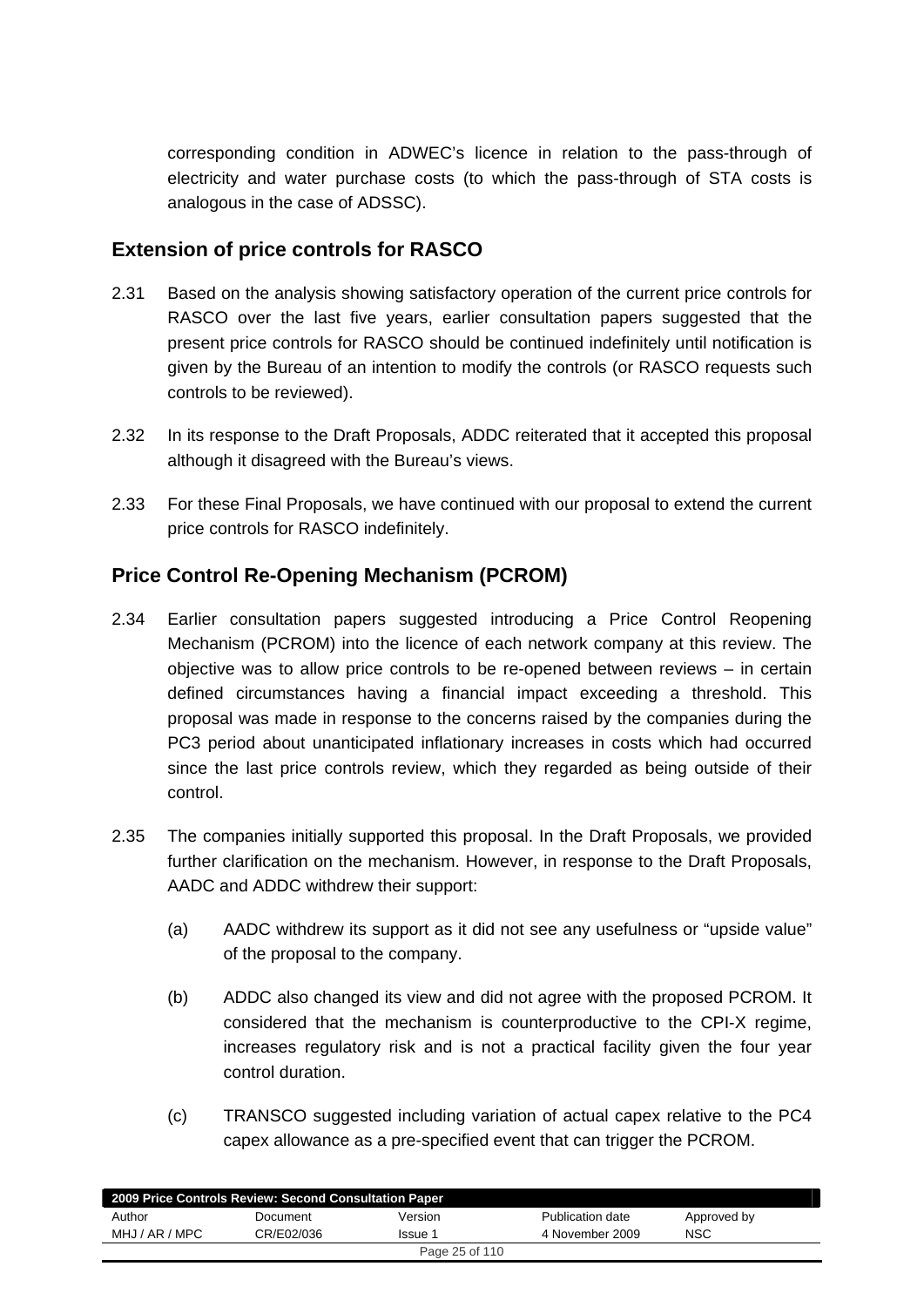corresponding condition in ADWEC's licence in relation to the pass-through of electricity and water purchase costs (to which the pass-through of STA costs is analogous in the case of ADSSC).

## Extension of price controls for RASCO

2.31 Based on the analysis showing satisfactory operation of the current price controls for RASCO over the last five years, earlier consultation papers suggested that the present price controls for RASCO should be continued indefinitely until notification is given by the Bureau of an intention to modify the controls (or RASCO requests such controls to be reviewed).

2.32 In its response to the Draft Proposals, ADDC reiterated that it accepted this proposal although it disagreed with the Bureau's views.

2.33 For these Final Proposals, we have continued with our proposal to extend the current price controls for RASCO indefinitely.

## Price Control Re-Opening Mechanism (PCROM)

2.34 Earlier consultation papers suggested introducing a Price Control Reopening Mechanism (PCROM) into the licence of each network company at this review. The objective was to allow price controls to be re-opened between reviews – in certain defined circumstances having a financial impact exceeding a threshold. This proposal was made in response to the concerns raised by the companies during the PC3 period about unanticipated inflationary increases in costs which had occurred since the last price controls review, which they regarded as being outside of their control.

2.35 The companies initially supported this proposal. In the Draft Proposals, we provided further clarification on the mechanism. However, in response to the Draft Proposals, AADC and ADDC withdrew their support:

(a) AADC withdrew its support as it did not see any usefulness or "upside value" of the proposal to the company.

(b) ADDC also changed its view and did not agree with the proposed PCROM. It considered that the mechanism is counterproductive to the CPI-X regime, increases regulatory risk and is not a practical facility given the four year control duration.

(c) TRANSCO suggested including variation of actual capex relative to the PC4 capex allowance as a pre-specified event that can trigger the PCROM.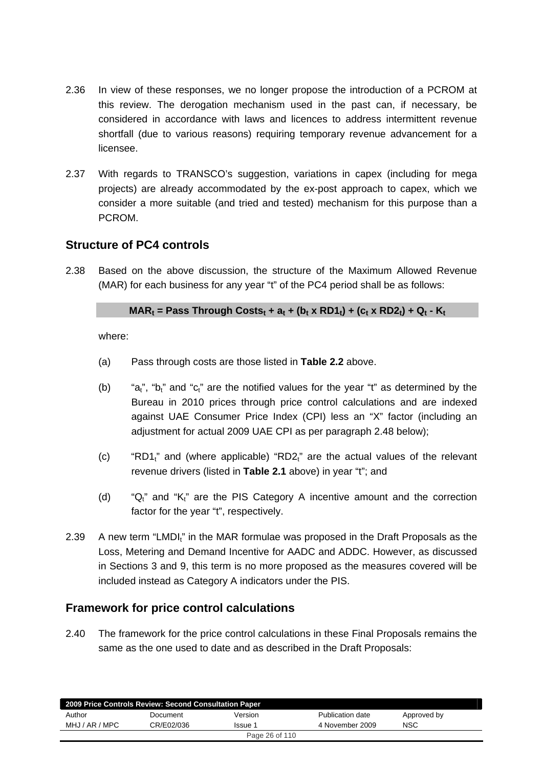2.36 In view of these responses, we no longer propose the introduction of a PCROM at this review. The derogation mechanism used in the past can, if necessary, be considered in accordance with laws and licences to address intermittent revenue shortfall (due to various reasons) requiring temporary revenue advancement for a licensee.

2.37 With regards to TRANSCO's suggestion, variations in capex (including for mega projects) are already accommodated by the ex-post approach to capex, which we consider a more suitable (and tried and tested) mechanism for this purpose than a PCROM.

## Structure of PC4 controls

2.38 Based on the above discussion, the structure of the Maximum Allowed Revenue (MAR) for each business for any year "t" of the PC4 period shall be as follows:

$$\mathbf{MAR_t = Pass\ Through\ Costs_t + a_t + (b_t \times RD1_t) + (c_t \times RD2_t) + Q_t - K_t}$$

where:

(a) Pass through costs are those listed in **Table 2.2** above.

(b) "$a_t$", "$b_t$" and "$c_t$" are the notified values for the year "t" as determined by the Bureau in 2010 prices through price control calculations and are indexed against UAE Consumer Price Index (CPI) less an "X" factor (including an adjustment for actual 2009 UAE CPI as per paragraph 2.48 below);

(c) "$RD1_t$" and (where applicable) "$RD2_t$" are the actual values of the relevant revenue drivers (listed in **Table 2.1** above) in year "t"; and

(d) "$Q_t$" and "$K_t$" are the PIS Category A incentive amount and the correction factor for the year "t", respectively.

2.39 A new term "$LMDI_t$" in the MAR formulae was proposed in the Draft Proposals as the Loss, Metering and Demand Incentive for AADC and ADDC. However, as discussed in Sections 3 and 9, this term is no more proposed as the measures covered will be included instead as Category A indicators under the PIS.

## Framework for price control calculations

2.40 The framework for the price control calculations in these Final Proposals remains the same as the one used to date and as described in the Draft Proposals: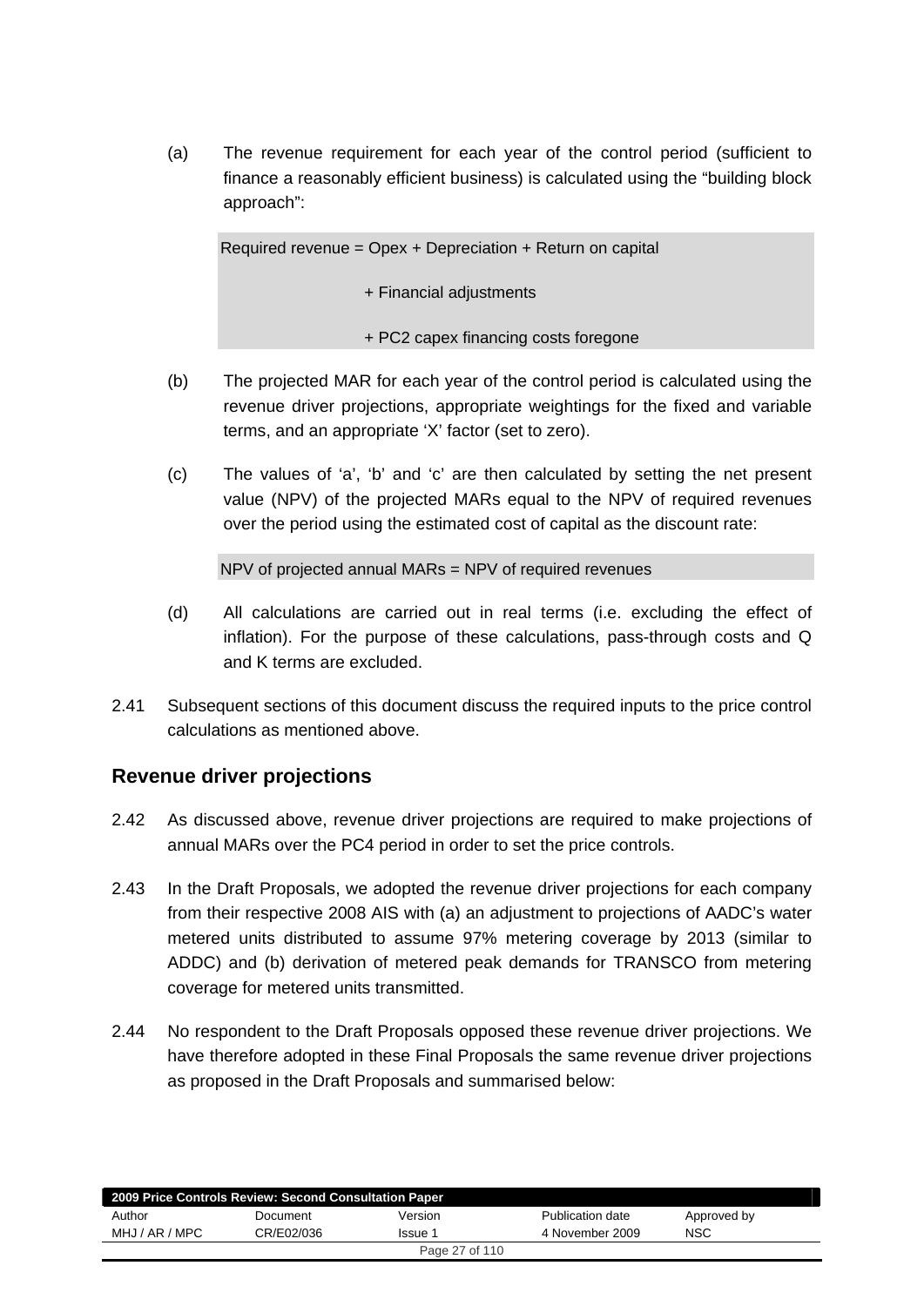(a) The revenue requirement for each year of the control period (sufficient to finance a reasonably efficient business) is calculated using the "building block approach":

> Required revenue = Opex + Depreciation + Return on capital
>
> + Financial adjustments
>
> + PC2 capex financing costs foregone

(b) The projected MAR for each year of the control period is calculated using the revenue driver projections, appropriate weightings for the fixed and variable terms, and an appropriate 'X' factor (set to zero).

(c) The values of 'a', 'b' and 'c' are then calculated by setting the net present value (NPV) of the projected MARs equal to the NPV of required revenues over the period using the estimated cost of capital as the discount rate:

> NPV of projected annual MARs = NPV of required revenues

(d) All calculations are carried out in real terms (i.e. excluding the effect of inflation). For the purpose of these calculations, pass-through costs and Q and K terms are excluded.

2.41 Subsequent sections of this document discuss the required inputs to the price control calculations as mentioned above.

## Revenue driver projections

2.42 As discussed above, revenue driver projections are required to make projections of annual MARs over the PC4 period in order to set the price controls.

2.43 In the Draft Proposals, we adopted the revenue driver projections for each company from their respective 2008 AIS with (a) an adjustment to projections of AADC's water metered units distributed to assume 97% metering coverage by 2013 (similar to ADDC) and (b) derivation of metered peak demands for TRANSCO from metering coverage for metered units transmitted.

2.44 No respondent to the Draft Proposals opposed these revenue driver projections. We have therefore adopted in these Final Proposals the same revenue driver projections as proposed in the Draft Proposals and summarised below: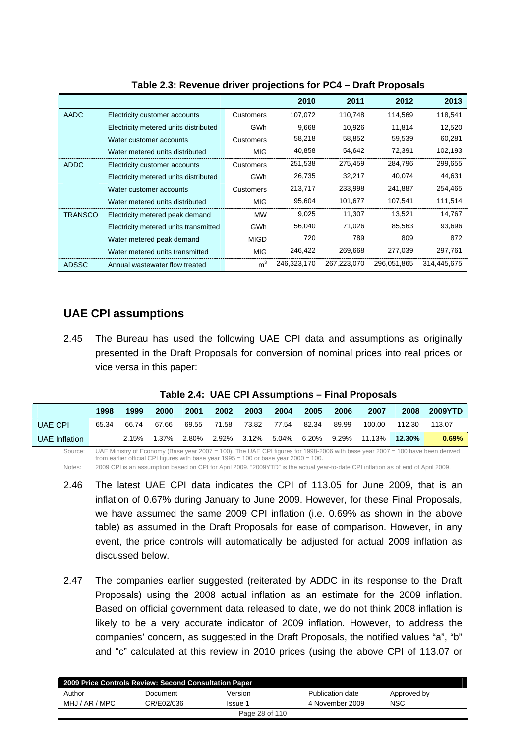**Table 2.3: Revenue driver projections for PC4 – Draft Proposals**

| | | | 2010 | 2011 | 2012 | 2013 |
|---|---|---|---|---|---|---|
| AADC | Electricity customer accounts | Customers | 107,072 | 110,748 | 114,569 | 118,541 |
| | Electricity metered units distributed | GWh | 9,668 | 10,926 | 11,814 | 12,520 |
| | Water customer accounts | Customers | 58,218 | 58,852 | 59,539 | 60,281 |
| | Water metered units distributed | MIG | 40,858 | 54,642 | 72,391 | 102,193 |
| ADDC | Electricity customer accounts | Customers | 251,538 | 275,459 | 284,796 | 299,655 |
| | Electricity metered units distributed | GWh | 26,735 | 32,217 | 40,074 | 44,631 |
| | Water customer accounts | Customers | 213,717 | 233,998 | 241,887 | 254,465 |
| | Water metered units distributed | MIG | 95,604 | 101,677 | 107,541 | 111,514 |
| TRANSCO | Electricity metered peak demand | MW | 9,025 | 11,307 | 13,521 | 14,767 |
| | Electricity metered units transmitted | GWh | 56,040 | 71,026 | 85,563 | 93,696 |
| | Water metered peak demand | MIGD | 720 | 789 | 809 | 872 |
| | Water metered units transmitted | MIG | 246,422 | 269,668 | 277,039 | 297,761 |
| ADSSC | Annual wastewater flow treated | $m^3$ | 246,323,170 | 267,223,070 | 296,051,865 | 314,445,675 |

## UAE CPI assumptions

2.45 The Bureau has used the following UAE CPI data and assumptions as originally presented in the Draft Proposals for conversion of nominal prices into real prices or vice versa in this paper:

**Table 2.4: UAE CPI Assumptions – Final Proposals**

| | 1998 | 1999 | 2000 | 2001 | 2002 | 2003 | 2004 | 2005 | 2006 | 2007 | 2008 | 2009YTD |
|---|---|---|---|---|---|---|---|---|---|---|---|---|
| UAE CPI | 65.34 | 66.74 | 67.66 | 69.55 | 71.58 | 73.82 | 77.54 | 82.34 | 89.99 | 100.00 | 112.30 | 113.07 |
| UAE Inflation | | 2.15% | 1.37% | 2.80% | 2.92% | 3.12% | 5.04% | 6.20% | 9.29% | 11.13% | **12.30%** | **0.69%** |

Source: UAE Ministry of Economy (Base year 2007 = 100). The UAE CPI figures for 1998-2006 with base year 2007 = 100 have been derived from earlier official CPI figures with base year 1995 = 100 or base year 2000 = 100.

Notes: 2009 CPI is an assumption based on CPI for April 2009. "2009YTD" is the actual year-to-date CPI inflation as of end of April 2009.

2.46 The latest UAE CPI data indicates the CPI of 113.05 for June 2009, that is an inflation of 0.67% during January to June 2009. However, for these Final Proposals, we have assumed the same 2009 CPI inflation (i.e. 0.69% as shown in the above table) as assumed in the Draft Proposals for ease of comparison. However, in any event, the price controls will automatically be adjusted for actual 2009 inflation as discussed below.

2.47 The companies earlier suggested (reiterated by ADDC in its response to the Draft Proposals) using the 2008 actual inflation as an estimate for the 2009 inflation. Based on official government data released to date, we do not think 2008 inflation is likely to be a very accurate indicator of 2009 inflation. However, to address the companies' concern, as suggested in the Draft Proposals, the notified values "a", "b" and "c" calculated at this review in 2010 prices (using the above CPI of 113.07 or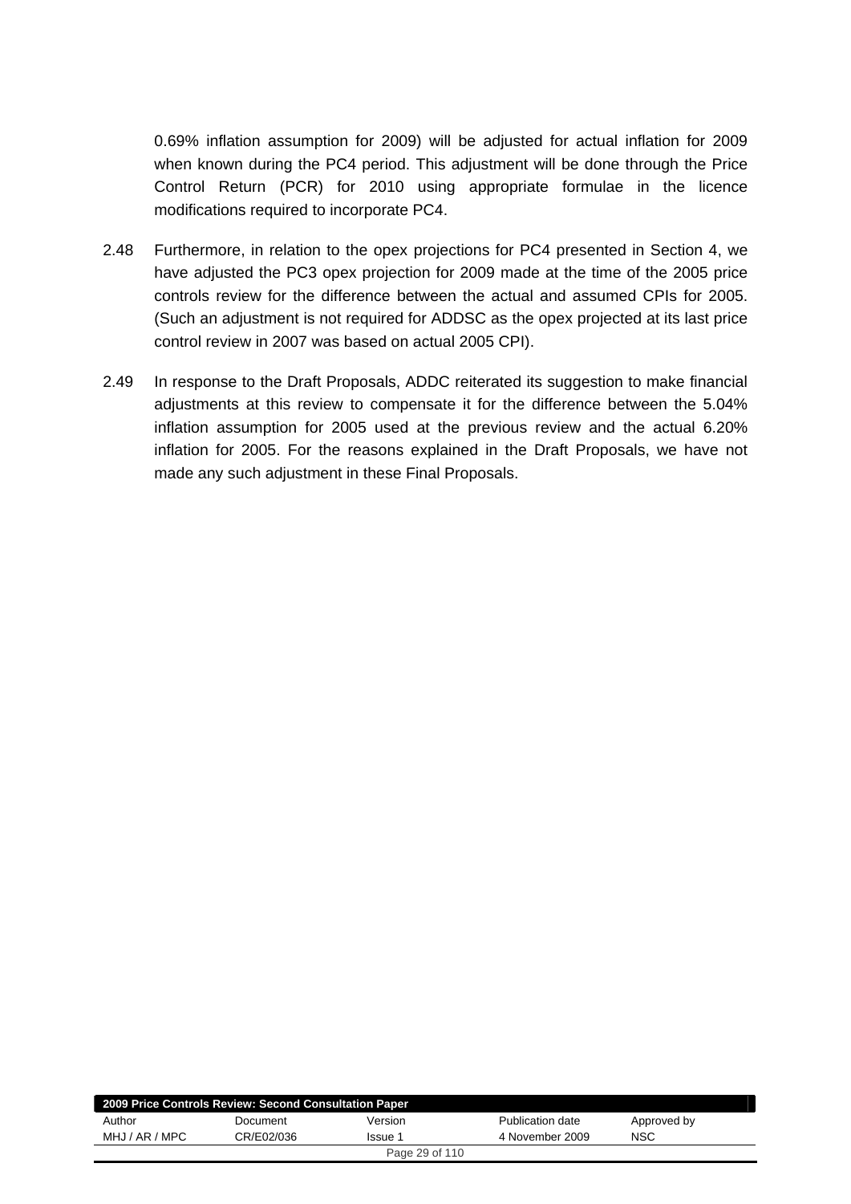0.69% inflation assumption for 2009) will be adjusted for actual inflation for 2009 when known during the PC4 period. This adjustment will be done through the Price Control Return (PCR) for 2010 using appropriate formulae in the licence modifications required to incorporate PC4.

2.48 Furthermore, in relation to the opex projections for PC4 presented in Section 4, we have adjusted the PC3 opex projection for 2009 made at the time of the 2005 price controls review for the difference between the actual and assumed CPIs for 2005. (Such an adjustment is not required for ADDSC as the opex projected at its last price control review in 2007 was based on actual 2005 CPI).

2.49 In response to the Draft Proposals, ADDC reiterated its suggestion to make financial adjustments at this review to compensate it for the difference between the 5.04% inflation assumption for 2005 used at the previous review and the actual 6.20% inflation for 2005. For the reasons explained in the Draft Proposals, we have not made any such adjustment in these Final Proposals.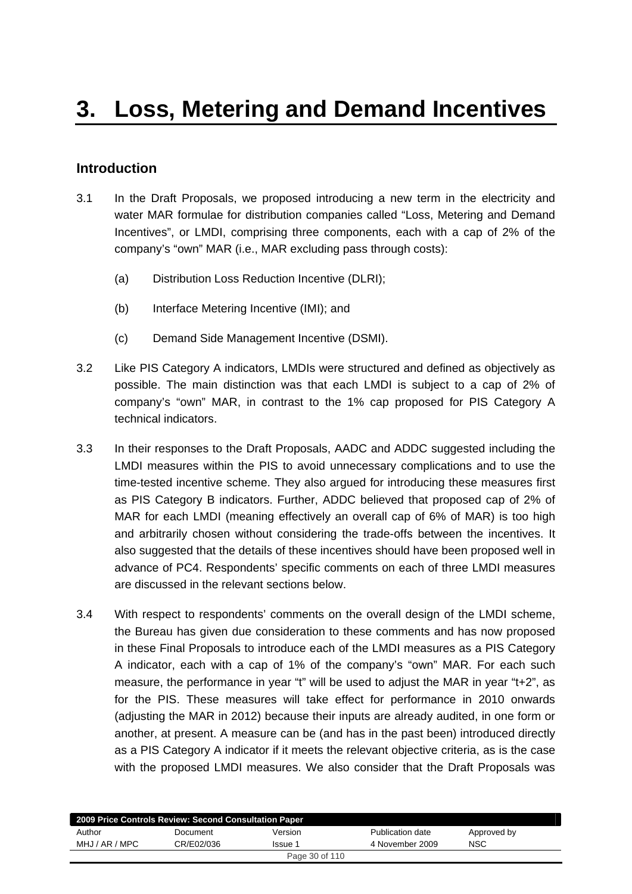# 3. Loss, Metering and Demand Incentives

## Introduction

3.1 In the Draft Proposals, we proposed introducing a new term in the electricity and water MAR formulae for distribution companies called “Loss, Metering and Demand Incentives”, or LMDI, comprising three components, each with a cap of 2% of the company’s “own” MAR (i.e., MAR excluding pass through costs):

(a) Distribution Loss Reduction Incentive (DLRI);

(b) Interface Metering Incentive (IMI); and

(c) Demand Side Management Incentive (DSMI).

3.2 Like PIS Category A indicators, LMDIs were structured and defined as objectively as possible. The main distinction was that each LMDI is subject to a cap of 2% of company’s “own” MAR, in contrast to the 1% cap proposed for PIS Category A technical indicators.

3.3 In their responses to the Draft Proposals, AADC and ADDC suggested including the LMDI measures within the PIS to avoid unnecessary complications and to use the time-tested incentive scheme. They also argued for introducing these measures first as PIS Category B indicators. Further, ADDC believed that proposed cap of 2% of MAR for each LMDI (meaning effectively an overall cap of 6% of MAR) is too high and arbitrarily chosen without considering the trade-offs between the incentives. It also suggested that the details of these incentives should have been proposed well in advance of PC4. Respondents’ specific comments on each of three LMDI measures are discussed in the relevant sections below.

3.4 With respect to respondents’ comments on the overall design of the LMDI scheme, the Bureau has given due consideration to these comments and has now proposed in these Final Proposals to introduce each of the LMDI measures as a PIS Category A indicator, each with a cap of 1% of the company’s “own” MAR. For each such measure, the performance in year “t” will be used to adjust the MAR in year “t+2”, as for the PIS. These measures will take effect for performance in 2010 onwards (adjusting the MAR in 2012) because their inputs are already audited, in one form or another, at present. A measure can be (and has in the past been) introduced directly as a PIS Category A indicator if it meets the relevant objective criteria, as is the case with the proposed LMDI measures. We also consider that the Draft Proposals was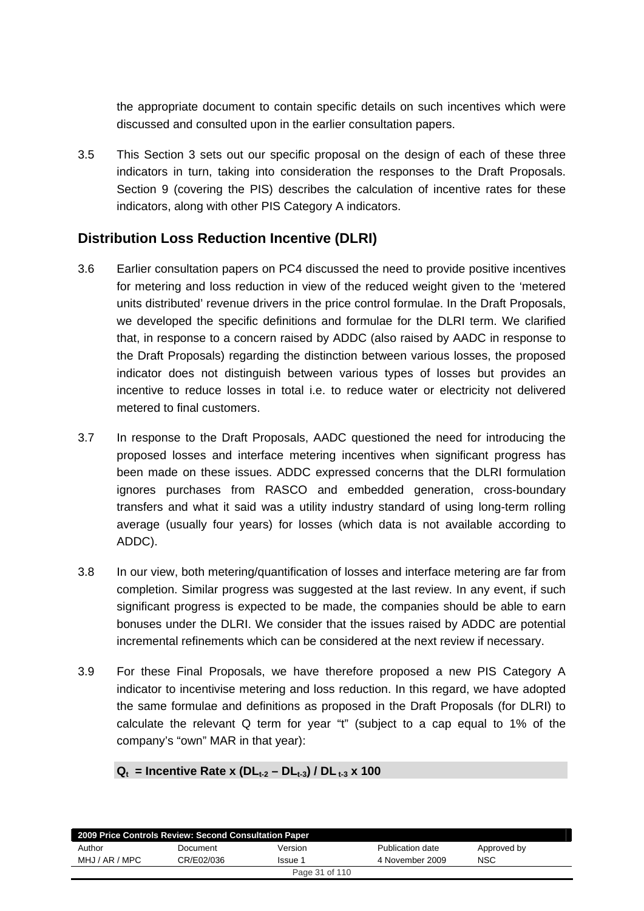the appropriate document to contain specific details on such incentives which were discussed and consulted upon in the earlier consultation papers.

3.5 This Section 3 sets out our specific proposal on the design of each of these three indicators in turn, taking into consideration the responses to the Draft Proposals. Section 9 (covering the PIS) describes the calculation of incentive rates for these indicators, along with other PIS Category A indicators.

## Distribution Loss Reduction Incentive (DLRI)

3.6 Earlier consultation papers on PC4 discussed the need to provide positive incentives for metering and loss reduction in view of the reduced weight given to the 'metered units distributed' revenue drivers in the price control formulae. In the Draft Proposals, we developed the specific definitions and formulae for the DLRI term. We clarified that, in response to a concern raised by ADDC (also raised by AADC in response to the Draft Proposals) regarding the distinction between various losses, the proposed indicator does not distinguish between various types of losses but provides an incentive to reduce losses in total i.e. to reduce water or electricity not delivered metered to final customers.

3.7 In response to the Draft Proposals, AADC questioned the need for introducing the proposed losses and interface metering incentives when significant progress has been made on these issues. ADDC expressed concerns that the DLRI formulation ignores purchases from RASCO and embedded generation, cross-boundary transfers and what it said was a utility industry standard of using long-term rolling average (usually four years) for losses (which data is not available according to ADDC).

3.8 In our view, both metering/quantification of losses and interface metering are far from completion. Similar progress was suggested at the last review. In any event, if such significant progress is expected to be made, the companies should be able to earn bonuses under the DLRI. We consider that the issues raised by ADDC are potential incremental refinements which can be considered at the next review if necessary.

3.9 For these Final Proposals, we have therefore proposed a new PIS Category A indicator to incentivise metering and loss reduction. In this regard, we have adopted the same formulae and definitions as proposed in the Draft Proposals (for DLRI) to calculate the relevant Q term for year "t" (subject to a cap equal to 1% of the company's "own" MAR in that year):

$$\mathbf{Q_t = Incentive\ Rate \times (DL_{t-2} - DL_{t-3}) / DL_{t-3} \times 100}$$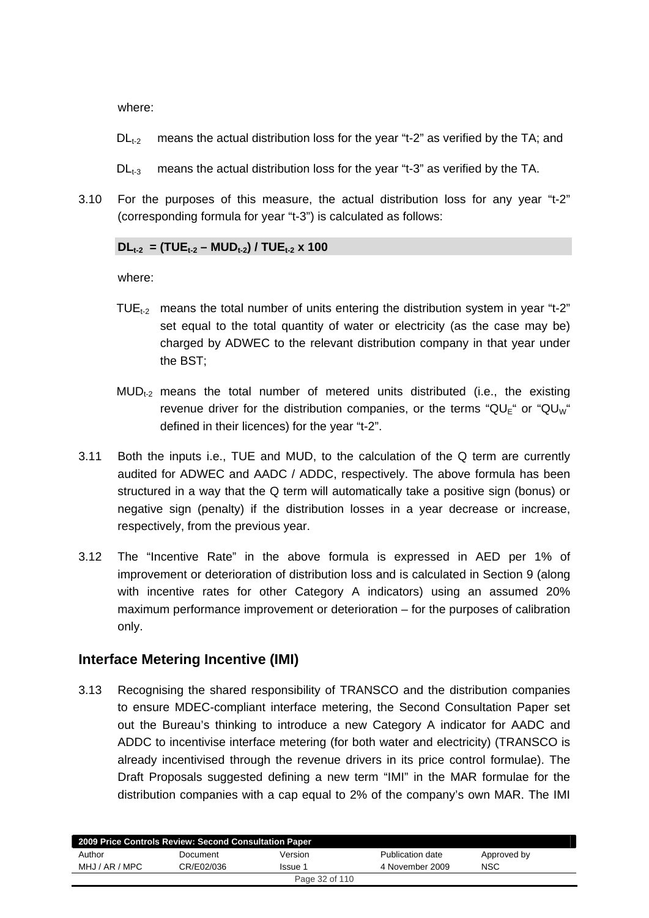where:

$DL_{t-2}$ means the actual distribution loss for the year "t-2" as verified by the TA; and

$DL_{t-3}$ means the actual distribution loss for the year "t-3" as verified by the TA.

3.10 For the purposes of this measure, the actual distribution loss for any year "t-2" (corresponding formula for year "t-3") is calculated as follows:

$$\mathbf{DL_{t-2} = (TUE_{t-2} - MUD_{t-2}) / TUE_{t-2} \times 100}$$

where:

$TUE_{t-2}$ means the total number of units entering the distribution system in year "t-2" set equal to the total quantity of water or electricity (as the case may be) charged by ADWEC to the relevant distribution company in that year under the BST;

$MUD_{t-2}$ means the total number of metered units distributed (i.e., the existing revenue driver for the distribution companies, or the terms "$QU_E$" or "$QU_W$" defined in their licences) for the year "t-2".

3.11 Both the inputs i.e., TUE and MUD, to the calculation of the Q term are currently audited for ADWEC and AADC / ADDC, respectively. The above formula has been structured in a way that the Q term will automatically take a positive sign (bonus) or negative sign (penalty) if the distribution losses in a year decrease or increase, respectively, from the previous year.

3.12 The "Incentive Rate" in the above formula is expressed in AED per 1% of improvement or deterioration of distribution loss and is calculated in Section 9 (along with incentive rates for other Category A indicators) using an assumed 20% maximum performance improvement or deterioration – for the purposes of calibration only.

## Interface Metering Incentive (IMI)

3.13 Recognising the shared responsibility of TRANSCO and the distribution companies to ensure MDEC-compliant interface metering, the Second Consultation Paper set out the Bureau's thinking to introduce a new Category A indicator for AADC and ADDC to incentivise interface metering (for both water and electricity) (TRANSCO is already incentivised through the revenue drivers in its price control formulae). The Draft Proposals suggested defining a new term "IMI" in the MAR formulae for the distribution companies with a cap equal to 2% of the company's own MAR. The IMI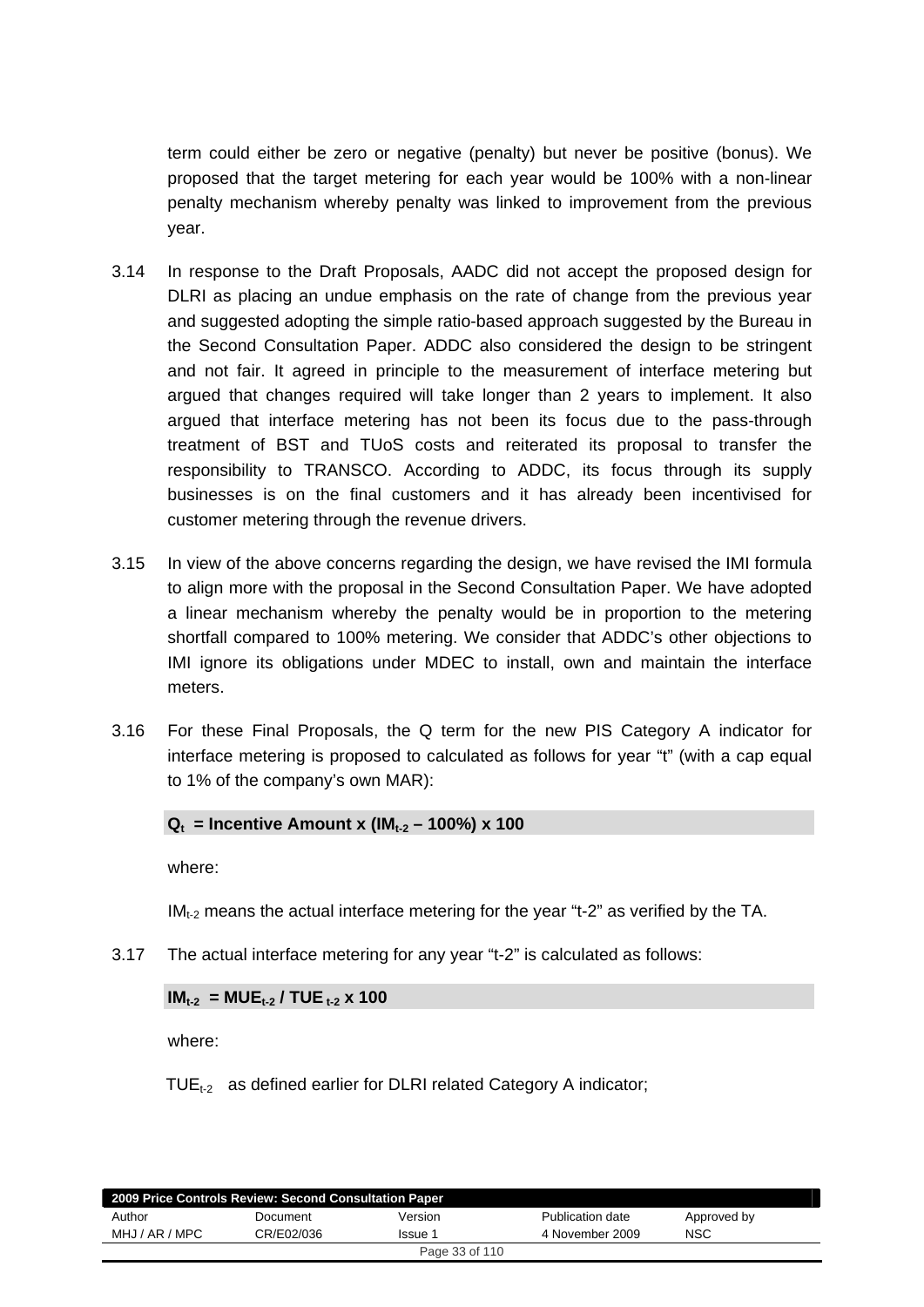term could either be zero or negative (penalty) but never be positive (bonus). We proposed that the target metering for each year would be 100% with a non-linear penalty mechanism whereby penalty was linked to improvement from the previous year.

3.14 In response to the Draft Proposals, AADC did not accept the proposed design for DLRI as placing an undue emphasis on the rate of change from the previous year and suggested adopting the simple ratio-based approach suggested by the Bureau in the Second Consultation Paper. ADDC also considered the design to be stringent and not fair. It agreed in principle to the measurement of interface metering but argued that changes required will take longer than 2 years to implement. It also argued that interface metering has not been its focus due to the pass-through treatment of BST and TUoS costs and reiterated its proposal to transfer the responsibility to TRANSCO. According to ADDC, its focus through its supply businesses is on the final customers and it has already been incentivised for customer metering through the revenue drivers.

3.15 In view of the above concerns regarding the design, we have revised the IMI formula to align more with the proposal in the Second Consultation Paper. We have adopted a linear mechanism whereby the penalty would be in proportion to the metering shortfall compared to 100% metering. We consider that ADDC's other objections to IMI ignore its obligations under MDEC to install, own and maintain the interface meters.

3.16 For these Final Proposals, the Q term for the new PIS Category A indicator for interface metering is proposed to calculated as follows for year "t" (with a cap equal to 1% of the company's own MAR):

$$\mathbf{Q_t = Incentive\ Amount \times (IM_{t-2} - 100\%) \times 100}$$

where:

$IM_{t-2}$ means the actual interface metering for the year "t-2" as verified by the TA.

3.17 The actual interface metering for any year "t-2" is calculated as follows:

$$\mathbf{IM_{t-2} = MUE_{t-2} / TUE_{t-2} \times 100}$$

where:

$TUE_{t-2}$ as defined earlier for DLRI related Category A indicator;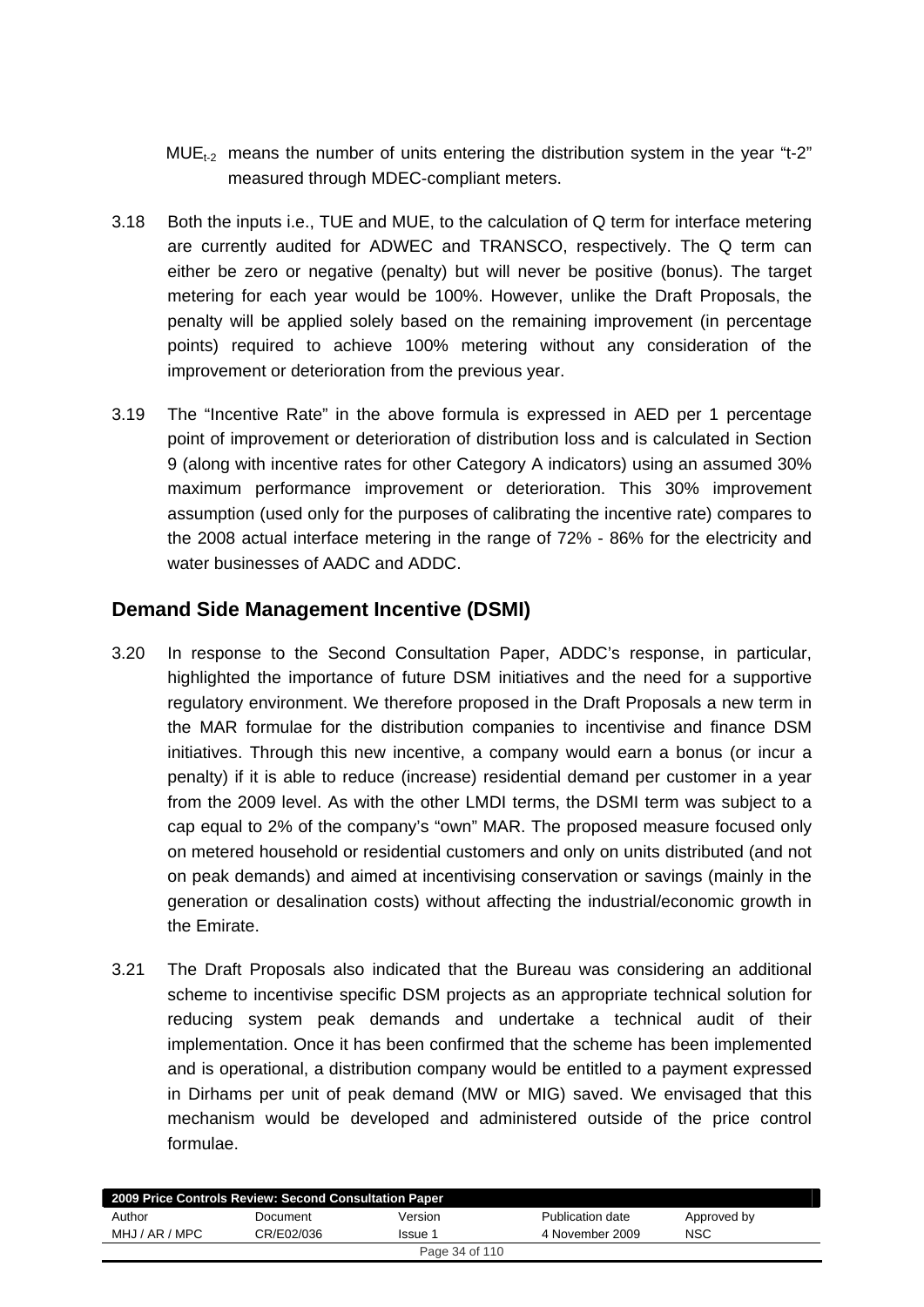$MUE_{t-2}$ means the number of units entering the distribution system in the year "t-2" measured through MDEC-compliant meters.

3.18 Both the inputs i.e., TUE and MUE, to the calculation of Q term for interface metering are currently audited for ADWEC and TRANSCO, respectively. The Q term can either be zero or negative (penalty) but will never be positive (bonus). The target metering for each year would be 100%. However, unlike the Draft Proposals, the penalty will be applied solely based on the remaining improvement (in percentage points) required to achieve 100% metering without any consideration of the improvement or deterioration from the previous year.

3.19 The "Incentive Rate" in the above formula is expressed in AED per 1 percentage point of improvement or deterioration of distribution loss and is calculated in Section 9 (along with incentive rates for other Category A indicators) using an assumed 30% maximum performance improvement or deterioration. This 30% improvement assumption (used only for the purposes of calibrating the incentive rate) compares to the 2008 actual interface metering in the range of 72% - 86% for the electricity and water businesses of AADC and ADDC.

## Demand Side Management Incentive (DSMI)

3.20 In response to the Second Consultation Paper, ADDC's response, in particular, highlighted the importance of future DSM initiatives and the need for a supportive regulatory environment. We therefore proposed in the Draft Proposals a new term in the MAR formulae for the distribution companies to incentivise and finance DSM initiatives. Through this new incentive, a company would earn a bonus (or incur a penalty) if it is able to reduce (increase) residential demand per customer in a year from the 2009 level. As with the other LMDI terms, the DSMI term was subject to a cap equal to 2% of the company's "own" MAR. The proposed measure focused only on metered household or residential customers and only on units distributed (and not on peak demands) and aimed at incentivising conservation or savings (mainly in the generation or desalination costs) without affecting the industrial/economic growth in the Emirate.

3.21 The Draft Proposals also indicated that the Bureau was considering an additional scheme to incentivise specific DSM projects as an appropriate technical solution for reducing system peak demands and undertake a technical audit of their implementation. Once it has been confirmed that the scheme has been implemented and is operational, a distribution company would be entitled to a payment expressed in Dirhams per unit of peak demand (MW or MIG) saved. We envisaged that this mechanism would be developed and administered outside of the price control formulae.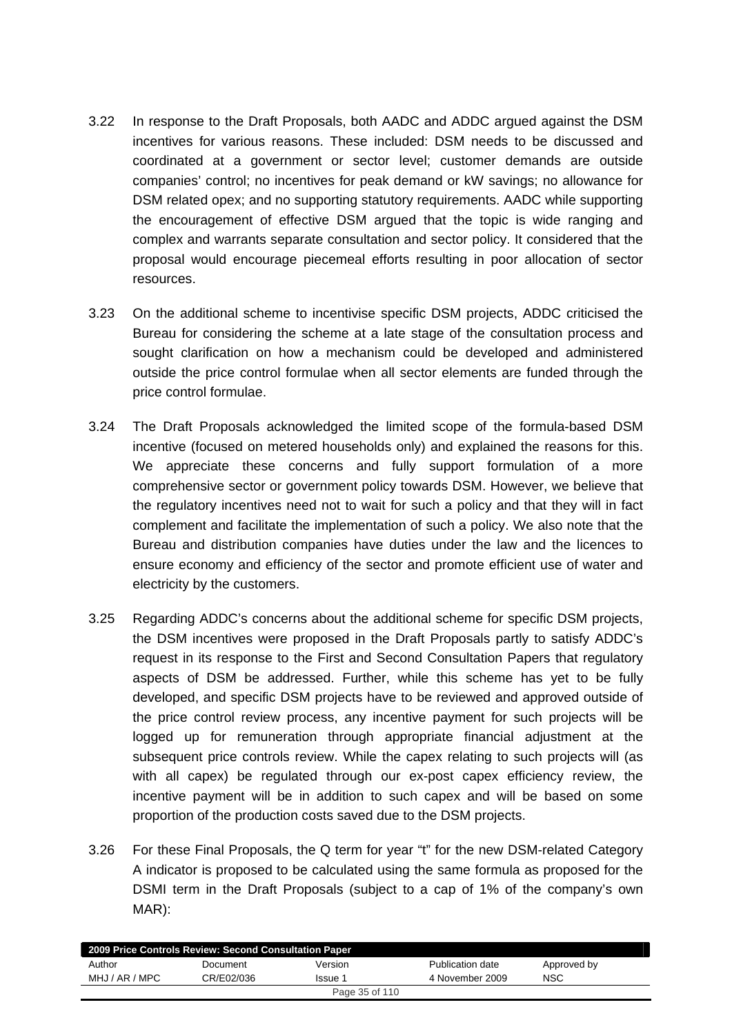3.22 In response to the Draft Proposals, both AADC and ADDC argued against the DSM incentives for various reasons. These included: DSM needs to be discussed and coordinated at a government or sector level; customer demands are outside companies' control; no incentives for peak demand or kW savings; no allowance for DSM related opex; and no supporting statutory requirements. AADC while supporting the encouragement of effective DSM argued that the topic is wide ranging and complex and warrants separate consultation and sector policy. It considered that the proposal would encourage piecemeal efforts resulting in poor allocation of sector resources.

3.23 On the additional scheme to incentivise specific DSM projects, ADDC criticised the Bureau for considering the scheme at a late stage of the consultation process and sought clarification on how a mechanism could be developed and administered outside the price control formulae when all sector elements are funded through the price control formulae.

3.24 The Draft Proposals acknowledged the limited scope of the formula-based DSM incentive (focused on metered households only) and explained the reasons for this. We appreciate these concerns and fully support formulation of a more comprehensive sector or government policy towards DSM. However, we believe that the regulatory incentives need not to wait for such a policy and that they will in fact complement and facilitate the implementation of such a policy. We also note that the Bureau and distribution companies have duties under the law and the licences to ensure economy and efficiency of the sector and promote efficient use of water and electricity by the customers.

3.25 Regarding ADDC's concerns about the additional scheme for specific DSM projects, the DSM incentives were proposed in the Draft Proposals partly to satisfy ADDC's request in its response to the First and Second Consultation Papers that regulatory aspects of DSM be addressed. Further, while this scheme has yet to be fully developed, and specific DSM projects have to be reviewed and approved outside of the price control review process, any incentive payment for such projects will be logged up for remuneration through appropriate financial adjustment at the subsequent price controls review. While the capex relating to such projects will (as with all capex) be regulated through our ex-post capex efficiency review, the incentive payment will be in addition to such capex and will be based on some proportion of the production costs saved due to the DSM projects.

3.26 For these Final Proposals, the Q term for year "t" for the new DSM-related Category A indicator is proposed to be calculated using the same formula as proposed for the DSMI term in the Draft Proposals (subject to a cap of 1% of the company's own MAR):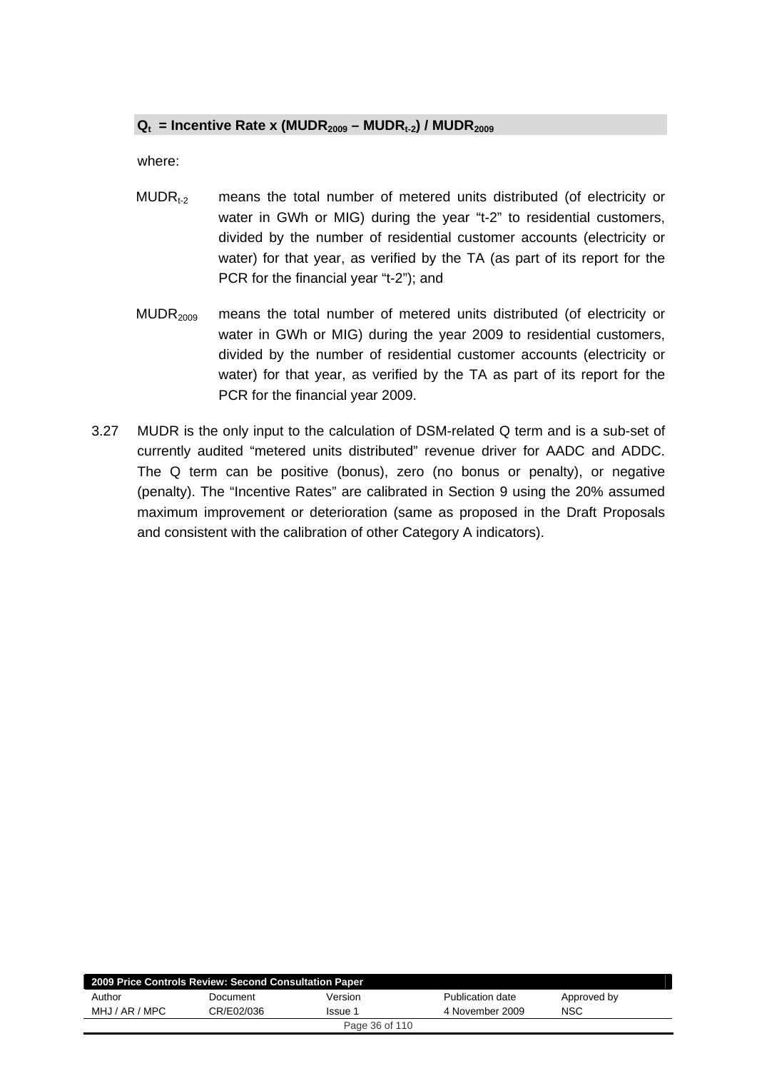**$Q_t$ = Incentive Rate x ($MUDR_{2009}$ – $MUDR_{t-2}$) / $MUDR_{2009}$**

where:

$MUDR_{t-2}$ means the total number of metered units distributed (of electricity or water in GWh or MIG) during the year "t-2" to residential customers, divided by the number of residential customer accounts (electricity or water) for that year, as verified by the TA (as part of its report for the PCR for the financial year "t-2"); and

$MUDR_{2009}$ means the total number of metered units distributed (of electricity or water in GWh or MIG) during the year 2009 to residential customers, divided by the number of residential customer accounts (electricity or water) for that year, as verified by the TA as part of its report for the PCR for the financial year 2009.

3.27 MUDR is the only input to the calculation of DSM-related Q term and is a sub-set of currently audited "metered units distributed" revenue driver for AADC and ADDC. The Q term can be positive (bonus), zero (no bonus or penalty), or negative (penalty). The "Incentive Rates" are calibrated in Section 9 using the 20% assumed maximum improvement or deterioration (same as proposed in the Draft Proposals and consistent with the calibration of other Category A indicators).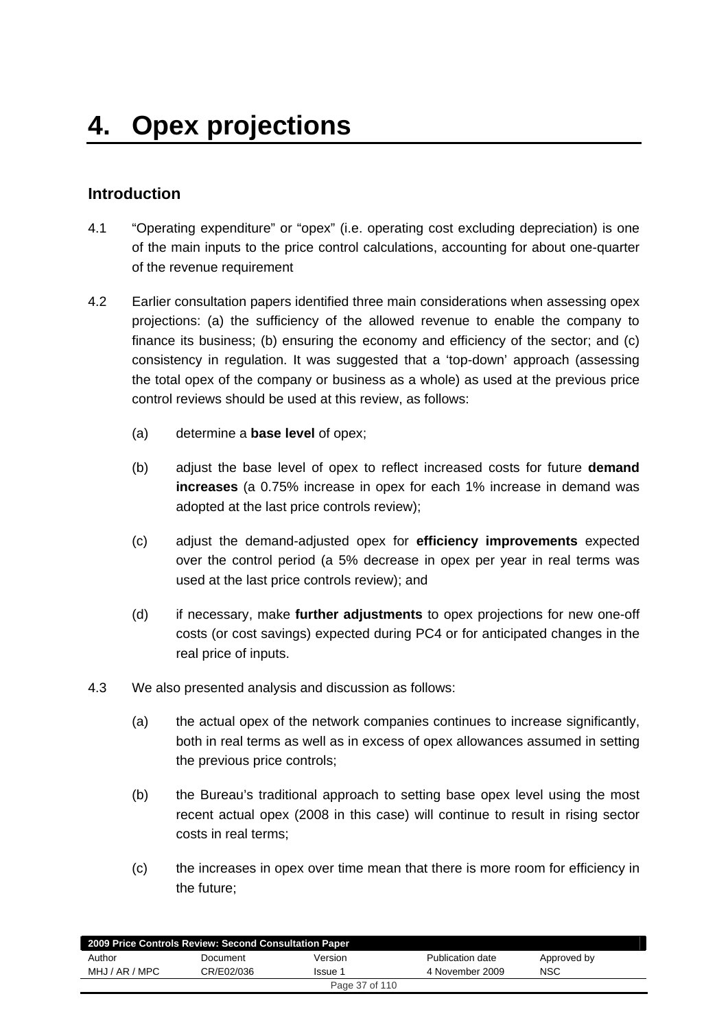# 4. Opex projections

## Introduction

4.1 "Operating expenditure" or "opex" (i.e. operating cost excluding depreciation) is one of the main inputs to the price control calculations, accounting for about one-quarter of the revenue requirement

4.2 Earlier consultation papers identified three main considerations when assessing opex projections: (a) the sufficiency of the allowed revenue to enable the company to finance its business; (b) ensuring the economy and efficiency of the sector; and (c) consistency in regulation. It was suggested that a 'top-down' approach (assessing the total opex of the company or business as a whole) as used at the previous price control reviews should be used at this review, as follows:

(a) determine a **base level** of opex;

(b) adjust the base level of opex to reflect increased costs for future **demand increases** (a 0.75% increase in opex for each 1% increase in demand was adopted at the last price controls review);

(c) adjust the demand-adjusted opex for **efficiency improvements** expected over the control period (a 5% decrease in opex per year in real terms was used at the last price controls review); and

(d) if necessary, make **further adjustments** to opex projections for new one-off costs (or cost savings) expected during PC4 or for anticipated changes in the real price of inputs.

4.3 We also presented analysis and discussion as follows:

(a) the actual opex of the network companies continues to increase significantly, both in real terms as well as in excess of opex allowances assumed in setting the previous price controls;

(b) the Bureau's traditional approach to setting base opex level using the most recent actual opex (2008 in this case) will continue to result in rising sector costs in real terms;

(c) the increases in opex over time mean that there is more room for efficiency in the future;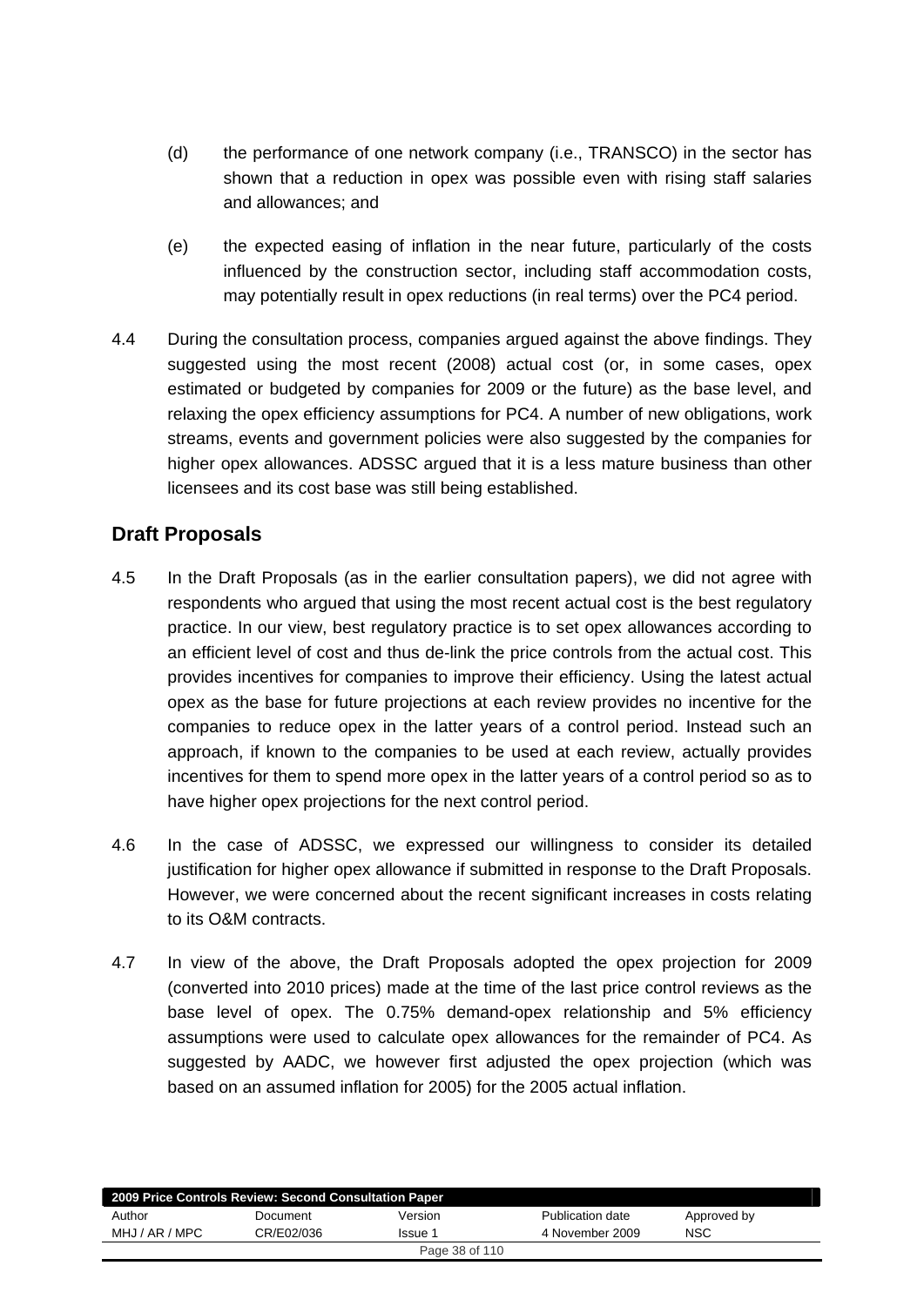(d) the performance of one network company (i.e., TRANSCO) in the sector has shown that a reduction in opex was possible even with rising staff salaries and allowances; and

(e) the expected easing of inflation in the near future, particularly of the costs influenced by the construction sector, including staff accommodation costs, may potentially result in opex reductions (in real terms) over the PC4 period.

4.4 During the consultation process, companies argued against the above findings. They suggested using the most recent (2008) actual cost (or, in some cases, opex estimated or budgeted by companies for 2009 or the future) as the base level, and relaxing the opex efficiency assumptions for PC4. A number of new obligations, work streams, events and government policies were also suggested by the companies for higher opex allowances. ADSSC argued that it is a less mature business than other licensees and its cost base was still being established.

## Draft Proposals

4.5 In the Draft Proposals (as in the earlier consultation papers), we did not agree with respondents who argued that using the most recent actual cost is the best regulatory practice. In our view, best regulatory practice is to set opex allowances according to an efficient level of cost and thus de-link the price controls from the actual cost. This provides incentives for companies to improve their efficiency. Using the latest actual opex as the base for future projections at each review provides no incentive for the companies to reduce opex in the latter years of a control period. Instead such an approach, if known to the companies to be used at each review, actually provides incentives for them to spend more opex in the latter years of a control period so as to have higher opex projections for the next control period.

4.6 In the case of ADSSC, we expressed our willingness to consider its detailed justification for higher opex allowance if submitted in response to the Draft Proposals. However, we were concerned about the recent significant increases in costs relating to its O&M contracts.

4.7 In view of the above, the Draft Proposals adopted the opex projection for 2009 (converted into 2010 prices) made at the time of the last price control reviews as the base level of opex. The 0.75% demand-opex relationship and 5% efficiency assumptions were used to calculate opex allowances for the remainder of PC4. As suggested by AADC, we however first adjusted the opex projection (which was based on an assumed inflation for 2005) for the 2005 actual inflation.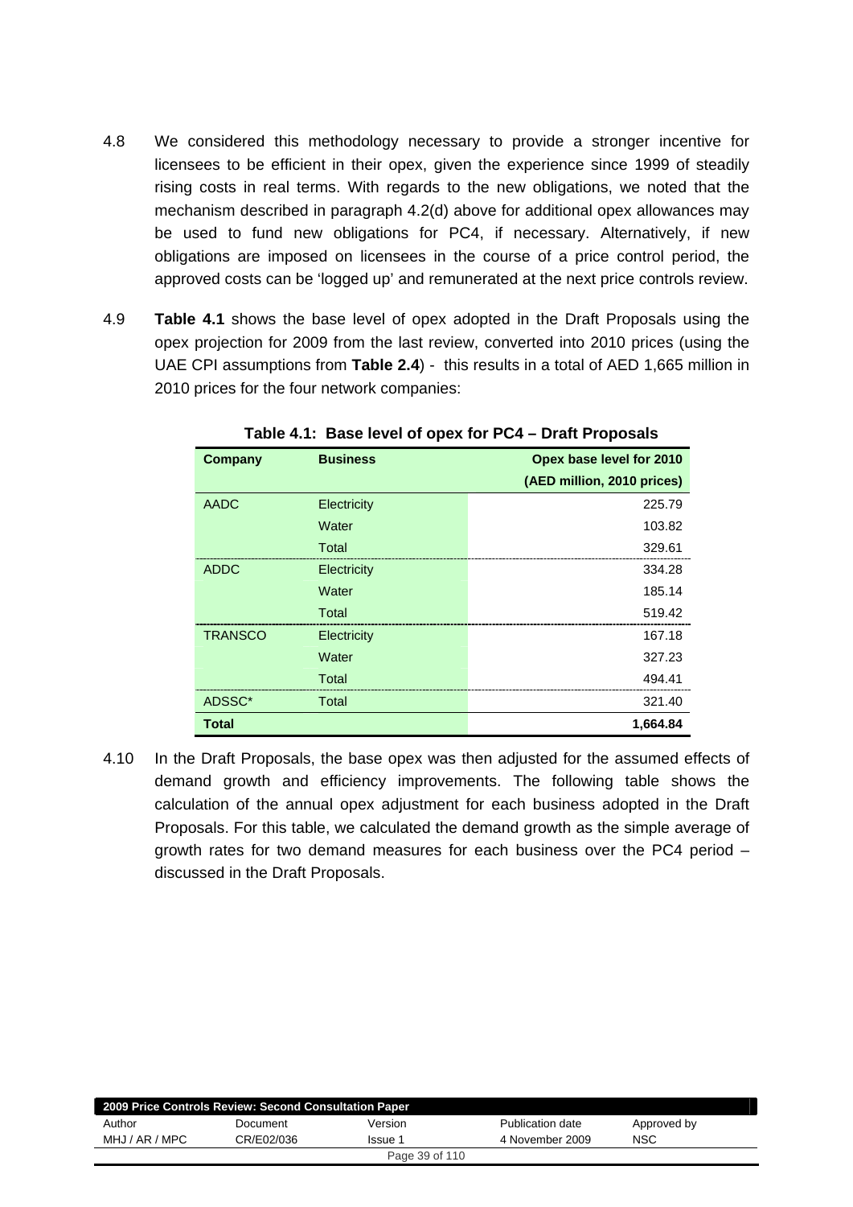4.8 We considered this methodology necessary to provide a stronger incentive for licensees to be efficient in their opex, given the experience since 1999 of steadily rising costs in real terms. With regards to the new obligations, we noted that the mechanism described in paragraph 4.2(d) above for additional opex allowances may be used to fund new obligations for PC4, if necessary. Alternatively, if new obligations are imposed on licensees in the course of a price control period, the approved costs can be 'logged up' and remunerated at the next price controls review.

4.9 **Table 4.1** shows the base level of opex adopted in the Draft Proposals using the opex projection for 2009 from the last review, converted into 2010 prices (using the UAE CPI assumptions from **Table 2.4**) - this results in a total of AED 1,665 million in 2010 prices for the four network companies:

**Table 4.1: Base level of opex for PC4 – Draft Proposals**

| Company | Business | Opex base level for 2010 (AED million, 2010 prices) |
|---|---|---|
| AADC | Electricity | 225.79 |
| | Water | 103.82 |
| | Total | 329.61 |
| ADDC | Electricity | 334.28 |
| | Water | 185.14 |
| | Total | 519.42 |
| TRANSCO | Electricity | 167.18 |
| | Water | 327.23 |
| | Total | 494.41 |
| ADSSC* | Total | 321.40 |
| **Total** | | **1,664.84** |

4.10 In the Draft Proposals, the base opex was then adjusted for the assumed effects of demand growth and efficiency improvements. The following table shows the calculation of the annual opex adjustment for each business adopted in the Draft Proposals. For this table, we calculated the demand growth as the simple average of growth rates for two demand measures for each business over the PC4 period – discussed in the Draft Proposals.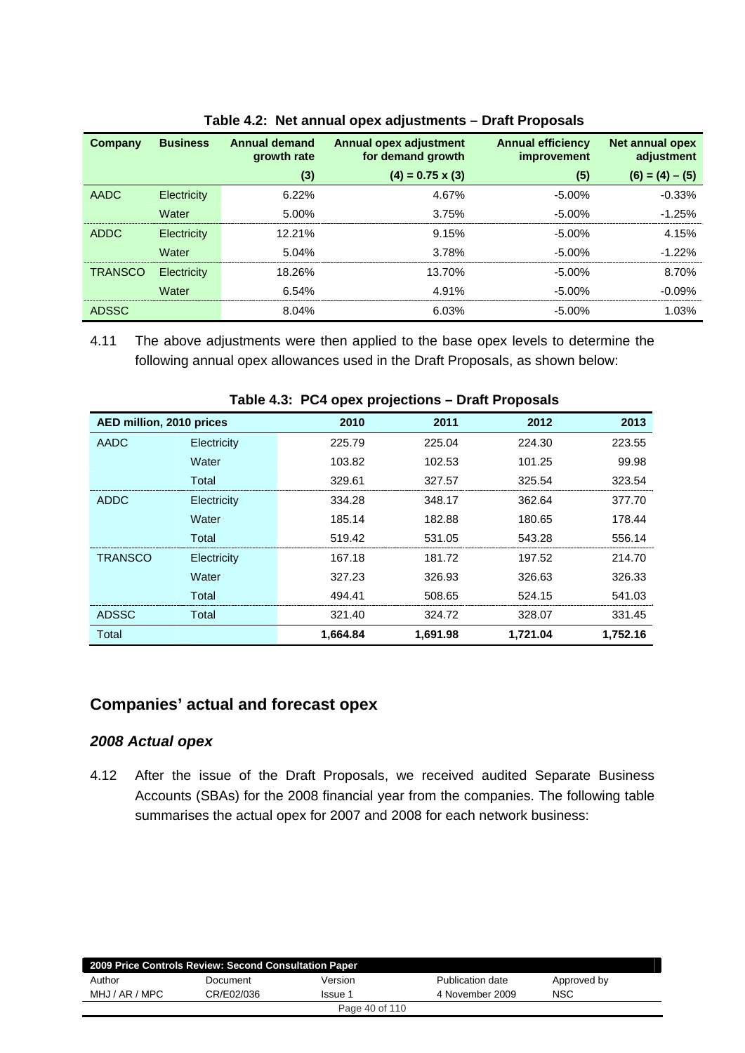**Table 4.2: Net annual opex adjustments – Draft Proposals**

| Company | Business | Annual demand growth rate | Annual opex adjustment for demand growth | Annual efficiency improvement | Net annual opex adjustment |
|---|---|---|---|---|---|
| | | (3) | (4) = 0.75 x (3) | (5) | (6) = (4) – (5) |
| AADC | Electricity | 6.22% | 4.67% | -5.00% | -0.33% |
| | Water | 5.00% | 3.75% | -5.00% | -1.25% |
| ADDC | Electricity | 12.21% | 9.15% | -5.00% | 4.15% |
| | Water | 5.04% | 3.78% | -5.00% | -1.22% |
| TRANSCO | Electricity | 18.26% | 13.70% | -5.00% | 8.70% |
| | Water | 6.54% | 4.91% | -5.00% | -0.09% |
| ADSSC | | 8.04% | 6.03% | -5.00% | 1.03% |

4.11 The above adjustments were then applied to the base opex levels to determine the following annual opex allowances used in the Draft Proposals, as shown below:

**Table 4.3: PC4 opex projections – Draft Proposals**

| AED million, 2010 prices | | 2010 | 2011 | 2012 | 2013 |
|---|---|---|---|---|---|
| AADC | Electricity | 225.79 | 225.04 | 224.30 | 223.55 |
| | Water | 103.82 | 102.53 | 101.25 | 99.98 |
| | Total | 329.61 | 327.57 | 325.54 | 323.54 |
| ADDC | Electricity | 334.28 | 348.17 | 362.64 | 377.70 |
| | Water | 185.14 | 182.88 | 180.65 | 178.44 |
| | Total | 519.42 | 531.05 | 543.28 | 556.14 |
| TRANSCO | Electricity | 167.18 | 181.72 | 197.52 | 214.70 |
| | Water | 327.23 | 326.93 | 326.63 | 326.33 |
| | Total | 494.41 | 508.65 | 524.15 | 541.03 |
| ADSSC | Total | 321.40 | 324.72 | 328.07 | 331.45 |
| Total | | **1,664.84** | **1,691.98** | **1,721.04** | **1,752.16** |

## Companies' actual and forecast opex

### *2008 Actual opex*

4.12 After the issue of the Draft Proposals, we received audited Separate Business Accounts (SBAs) for the 2008 financial year from the companies. The following table summarises the actual opex for 2007 and 2008 for each network business: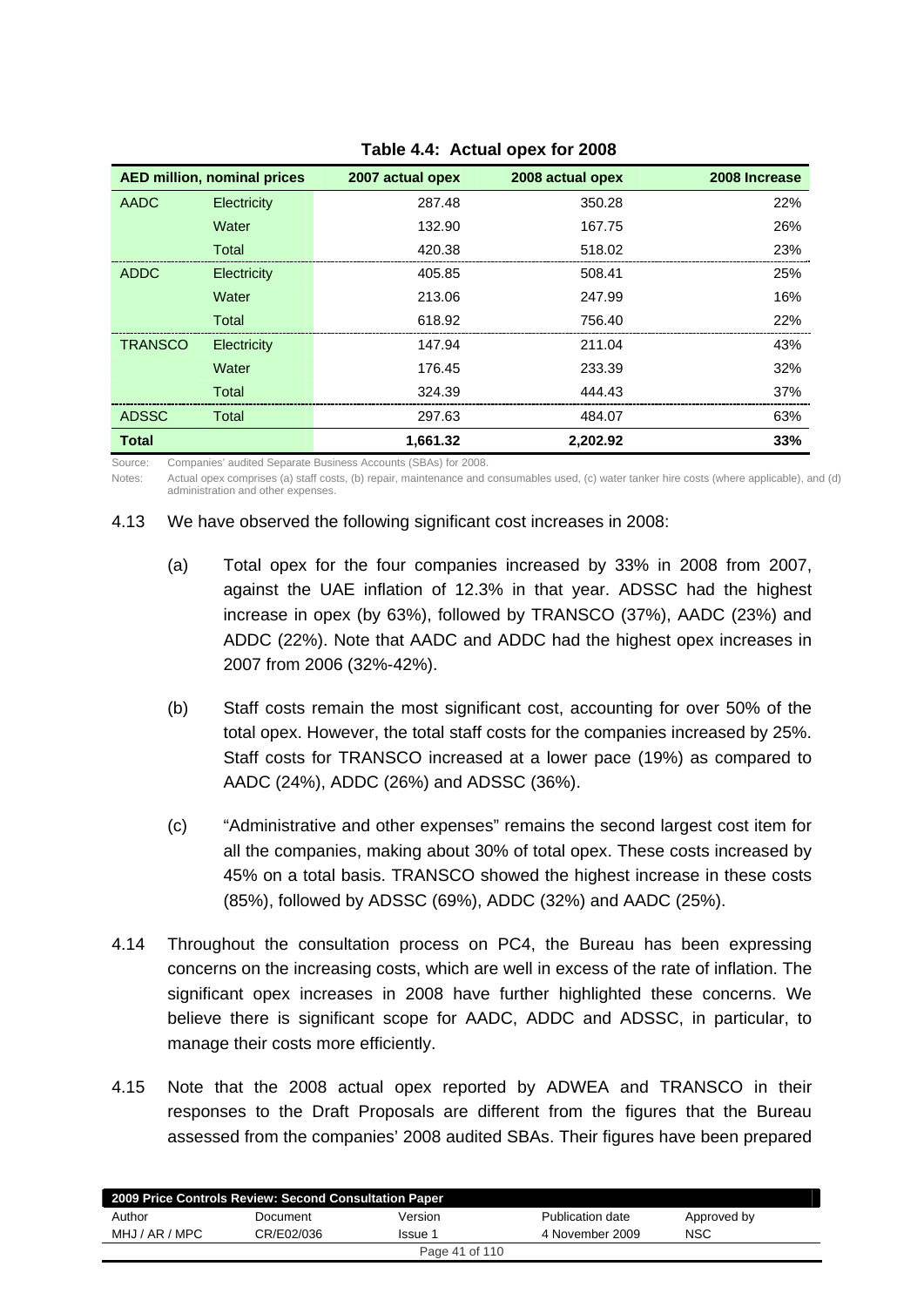**Table 4.4: Actual opex for 2008**

| AED million, nominal prices | | 2007 actual opex | 2008 actual opex | 2008 Increase |
|---|---|---|---|---|
| AADC | Electricity | 287.48 | 350.28 | 22% |
| | Water | 132.90 | 167.75 | 26% |
| | Total | 420.38 | 518.02 | 23% |
| ADDC | Electricity | 405.85 | 508.41 | 25% |
| | Water | 213.06 | 247.99 | 16% |
| | Total | 618.92 | 756.40 | 22% |
| TRANSCO | Electricity | 147.94 | 211.04 | 43% |
| | Water | 176.45 | 233.39 | 32% |
| | Total | 324.39 | 444.43 | 37% |
| ADSSC | Total | 297.63 | 484.07 | 63% |
| **Total** | | **1,661.32** | **2,202.92** | **33%** |

Source: Companies' audited Separate Business Accounts (SBAs) for 2008.

Notes: Actual opex comprises (a) staff costs, (b) repair, maintenance and consumables used, (c) water tanker hire costs (where applicable), and (d) administration and other expenses.

4.13 We have observed the following significant cost increases in 2008:

(a) Total opex for the four companies increased by 33% in 2008 from 2007, against the UAE inflation of 12.3% in that year. ADSSC had the highest increase in opex (by 63%), followed by TRANSCO (37%), AADC (23%) and ADDC (22%). Note that AADC and ADDC had the highest opex increases in 2007 from 2006 (32%-42%).

(b) Staff costs remain the most significant cost, accounting for over 50% of the total opex. However, the total staff costs for the companies increased by 25%. Staff costs for TRANSCO increased at a lower pace (19%) as compared to AADC (24%), ADDC (26%) and ADSSC (36%).

(c) "Administrative and other expenses" remains the second largest cost item for all the companies, making about 30% of total opex. These costs increased by 45% on a total basis. TRANSCO showed the highest increase in these costs (85%), followed by ADSSC (69%), ADDC (32%) and AADC (25%).

4.14 Throughout the consultation process on PC4, the Bureau has been expressing concerns on the increasing costs, which are well in excess of the rate of inflation. The significant opex increases in 2008 have further highlighted these concerns. We believe there is significant scope for AADC, ADDC and ADSSC, in particular, to manage their costs more efficiently.

4.15 Note that the 2008 actual opex reported by ADWEA and TRANSCO in their responses to the Draft Proposals are different from the figures that the Bureau assessed from the companies' 2008 audited SBAs. Their figures have been prepared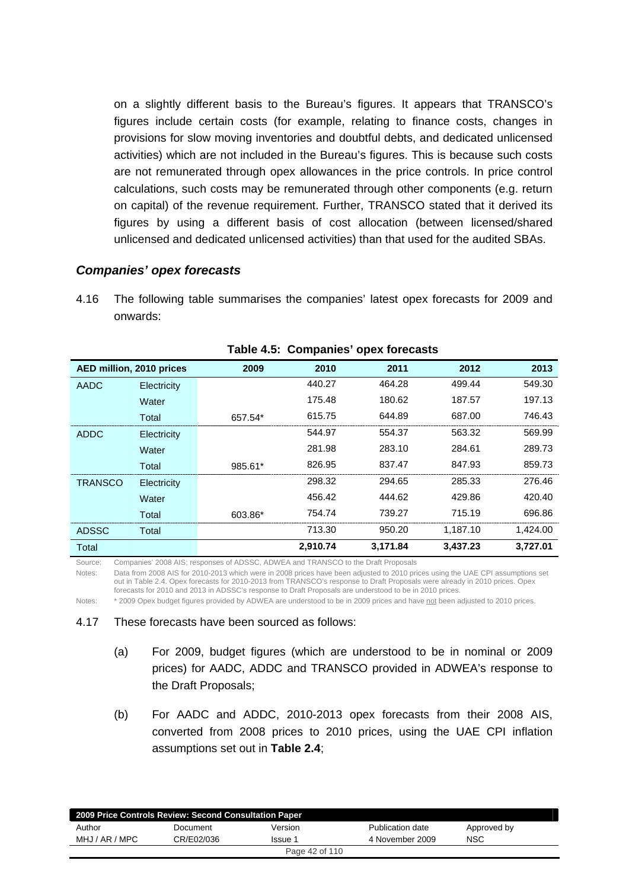on a slightly different basis to the Bureau's figures. It appears that TRANSCO's figures include certain costs (for example, relating to finance costs, changes in provisions for slow moving inventories and doubtful debts, and dedicated unlicensed activities) which are not included in the Bureau's figures. This is because such costs are not remunerated through opex allowances in the price controls. In price control calculations, such costs may be remunerated through other components (e.g. return on capital) of the revenue requirement. Further, TRANSCO stated that it derived its figures by using a different basis of cost allocation (between licensed/shared unlicensed and dedicated unlicensed activities) than that used for the audited SBAs.

### *Companies' opex forecasts*

4.16 The following table summarises the companies' latest opex forecasts for 2009 and onwards:

**Table 4.5: Companies' opex forecasts**

| AED million, 2010 prices | | 2009 | 2010 | 2011 | 2012 | 2013 |
|---|---|---|---|---|---|---|
| AADC | Electricity | | 440.27 | 464.28 | 499.44 | 549.30 |
| | Water | | 175.48 | 180.62 | 187.57 | 197.13 |
| | Total | 657.54* | 615.75 | 644.89 | 687.00 | 746.43 |
| ADDC | Electricity | | 544.97 | 554.37 | 563.32 | 569.99 |
| | Water | | 281.98 | 283.10 | 284.61 | 289.73 |
| | Total | 985.61* | 826.95 | 837.47 | 847.93 | 859.73 |
| TRANSCO | Electricity | | 298.32 | 294.65 | 285.33 | 276.46 |
| | Water | | 456.42 | 444.62 | 429.86 | 420.40 |
| | Total | 603.86* | 754.74 | 739.27 | 715.19 | 696.86 |
| ADSSC | Total | | 713.30 | 950.20 | 1,187.10 | 1,424.00 |
| Total | | | **2,910.74** | **3,171.84** | **3,437.23** | **3,727.01** |

Source: Companies' 2008 AIS; responses of ADSSC, ADWEA and TRANSCO to the Draft Proposals

Notes: Data from 2008 AIS for 2010-2013 which were in 2008 prices have been adjusted to 2010 prices using the UAE CPI assumptions set out in Table 2.4. Opex forecasts for 2010-2013 from TRANSCO's response to Draft Proposals were already in 2010 prices. Opex forecasts for 2010 and 2013 in ADSSC's response to Draft Proposals are understood to be in 2010 prices.

Notes: * 2009 Opex budget figures provided by ADWEA are understood to be in 2009 prices and have not been adjusted to 2010 prices.

4.17 These forecasts have been sourced as follows:

(a) For 2009, budget figures (which are understood to be in nominal or 2009 prices) for AADC, ADDC and TRANSCO provided in ADWEA's response to the Draft Proposals;

(b) For AADC and ADDC, 2010-2013 opex forecasts from their 2008 AIS, converted from 2008 prices to 2010 prices, using the UAE CPI inflation assumptions set out in **Table 2.4**;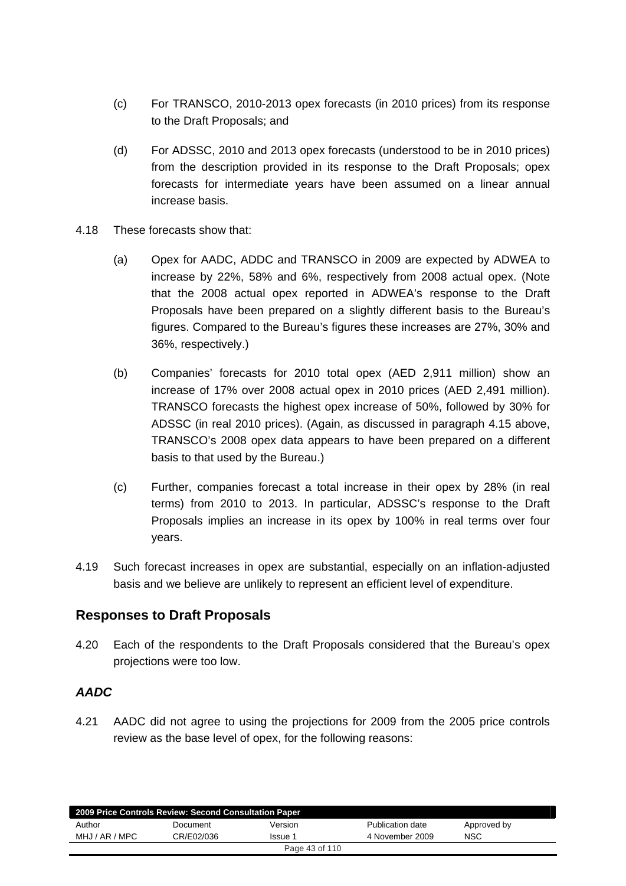(c) For TRANSCO, 2010-2013 opex forecasts (in 2010 prices) from its response to the Draft Proposals; and

(d) For ADSSC, 2010 and 2013 opex forecasts (understood to be in 2010 prices) from the description provided in its response to the Draft Proposals; opex forecasts for intermediate years have been assumed on a linear annual increase basis.

4.18 These forecasts show that:

(a) Opex for AADC, ADDC and TRANSCO in 2009 are expected by ADWEA to increase by 22%, 58% and 6%, respectively from 2008 actual opex. (Note that the 2008 actual opex reported in ADWEA's response to the Draft Proposals have been prepared on a slightly different basis to the Bureau's figures. Compared to the Bureau's figures these increases are 27%, 30% and 36%, respectively.)

(b) Companies' forecasts for 2010 total opex (AED 2,911 million) show an increase of 17% over 2008 actual opex in 2010 prices (AED 2,491 million). TRANSCO forecasts the highest opex increase of 50%, followed by 30% for ADSSC (in real 2010 prices). (Again, as discussed in paragraph 4.15 above, TRANSCO's 2008 opex data appears to have been prepared on a different basis to that used by the Bureau.)

(c) Further, companies forecast a total increase in their opex by 28% (in real terms) from 2010 to 2013. In particular, ADSSC's response to the Draft Proposals implies an increase in its opex by 100% in real terms over four years.

4.19 Such forecast increases in opex are substantial, especially on an inflation-adjusted basis and we believe are unlikely to represent an efficient level of expenditure.

## Responses to Draft Proposals

4.20 Each of the respondents to the Draft Proposals considered that the Bureau's opex projections were too low.

### *AADC*

4.21 AADC did not agree to using the projections for 2009 from the 2005 price controls review as the base level of opex, for the following reasons: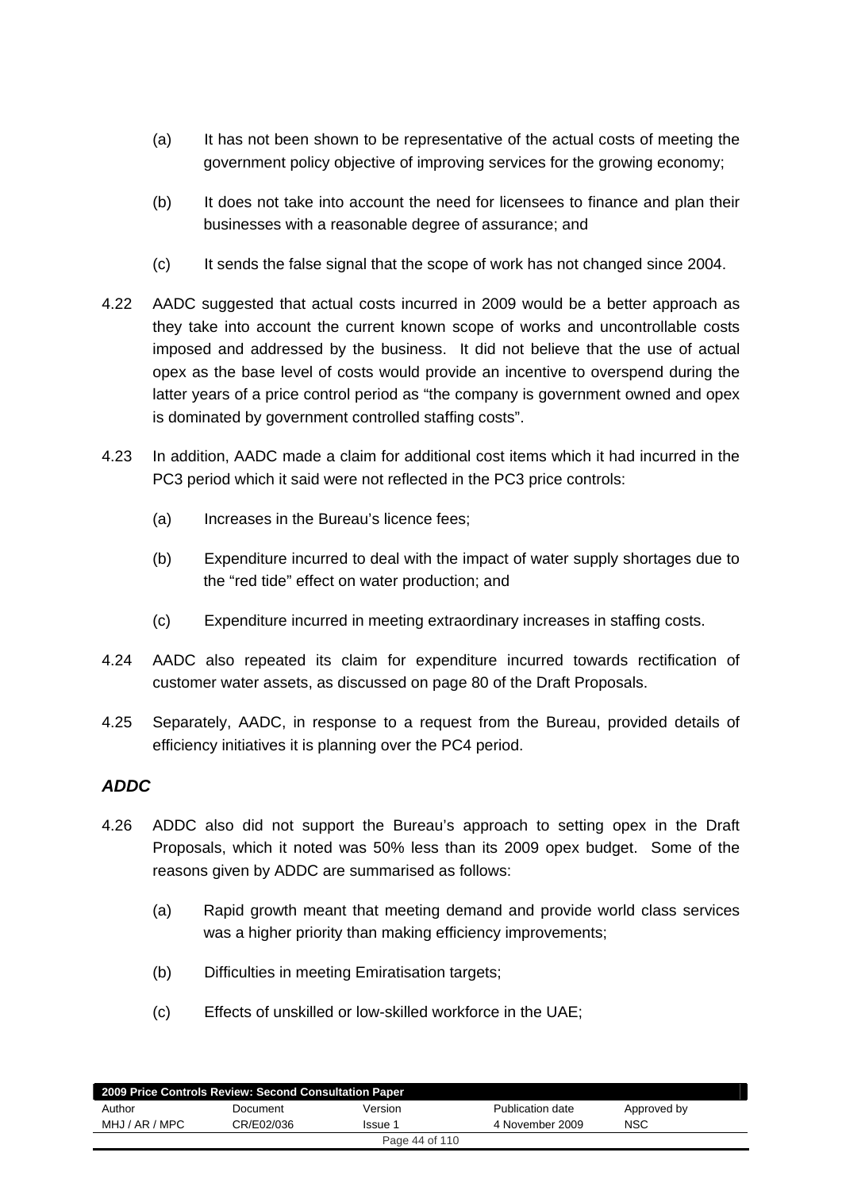(a) It has not been shown to be representative of the actual costs of meeting the government policy objective of improving services for the growing economy;

(b) It does not take into account the need for licensees to finance and plan their businesses with a reasonable degree of assurance; and

(c) It sends the false signal that the scope of work has not changed since 2004.

4.22 AADC suggested that actual costs incurred in 2009 would be a better approach as they take into account the current known scope of works and uncontrollable costs imposed and addressed by the business. It did not believe that the use of actual opex as the base level of costs would provide an incentive to overspend during the latter years of a price control period as "the company is government owned and opex is dominated by government controlled staffing costs".

4.23 In addition, AADC made a claim for additional cost items which it had incurred in the PC3 period which it said were not reflected in the PC3 price controls:

(a) Increases in the Bureau's licence fees;

(b) Expenditure incurred to deal with the impact of water supply shortages due to the "red tide" effect on water production; and

(c) Expenditure incurred in meeting extraordinary increases in staffing costs.

4.24 AADC also repeated its claim for expenditure incurred towards rectification of customer water assets, as discussed on page 80 of the Draft Proposals.

4.25 Separately, AADC, in response to a request from the Bureau, provided details of efficiency initiatives it is planning over the PC4 period.

### *ADDC*

4.26 ADDC also did not support the Bureau's approach to setting opex in the Draft Proposals, which it noted was 50% less than its 2009 opex budget. Some of the reasons given by ADDC are summarised as follows:

(a) Rapid growth meant that meeting demand and provide world class services was a higher priority than making efficiency improvements;

(b) Difficulties in meeting Emiratisation targets;

(c) Effects of unskilled or low-skilled workforce in the UAE;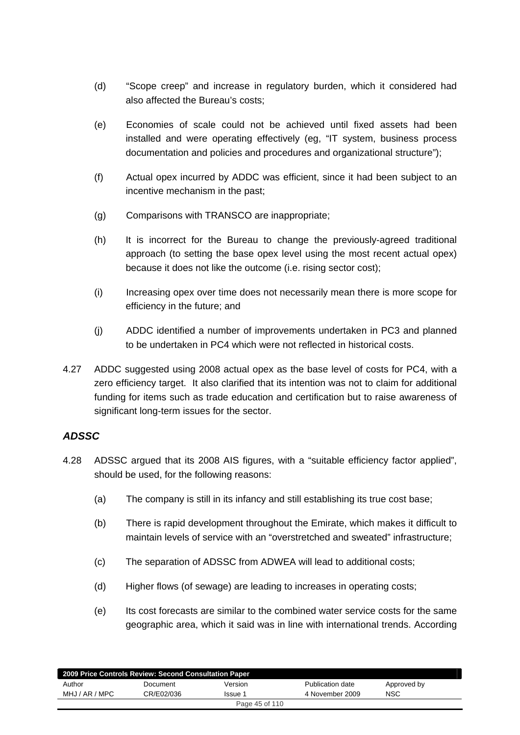(d) "Scope creep" and increase in regulatory burden, which it considered had also affected the Bureau's costs;

(e) Economies of scale could not be achieved until fixed assets had been installed and were operating effectively (eg, "IT system, business process documentation and policies and procedures and organizational structure");

(f) Actual opex incurred by ADDC was efficient, since it had been subject to an incentive mechanism in the past;

(g) Comparisons with TRANSCO are inappropriate;

(h) It is incorrect for the Bureau to change the previously-agreed traditional approach (to setting the base opex level using the most recent actual opex) because it does not like the outcome (i.e. rising sector cost);

(i) Increasing opex over time does not necessarily mean there is more scope for efficiency in the future; and

(j) ADDC identified a number of improvements undertaken in PC3 and planned to be undertaken in PC4 which were not reflected in historical costs.

4.27 ADDC suggested using 2008 actual opex as the base level of costs for PC4, with a zero efficiency target. It also clarified that its intention was not to claim for additional funding for items such as trade education and certification but to raise awareness of significant long-term issues for the sector.

### *ADSSC*

4.28 ADSSC argued that its 2008 AIS figures, with a "suitable efficiency factor applied", should be used, for the following reasons:

(a) The company is still in its infancy and still establishing its true cost base;

(b) There is rapid development throughout the Emirate, which makes it difficult to maintain levels of service with an "overstretched and sweated" infrastructure;

(c) The separation of ADSSC from ADWEA will lead to additional costs;

(d) Higher flows (of sewage) are leading to increases in operating costs;

(e) Its cost forecasts are similar to the combined water service costs for the same geographic area, which it said was in line with international trends. According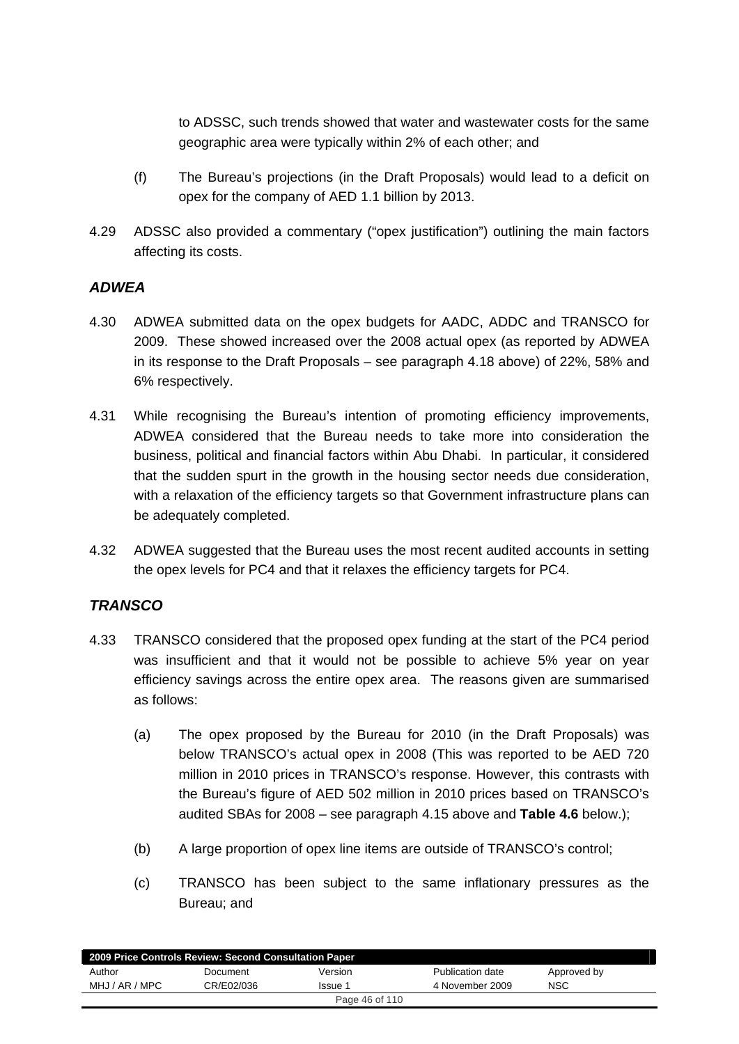to ADSSC, such trends showed that water and wastewater costs for the same geographic area were typically within 2% of each other; and

(f) The Bureau's projections (in the Draft Proposals) would lead to a deficit on opex for the company of AED 1.1 billion by 2013.

4.29 ADSSC also provided a commentary ("opex justification") outlining the main factors affecting its costs.

### *ADWEA*

4.30 ADWEA submitted data on the opex budgets for AADC, ADDC and TRANSCO for 2009. These showed increased over the 2008 actual opex (as reported by ADWEA in its response to the Draft Proposals – see paragraph 4.18 above) of 22%, 58% and 6% respectively.

4.31 While recognising the Bureau's intention of promoting efficiency improvements, ADWEA considered that the Bureau needs to take more into consideration the business, political and financial factors within Abu Dhabi. In particular, it considered that the sudden spurt in the growth in the housing sector needs due consideration, with a relaxation of the efficiency targets so that Government infrastructure plans can be adequately completed.

4.32 ADWEA suggested that the Bureau uses the most recent audited accounts in setting the opex levels for PC4 and that it relaxes the efficiency targets for PC4.

### *TRANSCO*

4.33 TRANSCO considered that the proposed opex funding at the start of the PC4 period was insufficient and that it would not be possible to achieve 5% year on year efficiency savings across the entire opex area. The reasons given are summarised as follows:

(a) The opex proposed by the Bureau for 2010 (in the Draft Proposals) was below TRANSCO's actual opex in 2008 (This was reported to be AED 720 million in 2010 prices in TRANSCO's response. However, this contrasts with the Bureau's figure of AED 502 million in 2010 prices based on TRANSCO's audited SBAs for 2008 – see paragraph 4.15 above and **Table 4.6** below.);

(b) A large proportion of opex line items are outside of TRANSCO's control;

(c) TRANSCO has been subject to the same inflationary pressures as the Bureau; and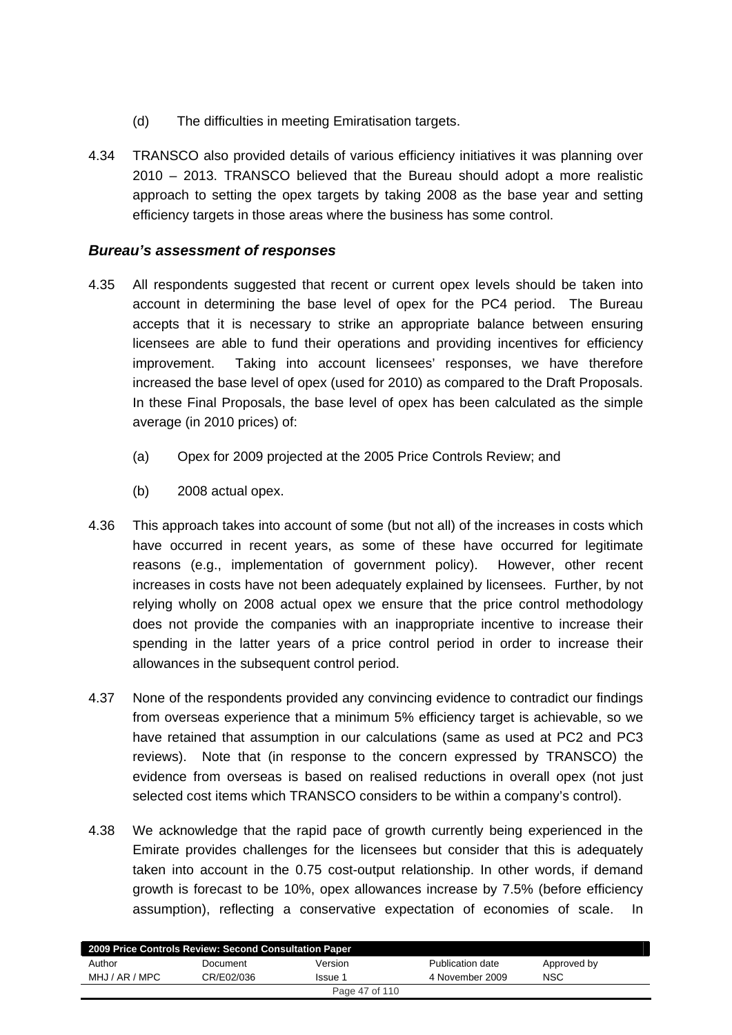(d) The difficulties in meeting Emiratisation targets.

4.34 TRANSCO also provided details of various efficiency initiatives it was planning over 2010 – 2013. TRANSCO believed that the Bureau should adopt a more realistic approach to setting the opex targets by taking 2008 as the base year and setting efficiency targets in those areas where the business has some control.

### *Bureau's assessment of responses*

4.35 All respondents suggested that recent or current opex levels should be taken into account in determining the base level of opex for the PC4 period. The Bureau accepts that it is necessary to strike an appropriate balance between ensuring licensees are able to fund their operations and providing incentives for efficiency improvement. Taking into account licensees' responses, we have therefore increased the base level of opex (used for 2010) as compared to the Draft Proposals. In these Final Proposals, the base level of opex has been calculated as the simple average (in 2010 prices) of:

(a) Opex for 2009 projected at the 2005 Price Controls Review; and

(b) 2008 actual opex.

4.36 This approach takes into account of some (but not all) of the increases in costs which have occurred in recent years, as some of these have occurred for legitimate reasons (e.g., implementation of government policy). However, other recent increases in costs have not been adequately explained by licensees. Further, by not relying wholly on 2008 actual opex we ensure that the price control methodology does not provide the companies with an inappropriate incentive to increase their spending in the latter years of a price control period in order to increase their allowances in the subsequent control period.

4.37 None of the respondents provided any convincing evidence to contradict our findings from overseas experience that a minimum 5% efficiency target is achievable, so we have retained that assumption in our calculations (same as used at PC2 and PC3 reviews). Note that (in response to the concern expressed by TRANSCO) the evidence from overseas is based on realised reductions in overall opex (not just selected cost items which TRANSCO considers to be within a company's control).

4.38 We acknowledge that the rapid pace of growth currently being experienced in the Emirate provides challenges for the licensees but consider that this is adequately taken into account in the 0.75 cost-output relationship. In other words, if demand growth is forecast to be 10%, opex allowances increase by 7.5% (before efficiency assumption), reflecting a conservative expectation of economies of scale. In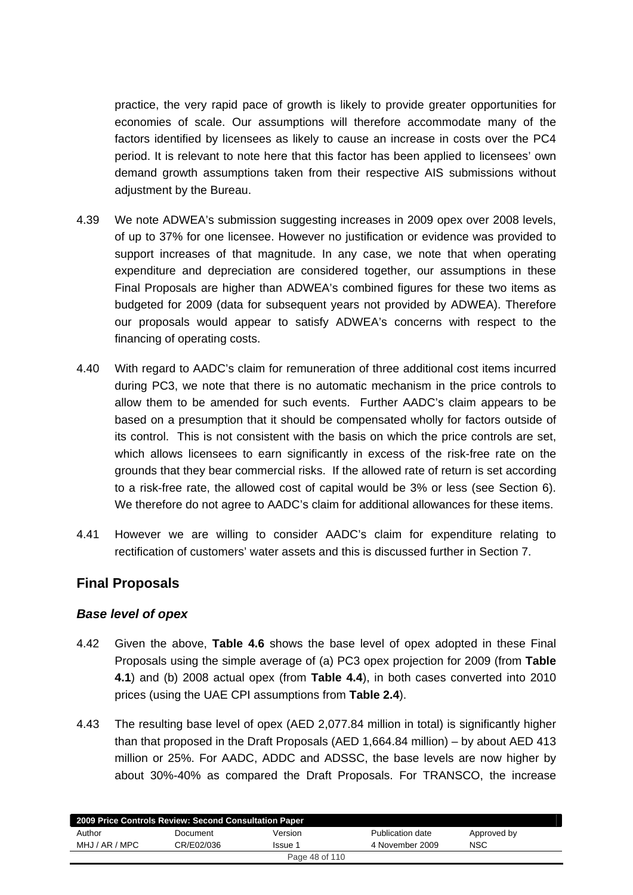practice, the very rapid pace of growth is likely to provide greater opportunities for economies of scale. Our assumptions will therefore accommodate many of the factors identified by licensees as likely to cause an increase in costs over the PC4 period. It is relevant to note here that this factor has been applied to licensees' own demand growth assumptions taken from their respective AIS submissions without adjustment by the Bureau.

4.39 We note ADWEA's submission suggesting increases in 2009 opex over 2008 levels, of up to 37% for one licensee. However no justification or evidence was provided to support increases of that magnitude. In any case, we note that when operating expenditure and depreciation are considered together, our assumptions in these Final Proposals are higher than ADWEA's combined figures for these two items as budgeted for 2009 (data for subsequent years not provided by ADWEA). Therefore our proposals would appear to satisfy ADWEA's concerns with respect to the financing of operating costs.

4.40 With regard to AADC's claim for remuneration of three additional cost items incurred during PC3, we note that there is no automatic mechanism in the price controls to allow them to be amended for such events. Further AADC's claim appears to be based on a presumption that it should be compensated wholly for factors outside of its control. This is not consistent with the basis on which the price controls are set, which allows licensees to earn significantly in excess of the risk-free rate on the grounds that they bear commercial risks. If the allowed rate of return is set according to a risk-free rate, the allowed cost of capital would be 3% or less (see Section 6). We therefore do not agree to AADC's claim for additional allowances for these items.

4.41 However we are willing to consider AADC's claim for expenditure relating to rectification of customers' water assets and this is discussed further in Section 7.

## Final Proposals

### *Base level of opex*

4.42 Given the above, **Table 4.6** shows the base level of opex adopted in these Final Proposals using the simple average of (a) PC3 opex projection for 2009 (from **Table 4.1**) and (b) 2008 actual opex (from **Table 4.4**), in both cases converted into 2010 prices (using the UAE CPI assumptions from **Table 2.4**).

4.43 The resulting base level of opex (AED 2,077.84 million in total) is significantly higher than that proposed in the Draft Proposals (AED 1,664.84 million) – by about AED 413 million or 25%. For AADC, ADDC and ADSSC, the base levels are now higher by about 30%-40% as compared the Draft Proposals. For TRANSCO, the increase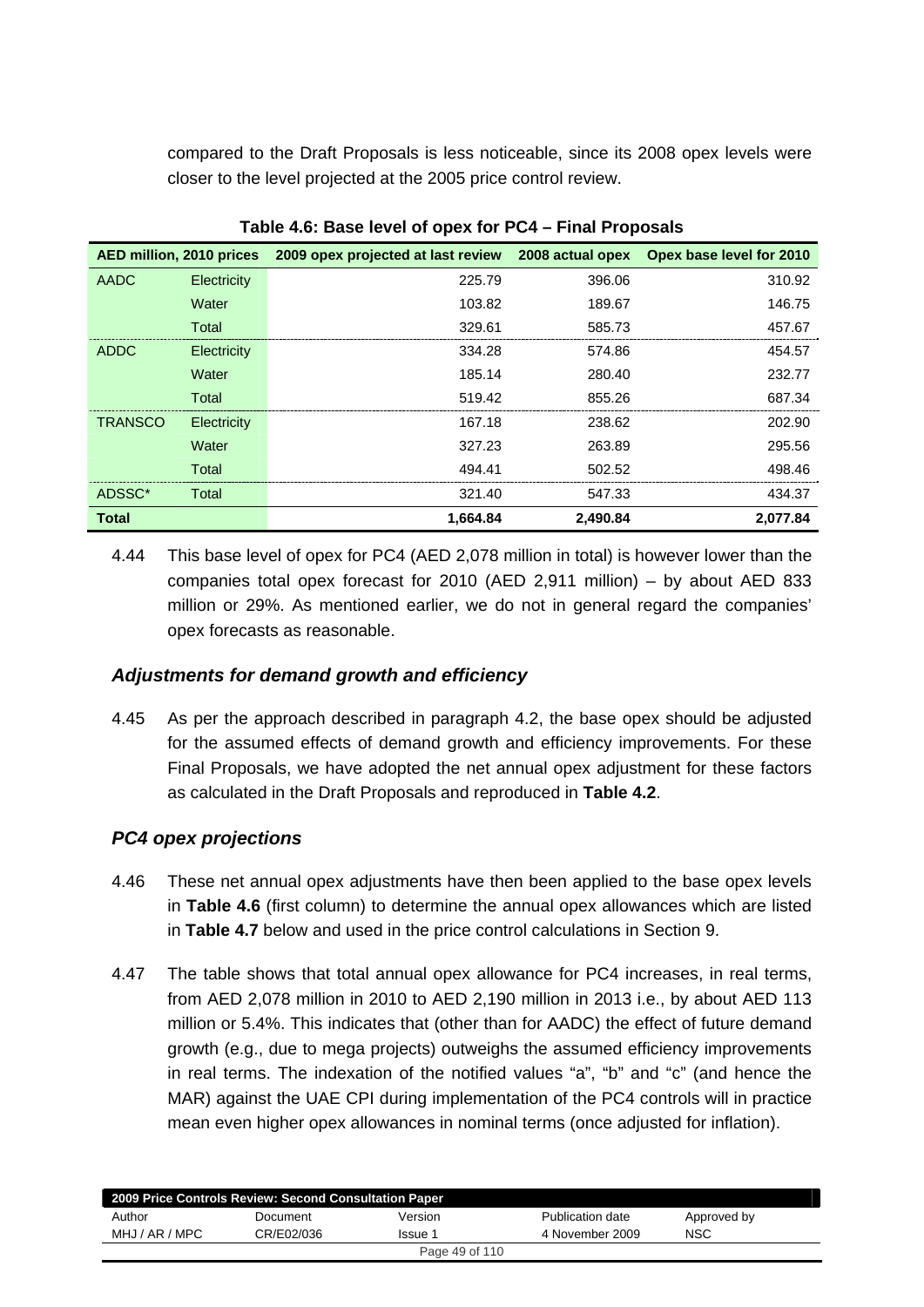compared to the Draft Proposals is less noticeable, since its 2008 opex levels were closer to the level projected at the 2005 price control review.

**Table 4.6: Base level of opex for PC4 – Final Proposals**

| AED million, 2010 prices | | 2009 opex projected at last review | 2008 actual opex | Opex base level for 2010 |
|---|---|---|---|---|
| AADC | Electricity | 225.79 | 396.06 | 310.92 |
| | Water | 103.82 | 189.67 | 146.75 |
| | Total | 329.61 | 585.73 | 457.67 |
| ADDC | Electricity | 334.28 | 574.86 | 454.57 |
| | Water | 185.14 | 280.40 | 232.77 |
| | Total | 519.42 | 855.26 | 687.34 |
| TRANSCO | Electricity | 167.18 | 238.62 | 202.90 |
| | Water | 327.23 | 263.89 | 295.56 |
| | Total | 494.41 | 502.52 | 498.46 |
| ADSSC* | Total | 321.40 | 547.33 | 434.37 |
| **Total** | | **1,664.84** | **2,490.84** | **2,077.84** |

4.44 This base level of opex for PC4 (AED 2,078 million in total) is however lower than the companies total opex forecast for 2010 (AED 2,911 million) – by about AED 833 million or 29%. As mentioned earlier, we do not in general regard the companies' opex forecasts as reasonable.

### *Adjustments for demand growth and efficiency*

4.45 As per the approach described in paragraph 4.2, the base opex should be adjusted for the assumed effects of demand growth and efficiency improvements. For these Final Proposals, we have adopted the net annual opex adjustment for these factors as calculated in the Draft Proposals and reproduced in **Table 4.2**.

### *PC4 opex projections*

4.46 These net annual opex adjustments have then been applied to the base opex levels in **Table 4.6** (first column) to determine the annual opex allowances which are listed in **Table 4.7** below and used in the price control calculations in Section 9.

4.47 The table shows that total annual opex allowance for PC4 increases, in real terms, from AED 2,078 million in 2010 to AED 2,190 million in 2013 i.e., by about AED 113 million or 5.4%. This indicates that (other than for AADC) the effect of future demand growth (e.g., due to mega projects) outweighs the assumed efficiency improvements in real terms. The indexation of the notified values "a", "b" and "c" (and hence the MAR) against the UAE CPI during implementation of the PC4 controls will in practice mean even higher opex allowances in nominal terms (once adjusted for inflation).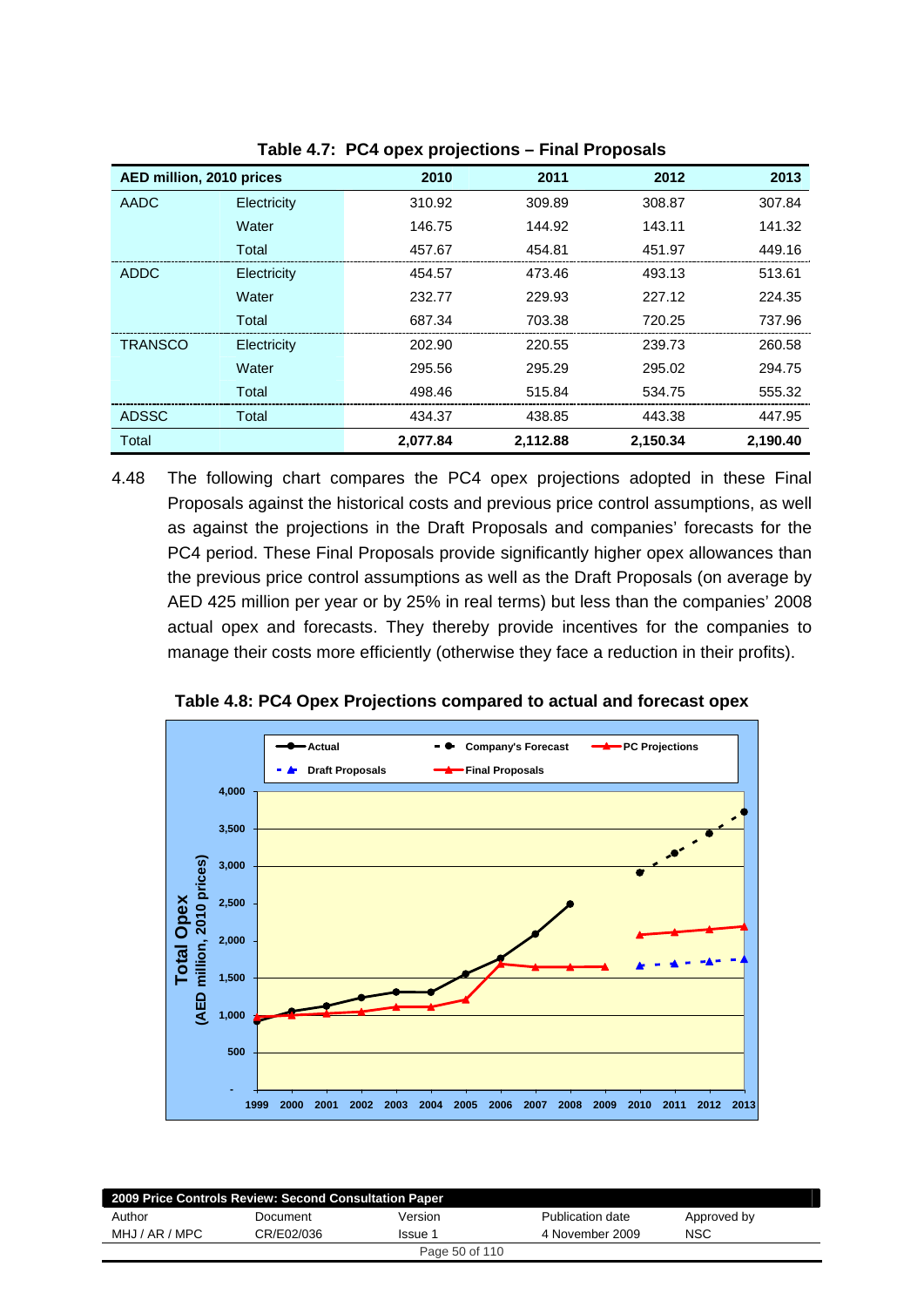**Table 4.7: PC4 opex projections – Final Proposals**

| AED million, 2010 prices | | 2010 | 2011 | 2012 | 2013 |
|---|---|---|---|---|---|
| AADC | Electricity | 310.92 | 309.89 | 308.87 | 307.84 |
| | Water | 146.75 | 144.92 | 143.11 | 141.32 |
| | Total | 457.67 | 454.81 | 451.97 | 449.16 |
| ADDC | Electricity | 454.57 | 473.46 | 493.13 | 513.61 |
| | Water | 232.77 | 229.93 | 227.12 | 224.35 |
| | Total | 687.34 | 703.38 | 720.25 | 737.96 |
| TRANSCO | Electricity | 202.90 | 220.55 | 239.73 | 260.58 |
| | Water | 295.56 | 295.29 | 295.02 | 294.75 |
| | Total | 498.46 | 515.84 | 534.75 | 555.32 |
| ADSSC | Total | 434.37 | 438.85 | 443.38 | 447.95 |
| Total | | **2,077.84** | **2,112.88** | **2,150.34** | **2,190.40** |

4.48 The following chart compares the PC4 opex projections adopted in these Final Proposals against the historical costs and previous price control assumptions, as well as against the projections in the Draft Proposals and companies' forecasts for the PC4 period. These Final Proposals provide significantly higher opex allowances than the previous price control assumptions as well as the Draft Proposals (on average by AED 425 million per year or by 25% in real terms) but less than the companies' 2008 actual opex and forecasts. They thereby provide incentives for the companies to manage their costs more efficiently (otherwise they face a reduction in their profits).

**Table 4.8: PC4 Opex Projections compared to actual and forecast opex**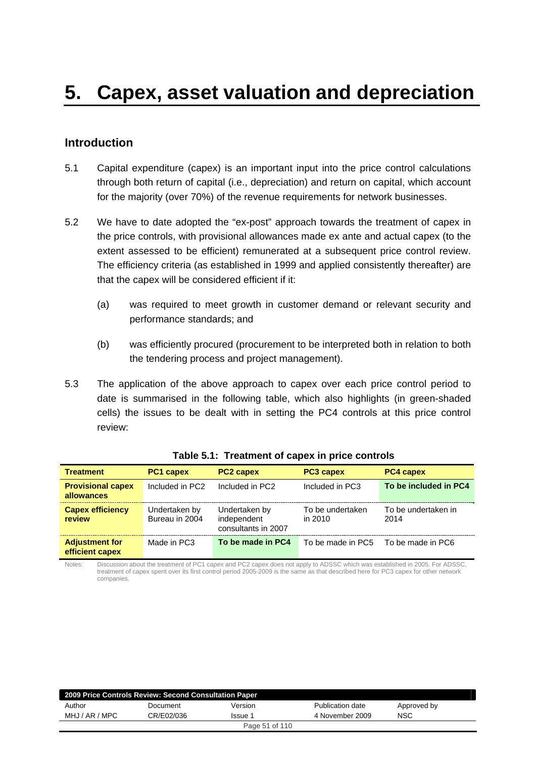# 5. Capex, asset valuation and depreciation

## Introduction

5.1 Capital expenditure (capex) is an important input into the price control calculations through both return of capital (i.e., depreciation) and return on capital, which account for the majority (over 70%) of the revenue requirements for network businesses.

5.2 We have to date adopted the "ex-post" approach towards the treatment of capex in the price controls, with provisional allowances made ex ante and actual capex (to the extent assessed to be efficient) remunerated at a subsequent price control review. The efficiency criteria (as established in 1999 and applied consistently thereafter) are that the capex will be considered efficient if it:

(a) was required to meet growth in customer demand or relevant security and performance standards; and

(b) was efficiently procured (procurement to be interpreted both in relation to both the tendering process and project management).

5.3 The application of the above approach to capex over each price control period to date is summarised in the following table, which also highlights (in green-shaded cells) the issues to be dealt with in setting the PC4 controls at this price control review:

**Table 5.1: Treatment of capex in price controls**

| Treatment | PC1 capex | PC2 capex | PC3 capex | PC4 capex |
|---|---|---|---|---|
| **Provisional capex allowances** | Included in PC2 | Included in PC2 | Included in PC3 | **To be included in PC4** |
| **Capex efficiency review** | Undertaken by Bureau in 2004 | Undertaken by independent consultants in 2007 | To be undertaken in 2010 | To be undertaken in 2014 |
| **Adjustment for efficient capex** | Made in PC3 | **To be made in PC4** | To be made in PC5 | To be made in PC6 |

Notes: Discussion about the treatment of PC1 capex and PC2 capex does not apply to ADSSC which was established in 2005. For ADSSC, treatment of capex spent over its first control period 2005-2009 is the same as that described here for PC3 capex for other network companies.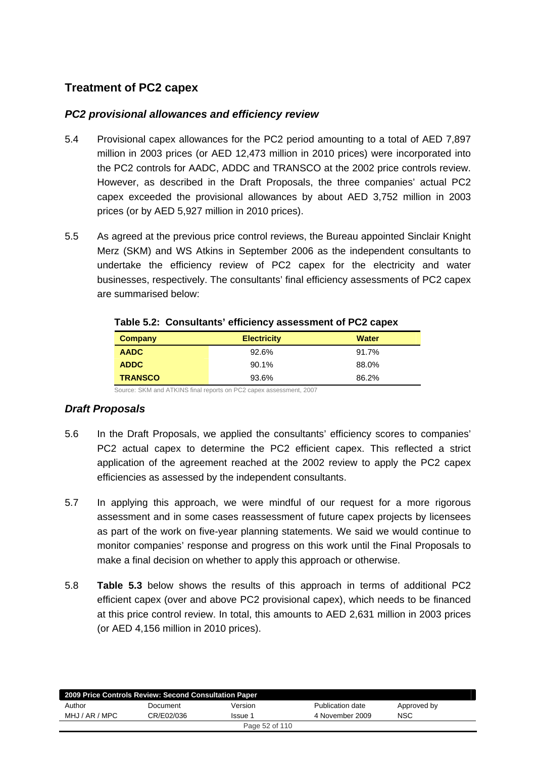## Treatment of PC2 capex

### *PC2 provisional allowances and efficiency review*

5.4 Provisional capex allowances for the PC2 period amounting to a total of AED 7,897 million in 2003 prices (or AED 12,473 million in 2010 prices) were incorporated into the PC2 controls for AADC, ADDC and TRANSCO at the 2002 price controls review. However, as described in the Draft Proposals, the three companies' actual PC2 capex exceeded the provisional allowances by about AED 3,752 million in 2003 prices (or by AED 5,927 million in 2010 prices).

5.5 As agreed at the previous price control reviews, the Bureau appointed Sinclair Knight Merz (SKM) and WS Atkins in September 2006 as the independent consultants to undertake the efficiency review of PC2 capex for the electricity and water businesses, respectively. The consultants' final efficiency assessments of PC2 capex are summarised below:

**Table 5.2: Consultants' efficiency assessment of PC2 capex**

| Company | Electricity | Water |
|---|---|---|
| **AADC** | 92.6% | 91.7% |
| **ADDC** | 90.1% | 88.0% |
| **TRANSCO** | 93.6% | 86.2% |

Source: SKM and ATKINS final reports on PC2 capex assessment, 2007

### *Draft Proposals*

5.6 In the Draft Proposals, we applied the consultants' efficiency scores to companies' PC2 actual capex to determine the PC2 efficient capex. This reflected a strict application of the agreement reached at the 2002 review to apply the PC2 capex efficiencies as assessed by the independent consultants.

5.7 In applying this approach, we were mindful of our request for a more rigorous assessment and in some cases reassessment of future capex projects by licensees as part of the work on five-year planning statements. We said we would continue to monitor companies' response and progress on this work until the Final Proposals to make a final decision on whether to apply this approach or otherwise.

5.8 **Table 5.3** below shows the results of this approach in terms of additional PC2 efficient capex (over and above PC2 provisional capex), which needs to be financed at this price control review. In total, this amounts to AED 2,631 million in 2003 prices (or AED 4,156 million in 2010 prices).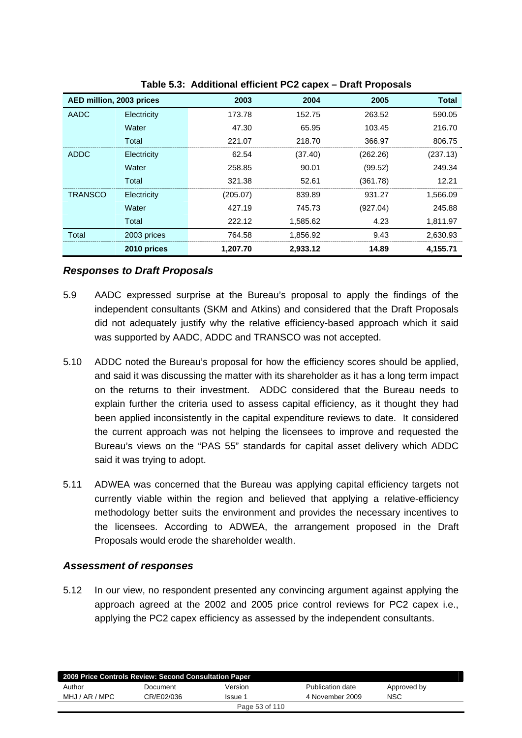**Table 5.3: Additional efficient PC2 capex – Draft Proposals**

| AED million, 2003 prices | | 2003 | 2004 | 2005 | Total |
|---|---|---|---|---|---|
| AADC | Electricity | 173.78 | 152.75 | 263.52 | 590.05 |
| | Water | 47.30 | 65.95 | 103.45 | 216.70 |
| | Total | 221.07 | 218.70 | 366.97 | 806.75 |
| ADDC | Electricity | 62.54 | (37.40) | (262.26) | (237.13) |
| | Water | 258.85 | 90.01 | (99.52) | 249.34 |
| | Total | 321.38 | 52.61 | (361.78) | 12.21 |
| TRANSCO | Electricity | (205.07) | 839.89 | 931.27 | 1,566.09 |
| | Water | 427.19 | 745.73 | (927.04) | 245.88 |
| | Total | 222.12 | 1,585.62 | 4.23 | 1,811.97 |
| Total | 2003 prices | 764.58 | 1,856.92 | 9.43 | 2,630.93 |
| | **2010 prices** | **1,207.70** | **2,933.12** | **14.89** | **4,155.71** |

### *Responses to Draft Proposals*

5.9 AADC expressed surprise at the Bureau's proposal to apply the findings of the independent consultants (SKM and Atkins) and considered that the Draft Proposals did not adequately justify why the relative efficiency-based approach which it said was supported by AADC, ADDC and TRANSCO was not accepted.

5.10 ADDC noted the Bureau's proposal for how the efficiency scores should be applied, and said it was discussing the matter with its shareholder as it has a long term impact on the returns to their investment. ADDC considered that the Bureau needs to explain further the criteria used to assess capital efficiency, as it thought they had been applied inconsistently in the capital expenditure reviews to date. It considered the current approach was not helping the licensees to improve and requested the Bureau's views on the "PAS 55" standards for capital asset delivery which ADDC said it was trying to adopt.

5.11 ADWEA was concerned that the Bureau was applying capital efficiency targets not currently viable within the region and believed that applying a relative-efficiency methodology better suits the environment and provides the necessary incentives to the licensees. According to ADWEA, the arrangement proposed in the Draft Proposals would erode the shareholder wealth.

### *Assessment of responses*

5.12 In our view, no respondent presented any convincing argument against applying the approach agreed at the 2002 and 2005 price control reviews for PC2 capex i.e., applying the PC2 capex efficiency as assessed by the independent consultants.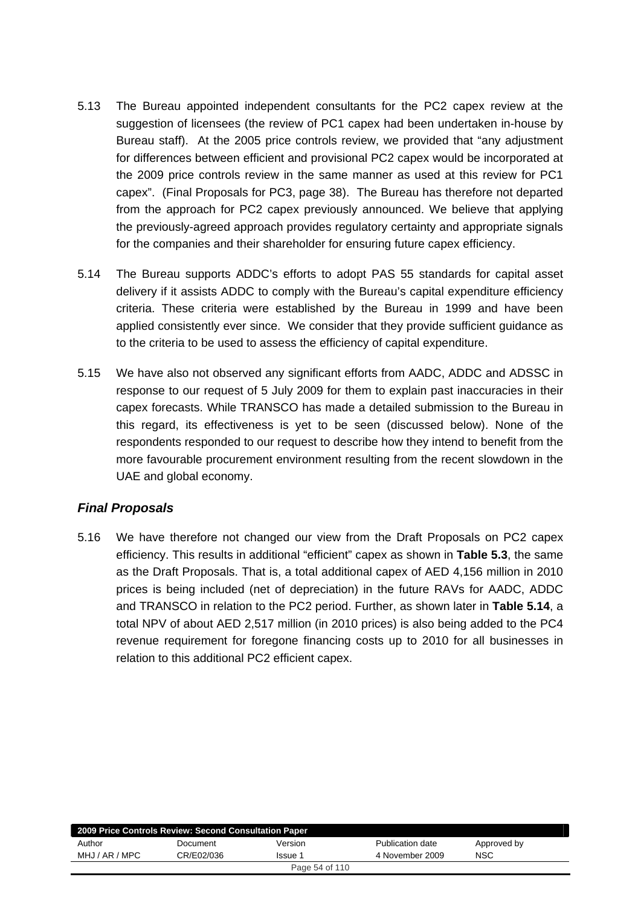5.13 The Bureau appointed independent consultants for the PC2 capex review at the suggestion of licensees (the review of PC1 capex had been undertaken in-house by Bureau staff). At the 2005 price controls review, we provided that "any adjustment for differences between efficient and provisional PC2 capex would be incorporated at the 2009 price controls review in the same manner as used at this review for PC1 capex". (Final Proposals for PC3, page 38). The Bureau has therefore not departed from the approach for PC2 capex previously announced. We believe that applying the previously-agreed approach provides regulatory certainty and appropriate signals for the companies and their shareholder for ensuring future capex efficiency.

5.14 The Bureau supports ADDC's efforts to adopt PAS 55 standards for capital asset delivery if it assists ADDC to comply with the Bureau's capital expenditure efficiency criteria. These criteria were established by the Bureau in 1999 and have been applied consistently ever since. We consider that they provide sufficient guidance as to the criteria to be used to assess the efficiency of capital expenditure.

5.15 We have also not observed any significant efforts from AADC, ADDC and ADSSC in response to our request of 5 July 2009 for them to explain past inaccuracies in their capex forecasts. While TRANSCO has made a detailed submission to the Bureau in this regard, its effectiveness is yet to be seen (discussed below). None of the respondents responded to our request to describe how they intend to benefit from the more favourable procurement environment resulting from the recent slowdown in the UAE and global economy.

### *Final Proposals*

5.16 We have therefore not changed our view from the Draft Proposals on PC2 capex efficiency. This results in additional "efficient" capex as shown in **Table 5.3**, the same as the Draft Proposals. That is, a total additional capex of AED 4,156 million in 2010 prices is being included (net of depreciation) in the future RAVs for AADC, ADDC and TRANSCO in relation to the PC2 period. Further, as shown later in **Table 5.14**, a total NPV of about AED 2,517 million (in 2010 prices) is also being added to the PC4 revenue requirement for foregone financing costs up to 2010 for all businesses in relation to this additional PC2 efficient capex.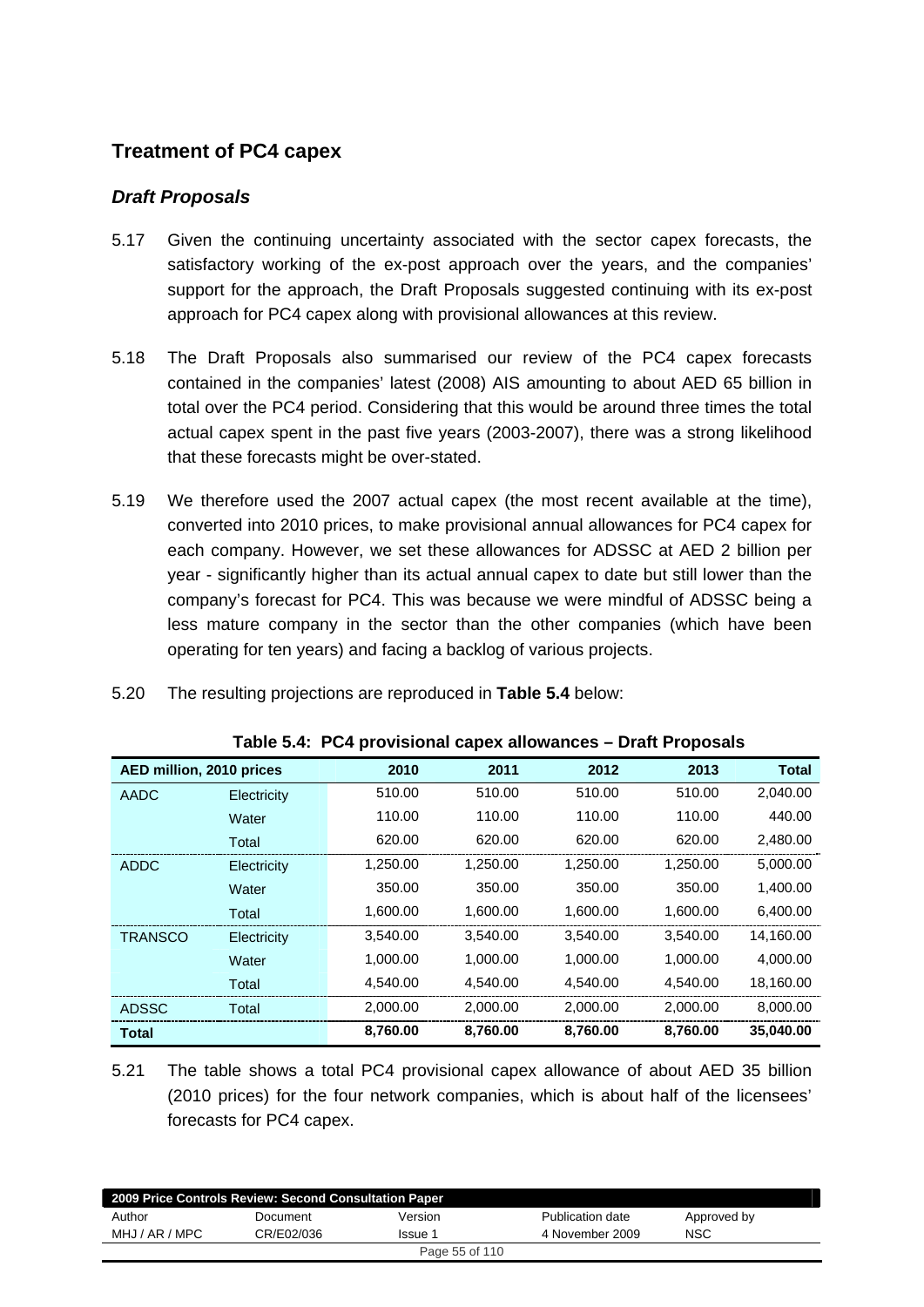## Treatment of PC4 capex

### *Draft Proposals*

5.17 Given the continuing uncertainty associated with the sector capex forecasts, the satisfactory working of the ex-post approach over the years, and the companies' support for the approach, the Draft Proposals suggested continuing with its ex-post approach for PC4 capex along with provisional allowances at this review.

5.18 The Draft Proposals also summarised our review of the PC4 capex forecasts contained in the companies' latest (2008) AIS amounting to about AED 65 billion in total over the PC4 period. Considering that this would be around three times the total actual capex spent in the past five years (2003-2007), there was a strong likelihood that these forecasts might be over-stated.

5.19 We therefore used the 2007 actual capex (the most recent available at the time), converted into 2010 prices, to make provisional annual allowances for PC4 capex for each company. However, we set these allowances for ADSSC at AED 2 billion per year - significantly higher than its actual annual capex to date but still lower than the company's forecast for PC4. This was because we were mindful of ADSSC being a less mature company in the sector than the other companies (which have been operating for ten years) and facing a backlog of various projects.

5.20 The resulting projections are reproduced in **Table 5.4** below:

**Table 5.4: PC4 provisional capex allowances – Draft Proposals**

| AED million, 2010 prices | | 2010 | 2011 | 2012 | 2013 | Total |
|---|---|---|---|---|---|---|
| AADC | Electricity | 510.00 | 510.00 | 510.00 | 510.00 | 2,040.00 |
| | Water | 110.00 | 110.00 | 110.00 | 110.00 | 440.00 |
| | Total | 620.00 | 620.00 | 620.00 | 620.00 | 2,480.00 |
| ADDC | Electricity | 1,250.00 | 1,250.00 | 1,250.00 | 1,250.00 | 5,000.00 |
| | Water | 350.00 | 350.00 | 350.00 | 350.00 | 1,400.00 |
| | Total | 1,600.00 | 1,600.00 | 1,600.00 | 1,600.00 | 6,400.00 |
| TRANSCO | Electricity | 3,540.00 | 3,540.00 | 3,540.00 | 3,540.00 | 14,160.00 |
| | Water | 1,000.00 | 1,000.00 | 1,000.00 | 1,000.00 | 4,000.00 |
| | Total | 4,540.00 | 4,540.00 | 4,540.00 | 4,540.00 | 18,160.00 |
| ADSSC | Total | 2,000.00 | 2,000.00 | 2,000.00 | 2,000.00 | 8,000.00 |
| **Total** | | **8,760.00** | **8,760.00** | **8,760.00** | **8,760.00** | **35,040.00** |

5.21 The table shows a total PC4 provisional capex allowance of about AED 35 billion (2010 prices) for the four network companies, which is about half of the licensees' forecasts for PC4 capex.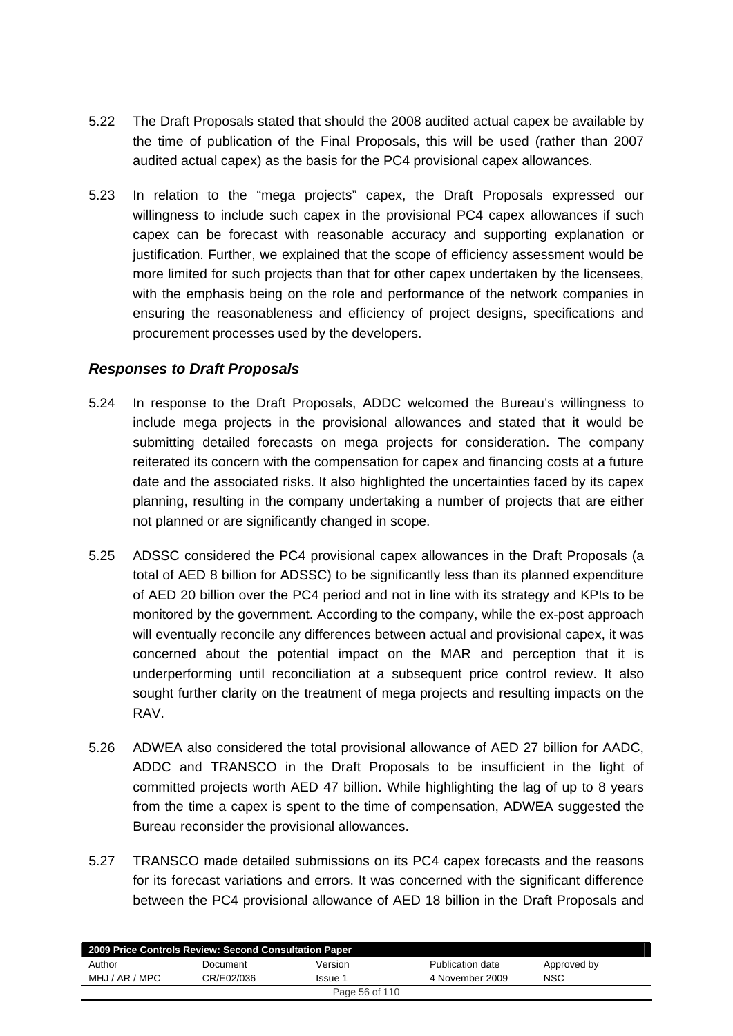5.22 The Draft Proposals stated that should the 2008 audited actual capex be available by the time of publication of the Final Proposals, this will be used (rather than 2007 audited actual capex) as the basis for the PC4 provisional capex allowances.

5.23 In relation to the "mega projects" capex, the Draft Proposals expressed our willingness to include such capex in the provisional PC4 capex allowances if such capex can be forecast with reasonable accuracy and supporting explanation or justification. Further, we explained that the scope of efficiency assessment would be more limited for such projects than that for other capex undertaken by the licensees, with the emphasis being on the role and performance of the network companies in ensuring the reasonableness and efficiency of project designs, specifications and procurement processes used by the developers.

### *Responses to Draft Proposals*

5.24 In response to the Draft Proposals, ADDC welcomed the Bureau's willingness to include mega projects in the provisional allowances and stated that it would be submitting detailed forecasts on mega projects for consideration. The company reiterated its concern with the compensation for capex and financing costs at a future date and the associated risks. It also highlighted the uncertainties faced by its capex planning, resulting in the company undertaking a number of projects that are either not planned or are significantly changed in scope.

5.25 ADSSC considered the PC4 provisional capex allowances in the Draft Proposals (a total of AED 8 billion for ADSSC) to be significantly less than its planned expenditure of AED 20 billion over the PC4 period and not in line with its strategy and KPIs to be monitored by the government. According to the company, while the ex-post approach will eventually reconcile any differences between actual and provisional capex, it was concerned about the potential impact on the MAR and perception that it is underperforming until reconciliation at a subsequent price control review. It also sought further clarity on the treatment of mega projects and resulting impacts on the RAV.

5.26 ADWEA also considered the total provisional allowance of AED 27 billion for AADC, ADDC and TRANSCO in the Draft Proposals to be insufficient in the light of committed projects worth AED 47 billion. While highlighting the lag of up to 8 years from the time a capex is spent to the time of compensation, ADWEA suggested the Bureau reconsider the provisional allowances.

5.27 TRANSCO made detailed submissions on its PC4 capex forecasts and the reasons for its forecast variations and errors. It was concerned with the significant difference between the PC4 provisional allowance of AED 18 billion in the Draft Proposals and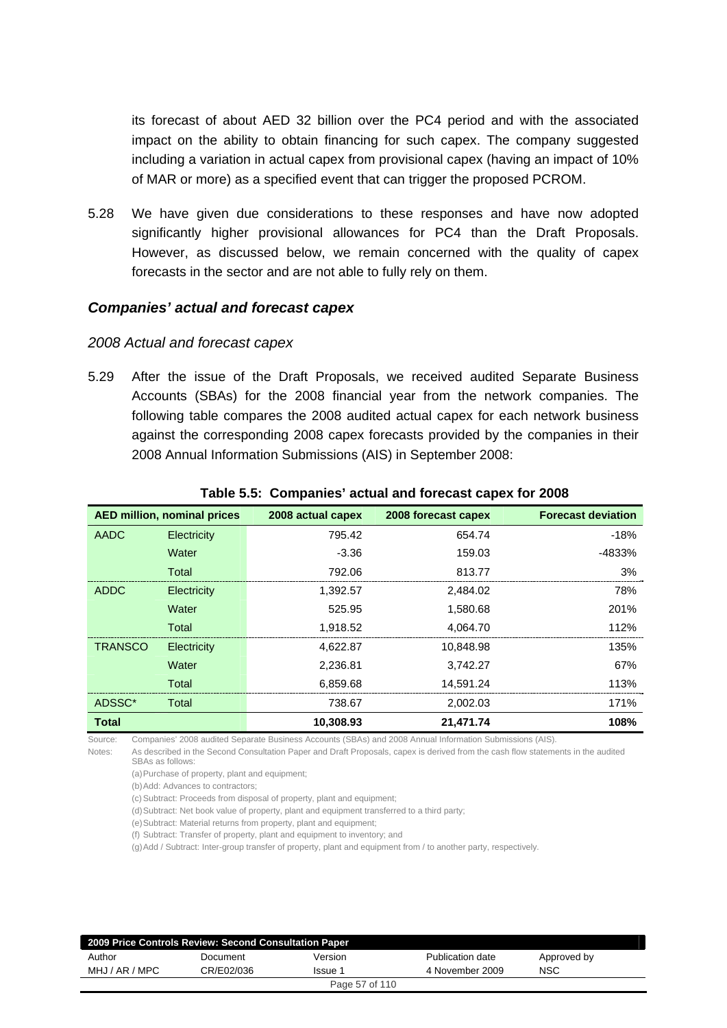its forecast of about AED 32 billion over the PC4 period and with the associated impact on the ability to obtain financing for such capex. The company suggested including a variation in actual capex from provisional capex (having an impact of 10% of MAR or more) as a specified event that can trigger the proposed PCROM.

5.28 We have given due considerations to these responses and have now adopted significantly higher provisional allowances for PC4 than the Draft Proposals. However, as discussed below, we remain concerned with the quality of capex forecasts in the sector and are not able to fully rely on them.

### *Companies' actual and forecast capex*

#### *2008 Actual and forecast capex*

5.29 After the issue of the Draft Proposals, we received audited Separate Business Accounts (SBAs) for the 2008 financial year from the network companies. The following table compares the 2008 audited actual capex for each network business against the corresponding 2008 capex forecasts provided by the companies in their 2008 Annual Information Submissions (AIS) in September 2008:

**Table 5.5: Companies' actual and forecast capex for 2008**

| AED million, nominal prices | | 2008 actual capex | 2008 forecast capex | Forecast deviation |
|---|---|---|---|---|
| AADC | Electricity | 795.42 | 654.74 | -18% |
| | Water | -3.36 | 159.03 | -4833% |
| | Total | 792.06 | 813.77 | 3% |
| ADDC | Electricity | 1,392.57 | 2,484.02 | 78% |
| | Water | 525.95 | 1,580.68 | 201% |
| | Total | 1,918.52 | 4,064.70 | 112% |
| TRANSCO | Electricity | 4,622.87 | 10,848.98 | 135% |
| | Water | 2,236.81 | 3,742.27 | 67% |
| | Total | 6,859.68 | 14,591.24 | 113% |
| ADSSC* | Total | 738.67 | 2,002.03 | 171% |
| **Total** | | **10,308.93** | **21,471.74** | **108%** |

Source: Companies' 2008 audited Separate Business Accounts (SBAs) and 2008 Annual Information Submissions (AIS).

Notes: As described in the Second Consultation Paper and Draft Proposals, capex is derived from the cash flow statements in the audited SBAs as follows:

(a) Purchase of property, plant and equipment;

(b) Add: Advances to contractors;

(c) Subtract: Proceeds from disposal of property, plant and equipment;

(d) Subtract: Net book value of property, plant and equipment transferred to a third party;

(e) Subtract: Material returns from property, plant and equipment;

(f) Subtract: Transfer of property, plant and equipment to inventory; and

(g) Add / Subtract: Inter-group transfer of property, plant and equipment from / to another party, respectively.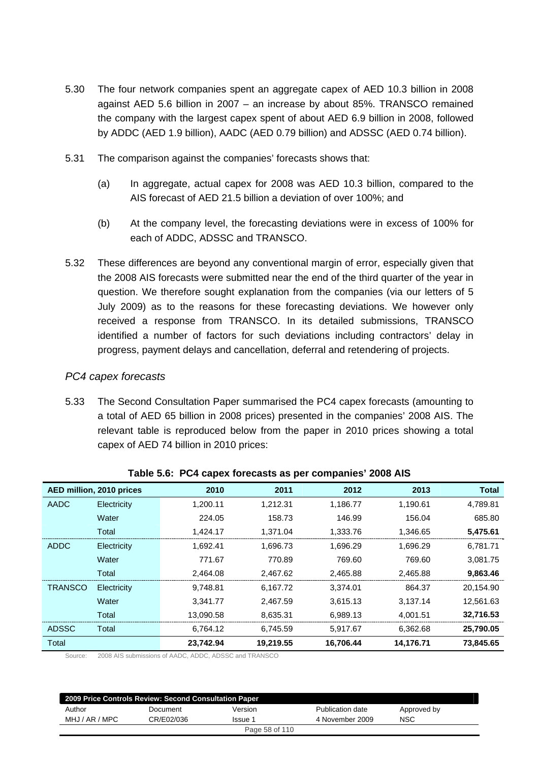5.30 The four network companies spent an aggregate capex of AED 10.3 billion in 2008 against AED 5.6 billion in 2007 – an increase by about 85%. TRANSCO remained the company with the largest capex spent of about AED 6.9 billion in 2008, followed by ADDC (AED 1.9 billion), AADC (AED 0.79 billion) and ADSSC (AED 0.74 billion).

5.31 The comparison against the companies' forecasts shows that:

(a) In aggregate, actual capex for 2008 was AED 10.3 billion, compared to the AIS forecast of AED 21.5 billion a deviation of over 100%; and

(b) At the company level, the forecasting deviations were in excess of 100% for each of ADDC, ADSSC and TRANSCO.

5.32 These differences are beyond any conventional margin of error, especially given that the 2008 AIS forecasts were submitted near the end of the third quarter of the year in question. We therefore sought explanation from the companies (via our letters of 5 July 2009) as to the reasons for these forecasting deviations. We however only received a response from TRANSCO. In its detailed submissions, TRANSCO identified a number of factors for such deviations including contractors' delay in progress, payment delays and cancellation, deferral and retendering of projects.

### *PC4 capex forecasts*

5.33 The Second Consultation Paper summarised the PC4 capex forecasts (amounting to a total of AED 65 billion in 2008 prices) presented in the companies' 2008 AIS. The relevant table is reproduced below from the paper in 2010 prices showing a total capex of AED 74 billion in 2010 prices:

**Table 5.6: PC4 capex forecasts as per companies' 2008 AIS**

| AED million, 2010 prices | | 2010 | 2011 | 2012 | 2013 | Total |
|---|---|---|---|---|---|---|
| AADC | Electricity | 1,200.11 | 1,212.31 | 1,186.77 | 1,190.61 | 4,789.81 |
| | Water | 224.05 | 158.73 | 146.99 | 156.04 | 685.80 |
| | Total | 1,424.17 | 1,371.04 | 1,333.76 | 1,346.65 | **5,475.61** |
| ADDC | Electricity | 1,692.41 | 1,696.73 | 1,696.29 | 1,696.29 | 6,781.71 |
| | Water | 771.67 | 770.89 | 769.60 | 769.60 | 3,081.75 |
| | Total | 2,464.08 | 2,467.62 | 2,465.88 | 2,465.88 | **9,863.46** |
| TRANSCO | Electricity | 9,748.81 | 6,167.72 | 3,374.01 | 864.37 | 20,154.90 |
| | Water | 3,341.77 | 2,467.59 | 3,615.13 | 3,137.14 | 12,561.63 |
| | Total | 13,090.58 | 8,635.31 | 6,989.13 | 4,001.51 | **32,716.53** |
| ADSSC | Total | 6,764.12 | 6,745.59 | 5,917.67 | 6,362.68 | **25,790.05** |
| Total | | **23,742.94** | **19,219.55** | **16,706.44** | **14,176.71** | **73,845.65** |

Source: 2008 AIS submissions of AADC, ADDC, ADSSC and TRANSCO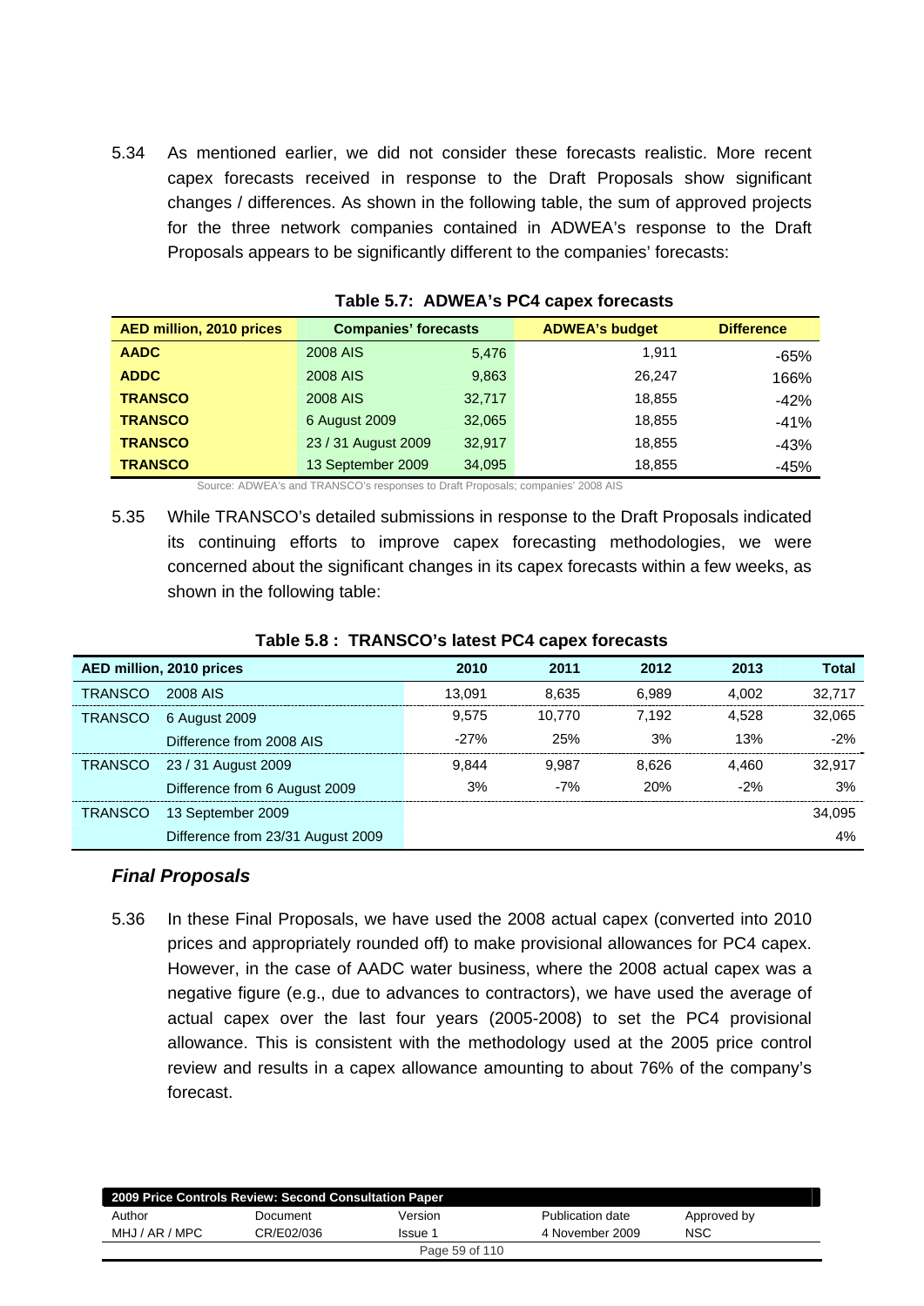5.34 As mentioned earlier, we did not consider these forecasts realistic. More recent capex forecasts received in response to the Draft Proposals show significant changes / differences. As shown in the following table, the sum of approved projects for the three network companies contained in ADWEA's response to the Draft Proposals appears to be significantly different to the companies' forecasts:

**Table 5.7: ADWEA's PC4 capex forecasts**

| AED million, 2010 prices | Companies' forecasts | | ADWEA's budget | Difference |
|---|---|---|---|---|
| **AADC** | 2008 AIS | 5,476 | 1,911 | -65% |
| **ADDC** | 2008 AIS | 9,863 | 26,247 | 166% |
| **TRANSCO** | 2008 AIS | 32,717 | 18,855 | -42% |
| **TRANSCO** | 6 August 2009 | 32,065 | 18,855 | -41% |
| **TRANSCO** | 23 / 31 August 2009 | 32,917 | 18,855 | -43% |
| **TRANSCO** | 13 September 2009 | 34,095 | 18,855 | -45% |

Source: ADWEA's and TRANSCO's responses to Draft Proposals; companies' 2008 AIS

5.35 While TRANSCO's detailed submissions in response to the Draft Proposals indicated its continuing efforts to improve capex forecasting methodologies, we were concerned about the significant changes in its capex forecasts within a few weeks, as shown in the following table:

**Table 5.8 : TRANSCO's latest PC4 capex forecasts**

| AED million, 2010 prices | | 2010 | 2011 | 2012 | 2013 | Total |
|---|---|---|---|---|---|---|
| TRANSCO | 2008 AIS | 13,091 | 8,635 | 6,989 | 4,002 | 32,717 |
| TRANSCO | 6 August 2009 | 9,575 | 10,770 | 7,192 | 4,528 | 32,065 |
| | Difference from 2008 AIS | -27% | 25% | 3% | 13% | -2% |
| TRANSCO | 23 / 31 August 2009 | 9,844 | 9,987 | 8,626 | 4,460 | 32,917 |
| | Difference from 6 August 2009 | 3% | -7% | 20% | -2% | 3% |
| TRANSCO | 13 September 2009 | | | | | 34,095 |
| | Difference from 23/31 August 2009 | | | | | 4% |

### *Final Proposals*

5.36 In these Final Proposals, we have used the 2008 actual capex (converted into 2010 prices and appropriately rounded off) to make provisional allowances for PC4 capex. However, in the case of AADC water business, where the 2008 actual capex was a negative figure (e.g., due to advances to contractors), we have used the average of actual capex over the last four years (2005-2008) to set the PC4 provisional allowance. This is consistent with the methodology used at the 2005 price control review and results in a capex allowance amounting to about 76% of the company's forecast.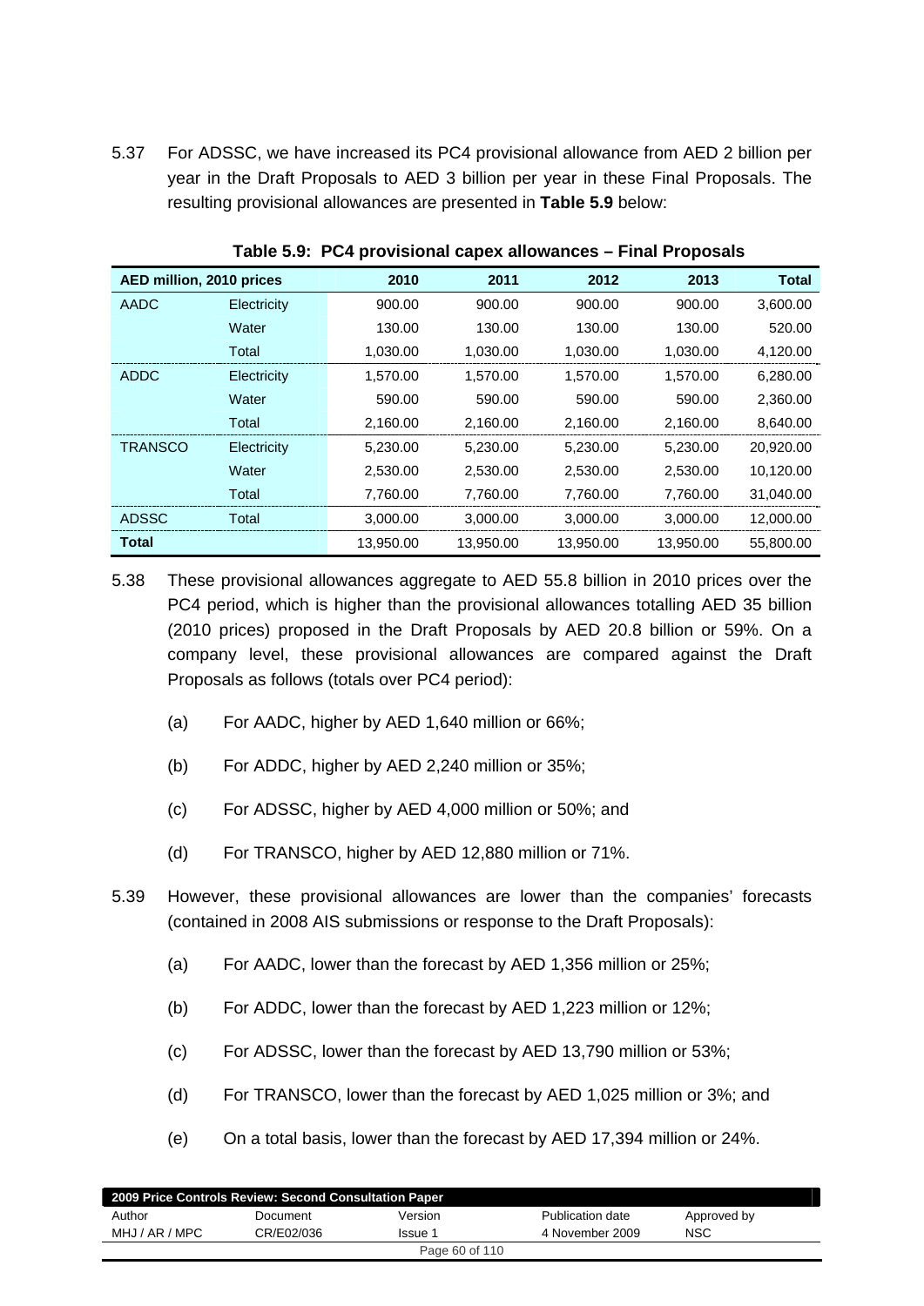5.37 For ADSSC, we have increased its PC4 provisional allowance from AED 2 billion per year in the Draft Proposals to AED 3 billion per year in these Final Proposals. The resulting provisional allowances are presented in **Table 5.9** below:

**Table 5.9: PC4 provisional capex allowances – Final Proposals**

| AED million, 2010 prices | | 2010 | 2011 | 2012 | 2013 | Total |
|---|---|---|---|---|---|---|
| AADC | Electricity | 900.00 | 900.00 | 900.00 | 900.00 | 3,600.00 |
| | Water | 130.00 | 130.00 | 130.00 | 130.00 | 520.00 |
| | Total | 1,030.00 | 1,030.00 | 1,030.00 | 1,030.00 | 4,120.00 |
| ADDC | Electricity | 1,570.00 | 1,570.00 | 1,570.00 | 1,570.00 | 6,280.00 |
| | Water | 590.00 | 590.00 | 590.00 | 590.00 | 2,360.00 |
| | Total | 2,160.00 | 2,160.00 | 2,160.00 | 2,160.00 | 8,640.00 |
| TRANSCO | Electricity | 5,230.00 | 5,230.00 | 5,230.00 | 5,230.00 | 20,920.00 |
| | Water | 2,530.00 | 2,530.00 | 2,530.00 | 2,530.00 | 10,120.00 |
| | Total | 7,760.00 | 7,760.00 | 7,760.00 | 7,760.00 | 31,040.00 |
| ADSSC | Total | 3,000.00 | 3,000.00 | 3,000.00 | 3,000.00 | 12,000.00 |
| **Total** | | 13,950.00 | 13,950.00 | 13,950.00 | 13,950.00 | 55,800.00 |

5.38 These provisional allowances aggregate to AED 55.8 billion in 2010 prices over the PC4 period, which is higher than the provisional allowances totalling AED 35 billion (2010 prices) proposed in the Draft Proposals by AED 20.8 billion or 59%. On a company level, these provisional allowances are compared against the Draft Proposals as follows (totals over PC4 period):

(a) For AADC, higher by AED 1,640 million or 66%;

(b) For ADDC, higher by AED 2,240 million or 35%;

(c) For ADSSC, higher by AED 4,000 million or 50%; and

(d) For TRANSCO, higher by AED 12,880 million or 71%.

5.39 However, these provisional allowances are lower than the companies' forecasts (contained in 2008 AIS submissions or response to the Draft Proposals):

(a) For AADC, lower than the forecast by AED 1,356 million or 25%;

(b) For ADDC, lower than the forecast by AED 1,223 million or 12%;

(c) For ADSSC, lower than the forecast by AED 13,790 million or 53%;

(d) For TRANSCO, lower than the forecast by AED 1,025 million or 3%; and

(e) On a total basis, lower than the forecast by AED 17,394 million or 24%.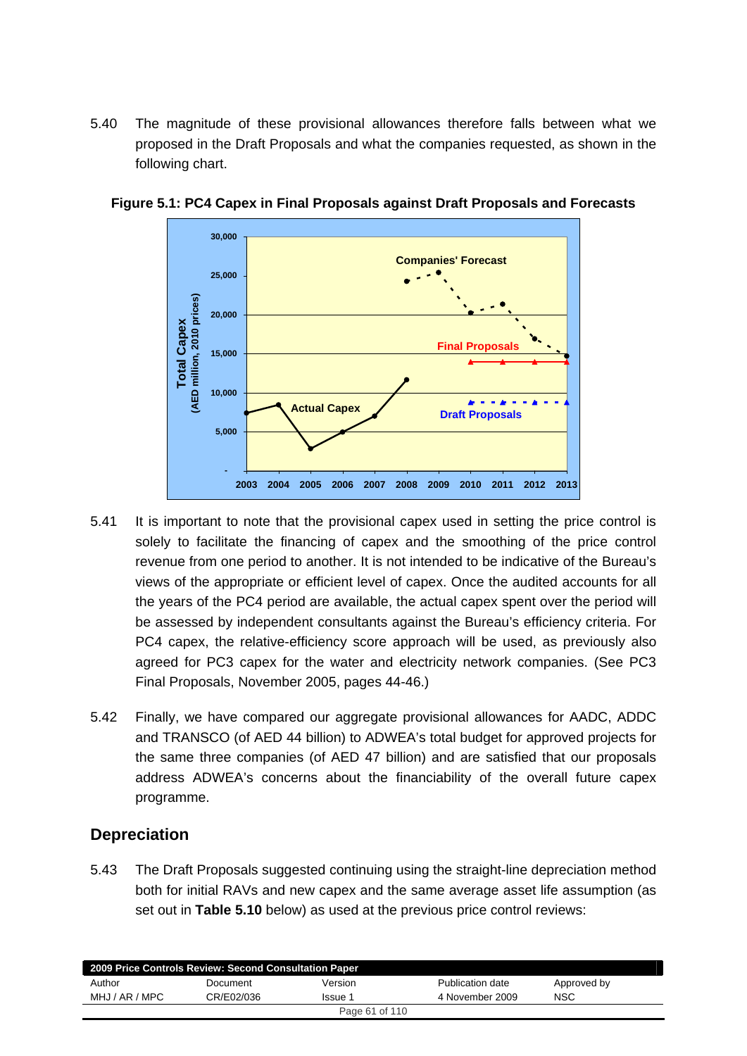5.40 The magnitude of these provisional allowances therefore falls between what we proposed in the Draft Proposals and what the companies requested, as shown in the following chart.

**Figure 5.1: PC4 Capex in Final Proposals against Draft Proposals and Forecasts**

5.41 It is important to note that the provisional capex used in setting the price control is solely to facilitate the financing of capex and the smoothing of the price control revenue from one period to another. It is not intended to be indicative of the Bureau's views of the appropriate or efficient level of capex. Once the audited accounts for all the years of the PC4 period are available, the actual capex spent over the period will be assessed by independent consultants against the Bureau's efficiency criteria. For PC4 capex, the relative-efficiency score approach will be used, as previously also agreed for PC3 capex for the water and electricity network companies. (See PC3 Final Proposals, November 2005, pages 44-46.)

5.42 Finally, we have compared our aggregate provisional allowances for AADC, ADDC and TRANSCO (of AED 44 billion) to ADWEA's total budget for approved projects for the same three companies (of AED 47 billion) and are satisfied that our proposals address ADWEA's concerns about the financiability of the overall future capex programme.

## Depreciation

5.43 The Draft Proposals suggested continuing using the straight-line depreciation method both for initial RAVs and new capex and the same average asset life assumption (as set out in **Table 5.10** below) as used at the previous price control reviews: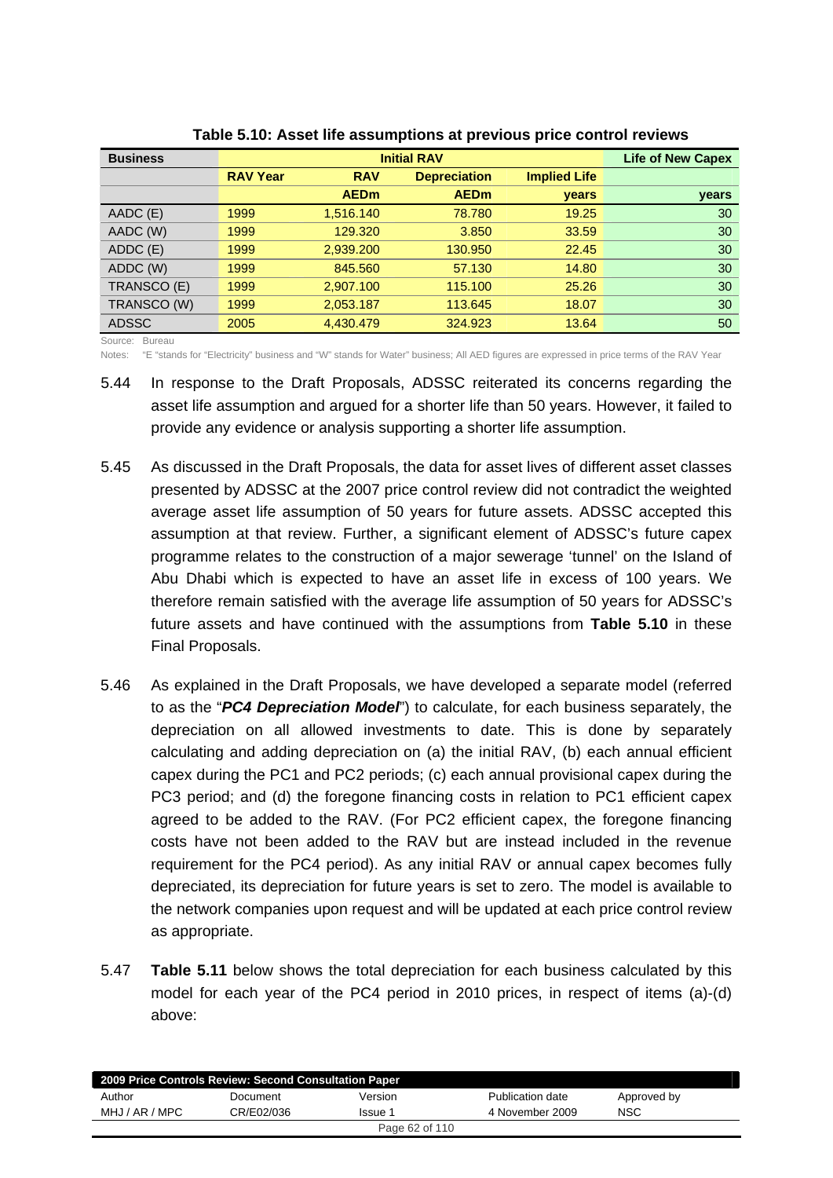**Table 5.10: Asset life assumptions at previous price control reviews**

| Business | Initial RAV | | | | Life of New Capex |
|---|---|---|---|---|---|
| | RAV Year | RAV | Depreciation | Implied Life | |
| | | AEDm | AEDm | years | years |
| AADC (E) | 1999 | 1,516.140 | 78.780 | 19.25 | 30 |
| AADC (W) | 1999 | 129.320 | 3.850 | 33.59 | 30 |
| ADDC (E) | 1999 | 2,939.200 | 130.950 | 22.45 | 30 |
| ADDC (W) | 1999 | 845.560 | 57.130 | 14.80 | 30 |
| TRANSCO (E) | 1999 | 2,907.100 | 115.100 | 25.26 | 30 |
| TRANSCO (W) | 1999 | 2,053.187 | 113.645 | 18.07 | 30 |
| ADSSC | 2005 | 4,430.479 | 324.923 | 13.64 | 50 |

Source: Bureau

Notes: "E "stands for "Electricity" business and "W" stands for Water" business; All AED figures are expressed in price terms of the RAV Year

5.44 In response to the Draft Proposals, ADSSC reiterated its concerns regarding the asset life assumption and argued for a shorter life than 50 years. However, it failed to provide any evidence or analysis supporting a shorter life assumption.

5.45 As discussed in the Draft Proposals, the data for asset lives of different asset classes presented by ADSSC at the 2007 price control review did not contradict the weighted average asset life assumption of 50 years for future assets. ADSSC accepted this assumption at that review. Further, a significant element of ADSSC's future capex programme relates to the construction of a major sewerage 'tunnel' on the Island of Abu Dhabi which is expected to have an asset life in excess of 100 years. We therefore remain satisfied with the average life assumption of 50 years for ADSSC's future assets and have continued with the assumptions from **Table 5.10** in these Final Proposals.

5.46 As explained in the Draft Proposals, we have developed a separate model (referred to as the "***PC4 Depreciation Model***") to calculate, for each business separately, the depreciation on all allowed investments to date. This is done by separately calculating and adding depreciation on (a) the initial RAV, (b) each annual efficient capex during the PC1 and PC2 periods; (c) each annual provisional capex during the PC3 period; and (d) the foregone financing costs in relation to PC1 efficient capex agreed to be added to the RAV. (For PC2 efficient capex, the foregone financing costs have not been added to the RAV but are instead included in the revenue requirement for the PC4 period). As any initial RAV or annual capex becomes fully depreciated, its depreciation for future years is set to zero. The model is available to the network companies upon request and will be updated at each price control review as appropriate.

5.47 **Table 5.11** below shows the total depreciation for each business calculated by this model for each year of the PC4 period in 2010 prices, in respect of items (a)-(d) above: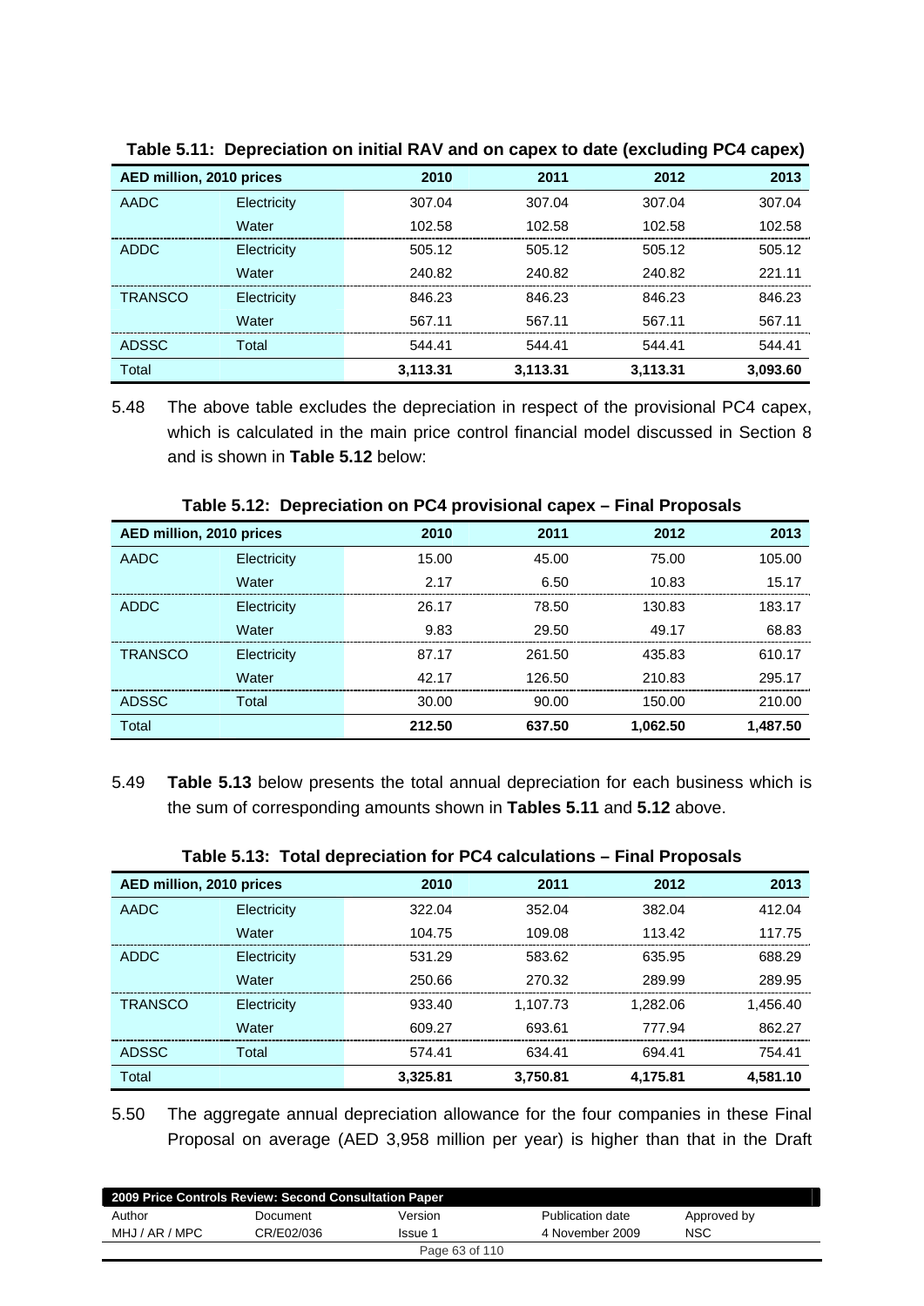**Table 5.11: Depreciation on initial RAV and on capex to date (excluding PC4 capex)**

| AED million, 2010 prices | | 2010 | 2011 | 2012 | 2013 |
|---|---|---|---|---|---|
| AADC | Electricity | 307.04 | 307.04 | 307.04 | 307.04 |
| | Water | 102.58 | 102.58 | 102.58 | 102.58 |
| ADDC | Electricity | 505.12 | 505.12 | 505.12 | 505.12 |
| | Water | 240.82 | 240.82 | 240.82 | 221.11 |
| TRANSCO | Electricity | 846.23 | 846.23 | 846.23 | 846.23 |
| | Water | 567.11 | 567.11 | 567.11 | 567.11 |
| ADSSC | Total | 544.41 | 544.41 | 544.41 | 544.41 |
| Total | | **3,113.31** | **3,113.31** | **3,113.31** | **3,093.60** |

5.48 The above table excludes the depreciation in respect of the provisional PC4 capex, which is calculated in the main price control financial model discussed in Section 8 and is shown in **Table 5.12** below:

**Table 5.12: Depreciation on PC4 provisional capex – Final Proposals**

| AED million, 2010 prices | | 2010 | 2011 | 2012 | 2013 |
|---|---|---|---|---|---|
| AADC | Electricity | 15.00 | 45.00 | 75.00 | 105.00 |
| | Water | 2.17 | 6.50 | 10.83 | 15.17 |
| ADDC | Electricity | 26.17 | 78.50 | 130.83 | 183.17 |
| | Water | 9.83 | 29.50 | 49.17 | 68.83 |
| TRANSCO | Electricity | 87.17 | 261.50 | 435.83 | 610.17 |
| | Water | 42.17 | 126.50 | 210.83 | 295.17 |
| ADSSC | Total | 30.00 | 90.00 | 150.00 | 210.00 |
| Total | | **212.50** | **637.50** | **1,062.50** | **1,487.50** |

5.49 **Table 5.13** below presents the total annual depreciation for each business which is the sum of corresponding amounts shown in **Tables 5.11** and **5.12** above.

**Table 5.13: Total depreciation for PC4 calculations – Final Proposals**

| AED million, 2010 prices | | 2010 | 2011 | 2012 | 2013 |
|---|---|---|---|---|---|
| AADC | Electricity | 322.04 | 352.04 | 382.04 | 412.04 |
| | Water | 104.75 | 109.08 | 113.42 | 117.75 |
| ADDC | Electricity | 531.29 | 583.62 | 635.95 | 688.29 |
| | Water | 250.66 | 270.32 | 289.99 | 289.95 |
| TRANSCO | Electricity | 933.40 | 1,107.73 | 1,282.06 | 1,456.40 |
| | Water | 609.27 | 693.61 | 777.94 | 862.27 |
| ADSSC | Total | 574.41 | 634.41 | 694.41 | 754.41 |
| Total | | **3,325.81** | **3,750.81** | **4,175.81** | **4,581.10** |

5.50 The aggregate annual depreciation allowance for the four companies in these Final Proposal on average (AED 3,958 million per year) is higher than that in the Draft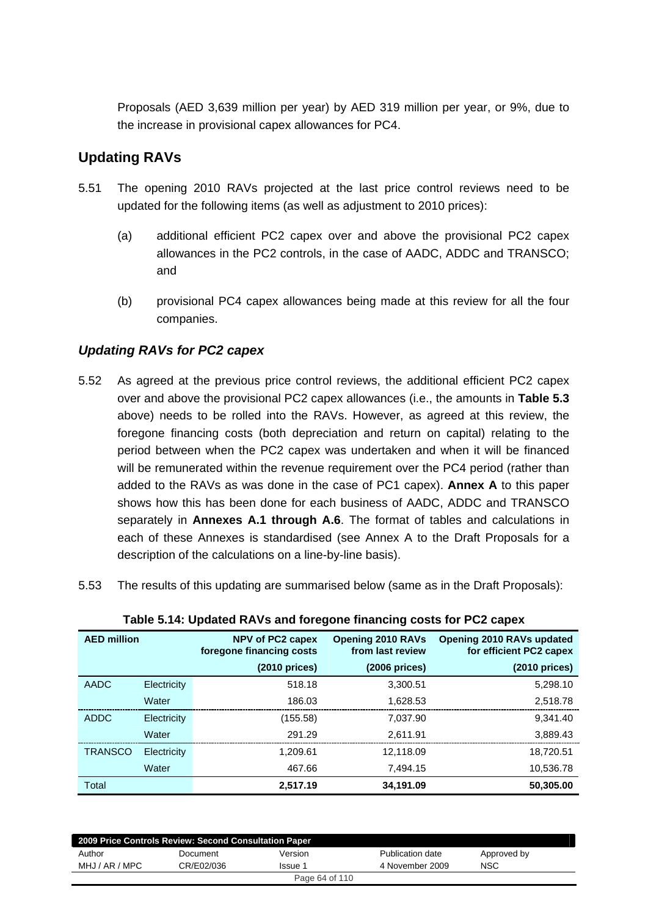Proposals (AED 3,639 million per year) by AED 319 million per year, or 9%, due to the increase in provisional capex allowances for PC4.

## Updating RAVs

5.51 The opening 2010 RAVs projected at the last price control reviews need to be updated for the following items (as well as adjustment to 2010 prices):

(a) additional efficient PC2 capex over and above the provisional PC2 capex allowances in the PC2 controls, in the case of AADC, ADDC and TRANSCO; and

(b) provisional PC4 capex allowances being made at this review for all the four companies.

### *Updating RAVs for PC2 capex*

5.52 As agreed at the previous price control reviews, the additional efficient PC2 capex over and above the provisional PC2 capex allowances (i.e., the amounts in **Table 5.3** above) needs to be rolled into the RAVs. However, as agreed at this review, the foregone financing costs (both depreciation and return on capital) relating to the period between when the PC2 capex was undertaken and when it will be financed will be remunerated within the revenue requirement over the PC4 period (rather than added to the RAVs as was done in the case of PC1 capex). **Annex A** to this paper shows how this has been done for each business of AADC, ADDC and TRANSCO separately in **Annexes A.1 through A.6**. The format of tables and calculations in each of these Annexes is standardised (see Annex A to the Draft Proposals for a description of the calculations on a line-by-line basis).

5.53 The results of this updating are summarised below (same as in the Draft Proposals):

**Table 5.14: Updated RAVs and foregone financing costs for PC2 capex**

| AED million | | NPV of PC2 capex foregone financing costs | Opening 2010 RAVs from last review | Opening 2010 RAVs updated for efficient PC2 capex |
|---|---|---|---|---|
| | | (2010 prices) | (2006 prices) | (2010 prices) |
| AADC | Electricity | 518.18 | 3,300.51 | 5,298.10 |
| | Water | 186.03 | 1,628.53 | 2,518.78 |
| ADDC | Electricity | (155.58) | 7,037.90 | 9,341.40 |
| | Water | 291.29 | 2,611.91 | 3,889.43 |
| TRANSCO | Electricity | 1,209.61 | 12,118.09 | 18,720.51 |
| | Water | 467.66 | 7,494.15 | 10,536.78 |
| Total | | **2,517.19** | **34,191.09** | **50,305.00** |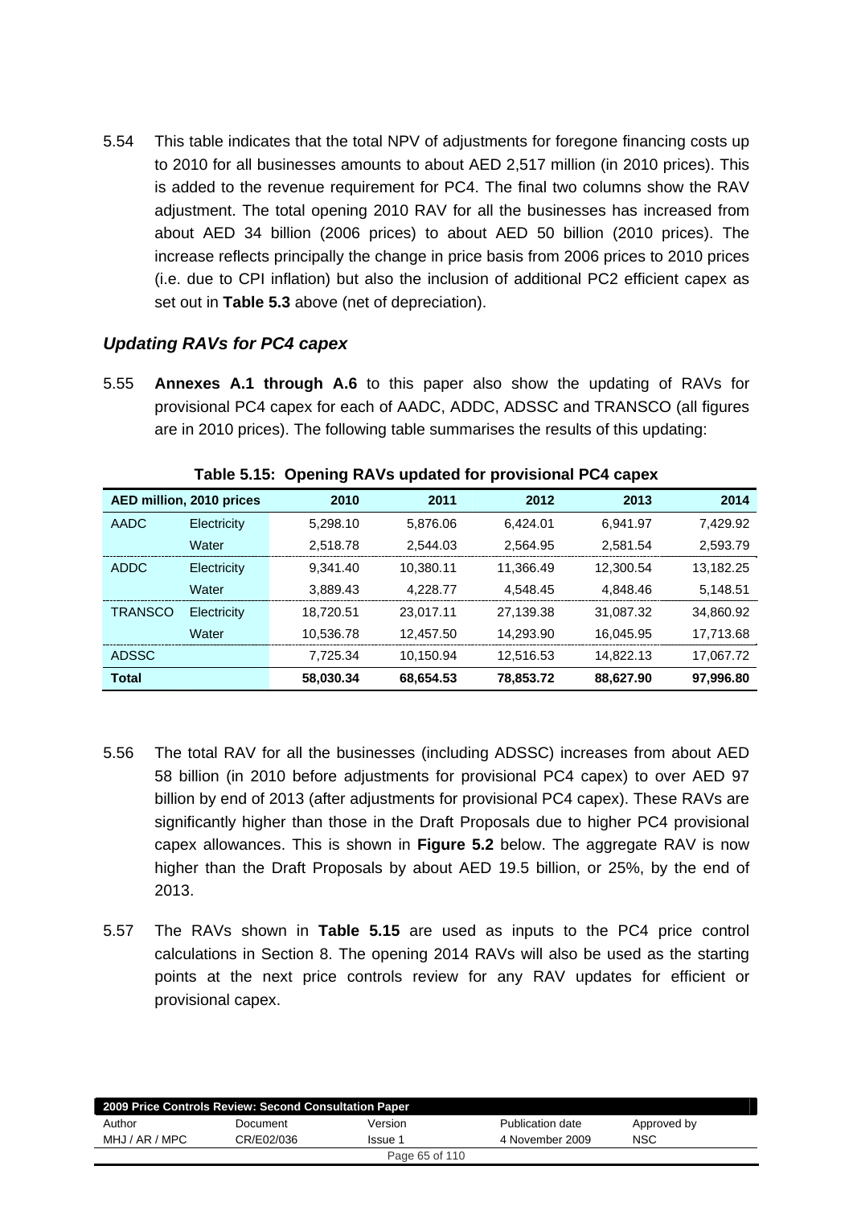5.54 This table indicates that the total NPV of adjustments for foregone financing costs up to 2010 for all businesses amounts to about AED 2,517 million (in 2010 prices). This is added to the revenue requirement for PC4. The final two columns show the RAV adjustment. The total opening 2010 RAV for all the businesses has increased from about AED 34 billion (2006 prices) to about AED 50 billion (2010 prices). The increase reflects principally the change in price basis from 2006 prices to 2010 prices (i.e. due to CPI inflation) but also the inclusion of additional PC2 efficient capex as set out in **Table 5.3** above (net of depreciation).

### *Updating RAVs for PC4 capex*

5.55 **Annexes A.1 through A.6** to this paper also show the updating of RAVs for provisional PC4 capex for each of AADC, ADDC, ADSSC and TRANSCO (all figures are in 2010 prices). The following table summarises the results of this updating:

**Table 5.15: Opening RAVs updated for provisional PC4 capex**

| AED million, 2010 prices | | 2010 | 2011 | 2012 | 2013 | 2014 |
|---|---|---|---|---|---|---|
| AADC | Electricity | 5,298.10 | 5,876.06 | 6,424.01 | 6,941.97 | 7,429.92 |
| | Water | 2,518.78 | 2,544.03 | 2,564.95 | 2,581.54 | 2,593.79 |
| ADDC | Electricity | 9,341.40 | 10,380.11 | 11,366.49 | 12,300.54 | 13,182.25 |
| | Water | 3,889.43 | 4,228.77 | 4,548.45 | 4,848.46 | 5,148.51 |
| TRANSCO | Electricity | 18,720.51 | 23,017.11 | 27,139.38 | 31,087.32 | 34,860.92 |
| | Water | 10,536.78 | 12,457.50 | 14,293.90 | 16,045.95 | 17,713.68 |
| ADSSC | | 7,725.34 | 10,150.94 | 12,516.53 | 14,822.13 | 17,067.72 |
| **Total** | | **58,030.34** | **68,654.53** | **78,853.72** | **88,627.90** | **97,996.80** |

5.56 The total RAV for all the businesses (including ADSSC) increases from about AED 58 billion (in 2010 before adjustments for provisional PC4 capex) to over AED 97 billion by end of 2013 (after adjustments for provisional PC4 capex). These RAVs are significantly higher than those in the Draft Proposals due to higher PC4 provisional capex allowances. This is shown in **Figure 5.2** below. The aggregate RAV is now higher than the Draft Proposals by about AED 19.5 billion, or 25%, by the end of 2013.

5.57 The RAVs shown in **Table 5.15** are used as inputs to the PC4 price control calculations in Section 8. The opening 2014 RAVs will also be used as the starting points at the next price controls review for any RAV updates for efficient or provisional capex.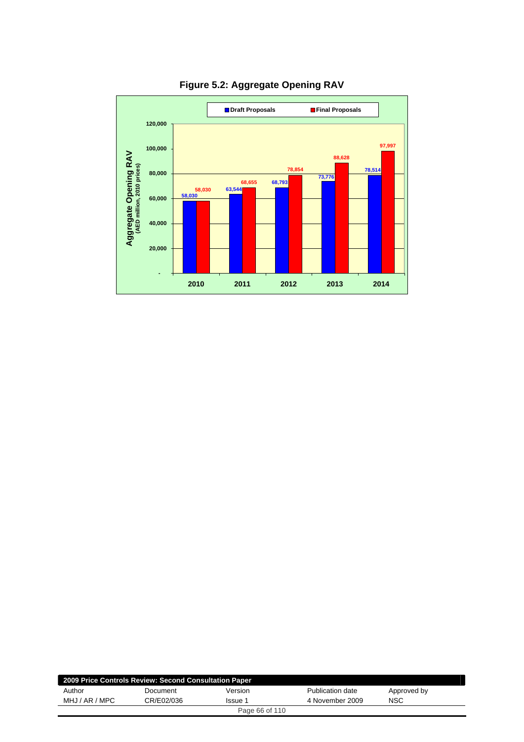**Figure 5.2: Aggregate Opening RAV**

| Year | Draft Proposals | Final Proposals |
|---|---|---|
| 2010 | 58,030 | 58,030 |
| 2011 | 63,544 | 68,655 |
| 2012 | 68,793 | 78,854 |
| 2013 | 73,776 | 88,628 |
| 2014 | 78,514 | 97,997 |

Aggregate Opening RAV (AED million, 2010 prices)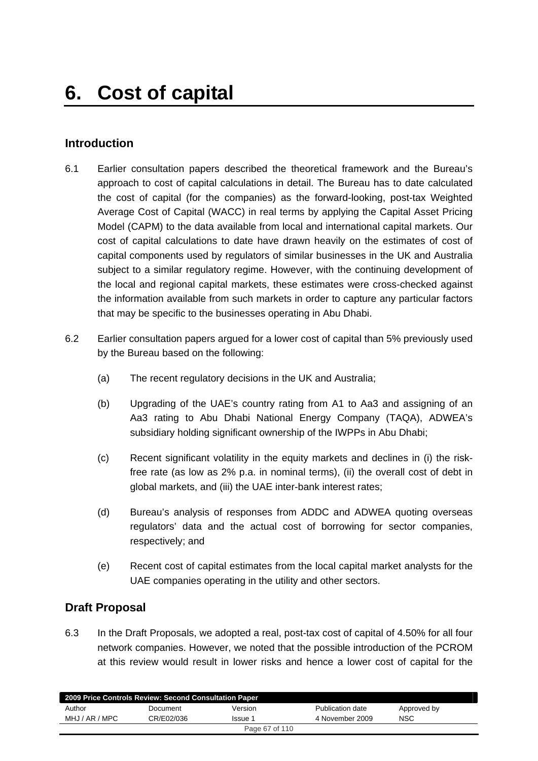# 6. Cost of capital

## Introduction

6.1 Earlier consultation papers described the theoretical framework and the Bureau's approach to cost of capital calculations in detail. The Bureau has to date calculated the cost of capital (for the companies) as the forward-looking, post-tax Weighted Average Cost of Capital (WACC) in real terms by applying the Capital Asset Pricing Model (CAPM) to the data available from local and international capital markets. Our cost of capital calculations to date have drawn heavily on the estimates of cost of capital components used by regulators of similar businesses in the UK and Australia subject to a similar regulatory regime. However, with the continuing development of the local and regional capital markets, these estimates were cross-checked against the information available from such markets in order to capture any particular factors that may be specific to the businesses operating in Abu Dhabi.

6.2 Earlier consultation papers argued for a lower cost of capital than 5% previously used by the Bureau based on the following:

(a) The recent regulatory decisions in the UK and Australia;

(b) Upgrading of the UAE's country rating from A1 to Aa3 and assigning of an Aa3 rating to Abu Dhabi National Energy Company (TAQA), ADWEA's subsidiary holding significant ownership of the IWPPs in Abu Dhabi;

(c) Recent significant volatility in the equity markets and declines in (i) the risk-free rate (as low as 2% p.a. in nominal terms), (ii) the overall cost of debt in global markets, and (iii) the UAE inter-bank interest rates;

(d) Bureau's analysis of responses from ADDC and ADWEA quoting overseas regulators' data and the actual cost of borrowing for sector companies, respectively; and

(e) Recent cost of capital estimates from the local capital market analysts for the UAE companies operating in the utility and other sectors.

## Draft Proposal

6.3 In the Draft Proposals, we adopted a real, post-tax cost of capital of 4.50% for all four network companies. However, we noted that the possible introduction of the PCROM at this review would result in lower risks and hence a lower cost of capital for the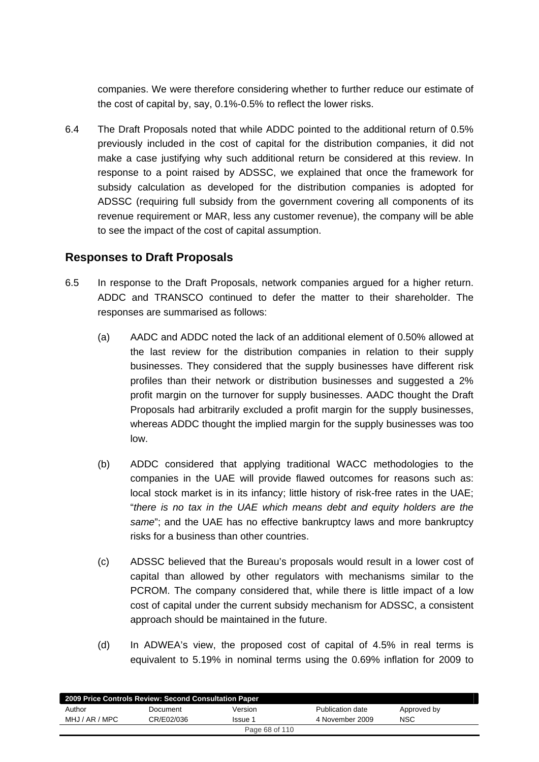companies. We were therefore considering whether to further reduce our estimate of the cost of capital by, say, 0.1%-0.5% to reflect the lower risks.

6.4 The Draft Proposals noted that while ADDC pointed to the additional return of 0.5% previously included in the cost of capital for the distribution companies, it did not make a case justifying why such additional return be considered at this review. In response to a point raised by ADSSC, we explained that once the framework for subsidy calculation as developed for the distribution companies is adopted for ADSSC (requiring full subsidy from the government covering all components of its revenue requirement or MAR, less any customer revenue), the company will be able to see the impact of the cost of capital assumption.

## Responses to Draft Proposals

6.5 In response to the Draft Proposals, network companies argued for a higher return. ADDC and TRANSCO continued to defer the matter to their shareholder. The responses are summarised as follows:

(a) AADC and ADDC noted the lack of an additional element of 0.50% allowed at the last review for the distribution companies in relation to their supply businesses. They considered that the supply businesses have different risk profiles than their network or distribution businesses and suggested a 2% profit margin on the turnover for supply businesses. AADC thought the Draft Proposals had arbitrarily excluded a profit margin for the supply businesses, whereas ADDC thought the implied margin for the supply businesses was too low.

(b) ADDC considered that applying traditional WACC methodologies to the companies in the UAE will provide flawed outcomes for reasons such as: local stock market is in its infancy; little history of risk-free rates in the UAE; "*there is no tax in the UAE which means debt and equity holders are the same*"; and the UAE has no effective bankruptcy laws and more bankruptcy risks for a business than other countries.

(c) ADSSC believed that the Bureau's proposals would result in a lower cost of capital than allowed by other regulators with mechanisms similar to the PCROM. The company considered that, while there is little impact of a low cost of capital under the current subsidy mechanism for ADSSC, a consistent approach should be maintained in the future.

(d) In ADWEA's view, the proposed cost of capital of 4.5% in real terms is equivalent to 5.19% in nominal terms using the 0.69% inflation for 2009 to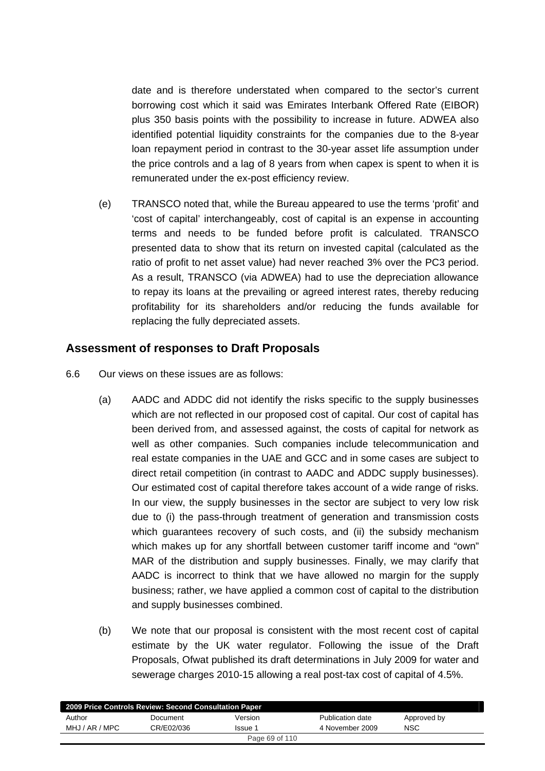date and is therefore understated when compared to the sector's current borrowing cost which it said was Emirates Interbank Offered Rate (EIBOR) plus 350 basis points with the possibility to increase in future. ADWEA also identified potential liquidity constraints for the companies due to the 8-year loan repayment period in contrast to the 30-year asset life assumption under the price controls and a lag of 8 years from when capex is spent to when it is remunerated under the ex-post efficiency review.

(e) TRANSCO noted that, while the Bureau appeared to use the terms 'profit' and 'cost of capital' interchangeably, cost of capital is an expense in accounting terms and needs to be funded before profit is calculated. TRANSCO presented data to show that its return on invested capital (calculated as the ratio of profit to net asset value) had never reached 3% over the PC3 period. As a result, TRANSCO (via ADWEA) had to use the depreciation allowance to repay its loans at the prevailing or agreed interest rates, thereby reducing profitability for its shareholders and/or reducing the funds available for replacing the fully depreciated assets.

## Assessment of responses to Draft Proposals

6.6 Our views on these issues are as follows:

(a) AADC and ADDC did not identify the risks specific to the supply businesses which are not reflected in our proposed cost of capital. Our cost of capital has been derived from, and assessed against, the costs of capital for network as well as other companies. Such companies include telecommunication and real estate companies in the UAE and GCC and in some cases are subject to direct retail competition (in contrast to AADC and ADDC supply businesses). Our estimated cost of capital therefore takes account of a wide range of risks. In our view, the supply businesses in the sector are subject to very low risk due to (i) the pass-through treatment of generation and transmission costs which guarantees recovery of such costs, and (ii) the subsidy mechanism which makes up for any shortfall between customer tariff income and "own" MAR of the distribution and supply businesses. Finally, we may clarify that AADC is incorrect to think that we have allowed no margin for the supply business; rather, we have applied a common cost of capital to the distribution and supply businesses combined.

(b) We note that our proposal is consistent with the most recent cost of capital estimate by the UK water regulator. Following the issue of the Draft Proposals, Ofwat published its draft determinations in July 2009 for water and sewerage charges 2010-15 allowing a real post-tax cost of capital of 4.5%.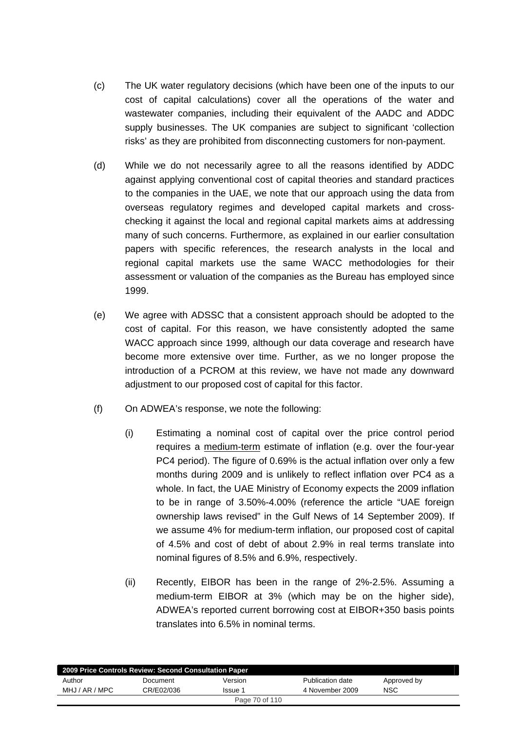(c) The UK water regulatory decisions (which have been one of the inputs to our cost of capital calculations) cover all the operations of the water and wastewater companies, including their equivalent of the AADC and ADDC supply businesses. The UK companies are subject to significant 'collection risks' as they are prohibited from disconnecting customers for non-payment.

(d) While we do not necessarily agree to all the reasons identified by ADDC against applying conventional cost of capital theories and standard practices to the companies in the UAE, we note that our approach using the data from overseas regulatory regimes and developed capital markets and cross-checking it against the local and regional capital markets aims at addressing many of such concerns. Furthermore, as explained in our earlier consultation papers with specific references, the research analysts in the local and regional capital markets use the same WACC methodologies for their assessment or valuation of the companies as the Bureau has employed since 1999.

(e) We agree with ADSSC that a consistent approach should be adopted to the cost of capital. For this reason, we have consistently adopted the same WACC approach since 1999, although our data coverage and research have become more extensive over time. Further, as we no longer propose the introduction of a PCROM at this review, we have not made any downward adjustment to our proposed cost of capital for this factor.

(f) On ADWEA's response, we note the following:

   (i) Estimating a nominal cost of capital over the price control period requires a medium-term estimate of inflation (e.g. over the four-year PC4 period). The figure of 0.69% is the actual inflation over only a few months during 2009 and is unlikely to reflect inflation over PC4 as a whole. In fact, the UAE Ministry of Economy expects the 2009 inflation to be in range of 3.50%-4.00% (reference the article "UAE foreign ownership laws revised" in the Gulf News of 14 September 2009). If we assume 4% for medium-term inflation, our proposed cost of capital of 4.5% and cost of debt of about 2.9% in real terms translate into nominal figures of 8.5% and 6.9%, respectively.

   (ii) Recently, EIBOR has been in the range of 2%-2.5%. Assuming a medium-term EIBOR at 3% (which may be on the higher side), ADWEA's reported current borrowing cost at EIBOR+350 basis points translates into 6.5% in nominal terms.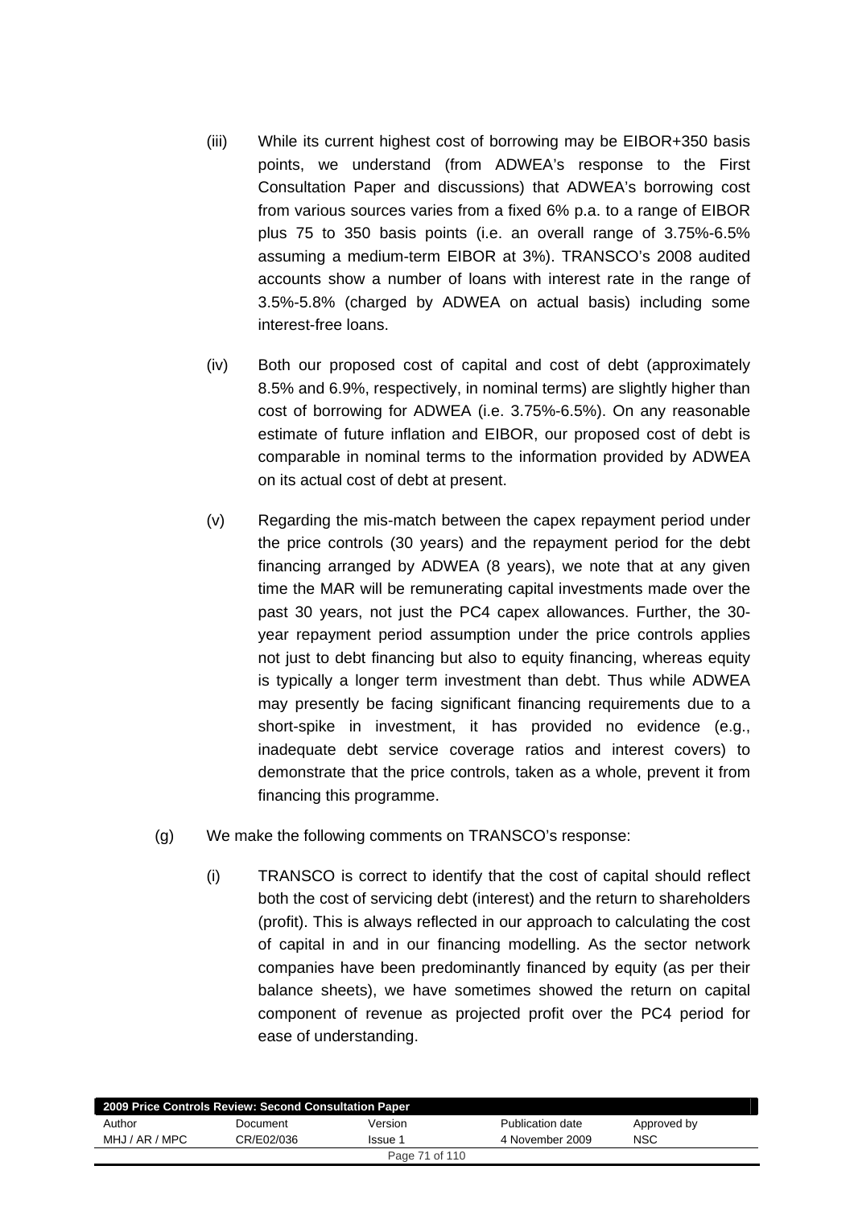(iii) While its current highest cost of borrowing may be EIBOR+350 basis points, we understand (from ADWEA's response to the First Consultation Paper and discussions) that ADWEA's borrowing cost from various sources varies from a fixed 6% p.a. to a range of EIBOR plus 75 to 350 basis points (i.e. an overall range of 3.75%-6.5% assuming a medium-term EIBOR at 3%). TRANSCO's 2008 audited accounts show a number of loans with interest rate in the range of 3.5%-5.8% (charged by ADWEA on actual basis) including some interest-free loans.

(iv) Both our proposed cost of capital and cost of debt (approximately 8.5% and 6.9%, respectively, in nominal terms) are slightly higher than cost of borrowing for ADWEA (i.e. 3.75%-6.5%). On any reasonable estimate of future inflation and EIBOR, our proposed cost of debt is comparable in nominal terms to the information provided by ADWEA on its actual cost of debt at present.

(v) Regarding the mis-match between the capex repayment period under the price controls (30 years) and the repayment period for the debt financing arranged by ADWEA (8 years), we note that at any given time the MAR will be remunerating capital investments made over the past 30 years, not just the PC4 capex allowances. Further, the 30-year repayment period assumption under the price controls applies not just to debt financing but also to equity financing, whereas equity is typically a longer term investment than debt. Thus while ADWEA may presently be facing significant financing requirements due to a short-spike in investment, it has provided no evidence (e.g., inadequate debt service coverage ratios and interest covers) to demonstrate that the price controls, taken as a whole, prevent it from financing this programme.

(g) We make the following comments on TRANSCO's response:

(i) TRANSCO is correct to identify that the cost of capital should reflect both the cost of servicing debt (interest) and the return to shareholders (profit). This is always reflected in our approach to calculating the cost of capital in and in our financing modelling. As the sector network companies have been predominantly financed by equity (as per their balance sheets), we have sometimes showed the return on capital component of revenue as projected profit over the PC4 period for ease of understanding.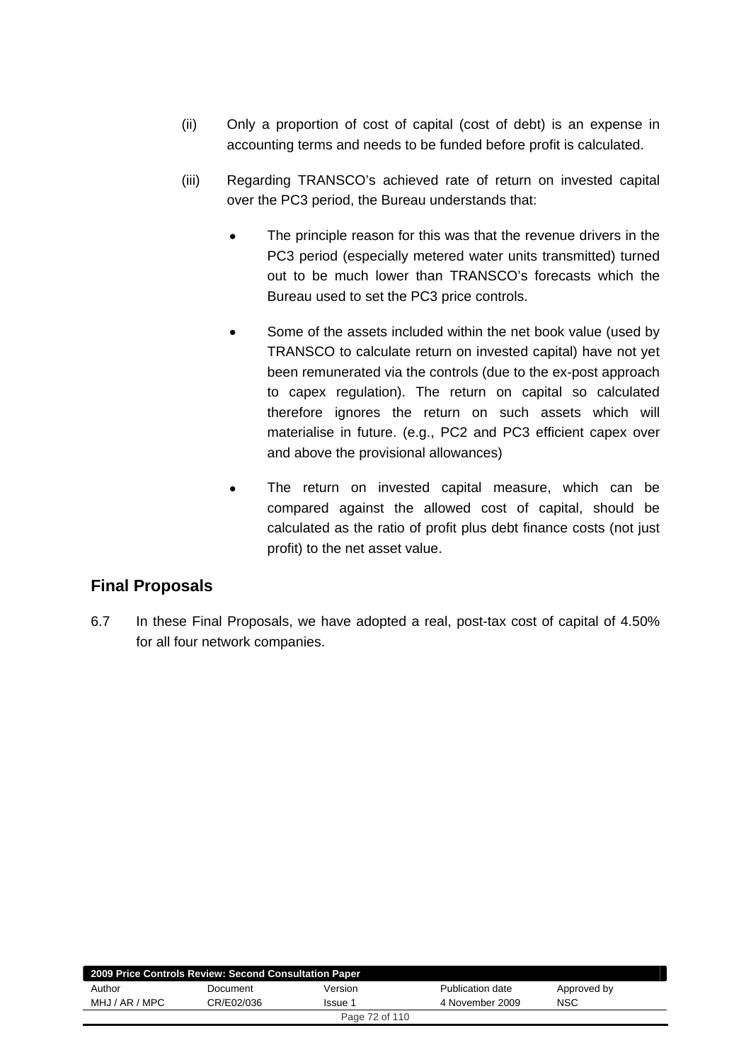(ii) Only a proportion of cost of capital (cost of debt) is an expense in accounting terms and needs to be funded before profit is calculated.

(iii) Regarding TRANSCO's achieved rate of return on invested capital over the PC3 period, the Bureau understands that:

- The principle reason for this was that the revenue drivers in the PC3 period (especially metered water units transmitted) turned out to be much lower than TRANSCO's forecasts which the Bureau used to set the PC3 price controls.
- Some of the assets included within the net book value (used by TRANSCO to calculate return on invested capital) have not yet been remunerated via the controls (due to the ex-post approach to capex regulation). The return on capital so calculated therefore ignores the return on such assets which will materialise in future. (e.g., PC2 and PC3 efficient capex over and above the provisional allowances)
- The return on invested capital measure, which can be compared against the allowed cost of capital, should be calculated as the ratio of profit plus debt finance costs (not just profit) to the net asset value.

## Final Proposals

6.7 In these Final Proposals, we have adopted a real, post-tax cost of capital of 4.50% for all four network companies.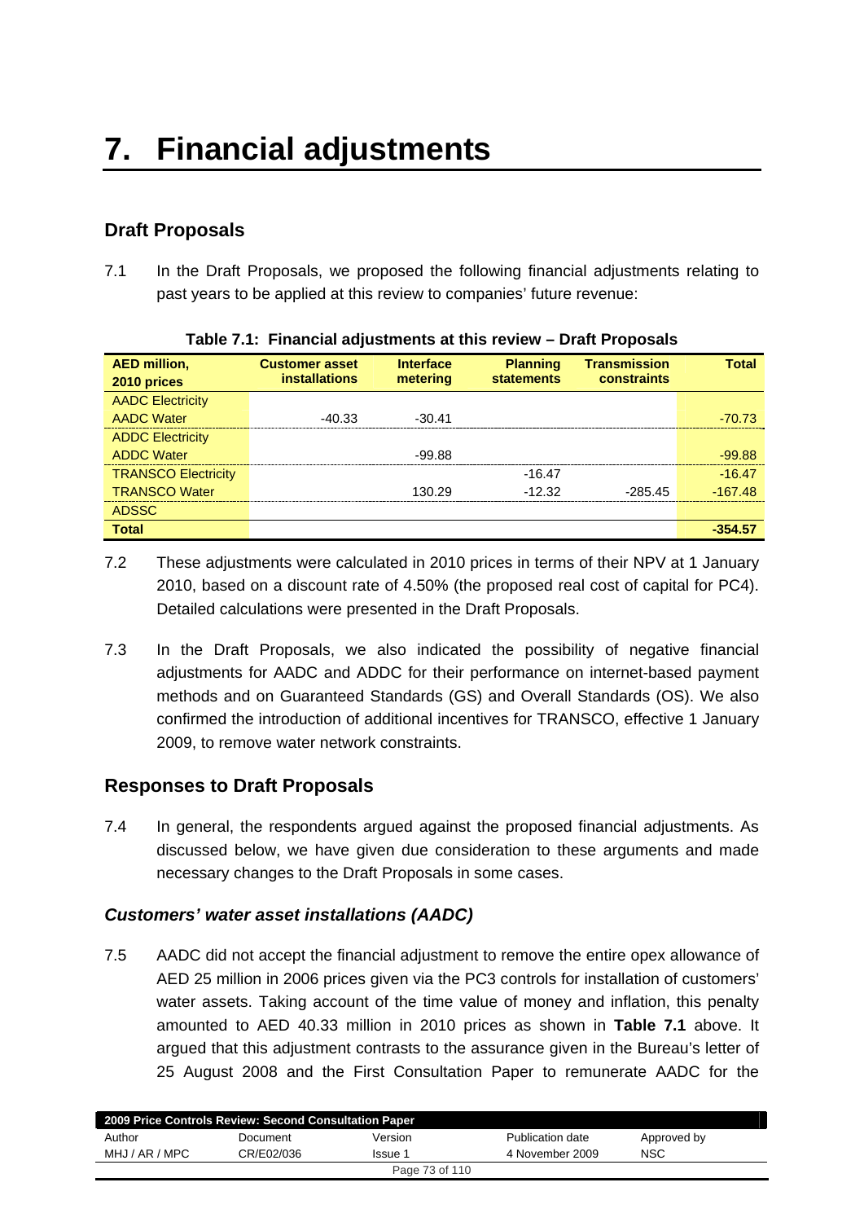# 7. Financial adjustments

## Draft Proposals

7.1 In the Draft Proposals, we proposed the following financial adjustments relating to past years to be applied at this review to companies' future revenue:

**Table 7.1: Financial adjustments at this review – Draft Proposals**

| AED million, 2010 prices | Customer asset installations | Interface metering | Planning statements | Transmission constraints | Total |
|---|---|---|---|---|---|
| AADC Electricity | | | | | |
| AADC Water | -40.33 | -30.41 | | | -70.73 |
| ADDC Electricity | | | | | |
| ADDC Water | | -99.88 | | | -99.88 |
| TRANSCO Electricity | | | -16.47 | | -16.47 |
| TRANSCO Water | | 130.29 | -12.32 | -285.45 | -167.48 |
| ADSSC | | | | | |
| **Total** | | | | | **-354.57** |

7.2 These adjustments were calculated in 2010 prices in terms of their NPV at 1 January 2010, based on a discount rate of 4.50% (the proposed real cost of capital for PC4). Detailed calculations were presented in the Draft Proposals.

7.3 In the Draft Proposals, we also indicated the possibility of negative financial adjustments for AADC and ADDC for their performance on internet-based payment methods and on Guaranteed Standards (GS) and Overall Standards (OS). We also confirmed the introduction of additional incentives for TRANSCO, effective 1 January 2009, to remove water network constraints.

## Responses to Draft Proposals

7.4 In general, the respondents argued against the proposed financial adjustments. As discussed below, we have given due consideration to these arguments and made necessary changes to the Draft Proposals in some cases.

### *Customers' water asset installations (AADC)*

7.5 AADC did not accept the financial adjustment to remove the entire opex allowance of AED 25 million in 2006 prices given via the PC3 controls for installation of customers' water assets. Taking account of the time value of money and inflation, this penalty amounted to AED 40.33 million in 2010 prices as shown in **Table 7.1** above. It argued that this adjustment contrasts to the assurance given in the Bureau's letter of 25 August 2008 and the First Consultation Paper to remunerate AADC for the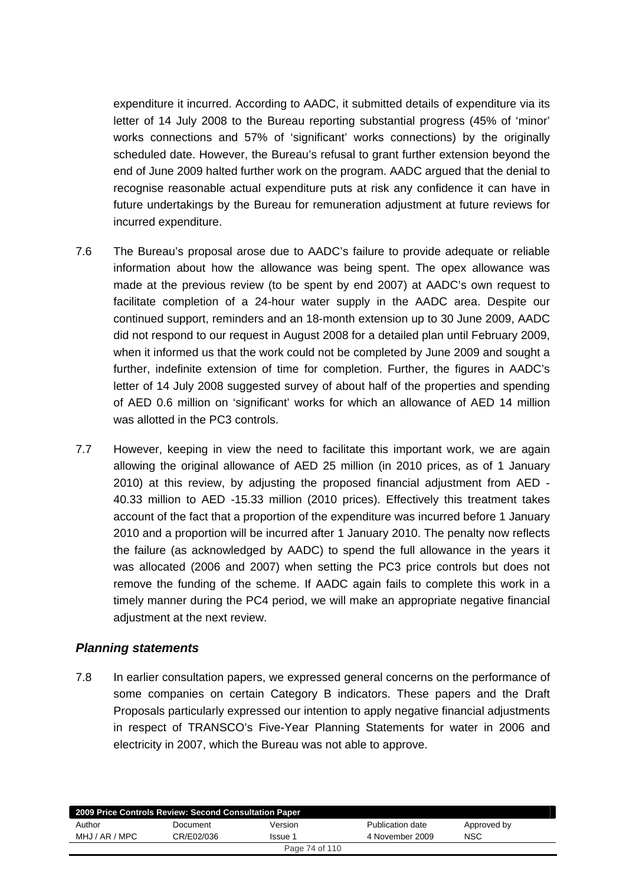expenditure it incurred. According to AADC, it submitted details of expenditure via its letter of 14 July 2008 to the Bureau reporting substantial progress (45% of 'minor' works connections and 57% of 'significant' works connections) by the originally scheduled date. However, the Bureau's refusal to grant further extension beyond the end of June 2009 halted further work on the program. AADC argued that the denial to recognise reasonable actual expenditure puts at risk any confidence it can have in future undertakings by the Bureau for remuneration adjustment at future reviews for incurred expenditure.

7.6 The Bureau's proposal arose due to AADC's failure to provide adequate or reliable information about how the allowance was being spent. The opex allowance was made at the previous review (to be spent by end 2007) at AADC's own request to facilitate completion of a 24-hour water supply in the AADC area. Despite our continued support, reminders and an 18-month extension up to 30 June 2009, AADC did not respond to our request in August 2008 for a detailed plan until February 2009, when it informed us that the work could not be completed by June 2009 and sought a further, indefinite extension of time for completion. Further, the figures in AADC's letter of 14 July 2008 suggested survey of about half of the properties and spending of AED 0.6 million on 'significant' works for which an allowance of AED 14 million was allotted in the PC3 controls.

7.7 However, keeping in view the need to facilitate this important work, we are again allowing the original allowance of AED 25 million (in 2010 prices, as of 1 January 2010) at this review, by adjusting the proposed financial adjustment from AED -40.33 million to AED -15.33 million (2010 prices). Effectively this treatment takes account of the fact that a proportion of the expenditure was incurred before 1 January 2010 and a proportion will be incurred after 1 January 2010. The penalty now reflects the failure (as acknowledged by AADC) to spend the full allowance in the years it was allocated (2006 and 2007) when setting the PC3 price controls but does not remove the funding of the scheme. If AADC again fails to complete this work in a timely manner during the PC4 period, we will make an appropriate negative financial adjustment at the next review.

### *Planning statements*

7.8 In earlier consultation papers, we expressed general concerns on the performance of some companies on certain Category B indicators. These papers and the Draft Proposals particularly expressed our intention to apply negative financial adjustments in respect of TRANSCO's Five-Year Planning Statements for water in 2006 and electricity in 2007, which the Bureau was not able to approve.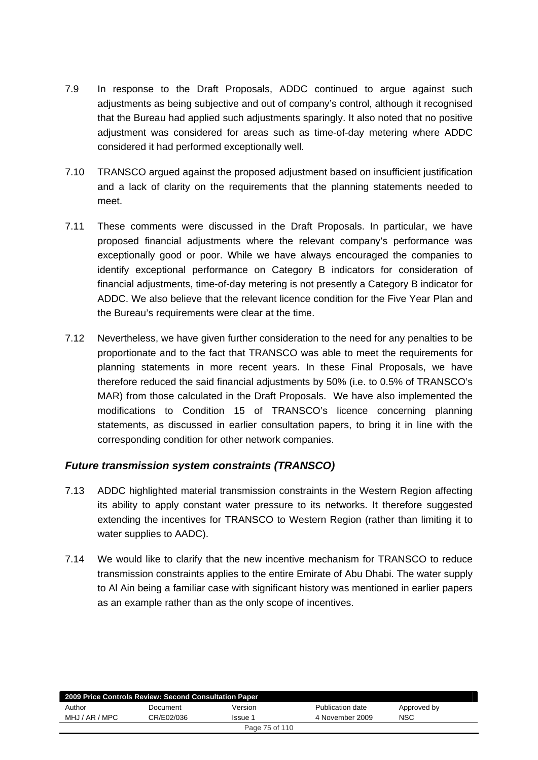7.9 In response to the Draft Proposals, ADDC continued to argue against such adjustments as being subjective and out of company's control, although it recognised that the Bureau had applied such adjustments sparingly. It also noted that no positive adjustment was considered for areas such as time-of-day metering where ADDC considered it had performed exceptionally well.

7.10 TRANSCO argued against the proposed adjustment based on insufficient justification and a lack of clarity on the requirements that the planning statements needed to meet.

7.11 These comments were discussed in the Draft Proposals. In particular, we have proposed financial adjustments where the relevant company's performance was exceptionally good or poor. While we have always encouraged the companies to identify exceptional performance on Category B indicators for consideration of financial adjustments, time-of-day metering is not presently a Category B indicator for ADDC. We also believe that the relevant licence condition for the Five Year Plan and the Bureau's requirements were clear at the time.

7.12 Nevertheless, we have given further consideration to the need for any penalties to be proportionate and to the fact that TRANSCO was able to meet the requirements for planning statements in more recent years. In these Final Proposals, we have therefore reduced the said financial adjustments by 50% (i.e. to 0.5% of TRANSCO's MAR) from those calculated in the Draft Proposals. We have also implemented the modifications to Condition 15 of TRANSCO's licence concerning planning statements, as discussed in earlier consultation papers, to bring it in line with the corresponding condition for other network companies.

### *Future transmission system constraints (TRANSCO)*

7.13 ADDC highlighted material transmission constraints in the Western Region affecting its ability to apply constant water pressure to its networks. It therefore suggested extending the incentives for TRANSCO to Western Region (rather than limiting it to water supplies to AADC).

7.14 We would like to clarify that the new incentive mechanism for TRANSCO to reduce transmission constraints applies to the entire Emirate of Abu Dhabi. The water supply to Al Ain being a familiar case with significant history was mentioned in earlier papers as an example rather than as the only scope of incentives.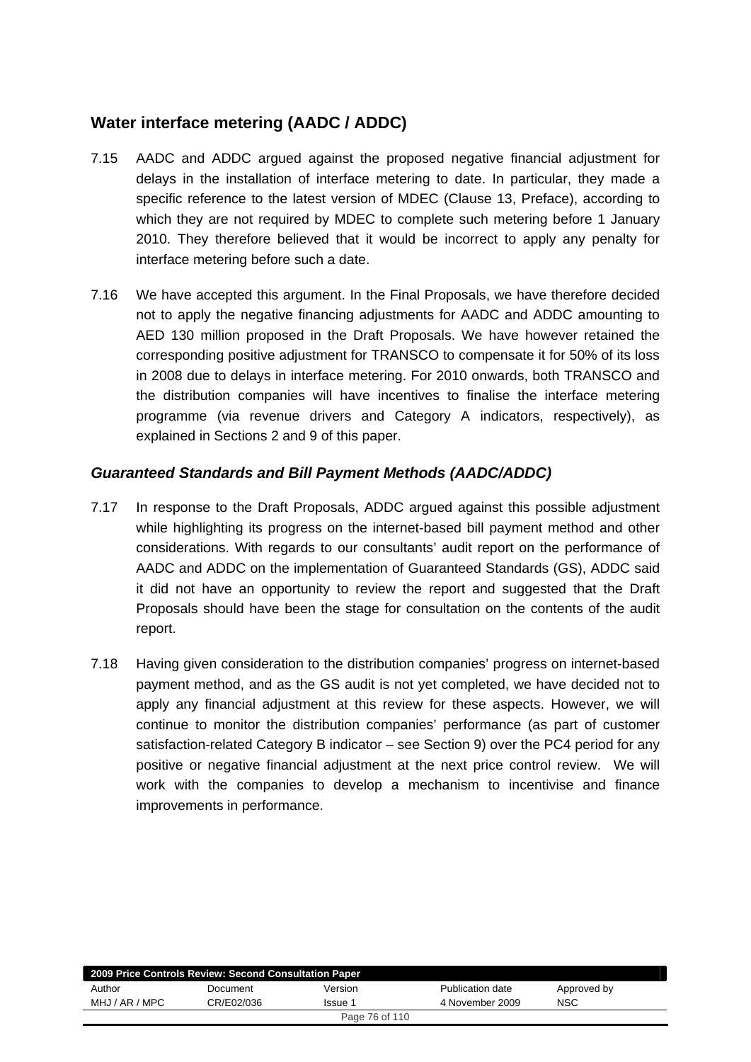## Water interface metering (AADC / ADDC)

7.15 AADC and ADDC argued against the proposed negative financial adjustment for delays in the installation of interface metering to date. In particular, they made a specific reference to the latest version of MDEC (Clause 13, Preface), according to which they are not required by MDEC to complete such metering before 1 January 2010. They therefore believed that it would be incorrect to apply any penalty for interface metering before such a date.

7.16 We have accepted this argument. In the Final Proposals, we have therefore decided not to apply the negative financing adjustments for AADC and ADDC amounting to AED 130 million proposed in the Draft Proposals. We have however retained the corresponding positive adjustment for TRANSCO to compensate it for 50% of its loss in 2008 due to delays in interface metering. For 2010 onwards, both TRANSCO and the distribution companies will have incentives to finalise the interface metering programme (via revenue drivers and Category A indicators, respectively), as explained in Sections 2 and 9 of this paper.

### *Guaranteed Standards and Bill Payment Methods (AADC/ADDC)*

7.17 In response to the Draft Proposals, ADDC argued against this possible adjustment while highlighting its progress on the internet-based bill payment method and other considerations. With regards to our consultants' audit report on the performance of AADC and ADDC on the implementation of Guaranteed Standards (GS), ADDC said it did not have an opportunity to review the report and suggested that the Draft Proposals should have been the stage for consultation on the contents of the audit report.

7.18 Having given consideration to the distribution companies' progress on internet-based payment method, and as the GS audit is not yet completed, we have decided not to apply any financial adjustment at this review for these aspects. However, we will continue to monitor the distribution companies' performance (as part of customer satisfaction-related Category B indicator – see Section 9) over the PC4 period for any positive or negative financial adjustment at the next price control review. We will work with the companies to develop a mechanism to incentivise and finance improvements in performance.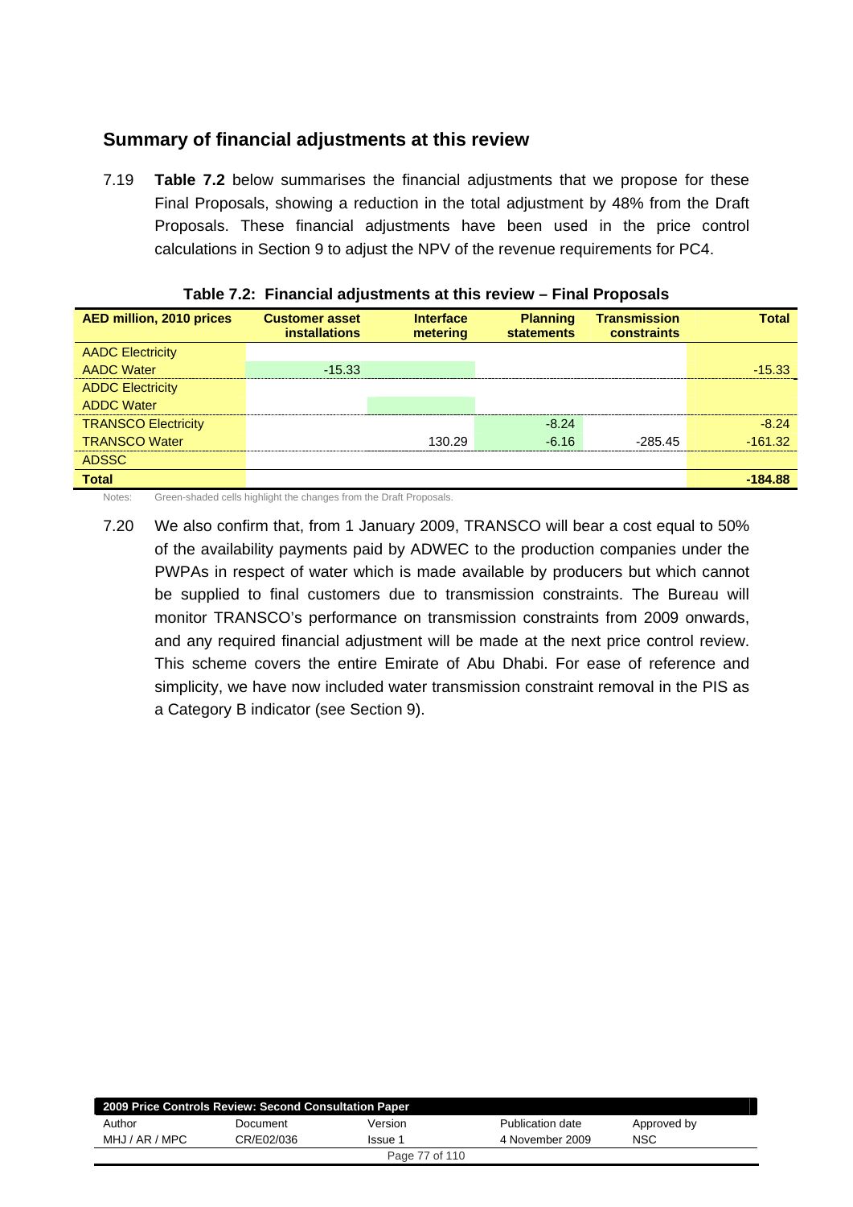## Summary of financial adjustments at this review

7.19 **Table 7.2** below summarises the financial adjustments that we propose for these Final Proposals, showing a reduction in the total adjustment by 48% from the Draft Proposals. These financial adjustments have been used in the price control calculations in Section 9 to adjust the NPV of the revenue requirements for PC4.

**Table 7.2: Financial adjustments at this review – Final Proposals**

| AED million, 2010 prices | Customer asset installations | Interface metering | Planning statements | Transmission constraints | Total |
|---|---|---|---|---|---|
| AADC Electricity | | | | | |
| AADC Water | -15.33 | | | | -15.33 |
| ADDC Electricity | | | | | |
| ADDC Water | | | | | |
| TRANSCO Electricity | | | -8.24 | | -8.24 |
| TRANSCO Water | | 130.29 | -6.16 | -285.45 | -161.32 |
| ADSSC | | | | | |
| **Total** | | | | | **-184.88** |

Notes: Green-shaded cells highlight the changes from the Draft Proposals.

7.20 We also confirm that, from 1 January 2009, TRANSCO will bear a cost equal to 50% of the availability payments paid by ADWEC to the production companies under the PWPAs in respect of water which is made available by producers but which cannot be supplied to final customers due to transmission constraints. The Bureau will monitor TRANSCO's performance on transmission constraints from 2009 onwards, and any required financial adjustment will be made at the next price control review. This scheme covers the entire Emirate of Abu Dhabi. For ease of reference and simplicity, we have now included water transmission constraint removal in the PIS as a Category B indicator (see Section 9).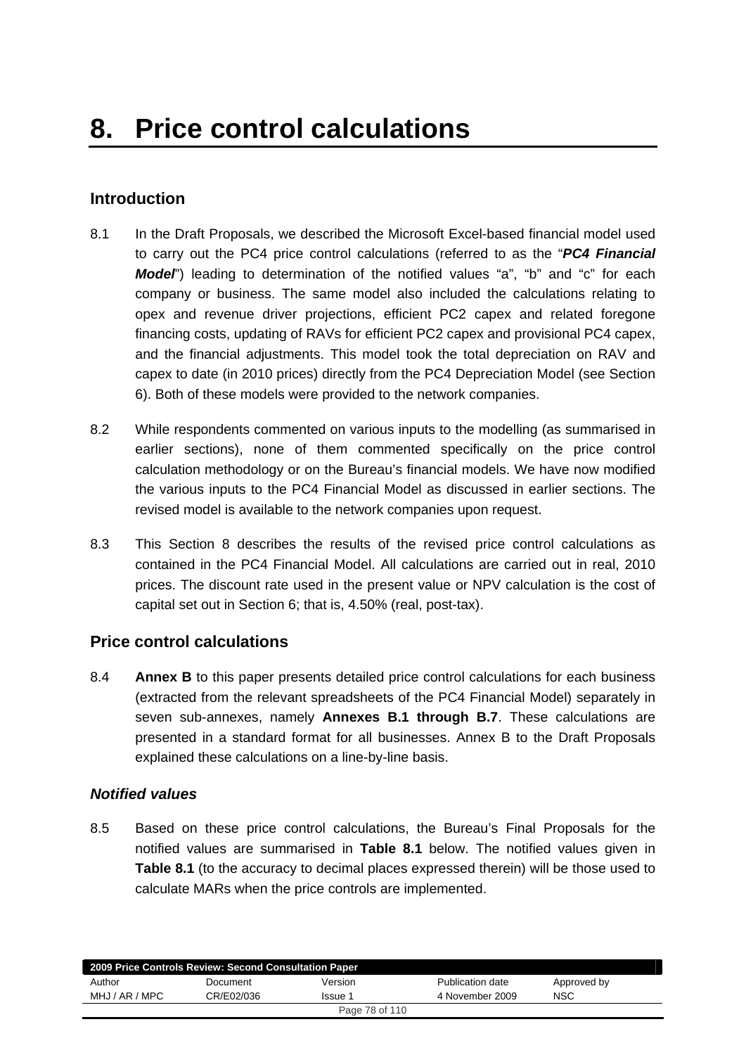# 8. Price control calculations

## Introduction

8.1 In the Draft Proposals, we described the Microsoft Excel-based financial model used to carry out the PC4 price control calculations (referred to as the "***PC4 Financial Model***") leading to determination of the notified values "a", "b" and "c" for each company or business. The same model also included the calculations relating to opex and revenue driver projections, efficient PC2 capex and related foregone financing costs, updating of RAVs for efficient PC2 capex and provisional PC4 capex, and the financial adjustments. This model took the total depreciation on RAV and capex to date (in 2010 prices) directly from the PC4 Depreciation Model (see Section 6). Both of these models were provided to the network companies.

8.2 While respondents commented on various inputs to the modelling (as summarised in earlier sections), none of them commented specifically on the price control calculation methodology or on the Bureau's financial models. We have now modified the various inputs to the PC4 Financial Model as discussed in earlier sections. The revised model is available to the network companies upon request.

8.3 This Section 8 describes the results of the revised price control calculations as contained in the PC4 Financial Model. All calculations are carried out in real, 2010 prices. The discount rate used in the present value or NPV calculation is the cost of capital set out in Section 6; that is, 4.50% (real, post-tax).

## Price control calculations

8.4 **Annex B** to this paper presents detailed price control calculations for each business (extracted from the relevant spreadsheets of the PC4 Financial Model) separately in seven sub-annexes, namely **Annexes B.1 through B.7**. These calculations are presented in a standard format for all businesses. Annex B to the Draft Proposals explained these calculations on a line-by-line basis.

### *Notified values*

8.5 Based on these price control calculations, the Bureau's Final Proposals for the notified values are summarised in **Table 8.1** below. The notified values given in **Table 8.1** (to the accuracy to decimal places expressed therein) will be those used to calculate MARs when the price controls are implemented.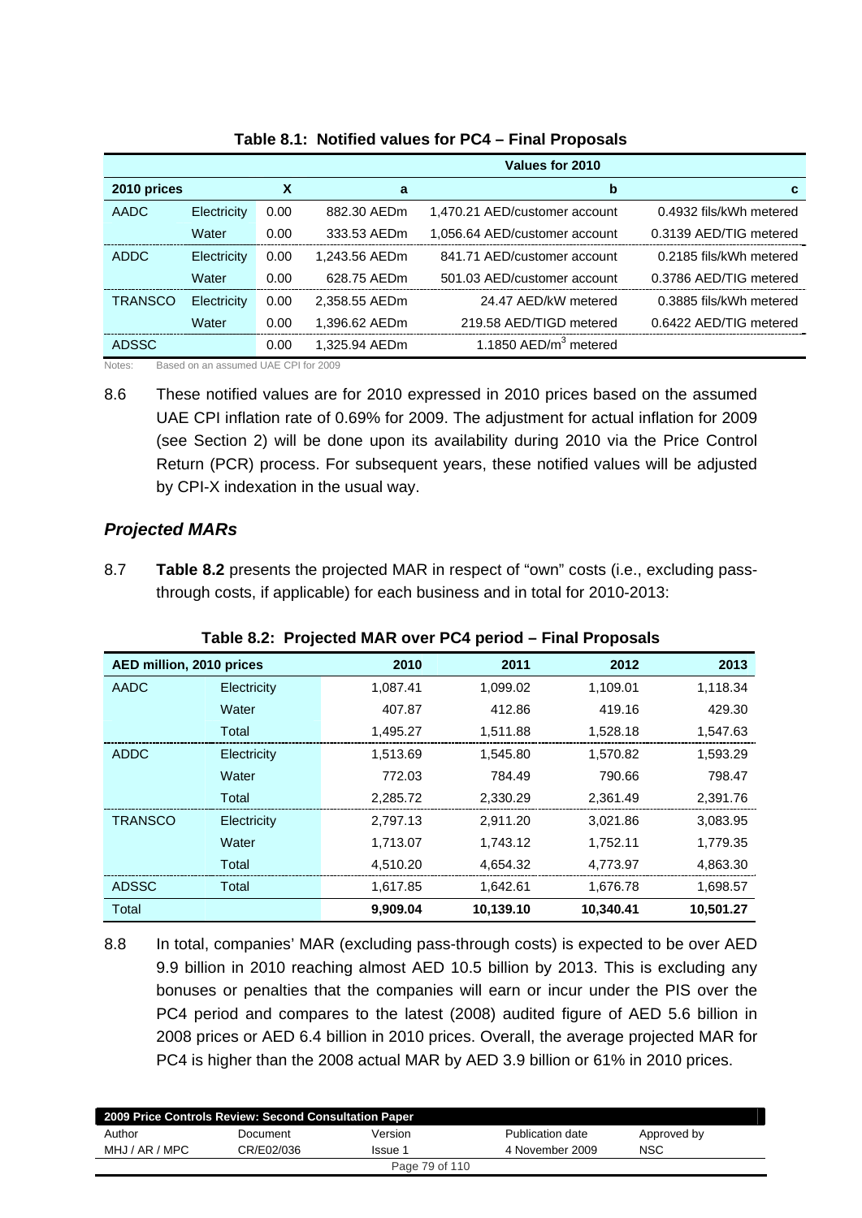**Table 8.1: Notified values for PC4 – Final Proposals**

| | | | Values for 2010 | | |
|---|---|---|---|---|---|
| **2010 prices** | | **X** | **a** | **b** | **c** |
| AADC | Electricity | 0.00 | 882.30 AEDm | 1,470.21 AED/customer account | 0.4932 fils/kWh metered |
| | Water | 0.00 | 333.53 AEDm | 1,056.64 AED/customer account | 0.3139 AED/TIG metered |
| ADDC | Electricity | 0.00 | 1,243.56 AEDm | 841.71 AED/customer account | 0.2185 fils/kWh metered |
| | Water | 0.00 | 628.75 AEDm | 501.03 AED/customer account | 0.3786 AED/TIG metered |
| TRANSCO | Electricity | 0.00 | 2,358.55 AEDm | 24.47 AED/kW metered | 0.3885 fils/kWh metered |
| | Water | 0.00 | 1,396.62 AEDm | 219.58 AED/TIGD metered | 0.6422 AED/TIG metered |
| ADSSC | | 0.00 | 1,325.94 AEDm | 1.1850 AED/m$^3$ metered | |

Notes: Based on an assumed UAE CPI for 2009

8.6 These notified values are for 2010 expressed in 2010 prices based on the assumed UAE CPI inflation rate of 0.69% for 2009. The adjustment for actual inflation for 2009 (see Section 2) will be done upon its availability during 2010 via the Price Control Return (PCR) process. For subsequent years, these notified values will be adjusted by CPI-X indexation in the usual way.

### *Projected MARs*

8.7 **Table 8.2** presents the projected MAR in respect of "own" costs (i.e., excluding pass-through costs, if applicable) for each business and in total for 2010-2013:

**Table 8.2: Projected MAR over PC4 period – Final Proposals**

| AED million, 2010 prices | | 2010 | 2011 | 2012 | 2013 |
|---|---|---|---|---|---|
| AADC | Electricity | 1,087.41 | 1,099.02 | 1,109.01 | 1,118.34 |
| | Water | 407.87 | 412.86 | 419.16 | 429.30 |
| | Total | 1,495.27 | 1,511.88 | 1,528.18 | 1,547.63 |
| ADDC | Electricity | 1,513.69 | 1,545.80 | 1,570.82 | 1,593.29 |
| | Water | 772.03 | 784.49 | 790.66 | 798.47 |
| | Total | 2,285.72 | 2,330.29 | 2,361.49 | 2,391.76 |
| TRANSCO | Electricity | 2,797.13 | 2,911.20 | 3,021.86 | 3,083.95 |
| | Water | 1,713.07 | 1,743.12 | 1,752.11 | 1,779.35 |
| | Total | 4,510.20 | 4,654.32 | 4,773.97 | 4,863.30 |
| ADSSC | Total | 1,617.85 | 1,642.61 | 1,676.78 | 1,698.57 |
| Total | | **9,909.04** | **10,139.10** | **10,340.41** | **10,501.27** |

8.8 In total, companies' MAR (excluding pass-through costs) is expected to be over AED 9.9 billion in 2010 reaching almost AED 10.5 billion by 2013. This is excluding any bonuses or penalties that the companies will earn or incur under the PIS over the PC4 period and compares to the latest (2008) audited figure of AED 5.6 billion in 2008 prices or AED 6.4 billion in 2010 prices. Overall, the average projected MAR for PC4 is higher than the 2008 actual MAR by AED 3.9 billion or 61% in 2010 prices.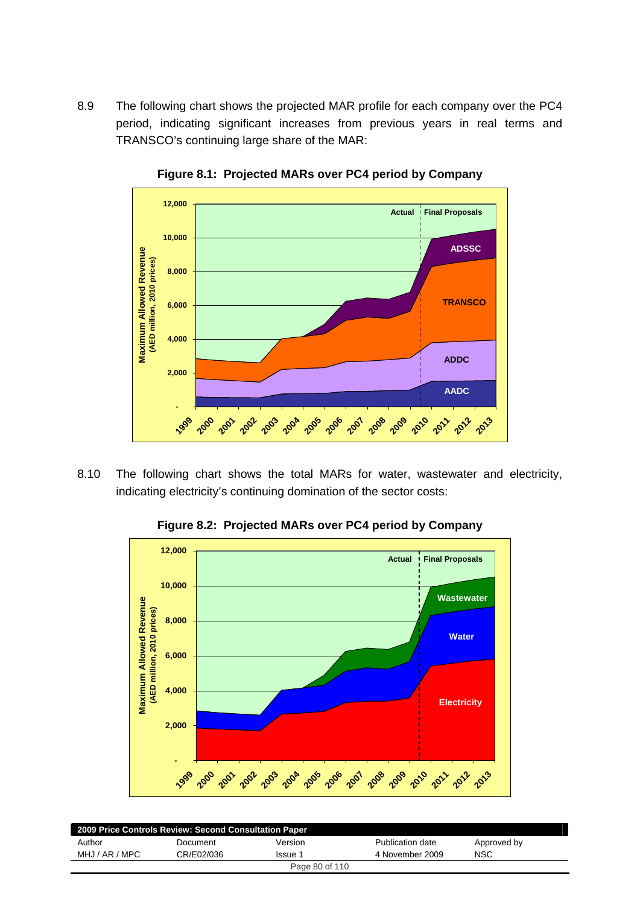8.9 The following chart shows the projected MAR profile for each company over the PC4 period, indicating significant increases from previous years in real terms and TRANSCO's continuing large share of the MAR:

**Figure 8.1: Projected MARs over PC4 period by Company**

8.10 The following chart shows the total MARs for water, wastewater and electricity, indicating electricity's continuing domination of the sector costs:

**Figure 8.2: Projected MARs over PC4 period by Company**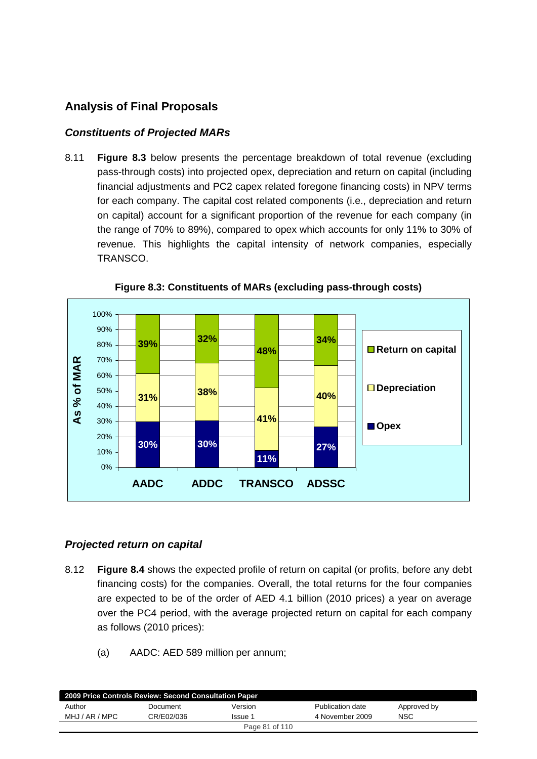## Analysis of Final Proposals

### *Constituents of Projected MARs*

8.11 **Figure 8.3** below presents the percentage breakdown of total revenue (excluding pass-through costs) into projected opex, depreciation and return on capital (including financial adjustments and PC2 capex related foregone financing costs) in NPV terms for each company. The capital cost related components (i.e., depreciation and return on capital) account for a significant proportion of the revenue for each company (in the range of 70% to 89%), compared to opex which accounts for only 11% to 30% of revenue. This highlights the capital intensity of network companies, especially TRANSCO.

**Figure 8.3: Constituents of MARs (excluding pass-through costs)**

| As % of MAR | AADC | ADDC | TRANSCO | ADSSC |
|---|---|---|---|---|
| Return on capital | 39% | 32% | 48% | 34% |
| Depreciation | 31% | 38% | 41% | 40% |
| Opex | 30% | 30% | 11% | 27% |

### *Projected return on capital*

8.12 **Figure 8.4** shows the expected profile of return on capital (or profits, before any debt financing costs) for the companies. Overall, the total returns for the four companies are expected to be of the order of AED 4.1 billion (2010 prices) a year on average over the PC4 period, with the average projected return on capital for each company as follows (2010 prices):

(a) AADC: AED 589 million per annum;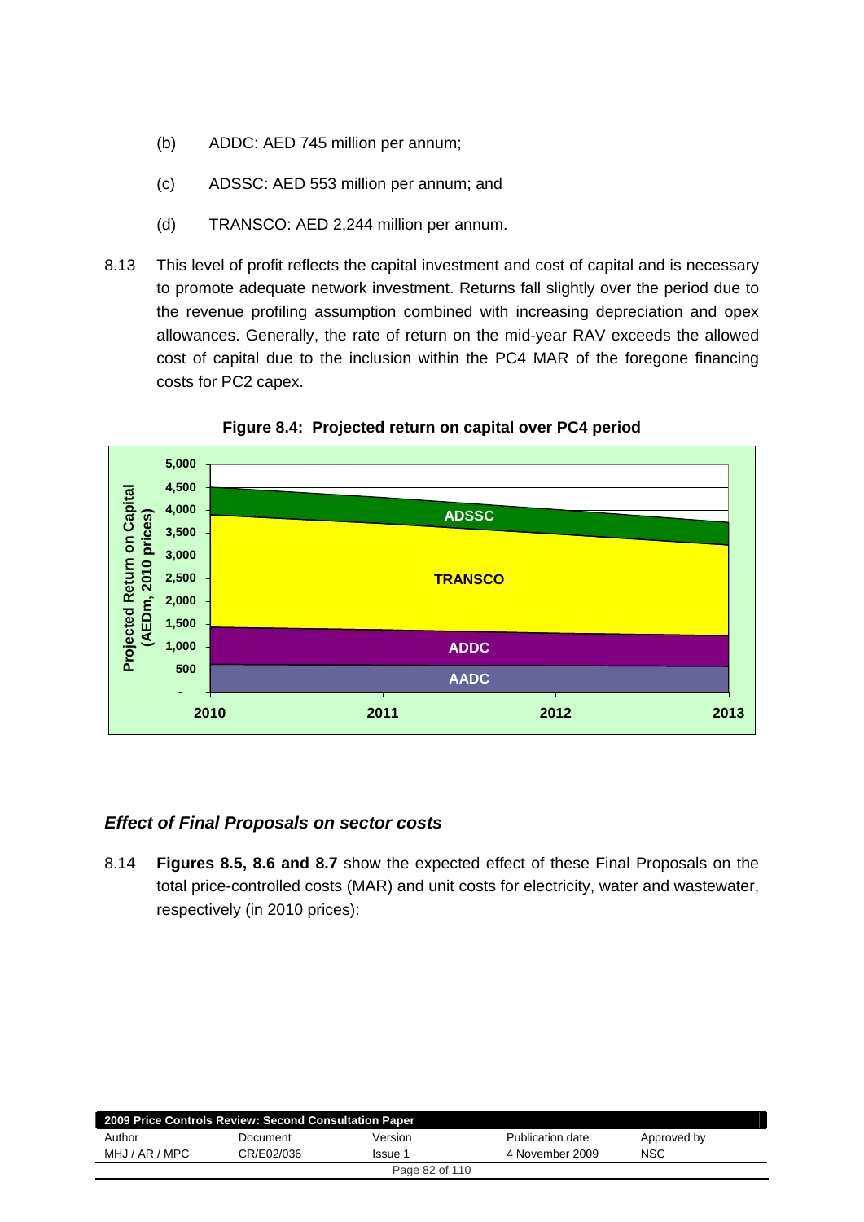(b) ADDC: AED 745 million per annum;

(c) ADSSC: AED 553 million per annum; and

(d) TRANSCO: AED 2,244 million per annum.

8.13 This level of profit reflects the capital investment and cost of capital and is necessary to promote adequate network investment. Returns fall slightly over the period due to the revenue profiling assumption combined with increasing depreciation and opex allowances. Generally, the rate of return on the mid-year RAV exceeds the allowed cost of capital due to the inclusion within the PC4 MAR of the foregone financing costs for PC2 capex.

**Figure 8.4: Projected return on capital over PC4 period**

### *Effect of Final Proposals on sector costs*

8.14 **Figures 8.5, 8.6 and 8.7** show the expected effect of these Final Proposals on the total price-controlled costs (MAR) and unit costs for electricity, water and wastewater, respectively (in 2010 prices):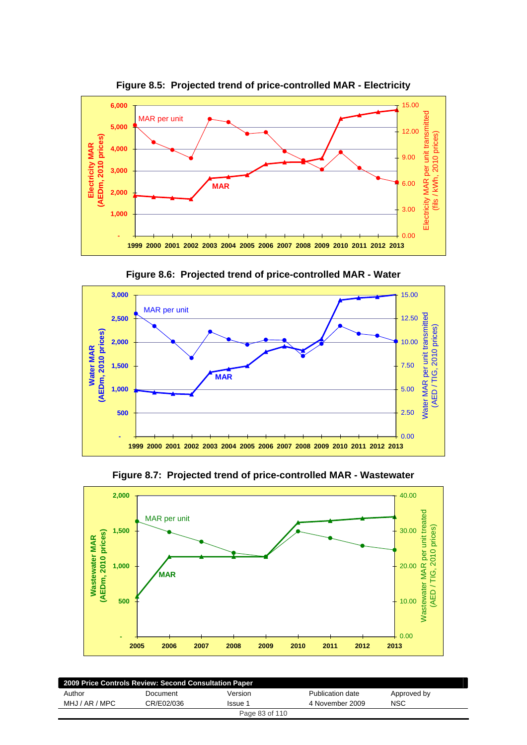**Figure 8.5: Projected trend of price-controlled MAR - Electricity**

**Figure 8.6: Projected trend of price-controlled MAR - Water**

**Figure 8.7: Projected trend of price-controlled MAR - Wastewater**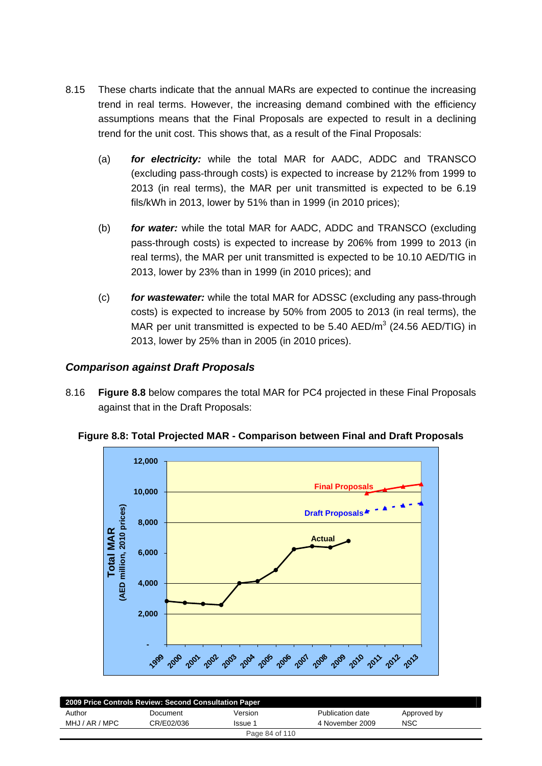8.15 These charts indicate that the annual MARs are expected to continue the increasing trend in real terms. However, the increasing demand combined with the efficiency assumptions means that the Final Proposals are expected to result in a declining trend for the unit cost. This shows that, as a result of the Final Proposals:

(a) ***for electricity:*** while the total MAR for AADC, ADDC and TRANSCO (excluding pass-through costs) is expected to increase by 212% from 1999 to 2013 (in real terms), the MAR per unit transmitted is expected to be 6.19 fils/kWh in 2013, lower by 51% than in 1999 (in 2010 prices);

(b) ***for water:*** while the total MAR for AADC, ADDC and TRANSCO (excluding pass-through costs) is expected to increase by 206% from 1999 to 2013 (in real terms), the MAR per unit transmitted is expected to be 10.10 AED/TIG in 2013, lower by 23% than in 1999 (in 2010 prices); and

(c) ***for wastewater:*** while the total MAR for ADSSC (excluding any pass-through costs) is expected to increase by 50% from 2005 to 2013 (in real terms), the MAR per unit transmitted is expected to be 5.40 AED/$m^3$ (24.56 AED/TIG) in 2013, lower by 25% than in 2005 (in 2010 prices).

### *Comparison against Draft Proposals*

8.16 **Figure 8.8** below compares the total MAR for PC4 projected in these Final Proposals against that in the Draft Proposals:

**Figure 8.8: Total Projected MAR - Comparison between Final and Draft Proposals**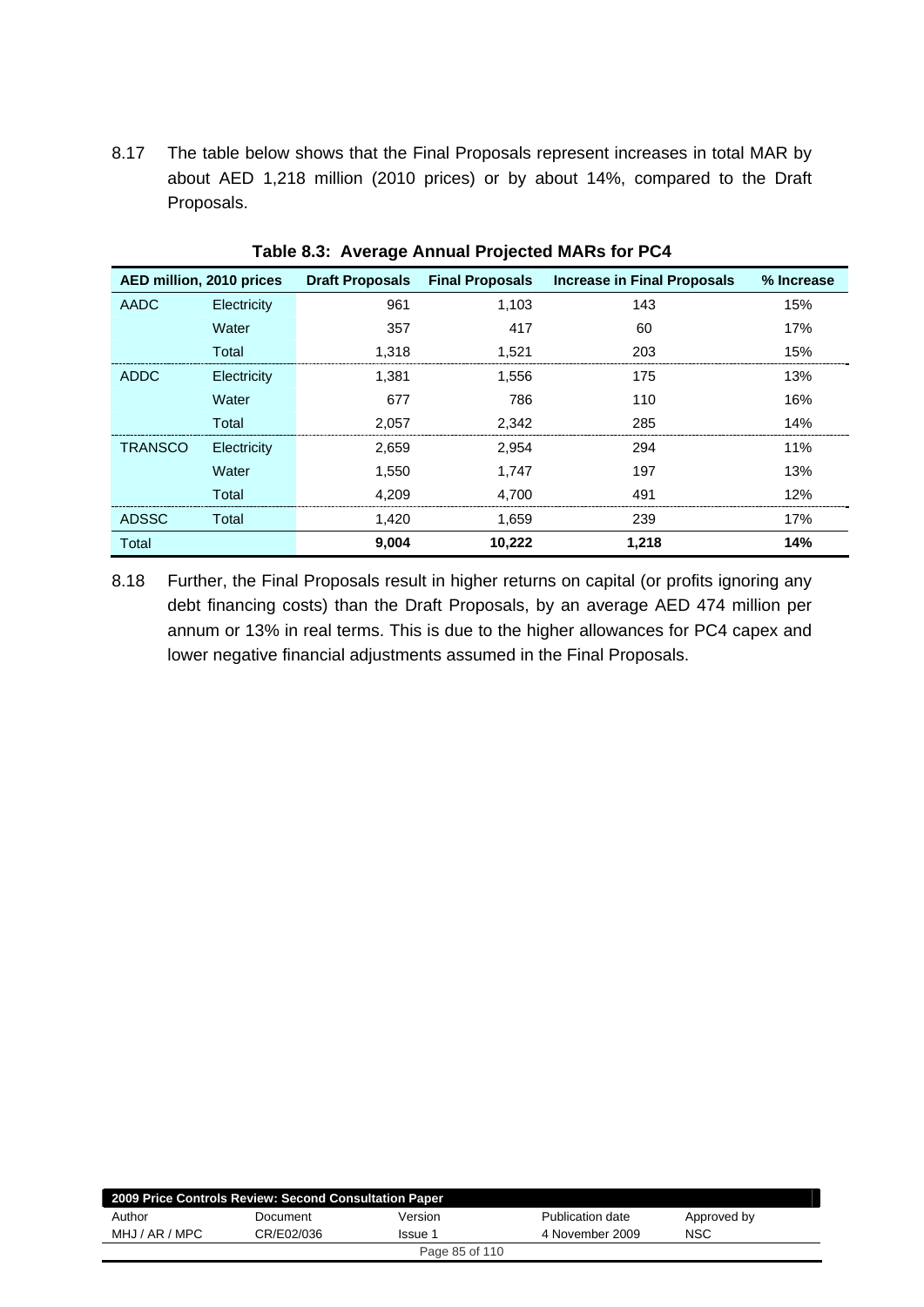8.17 The table below shows that the Final Proposals represent increases in total MAR by about AED 1,218 million (2010 prices) or by about 14%, compared to the Draft Proposals.

**Table 8.3: Average Annual Projected MARs for PC4**

| AED million, 2010 prices | | Draft Proposals | Final Proposals | Increase in Final Proposals | % Increase |
|---|---|---|---|---|---|
| AADC | Electricity | 961 | 1,103 | 143 | 15% |
| | Water | 357 | 417 | 60 | 17% |
| | Total | 1,318 | 1,521 | 203 | 15% |
| ADDC | Electricity | 1,381 | 1,556 | 175 | 13% |
| | Water | 677 | 786 | 110 | 16% |
| | Total | 2,057 | 2,342 | 285 | 14% |
| TRANSCO | Electricity | 2,659 | 2,954 | 294 | 11% |
| | Water | 1,550 | 1,747 | 197 | 13% |
| | Total | 4,209 | 4,700 | 491 | 12% |
| ADSSC | Total | 1,420 | 1,659 | 239 | 17% |
| Total | | **9,004** | **10,222** | **1,218** | **14%** |

8.18 Further, the Final Proposals result in higher returns on capital (or profits ignoring any debt financing costs) than the Draft Proposals, by an average AED 474 million per annum or 13% in real terms. This is due to the higher allowances for PC4 capex and lower negative financial adjustments assumed in the Final Proposals.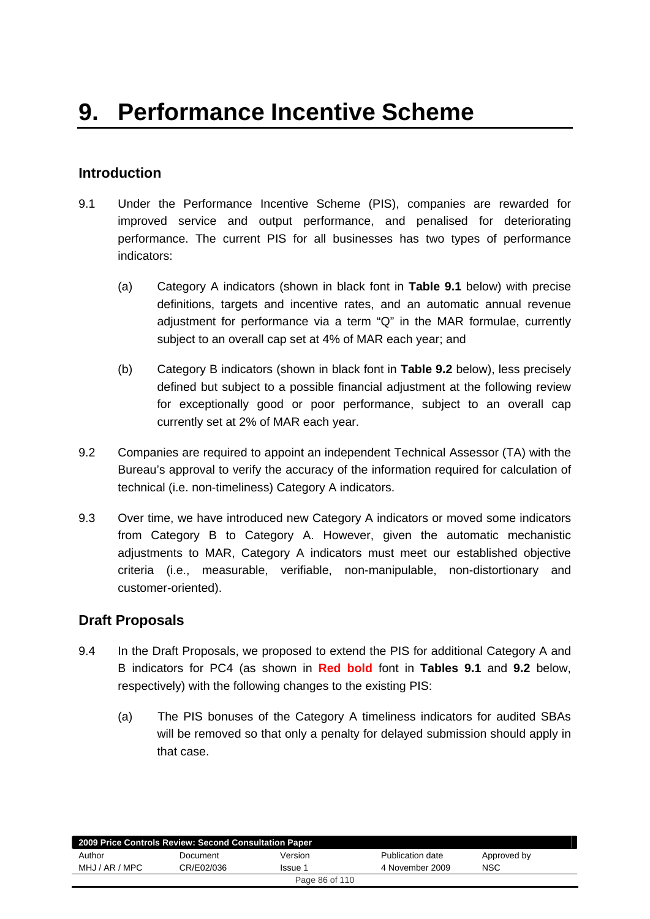# 9. Performance Incentive Scheme

## Introduction

9.1 Under the Performance Incentive Scheme (PIS), companies are rewarded for improved service and output performance, and penalised for deteriorating performance. The current PIS for all businesses has two types of performance indicators:

(a) Category A indicators (shown in black font in **Table 9.1** below) with precise definitions, targets and incentive rates, and an automatic annual revenue adjustment for performance via a term "Q" in the MAR formulae, currently subject to an overall cap set at 4% of MAR each year; and

(b) Category B indicators (shown in black font in **Table 9.2** below), less precisely defined but subject to a possible financial adjustment at the following review for exceptionally good or poor performance, subject to an overall cap currently set at 2% of MAR each year.

9.2 Companies are required to appoint an independent Technical Assessor (TA) with the Bureau's approval to verify the accuracy of the information required for calculation of technical (i.e. non-timeliness) Category A indicators.

9.3 Over time, we have introduced new Category A indicators or moved some indicators from Category B to Category A. However, given the automatic mechanistic adjustments to MAR, Category A indicators must meet our established objective criteria (i.e., measurable, verifiable, non-manipulable, non-distortionary and customer-oriented).

## Draft Proposals

9.4 In the Draft Proposals, we proposed to extend the PIS for additional Category A and B indicators for PC4 (as shown in **Red bold** font in **Tables 9.1** and **9.2** below, respectively) with the following changes to the existing PIS:

(a) The PIS bonuses of the Category A timeliness indicators for audited SBAs will be removed so that only a penalty for delayed submission should apply in that case.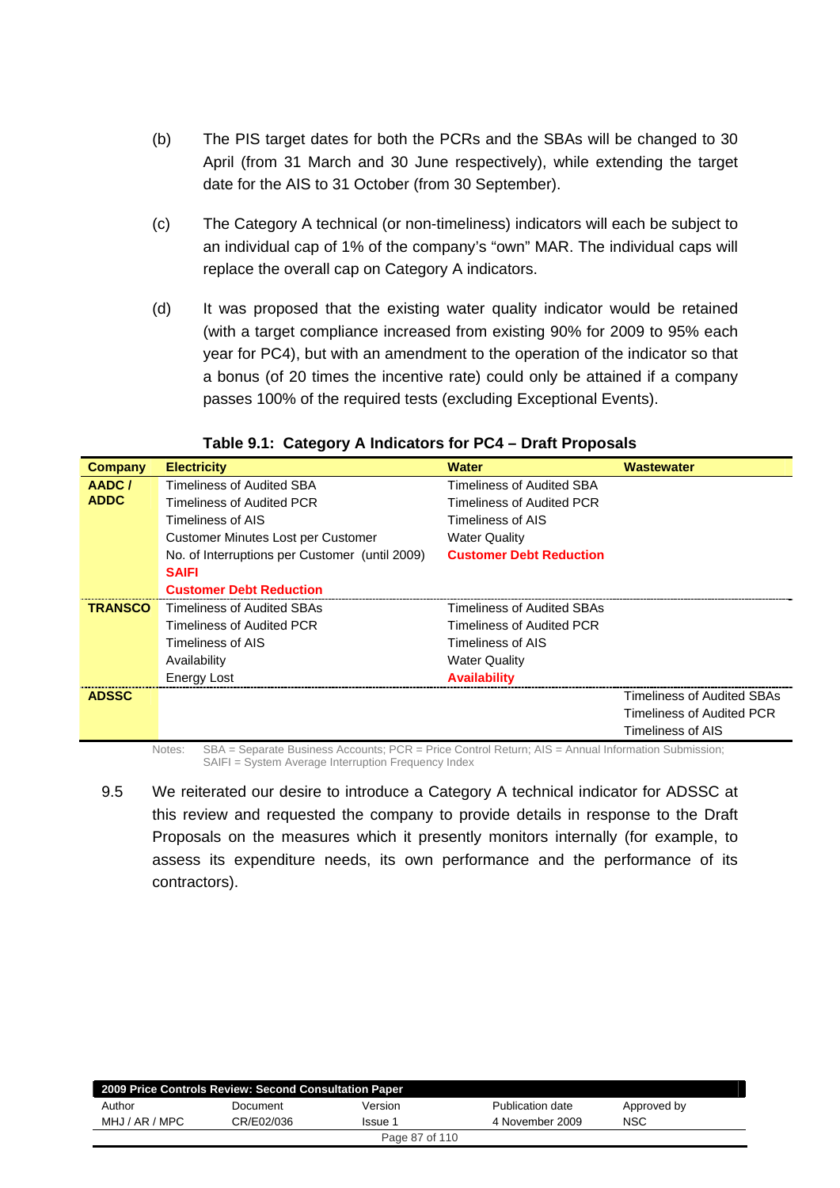(b) The PIS target dates for both the PCRs and the SBAs will be changed to 30 April (from 31 March and 30 June respectively), while extending the target date for the AIS to 31 October (from 30 September).

(c) The Category A technical (or non-timeliness) indicators will each be subject to an individual cap of 1% of the company's "own" MAR. The individual caps will replace the overall cap on Category A indicators.

(d) It was proposed that the existing water quality indicator would be retained (with a target compliance increased from existing 90% for 2009 to 95% each year for PC4), but with an amendment to the operation of the indicator so that a bonus (of 20 times the incentive rate) could only be attained if a company passes 100% of the required tests (excluding Exceptional Events).

**Table 9.1: Category A Indicators for PC4 – Draft Proposals**

| Company | Electricity | Water | Wastewater |
|---|---|---|---|
| **AADC / ADDC** | Timeliness of Audited SBA<br>Timeliness of Audited PCR<br>Timeliness of AIS<br>Customer Minutes Lost per Customer<br>No. of Interruptions per Customer (until 2009)<br>**SAIFI**<br>**Customer Debt Reduction** | Timeliness of Audited SBA<br>Timeliness of Audited PCR<br>Timeliness of AIS<br>Water Quality<br>**Customer Debt Reduction** | |
| **TRANSCO** | Timeliness of Audited SBAs<br>Timeliness of Audited PCR<br>Timeliness of AIS<br>Availability<br>Energy Lost | Timeliness of Audited SBAs<br>Timeliness of Audited PCR<br>Timeliness of AIS<br>Water Quality<br>**Availability** | |
| **ADSSC** | | | Timeliness of Audited SBAs<br>Timeliness of Audited PCR<br>Timeliness of AIS |

Notes: SBA = Separate Business Accounts; PCR = Price Control Return; AIS = Annual Information Submission; SAIFI = System Average Interruption Frequency Index

9.5 We reiterated our desire to introduce a Category A technical indicator for ADSSC at this review and requested the company to provide details in response to the Draft Proposals on the measures which it presently monitors internally (for example, to assess its expenditure needs, its own performance and the performance of its contractors).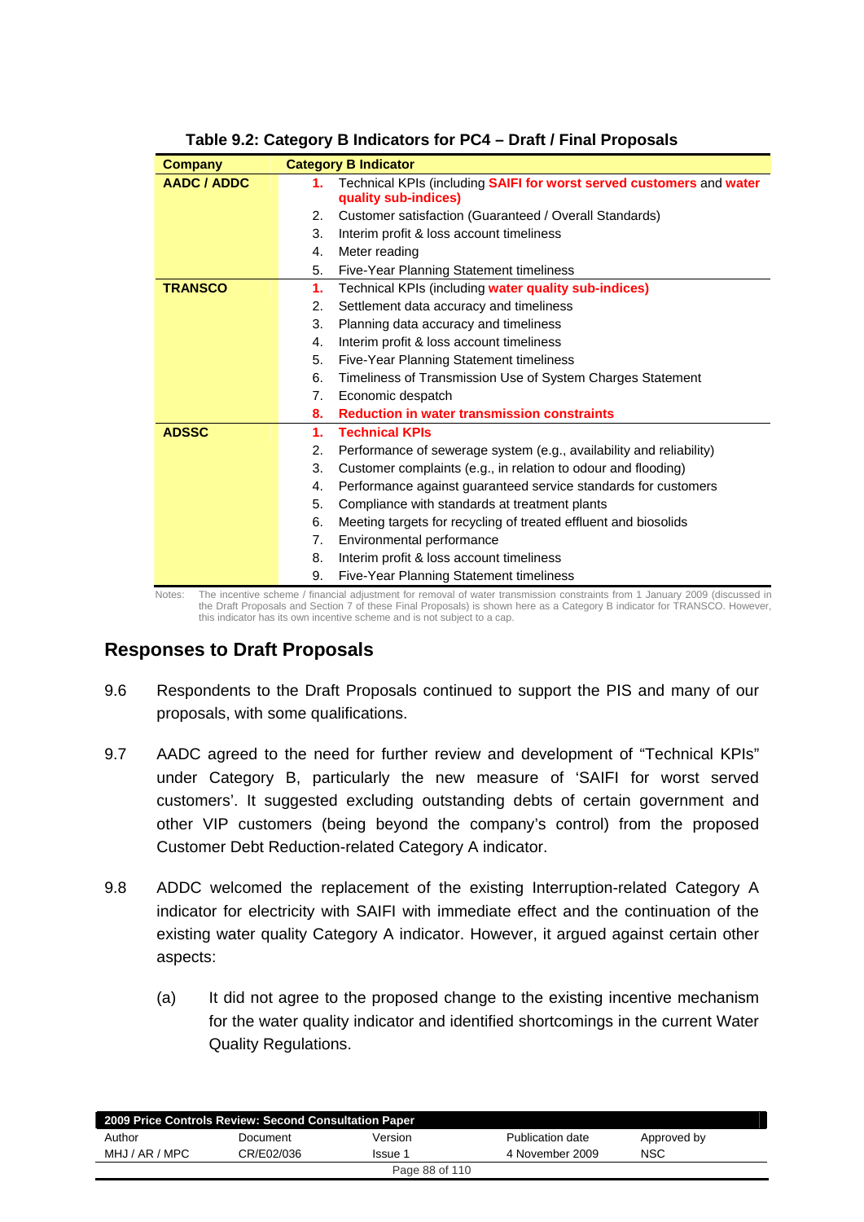**Table 9.2: Category B Indicators for PC4 – Draft / Final Proposals**

| Company | Category B Indicator |
|---|---|
| **AADC / ADDC** | **1.** Technical KPIs (including **SAIFI for worst served customers** and **water quality sub-indices)** |
| | 2. Customer satisfaction (Guaranteed / Overall Standards) |
| | 3. Interim profit & loss account timeliness |
| | 4. Meter reading |
| | 5. Five-Year Planning Statement timeliness |
| **TRANSCO** | **1.** Technical KPIs (including **water quality sub-indices)** |
| | 2. Settlement data accuracy and timeliness |
| | 3. Planning data accuracy and timeliness |
| | 4. Interim profit & loss account timeliness |
| | 5. Five-Year Planning Statement timeliness |
| | 6. Timeliness of Transmission Use of System Charges Statement |
| | 7. Economic despatch |
| | **8. Reduction in water transmission constraints** |
| **ADSSC** | **1. Technical KPIs** |
| | 2. Performance of sewerage system (e.g., availability and reliability) |
| | 3. Customer complaints (e.g., in relation to odour and flooding) |
| | 4. Performance against guaranteed service standards for customers |
| | 5. Compliance with standards at treatment plants |
| | 6. Meeting targets for recycling of treated effluent and biosolids |
| | 7. Environmental performance |
| | 8. Interim profit & loss account timeliness |
| | 9. Five-Year Planning Statement timeliness |

Notes: The incentive scheme / financial adjustment for removal of water transmission constraints from 1 January 2009 (discussed in the Draft Proposals and Section 7 of these Final Proposals) is shown here as a Category B indicator for TRANSCO. However, this indicator has its own incentive scheme and is not subject to a cap.

## Responses to Draft Proposals

9.6 Respondents to the Draft Proposals continued to support the PIS and many of our proposals, with some qualifications.

9.7 AADC agreed to the need for further review and development of "Technical KPIs" under Category B, particularly the new measure of 'SAIFI for worst served customers'. It suggested excluding outstanding debts of certain government and other VIP customers (being beyond the company's control) from the proposed Customer Debt Reduction-related Category A indicator.

9.8 ADDC welcomed the replacement of the existing Interruption-related Category A indicator for electricity with SAIFI with immediate effect and the continuation of the existing water quality Category A indicator. However, it argued against certain other aspects:

(a) It did not agree to the proposed change to the existing incentive mechanism for the water quality indicator and identified shortcomings in the current Water Quality Regulations.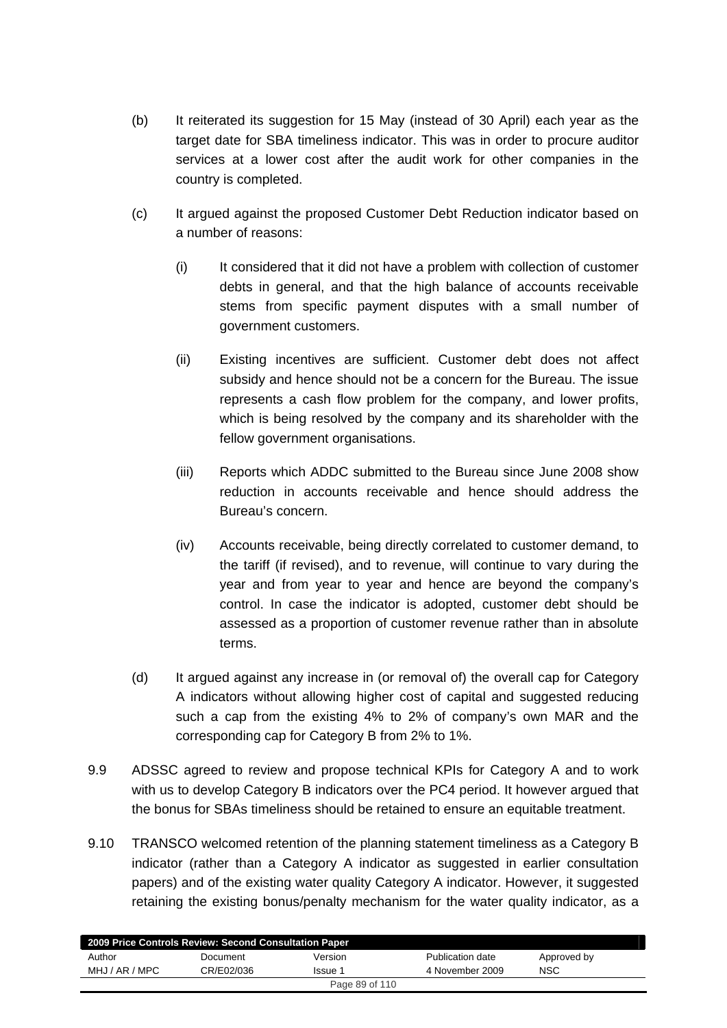(b) It reiterated its suggestion for 15 May (instead of 30 April) each year as the target date for SBA timeliness indicator. This was in order to procure auditor services at a lower cost after the audit work for other companies in the country is completed.

(c) It argued against the proposed Customer Debt Reduction indicator based on a number of reasons:

(i) It considered that it did not have a problem with collection of customer debts in general, and that the high balance of accounts receivable stems from specific payment disputes with a small number of government customers.

(ii) Existing incentives are sufficient. Customer debt does not affect subsidy and hence should not be a concern for the Bureau. The issue represents a cash flow problem for the company, and lower profits, which is being resolved by the company and its shareholder with the fellow government organisations.

(iii) Reports which ADDC submitted to the Bureau since June 2008 show reduction in accounts receivable and hence should address the Bureau's concern.

(iv) Accounts receivable, being directly correlated to customer demand, to the tariff (if revised), and to revenue, will continue to vary during the year and from year to year and hence are beyond the company's control. In case the indicator is adopted, customer debt should be assessed as a proportion of customer revenue rather than in absolute terms.

(d) It argued against any increase in (or removal of) the overall cap for Category A indicators without allowing higher cost of capital and suggested reducing such a cap from the existing 4% to 2% of company's own MAR and the corresponding cap for Category B from 2% to 1%.

9.9 ADSSC agreed to review and propose technical KPIs for Category A and to work with us to develop Category B indicators over the PC4 period. It however argued that the bonus for SBAs timeliness should be retained to ensure an equitable treatment.

9.10 TRANSCO welcomed retention of the planning statement timeliness as a Category B indicator (rather than a Category A indicator as suggested in earlier consultation papers) and of the existing water quality Category A indicator. However, it suggested retaining the existing bonus/penalty mechanism for the water quality indicator, as a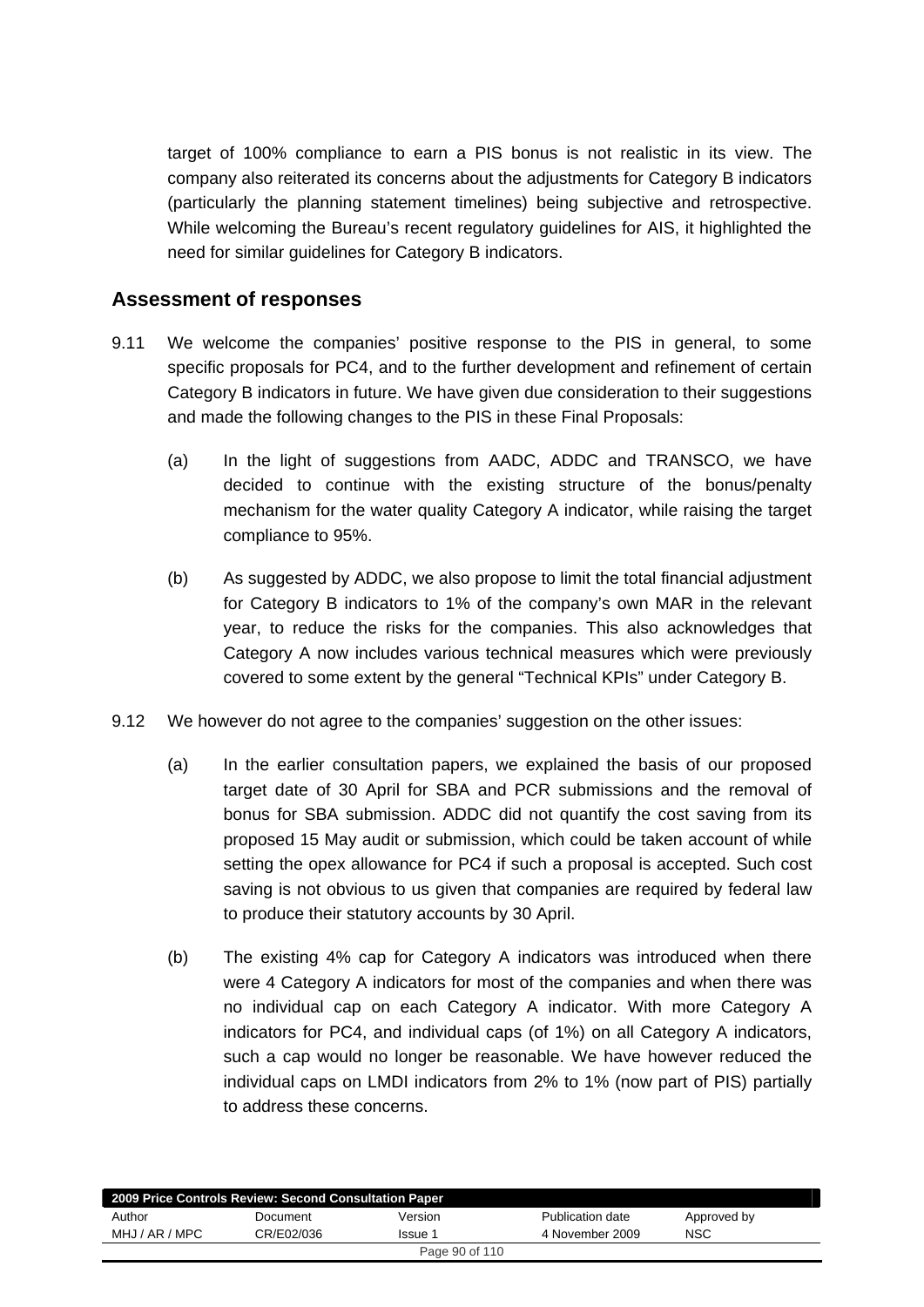target of 100% compliance to earn a PIS bonus is not realistic in its view. The company also reiterated its concerns about the adjustments for Category B indicators (particularly the planning statement timelines) being subjective and retrospective. While welcoming the Bureau's recent regulatory guidelines for AIS, it highlighted the need for similar guidelines for Category B indicators.

## Assessment of responses

9.11 We welcome the companies' positive response to the PIS in general, to some specific proposals for PC4, and to the further development and refinement of certain Category B indicators in future. We have given due consideration to their suggestions and made the following changes to the PIS in these Final Proposals:

(a) In the light of suggestions from AADC, ADDC and TRANSCO, we have decided to continue with the existing structure of the bonus/penalty mechanism for the water quality Category A indicator, while raising the target compliance to 95%.

(b) As suggested by ADDC, we also propose to limit the total financial adjustment for Category B indicators to 1% of the company's own MAR in the relevant year, to reduce the risks for the companies. This also acknowledges that Category A now includes various technical measures which were previously covered to some extent by the general "Technical KPIs" under Category B.

9.12 We however do not agree to the companies' suggestion on the other issues:

(a) In the earlier consultation papers, we explained the basis of our proposed target date of 30 April for SBA and PCR submissions and the removal of bonus for SBA submission. ADDC did not quantify the cost saving from its proposed 15 May audit or submission, which could be taken account of while setting the opex allowance for PC4 if such a proposal is accepted. Such cost saving is not obvious to us given that companies are required by federal law to produce their statutory accounts by 30 April.

(b) The existing 4% cap for Category A indicators was introduced when there were 4 Category A indicators for most of the companies and when there was no individual cap on each Category A indicator. With more Category A indicators for PC4, and individual caps (of 1%) on all Category A indicators, such a cap would no longer be reasonable. We have however reduced the individual caps on LMDI indicators from 2% to 1% (now part of PIS) partially to address these concerns.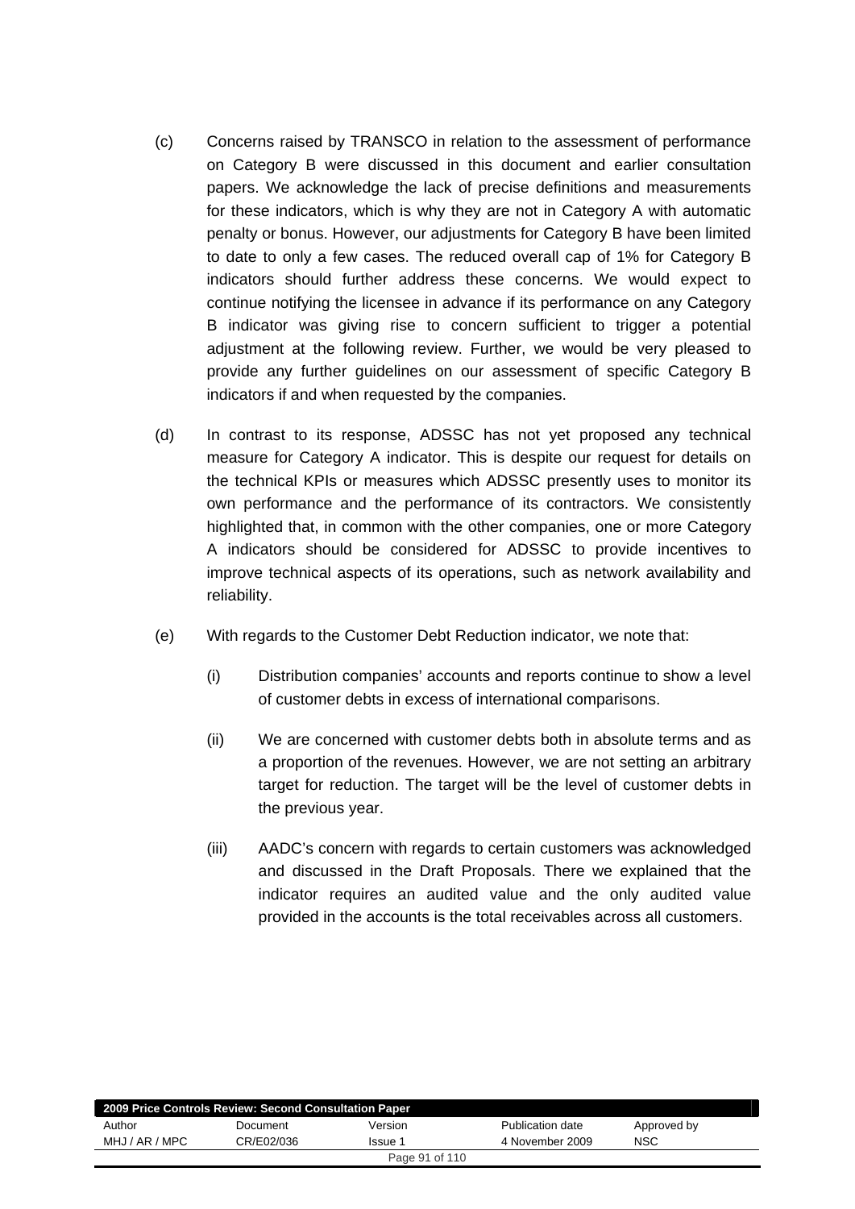(c) Concerns raised by TRANSCO in relation to the assessment of performance on Category B were discussed in this document and earlier consultation papers. We acknowledge the lack of precise definitions and measurements for these indicators, which is why they are not in Category A with automatic penalty or bonus. However, our adjustments for Category B have been limited to date to only a few cases. The reduced overall cap of 1% for Category B indicators should further address these concerns. We would expect to continue notifying the licensee in advance if its performance on any Category B indicator was giving rise to concern sufficient to trigger a potential adjustment at the following review. Further, we would be very pleased to provide any further guidelines on our assessment of specific Category B indicators if and when requested by the companies.

(d) In contrast to its response, ADSSC has not yet proposed any technical measure for Category A indicator. This is despite our request for details on the technical KPIs or measures which ADSSC presently uses to monitor its own performance and the performance of its contractors. We consistently highlighted that, in common with the other companies, one or more Category A indicators should be considered for ADSSC to provide incentives to improve technical aspects of its operations, such as network availability and reliability.

(e) With regards to the Customer Debt Reduction indicator, we note that:

  (i) Distribution companies' accounts and reports continue to show a level of customer debts in excess of international comparisons.

  (ii) We are concerned with customer debts both in absolute terms and as a proportion of the revenues. However, we are not setting an arbitrary target for reduction. The target will be the level of customer debts in the previous year.

  (iii) AADC's concern with regards to certain customers was acknowledged and discussed in the Draft Proposals. There we explained that the indicator requires an audited value and the only audited value provided in the accounts is the total receivables across all customers.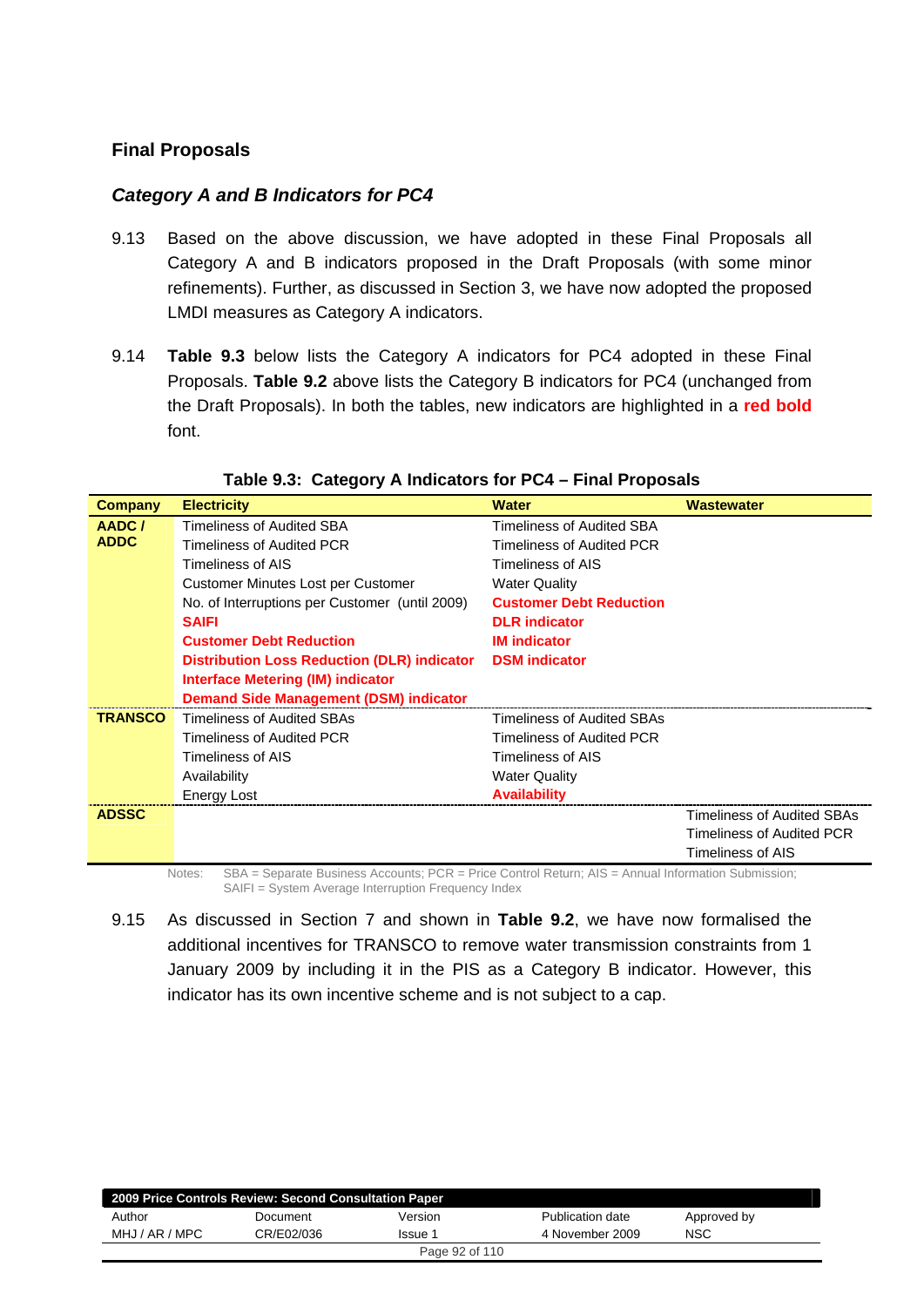## Final Proposals

### *Category A and B Indicators for PC4*

9.13 Based on the above discussion, we have adopted in these Final Proposals all Category A and B indicators proposed in the Draft Proposals (with some minor refinements). Further, as discussed in Section 3, we have now adopted the proposed LMDI measures as Category A indicators.

9.14 **Table 9.3** below lists the Category A indicators for PC4 adopted in these Final Proposals. **Table 9.2** above lists the Category B indicators for PC4 (unchanged from the Draft Proposals). In both the tables, new indicators are highlighted in a **red bold** font.

**Table 9.3: Category A Indicators for PC4 – Final Proposals**

| Company | Electricity | Water | Wastewater |
|---|---|---|---|
| **AADC / ADDC** | Timeliness of Audited SBA<br>Timeliness of Audited PCR<br>Timeliness of AIS<br>Customer Minutes Lost per Customer<br>No. of Interruptions per Customer (until 2009)<br>**SAIFI**<br>**Customer Debt Reduction**<br>**Distribution Loss Reduction (DLR) indicator**<br>**Interface Metering (IM) indicator**<br>**Demand Side Management (DSM) indicator** | Timeliness of Audited SBA<br>Timeliness of Audited PCR<br>Timeliness of AIS<br>Water Quality<br>**Customer Debt Reduction**<br>**DLR indicator**<br>**IM indicator**<br>**DSM indicator** | |
| **TRANSCO** | Timeliness of Audited SBAs<br>Timeliness of Audited PCR<br>Timeliness of AIS<br>Availability<br>Energy Lost | Timeliness of Audited SBAs<br>Timeliness of Audited PCR<br>Timeliness of AIS<br>Water Quality<br>**Availability** | |
| **ADSSC** | | | Timeliness of Audited SBAs<br>Timeliness of Audited PCR<br>Timeliness of AIS |

Notes: SBA = Separate Business Accounts; PCR = Price Control Return; AIS = Annual Information Submission; SAIFI = System Average Interruption Frequency Index

9.15 As discussed in Section 7 and shown in **Table 9.2**, we have now formalised the additional incentives for TRANSCO to remove water transmission constraints from 1 January 2009 by including it in the PIS as a Category B indicator. However, this indicator has its own incentive scheme and is not subject to a cap.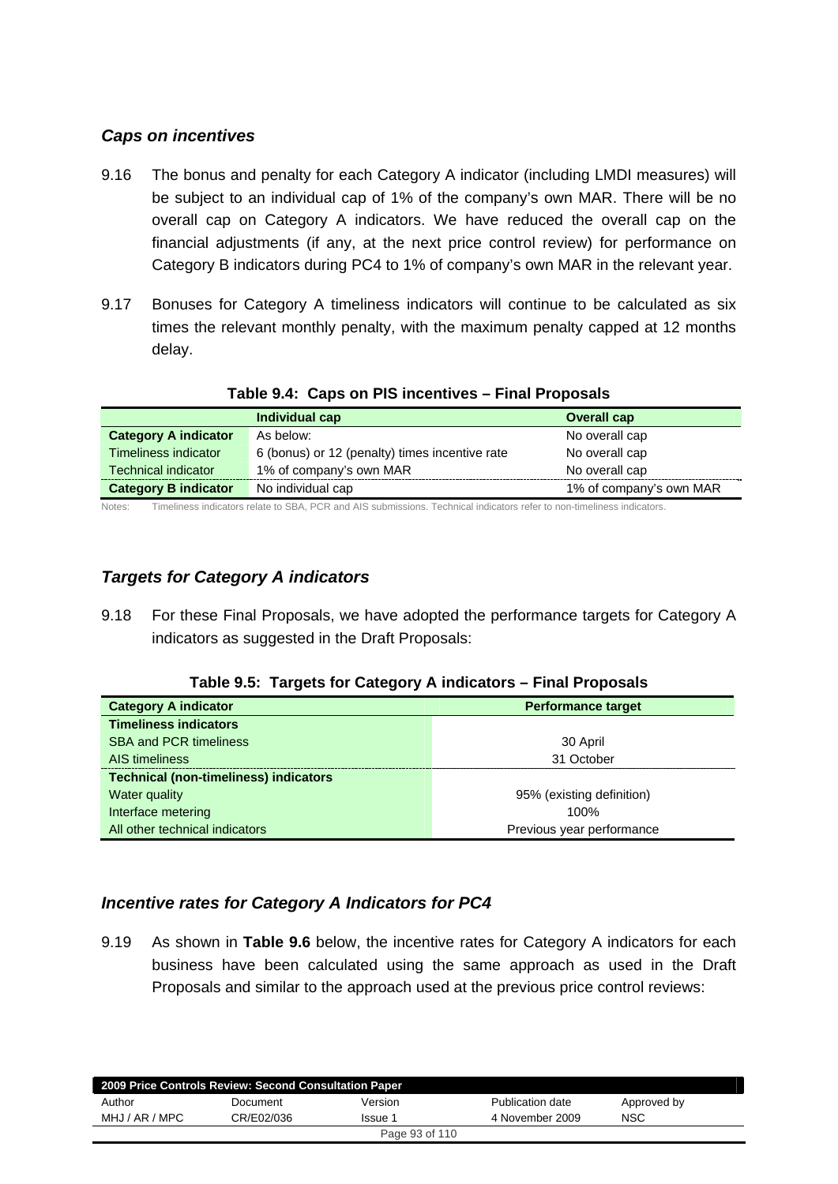### *Caps on incentives*

9.16 The bonus and penalty for each Category A indicator (including LMDI measures) will be subject to an individual cap of 1% of the company's own MAR. There will be no overall cap on Category A indicators. We have reduced the overall cap on the financial adjustments (if any, at the next price control review) for performance on Category B indicators during PC4 to 1% of company's own MAR in the relevant year.

9.17 Bonuses for Category A timeliness indicators will continue to be calculated as six times the relevant monthly penalty, with the maximum penalty capped at 12 months delay.

**Table 9.4: Caps on PIS incentives – Final Proposals**

| | Individual cap | Overall cap |
|---|---|---|
| **Category A indicator** | As below: | No overall cap |
| Timeliness indicator | 6 (bonus) or 12 (penalty) times incentive rate | No overall cap |
| Technical indicator | 1% of company's own MAR | No overall cap |
| **Category B indicator** | No individual cap | 1% of company's own MAR |

Notes: Timeliness indicators relate to SBA, PCR and AIS submissions. Technical indicators refer to non-timeliness indicators.

### *Targets for Category A indicators*

9.18 For these Final Proposals, we have adopted the performance targets for Category A indicators as suggested in the Draft Proposals:

**Table 9.5: Targets for Category A indicators – Final Proposals**

| Category A indicator | Performance target |
|---|---|
| **Timeliness indicators** | |
| SBA and PCR timeliness | 30 April |
| AIS timeliness | 31 October |
| **Technical (non-timeliness) indicators** | |
| Water quality | 95% (existing definition) |
| Interface metering | 100% |
| All other technical indicators | Previous year performance |

### *Incentive rates for Category A Indicators for PC4*

9.19 As shown in **Table 9.6** below, the incentive rates for Category A indicators for each business have been calculated using the same approach as used in the Draft Proposals and similar to the approach used at the previous price control reviews: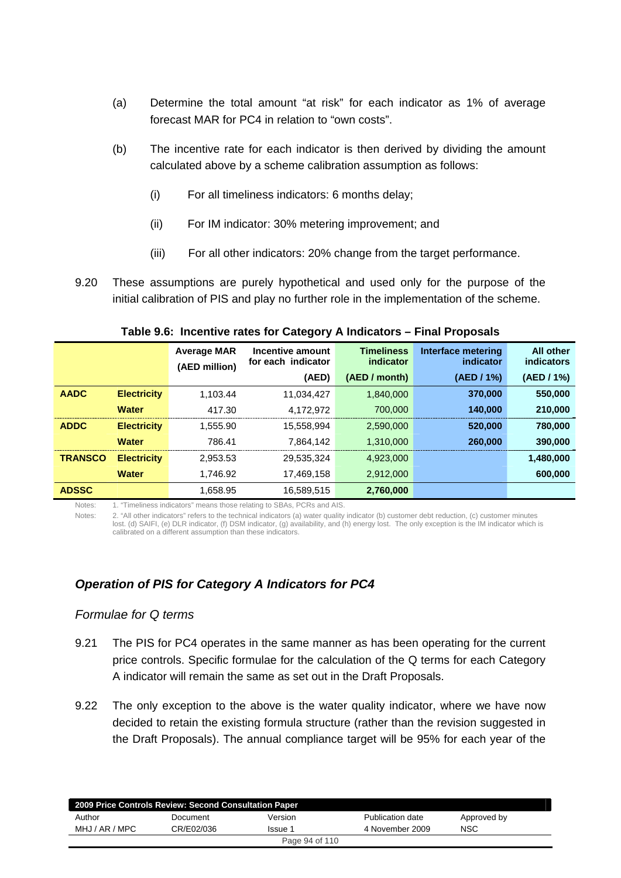(a) Determine the total amount "at risk" for each indicator as 1% of average forecast MAR for PC4 in relation to "own costs".

(b) The incentive rate for each indicator is then derived by dividing the amount calculated above by a scheme calibration assumption as follows:

(i) For all timeliness indicators: 6 months delay;

(ii) For IM indicator: 30% metering improvement; and

(iii) For all other indicators: 20% change from the target performance.

9.20 These assumptions are purely hypothetical and used only for the purpose of the initial calibration of PIS and play no further role in the implementation of the scheme.

**Table 9.6: Incentive rates for Category A Indicators – Final Proposals**

| | | Average MAR (AED million) | Incentive amount for each indicator (AED) | Timeliness indicator (AED / month) | Interface metering indicator (AED / 1%) | All other indicators (AED / 1%) |
|---|---|---|---|---|---|---|
| **AADC** | **Electricity** | 1,103.44 | 11,034,427 | 1,840,000 | **370,000** | **550,000** |
| | **Water** | 417.30 | 4,172,972 | 700,000 | **140,000** | **210,000** |
| **ADDC** | **Electricity** | 1,555.90 | 15,558,994 | 2,590,000 | **520,000** | **780,000** |
| | **Water** | 786.41 | 7,864,142 | 1,310,000 | **260,000** | **390,000** |
| **TRANSCO** | **Electricity** | 2,953.53 | 29,535,324 | 4,923,000 | | **1,480,000** |
| | **Water** | 1,746.92 | 17,469,158 | 2,912,000 | | **600,000** |
| **ADSSC** | | 1,658.95 | 16,589,515 | **2,760,000** | | |

Notes: 1. "Timeliness indicators" means those relating to SBAs, PCRs and AIS.

Notes: 2. "All other indicators" refers to the technical indicators (a) water quality indicator (b) customer debt reduction, (c) customer minutes lost. (d) SAIFI, (e) DLR indicator, (f) DSM indicator, (g) availability, and (h) energy lost. The only exception is the IM indicator which is calibrated on a different assumption than these indicators.

## *Operation of PIS for Category A Indicators for PC4*

### *Formulae for Q terms*

9.21 The PIS for PC4 operates in the same manner as has been operating for the current price controls. Specific formulae for the calculation of the Q terms for each Category A indicator will remain the same as set out in the Draft Proposals.

9.22 The only exception to the above is the water quality indicator, where we have now decided to retain the existing formula structure (rather than the revision suggested in the Draft Proposals). The annual compliance target will be 95% for each year of the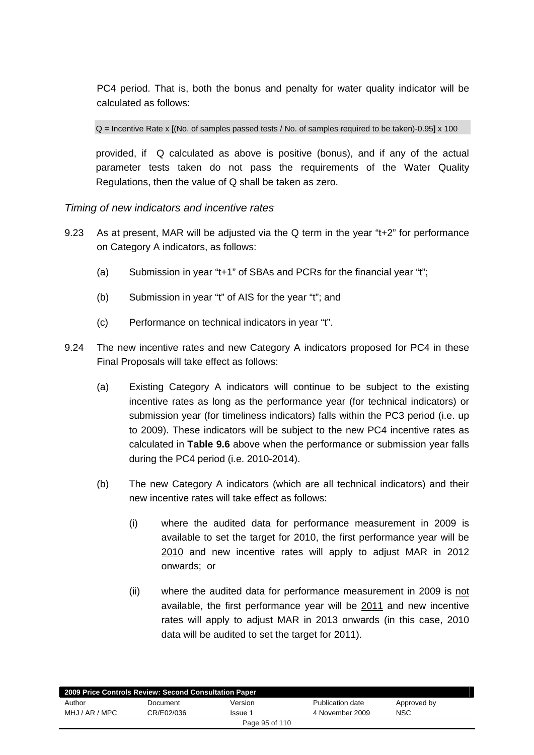PC4 period. That is, both the bonus and penalty for water quality indicator will be calculated as follows:

$$Q = \text{Incentive Rate} \times [(\text{No. of samples passed tests} / \text{No. of samples required to be taken}) - 0.95] \times 100$$

provided, if Q calculated as above is positive (bonus), and if any of the actual parameter tests taken do not pass the requirements of the Water Quality Regulations, then the value of Q shall be taken as zero.

*Timing of new indicators and incentive rates*

9.23 As at present, MAR will be adjusted via the Q term in the year "t+2" for performance on Category A indicators, as follows:

(a) Submission in year "t+1" of SBAs and PCRs for the financial year "t";

(b) Submission in year "t" of AIS for the year "t"; and

(c) Performance on technical indicators in year "t".

9.24 The new incentive rates and new Category A indicators proposed for PC4 in these Final Proposals will take effect as follows:

(a) Existing Category A indicators will continue to be subject to the existing incentive rates as long as the performance year (for technical indicators) or submission year (for timeliness indicators) falls within the PC3 period (i.e. up to 2009). These indicators will be subject to the new PC4 incentive rates as calculated in **Table 9.6** above when the performance or submission year falls during the PC4 period (i.e. 2010-2014).

(b) The new Category A indicators (which are all technical indicators) and their new incentive rates will take effect as follows:

(i) where the audited data for performance measurement in 2009 is available to set the target for 2010, the first performance year will be <u>2010</u> and new incentive rates will apply to adjust MAR in 2012 onwards; or

(ii) where the audited data for performance measurement in 2009 is <u>not</u> available, the first performance year will be <u>2011</u> and new incentive rates will apply to adjust MAR in 2013 onwards (in this case, 2010 data will be audited to set the target for 2011).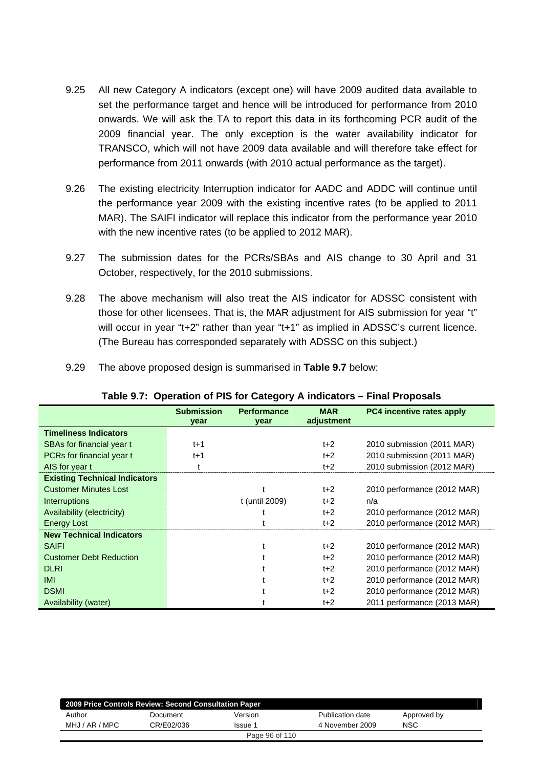9.25 All new Category A indicators (except one) will have 2009 audited data available to set the performance target and hence will be introduced for performance from 2010 onwards. We will ask the TA to report this data in its forthcoming PCR audit of the 2009 financial year. The only exception is the water availability indicator for TRANSCO, which will not have 2009 data available and will therefore take effect for performance from 2011 onwards (with 2010 actual performance as the target).

9.26 The existing electricity Interruption indicator for AADC and ADDC will continue until the performance year 2009 with the existing incentive rates (to be applied to 2011 MAR). The SAIFI indicator will replace this indicator from the performance year 2010 with the new incentive rates (to be applied to 2012 MAR).

9.27 The submission dates for the PCRs/SBAs and AIS change to 30 April and 31 October, respectively, for the 2010 submissions.

9.28 The above mechanism will also treat the AIS indicator for ADSSC consistent with those for other licensees. That is, the MAR adjustment for AIS submission for year "t" will occur in year "t+2" rather than year "t+1" as implied in ADSSC's current licence. (The Bureau has corresponded separately with ADSSC on this subject.)

9.29 The above proposed design is summarised in **Table 9.7** below:

**Table 9.7: Operation of PIS for Category A indicators – Final Proposals**

| | Submission year | Performance year | MAR adjustment | PC4 incentive rates apply |
|---|---|---|---|---|
| **Timeliness Indicators** | | | | |
| SBAs for financial year t | t+1 | | t+2 | 2010 submission (2011 MAR) |
| PCRs for financial year t | t+1 | | t+2 | 2010 submission (2011 MAR) |
| AIS for year t | t | | t+2 | 2010 submission (2012 MAR) |
| **Existing Technical Indicators** | | | | |
| Customer Minutes Lost | | t | t+2 | 2010 performance (2012 MAR) |
| Interruptions | | t (until 2009) | t+2 | n/a |
| Availability (electricity) | | t | t+2 | 2010 performance (2012 MAR) |
| Energy Lost | | t | t+2 | 2010 performance (2012 MAR) |
| **New Technical Indicators** | | | | |
| SAIFI | | t | t+2 | 2010 performance (2012 MAR) |
| Customer Debt Reduction | | t | t+2 | 2010 performance (2012 MAR) |
| DLRI | | t | t+2 | 2010 performance (2012 MAR) |
| IMI | | t | t+2 | 2010 performance (2012 MAR) |
| DSMI | | t | t+2 | 2010 performance (2012 MAR) |
| Availability (water) | | t | t+2 | 2011 performance (2013 MAR) |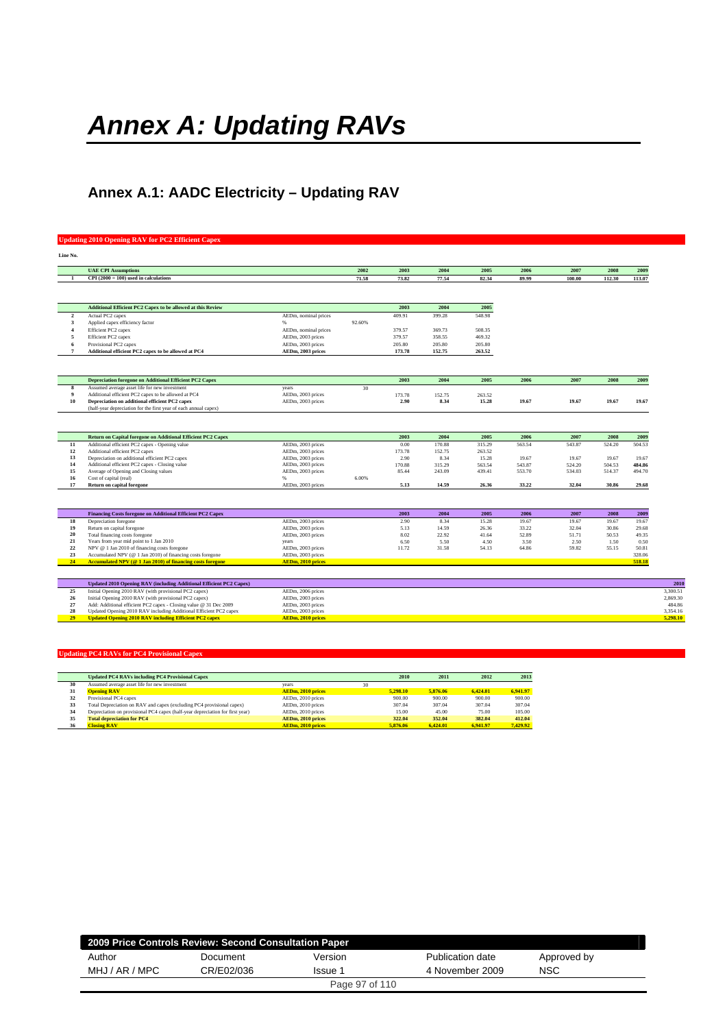# Annex A: Updating RAVs

## Annex A.1: AADC Electricity – Updating RAV

**Updating 2010 Opening RAV for PC2 Efficient Capex**

Line No.

| | UAE CPI Assumptions | | 2002 | 2003 | 2004 | 2005 | 2006 | 2007 | 2008 | 2009 |
|---|---|---|---|---|---|---|---|---|---|---|
| 1 | CPI (2000 = 100) used in calculations | | 71.58 | 73.82 | 77.54 | 82.34 | 89.99 | 100.00 | 112.30 | 113.07 |

| | Additional Efficient PC2 Capex to be allowed at this Review | | | 2003 | 2004 | 2005 |
|---|---|---|---|---|---|---|
| 2 | Actual PC2 capex | AEDm, nominal prices | | 409.91 | 399.28 | 548.98 |
| 3 | Applied capex efficiency factor | % | 92.60% | | | |
| 4 | Efficient PC2 capex | AEDm, nominal prices | | 379.57 | 369.73 | 508.35 |
| 5 | Efficient PC2 capex | AEDm, 2003 prices | | 379.57 | 358.55 | 469.32 |
| 6 | Provisional PC2 capex | AEDm, 2003 prices | | 205.80 | 205.80 | 205.80 |
| 7 | **Additional efficient PC2 capex to be allowed at PC4** | **AEDm, 2003 prices** | | **173.78** | **152.75** | **263.52** |

| | Depreciation foregone on Additional Efficient PC2 Capex | | | 2003 | 2004 | 2005 | 2006 | 2007 | 2008 | 2009 |
|---|---|---|---|---|---|---|---|---|---|---|
| 8 | Assumed average asset life for new investment | years | 30 | | | | | | | |
| 9 | Additional efficient PC2 capex to be allowed at PC4 | AEDm, 2003 prices | | 173.78 | 152.75 | 263.52 | | | | |
| 10 | **Depreciation on additional efficient PC2 capex** | AEDm, 2003 prices | | **2.90** | **8.34** | **15.28** | **19.67** | **19.67** | **19.67** | **19.67** |
| | (half-year depreciation for the first year of each annual capex) | | | | | | | | | |

| | Return on Capital foregone on Additional Efficient PC2 Capex | | | 2003 | 2004 | 2005 | 2006 | 2007 | 2008 | 2009 |
|---|---|---|---|---|---|---|---|---|---|---|
| 11 | Additional efficient PC2 capex - Opening value | AEDm, 2003 prices | | 0.00 | 170.88 | 315.29 | 563.54 | 543.87 | 524.20 | 504.53 |
| 12 | Additional efficient PC2 capex | AEDm, 2003 prices | | 173.78 | 152.75 | 263.52 | | | | |
| 13 | Depreciation on additional efficient PC2 capex | AEDm, 2003 prices | | 2.90 | 8.34 | 15.28 | 19.67 | 19.67 | 19.67 | 19.67 |
| 14 | Additional efficient PC2 capex - Closing value | AEDm, 2003 prices | | 170.88 | 315.29 | 563.54 | 543.87 | 524.20 | 504.53 | **484.86** |
| 15 | Average of Opening and Closing values | AEDm, 2003 prices | | 85.44 | 243.09 | 439.41 | 553.70 | 534.03 | 514.37 | 494.70 |
| 16 | Cost of capital (real) | % | 6.00% | | | | | | | |
| 17 | **Return on capital foregone** | AEDm, 2003 prices | | **5.13** | **14.59** | **26.36** | **33.22** | **32.04** | **30.86** | **29.68** |

| | Financing Costs foregone on Additional Efficient PC2 Capex | | | 2003 | 2004 | 2005 | 2006 | 2007 | 2008 | 2009 |
|---|---|---|---|---|---|---|---|---|---|---|
| 18 | Depreciation foregone | AEDm, 2003 prices | | 2.90 | 8.34 | 15.28 | 19.67 | 19.67 | 19.67 | 19.67 |
| 19 | Return on capital foregone | AEDm, 2003 prices | | 5.13 | 14.59 | 26.36 | 33.22 | 32.04 | 30.86 | 29.68 |
| 20 | Total financing costs foregone | AEDm, 2003 prices | | 8.02 | 22.92 | 41.64 | 52.89 | 51.71 | 50.53 | 49.35 |
| 21 | Years from year mid point to 1 Jan 2010 | years | | 6.50 | 5.50 | 4.50 | 3.50 | 2.50 | 1.50 | 0.50 |
| 22 | NPV @ 1 Jan 2010 of financing costs foregone | AEDm, 2003 prices | | 11.72 | 31.58 | 54.13 | 64.86 | 59.82 | 55.15 | 50.81 |
| 23 | Accumulated NPV (@ 1 Jan 2010) of financing costs foregone | AEDm, 2003 prices | | | | | | | | 328.06 |
| 24 | **Accumulated NPV (@ 1 Jan 2010) of financing costs foregone** | **AEDm, 2010 prices** | | | | | | | | **518.18** |

| | Updated 2010 Opening RAV (including Additional Efficient PC2 Capex) | | 2010 |
|---|---|---|---|
| 25 | Initial Opening 2010 RAV (with provisional PC2 capex) | AEDm, 2006 prices | 3,300.51 |
| 26 | Initial Opening 2010 RAV (with provisional PC2 capex) | AEDm, 2003 prices | 2,869.30 |
| 27 | Add: Additional efficient PC2 capex - Closing value @ 31 Dec 2009 | AEDm, 2003 prices | 484.86 |
| 28 | Updated Opening 2010 RAV including Additional Efficient PC2 capex | AEDm, 2003 prices | 3,354.16 |
| 29 | **Updated Opening 2010 RAV including Efficient PC2 capex** | **AEDm, 2010 prices** | **5,298.10** |

**Updating PC4 RAVs for PC4 Provisional Capex**

| | Updated PC4 RAVs including PC4 Provisional Capex | | | 2010 | 2011 | 2012 | 2013 |
|---|---|---|---|---|---|---|---|
| 30 | Assumed average asset life for new investment | years | 30 | | | | |
| 31 | **Opening RAV** | **AEDm, 2010 prices** | | **5,298.10** | **5,876.06** | **6,424.01** | **6,941.97** |
| 32 | Provisional PC4 capex | AEDm, 2010 prices | | 900.00 | 900.00 | 900.00 | 900.00 |
| 33 | Total Depreciation on RAV and capex (excluding PC4 provisional capex) | AEDm, 2010 prices | | 307.04 | 307.04 | 307.04 | 307.04 |
| 34 | Depreciation on provisional PC4 capex (half-year depreciation for first year) | AEDm, 2010 prices | | 15.00 | 45.00 | 75.00 | 105.00 |
| 35 | **Total depreciation for PC4** | **AEDm, 2010 prices** | | **322.04** | **352.04** | **382.04** | **412.04** |
| 36 | **Closing RAV** | **AEDm, 2010 prices** | | **5,876.06** | **6,424.01** | **6,941.97** | **7,429.92** |

| 2009 Price Controls Review: Second Consultation Paper | | | | |
|---|---|---|---|---|
| Author | Document | Version | Publication date | Approved by |
| MHJ / AR / MPC | CR/E02/036 | Issue 1 | 4 November 2009 | NSC |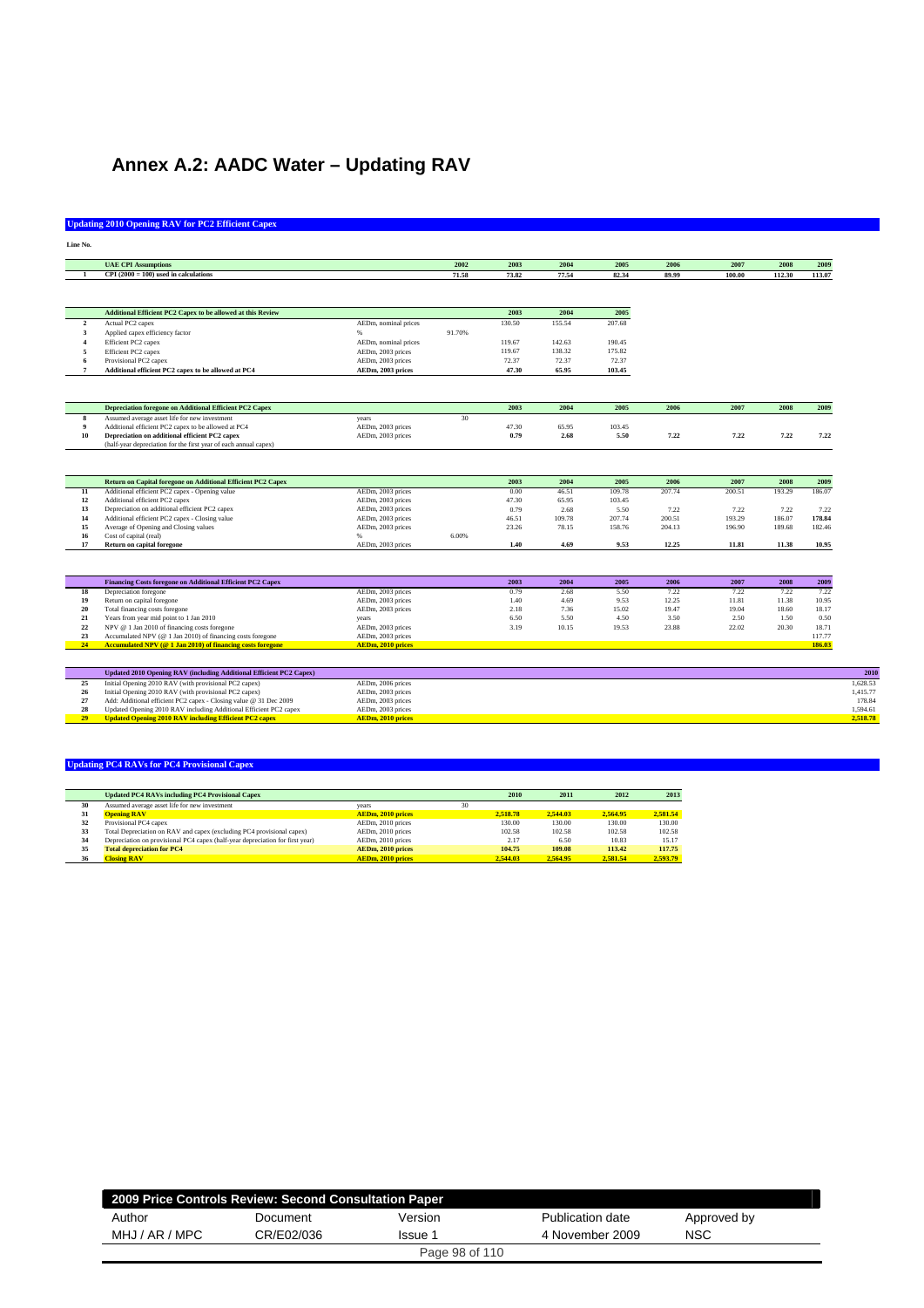# Annex A.2: AADC Water – Updating RAV

## Updating 2010 Opening RAV for PC2 Efficient Capex

Line No.

| | UAE CPI Assumptions | | 2002 | 2003 | 2004 | 2005 | 2006 | 2007 | 2008 | 2009 |
|---|---|---|---|---|---|---|---|---|---|---|
| 1 | CPI (2000 = 100) used in calculations | | 71.58 | 73.82 | 77.54 | 82.34 | 89.99 | 100.00 | 112.30 | 113.07 |

| | Additional Efficient PC2 Capex to be allowed at this Review | | | 2003 | 2004 | 2005 |
|---|---|---|---|---|---|---|
| 2 | Actual PC2 capex | AEDm, nominal prices | | 130.50 | 155.54 | 207.68 |
| 3 | Applied capex efficiency factor | % | 91.70% | | | |
| 4 | Efficient PC2 capex | AEDm, nominal prices | | 119.67 | 142.63 | 190.45 |
| 5 | Efficient PC2 capex | AEDm, 2003 prices | | 119.67 | 138.32 | 175.82 |
| 6 | Provisional PC2 capex | AEDm, 2003 prices | | 72.37 | 72.37 | 72.37 |
| 7 | Additional efficient PC2 capex to be allowed at PC4 | AEDm, 2003 prices | | 47.30 | 65.95 | 103.45 |

| | Depreciation foregone on Additional Efficient PC2 Capex | | | 2003 | 2004 | 2005 | 2006 | 2007 | 2008 | 2009 |
|---|---|---|---|---|---|---|---|---|---|---|
| 8 | Assumed average asset life for new investment | years | 30 | | | | | | | |
| 9 | Additional efficient PC2 capex to be allowed at PC4 | AEDm, 2003 prices | | 47.30 | 65.95 | 103.45 | | | | |
| 10 | Depreciation on additional efficient PC2 capex | AEDm, 2003 prices | | 0.79 | 2.68 | 5.50 | 7.22 | 7.22 | 7.22 | 7.22 |
| | (half-year depreciation for the first year of each annual capex) | | | | | | | | | |

| | Return on Capital foregone on Additional Efficient PC2 Capex | | | 2003 | 2004 | 2005 | 2006 | 2007 | 2008 | 2009 |
|---|---|---|---|---|---|---|---|---|---|---|
| 11 | Additional efficient PC2 capex - Opening value | AEDm, 2003 prices | | 0.00 | 46.51 | 109.78 | 207.74 | 200.51 | 193.29 | 186.07 |
| 12 | Additional efficient PC2 capex | AEDm, 2003 prices | | 47.30 | 65.95 | 103.45 | | | | |
| 13 | Depreciation on additional efficient PC2 capex | AEDm, 2003 prices | | 0.79 | 2.68 | 5.50 | 7.22 | 7.22 | 7.22 | 7.22 |
| 14 | Additional efficient PC2 capex - Closing value | AEDm, 2003 prices | | 46.51 | 109.78 | 207.74 | 200.51 | 193.29 | 186.07 | 178.84 |
| 15 | Average of Opening and Closing values | AEDm, 2003 prices | | 23.26 | 78.15 | 158.76 | 204.13 | 196.90 | 189.68 | 182.46 |
| 16 | Cost of capital (real) | % | 6.00% | | | | | | | |
| 17 | Return on capital foregone | AEDm, 2003 prices | | 1.40 | 4.69 | 9.53 | 12.25 | 11.81 | 11.38 | 10.95 |

| | Financing Costs foregone on Additional Efficient PC2 Capex | | | 2003 | 2004 | 2005 | 2006 | 2007 | 2008 | 2009 |
|---|---|---|---|---|---|---|---|---|---|---|
| 18 | Depreciation foregone | AEDm, 2003 prices | | 0.79 | 2.68 | 5.50 | 7.22 | 7.22 | 7.22 | 7.22 |
| 19 | Return on capital foregone | AEDm, 2003 prices | | 1.40 | 4.69 | 9.53 | 12.25 | 11.81 | 11.38 | 10.95 |
| 20 | Total financing costs foregone | AEDm, 2003 prices | | 2.18 | 7.36 | 15.02 | 19.47 | 19.04 | 18.60 | 18.17 |
| 21 | Years from year mid point to 1 Jan 2010 | years | | 6.50 | 5.50 | 4.50 | 3.50 | 2.50 | 1.50 | 0.50 |
| 22 | NPV @ 1 Jan 2010 of financing costs foregone | AEDm, 2003 prices | | 3.19 | 10.15 | 19.53 | 23.88 | 22.02 | 20.30 | 18.71 |
| 23 | Accumulated NPV (@ 1 Jan 2010) of financing costs foregone | AEDm, 2003 prices | | | | | | | | 117.77 |
| 24 | Accumulated NPV (@ 1 Jan 2010) of financing costs foregone | AEDm, 2010 prices | | | | | | | | 186.03 |

| | Updated 2010 Opening RAV (including Additional Efficient PC2 Capex) | | 2010 |
|---|---|---|---|
| 25 | Initial Opening 2010 RAV (with provisional PC2 capex) | AEDm, 2006 prices | 1,628.53 |
| 26 | Initial Opening 2010 RAV (with provisional PC2 capex) | AEDm, 2003 prices | 1,415.77 |
| 27 | Add: Additional efficient PC2 capex - Closing value @ 31 Dec 2009 | AEDm, 2003 prices | 178.84 |
| 28 | Updated Opening 2010 RAV including Additional Efficient PC2 capex | AEDm, 2003 prices | 1,594.61 |
| 29 | Updated Opening 2010 RAV including Efficient PC2 capex | AEDm, 2010 prices | 2,518.78 |

## Updating PC4 RAVs for PC4 Provisional Capex

| | Updated PC4 RAVs including PC4 Provisional Capex | | | 2010 | 2011 | 2012 | 2013 |
|---|---|---|---|---|---|---|---|
| 30 | Assumed average asset life for new investment | years | 30 | | | | |
| 31 | Opening RAV | AEDm, 2010 prices | | 2,518.78 | 2,544.03 | 2,564.95 | 2,581.54 |
| 32 | Provisional PC4 capex | AEDm, 2010 prices | | 130.00 | 130.00 | 130.00 | 130.00 |
| 33 | Total Depreciation on RAV and capex (excluding PC4 provisional capex) | AEDm, 2010 prices | | 102.58 | 102.58 | 102.58 | 102.58 |
| 34 | Depreciation on provisional PC4 capex (half-year depreciation for first year) | AEDm, 2010 prices | | 2.17 | 6.50 | 10.83 | 15.17 |
| 35 | Total depreciation for PC4 | AEDm, 2010 prices | | 104.75 | 109.08 | 113.42 | 117.75 |
| 36 | Closing RAV | AEDm, 2010 prices | | 2,544.03 | 2,564.95 | 2,581.54 | 2,593.79 |

| 2009 Price Controls Review: Second Consultation Paper | | | | |
|---|---|---|---|---|
| Author | Document | Version | Publication date | Approved by |
| MHJ / AR / MPC | CR/E02/036 | Issue 1 | 4 November 2009 | NSC |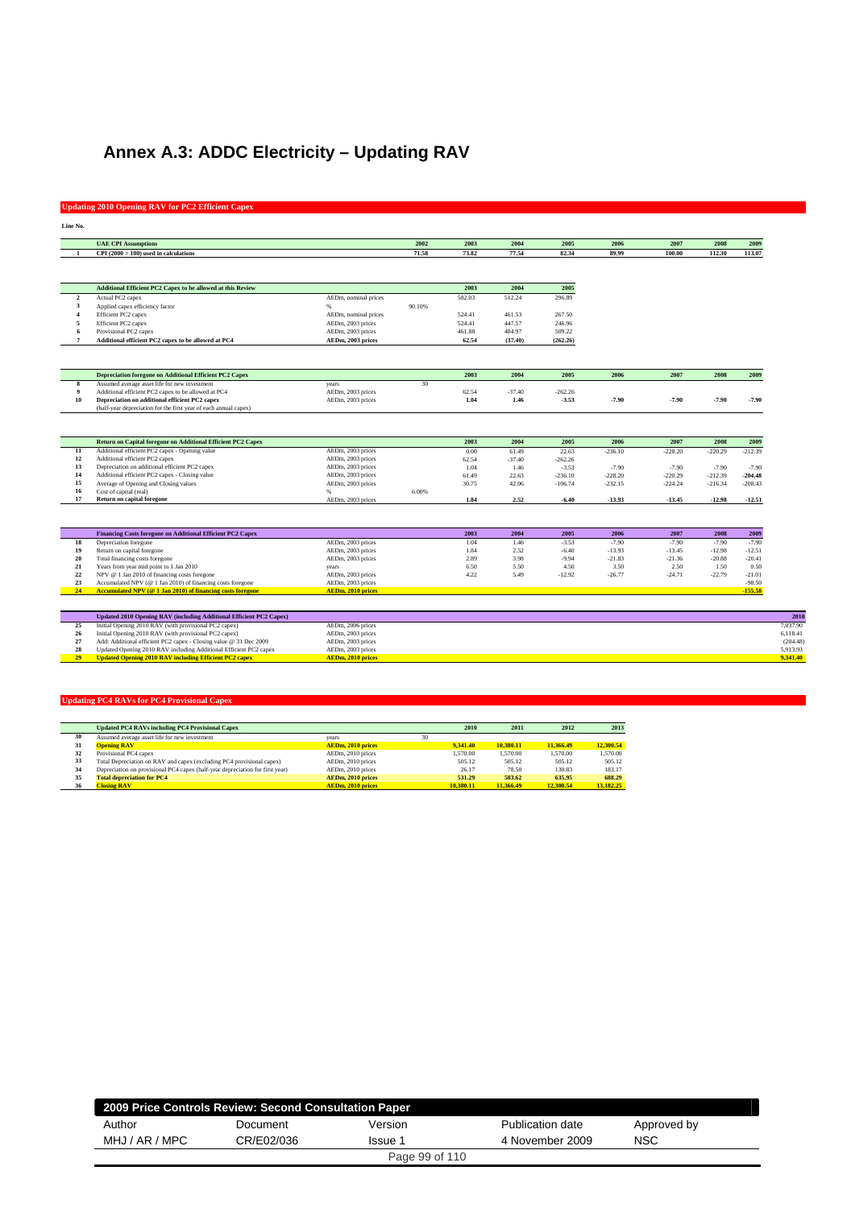# Annex A.3: ADDC Electricity – Updating RAV

## Updating 2010 Opening RAV for PC2 Efficient Capex

| Line No. | UAE CPI Assumptions | | | 2002 | 2003 | 2004 | 2005 | 2006 | 2007 | 2008 | 2009 |
|---|---|---|---|---|---|---|---|---|---|---|---|
| 1 | CPI (2000 = 100) used in calculations | | | 71.58 | 73.82 | 77.54 | 82.34 | 89.99 | 100.00 | 112.30 | 113.07 |

| Line No. | Additional Efficient PC2 Capex to be allowed at this Review | | | 2003 | 2004 | 2005 |
|---|---|---|---|---|---|---|
| 2 | Actual PC2 capex | AEDm, nominal prices | | 582.03 | 512.24 | 296.89 |
| 3 | Applied capex efficiency factor | % | 90.10% | | | |
| 4 | Efficient PC2 capex | AEDm, nominal prices | | 524.41 | 461.53 | 267.50 |
| 5 | Efficient PC2 capex | AEDm, 2003 prices | | 524.41 | 447.57 | 246.96 |
| 6 | Provisional PC2 capex | AEDm, 2003 prices | | 461.88 | 484.97 | 509.22 |
| 7 | **Additional efficient PC2 capex to be allowed at PC4** | **AEDm, 2003 prices** | | **62.54** | **(37.40)** | **(262.26)** |

| Line No. | Depreciation foregone on Additional Efficient PC2 Capex | | | 2003 | 2004 | 2005 | 2006 | 2007 | 2008 | 2009 |
|---|---|---|---|---|---|---|---|---|---|---|
| 8 | Assumed average asset life for new investment | years | 30 | | | | | | | |
| 9 | Additional efficient PC2 capex to be allowed at PC4 | AEDm, 2003 prices | | 62.54 | -37.40 | -262.26 | | | | |
| 10 | **Depreciation on additional efficient PC2 capex** | AEDm, 2003 prices | | **1.04** | **1.46** | **-3.53** | **-7.90** | **-7.90** | **-7.90** | **-7.90** |
| | (half-year depreciation for the first year of each annual capex) | | | | | | | | | |

| Line No. | Return on Capital foregone on Additional Efficient PC2 Capex | | | 2003 | 2004 | 2005 | 2006 | 2007 | 2008 | 2009 |
|---|---|---|---|---|---|---|---|---|---|---|
| 11 | Additional efficient PC2 capex - Opening value | AEDm, 2003 prices | | 0.00 | 61.49 | 22.63 | -236.10 | -228.20 | -220.29 | -212.39 |
| 12 | Additional efficient PC2 capex | AEDm, 2003 prices | | 62.54 | -37.40 | -262.26 | | | | |
| 13 | Depreciation on additional efficient PC2 capex | AEDm, 2003 prices | | 1.04 | 1.46 | -3.53 | -7.90 | -7.90 | -7.90 | -7.90 |
| 14 | Additional efficient PC2 capex - Closing value | AEDm, 2003 prices | | 61.49 | 22.63 | -236.10 | -228.20 | -220.29 | -212.39 | **-204.48** |
| 15 | Average of Opening and Closing values | AEDm, 2003 prices | | 30.75 | 42.06 | -106.74 | -232.15 | -224.24 | -216.34 | -208.43 |
| 16 | Cost of capital (real) | % | 6.00% | | | | | | | |
| 17 | **Return on capital foregone** | AEDm, 2003 prices | | **1.84** | **2.52** | **-6.40** | **-13.93** | **-13.45** | **-12.98** | **-12.51** |

| Line No. | Financing Costs foregone on Additional Efficient PC2 Capex | | 2003 | 2004 | 2005 | 2006 | 2007 | 2008 | 2009 |
|---|---|---|---|---|---|---|---|---|---|
| 18 | Depreciation foregone | AEDm, 2003 prices | 1.04 | 1.46 | -3.53 | -7.90 | -7.90 | -7.90 | -7.90 |
| 19 | Return on capital foregone | AEDm, 2003 prices | 1.84 | 2.52 | -6.40 | -13.93 | -13.45 | -12.98 | -12.51 |
| 20 | Total financing costs foregone | AEDm, 2003 prices | 2.89 | 3.98 | -9.94 | -21.83 | -21.36 | -20.88 | -20.41 |
| 21 | Years from year mid point to 1 Jan 2010 | years | 6.50 | 5.50 | 4.50 | 3.50 | 2.50 | 1.50 | 0.50 |
| 22 | NPV @ 1 Jan 2010 of financing costs foregone | AEDm, 2003 prices | 4.22 | 5.49 | -12.92 | -26.77 | -24.71 | -22.79 | -21.01 |
| 23 | Accumulated NPV (@ 1 Jan 2010) of financing costs foregone | AEDm, 2003 prices | | | | | | | -98.50 |
| 24 | **Accumulated NPV (@ 1 Jan 2010) of financing costs foregone** | **AEDm, 2010 prices** | | | | | | | **-155.58** |

| Line No. | Updated 2010 Opening RAV (including Additional Efficient PC2 Capex) | | 2010 |
|---|---|---|---|
| 25 | Initial Opening 2010 RAV (with provisional PC2 capex) | AEDm, 2006 prices | 7,037.90 |
| 26 | Initial Opening 2010 RAV (with provisional PC2 capex) | AEDm, 2003 prices | 6,118.41 |
| 27 | Add: Additional efficient PC2 capex - Closing value @ 31 Dec 2009 | AEDm, 2003 prices | (204.48) |
| 28 | Updated Opening 2010 RAV including Additional Efficient PC2 capex | AEDm, 2003 prices | 5,913.93 |
| 29 | **Updated Opening 2010 RAV including Efficient PC2 capex** | **AEDm, 2010 prices** | **9,341.40** |

## Updating PC4 RAVs for PC4 Provisional Capex

| Line No. | Updated PC4 RAVs including PC4 Provisional Capex | | | 2010 | 2011 | 2012 | 2013 |
|---|---|---|---|---|---|---|---|
| 30 | Assumed average asset life for new investment | years | 30 | | | | |
| 31 | **Opening RAV** | **AEDm, 2010 prices** | | **9,341.40** | **10,380.11** | **11,366.49** | **12,300.54** |
| 32 | Provisional PC4 capex | AEDm, 2010 prices | | 1,570.00 | 1,570.00 | 1,570.00 | 1,570.00 |
| 33 | Total Depreciation on RAV and capex (excluding PC4 provisional capex) | AEDm, 2010 prices | | 505.12 | 505.12 | 505.12 | 505.12 |
| 34 | Depreciation on provisional PC4 capex (half-year depreciation for first year) | AEDm, 2010 prices | | 26.17 | 78.50 | 130.83 | 183.17 |
| 35 | **Total depreciation for PC4** | **AEDm, 2010 prices** | | **531.29** | **583.62** | **635.95** | **688.29** |
| 36 | **Closing RAV** | **AEDm, 2010 prices** | | **10,380.11** | **11,366.49** | **12,300.54** | **13,182.25** |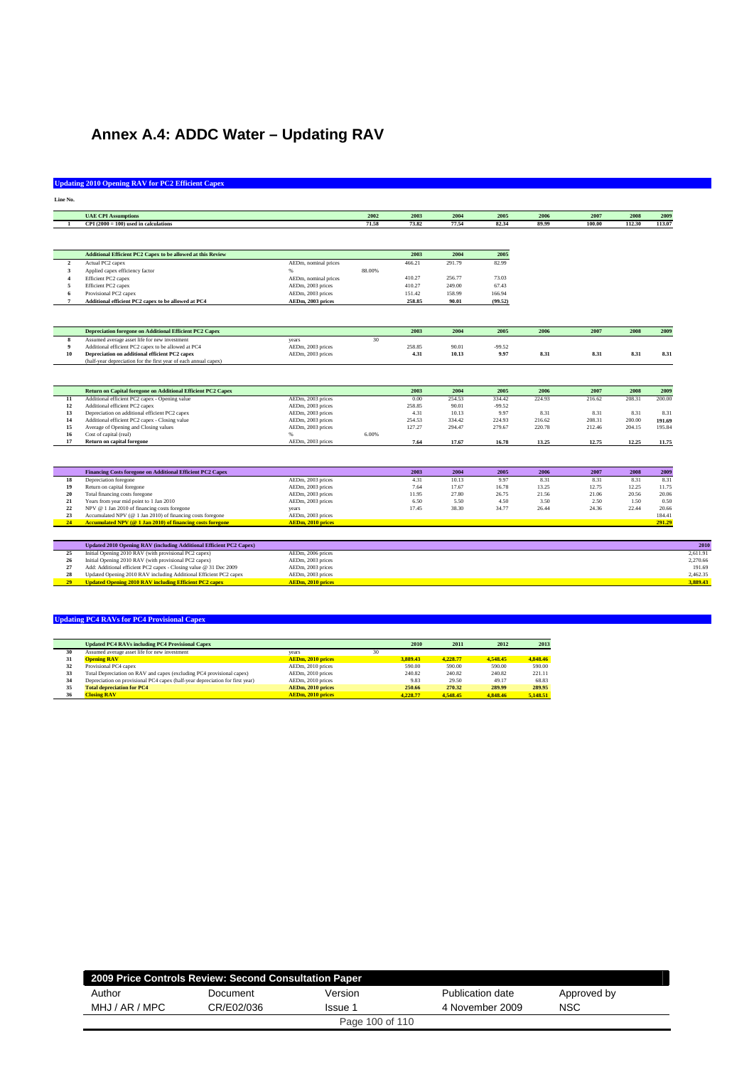# Annex A.4: ADDC Water – Updating RAV

## Updating 2010 Opening RAV for PC2 Efficient Capex

Line No.

| Line No. | UAE CPI Assumptions | | 2002 | 2003 | 2004 | 2005 | 2006 | 2007 | 2008 | 2009 |
|---|---|---|---|---|---|---|---|---|---|---|
| 1 | CPI (2000 = 100) used in calculations | | 71.58 | 73.82 | 77.54 | 82.34 | 89.99 | 100.00 | 112.30 | 113.07 |

| Line No. | Additional Efficient PC2 Capex to be allowed at this Review | | | 2003 | 2004 | 2005 |
|---|---|---|---|---|---|---|
| 2 | Actual PC2 capex | AEDm, nominal prices | | 466.21 | 291.79 | 82.99 |
| 3 | Applied capex efficiency factor | % | 88.00% | | | |
| 4 | Efficient PC2 capex | AEDm, nominal prices | | 410.27 | 256.77 | 73.03 |
| 5 | Efficient PC2 capex | AEDm, 2003 prices | | 410.27 | 249.00 | 67.43 |
| 6 | Provisional PC2 capex | AEDm, 2003 prices | | 151.42 | 158.99 | 166.94 |
| 7 | **Additional efficient PC2 capex to be allowed at PC4** | **AEDm, 2003 prices** | | **258.85** | **90.01** | **(99.52)** |

| Line No. | Depreciation foregone on Additional Efficient PC2 Capex | | | 2003 | 2004 | 2005 | 2006 | 2007 | 2008 | 2009 |
|---|---|---|---|---|---|---|---|---|---|---|
| 8 | Assumed average asset life for new investment | years | 30 | | | | | | | |
| 9 | Additional efficient PC2 capex to be allowed at PC4 | AEDm, 2003 prices | | 258.85 | 90.01 | -99.52 | | | | |
| 10 | **Depreciation on additional efficient PC2 capex** | AEDm, 2003 prices | | **4.31** | **10.13** | **9.97** | **8.31** | **8.31** | **8.31** | **8.31** |
| | (half-year depreciation for the first year of each annual capex) | | | | | | | | | |

| Line No. | Return on Capital foregone on Additional Efficient PC2 Capex | | | 2003 | 2004 | 2005 | 2006 | 2007 | 2008 | 2009 |
|---|---|---|---|---|---|---|---|---|---|---|
| 11 | Additional efficient PC2 capex - Opening value | AEDm, 2003 prices | | 0.00 | 254.53 | 334.42 | 224.93 | 216.62 | 208.31 | 200.00 |
| 12 | Additional efficient PC2 capex | AEDm, 2003 prices | | 258.85 | 90.01 | -99.52 | | | | |
| 13 | Depreciation on additional efficient PC2 capex | AEDm, 2003 prices | | 4.31 | 10.13 | 9.97 | 8.31 | 8.31 | 8.31 | 8.31 |
| 14 | Additional efficient PC2 capex - Closing value | AEDm, 2003 prices | | 254.53 | 334.42 | 224.93 | 216.62 | 208.31 | 200.00 | **191.69** |
| 15 | Average of Opening and Closing values | AEDm, 2003 prices | | 127.27 | 294.47 | 279.67 | 220.78 | 212.46 | 204.15 | 195.84 |
| 16 | Cost of capital (real) | % | 6.00% | | | | | | | |
| 17 | **Return on capital foregone** | AEDm, 2003 prices | | **7.64** | **17.67** | **16.78** | **13.25** | **12.75** | **12.25** | **11.75** |

| Line No. | Financing Costs foregone on Additional Efficient PC2 Capex | | | 2003 | 2004 | 2005 | 2006 | 2007 | 2008 | 2009 |
|---|---|---|---|---|---|---|---|---|---|---|
| 18 | Depreciation foregone | AEDm, 2003 prices | | 4.31 | 10.13 | 9.97 | 8.31 | 8.31 | 8.31 | 8.31 |
| 19 | Return on capital foregone | AEDm, 2003 prices | | 7.64 | 17.67 | 16.78 | 13.25 | 12.75 | 12.25 | 11.75 |
| 20 | Total financing costs foregone | AEDm, 2003 prices | | 11.95 | 27.80 | 26.75 | 21.56 | 21.06 | 20.56 | 20.06 |
| 21 | Years from year mid point to 1 Jan 2010 | years | | 6.50 | 5.50 | 4.50 | 3.50 | 2.50 | 1.50 | 0.50 |
| 22 | NPV @ 1 Jan 2010 of financing costs foregone | AEDm, 2003 prices | | 17.45 | 38.30 | 34.77 | 26.44 | 24.36 | 22.44 | 20.66 |
| 23 | Accumulated NPV (@ 1 Jan 2010) of financing costs foregone | AEDm, 2003 prices | | | | | | | | 184.41 |
| 24 | **Accumulated NPV (@ 1 Jan 2010) of financing costs foregone** | **AEDm, 2010 prices** | | | | | | | | **291.29** |

| Line No. | Updated 2010 Opening RAV (including Additional Efficient PC2 Capex) | | 2010 |
|---|---|---|---|
| 25 | Initial Opening 2010 RAV (with provisional PC2 capex) | AEDm, 2006 prices | 2,611.91 |
| 26 | Initial Opening 2010 RAV (with provisional PC2 capex) | AEDm, 2003 prices | 2,270.66 |
| 27 | Add: Additional efficient PC2 capex - Closing value @ 31 Dec 2009 | AEDm, 2003 prices | 191.69 |
| 28 | Updated Opening 2010 RAV including Additional Efficient PC2 capex | AEDm, 2003 prices | 2,462.35 |
| 29 | **Updated Opening 2010 RAV including Efficient PC2 capex** | **AEDm, 2010 prices** | **3,889.43** |

## Updating PC4 RAVs for PC4 Provisional Capex

| Line No. | Updated PC4 RAVs including PC4 Provisional Capex | | | 2010 | 2011 | 2012 | 2013 |
|---|---|---|---|---|---|---|---|
| 30 | Assumed average asset life for new investment | years | 30 | | | | |
| 31 | **Opening RAV** | **AEDm, 2010 prices** | | **3,889.43** | **4,228.77** | **4,548.45** | **4,848.46** |
| 32 | Provisional PC4 capex | AEDm, 2010 prices | | 590.00 | 590.00 | 590.00 | 590.00 |
| 33 | Total Depreciation on RAV and capex (excluding PC4 provisional capex) | AEDm, 2010 prices | | 240.82 | 240.82 | 240.82 | 221.11 |
| 34 | Depreciation on provisional PC4 capex (half-year depreciation for first year) | AEDm, 2010 prices | | 9.83 | 29.50 | 49.17 | 68.83 |
| 35 | **Total depreciation for PC4** | **AEDm, 2010 prices** | | **250.66** | **270.32** | **289.99** | **289.95** |
| 36 | **Closing RAV** | **AEDm, 2010 prices** | | **4,228.77** | **4,548.45** | **4,848.46** | **5,148.51** |

| 2009 Price Controls Review: Second Consultation Paper | | | | |
|---|---|---|---|---|
| Author | Document | Version | Publication date | Approved by |
| MHJ / AR / MPC | CR/E02/036 | Issue 1 | 4 November 2009 | NSC |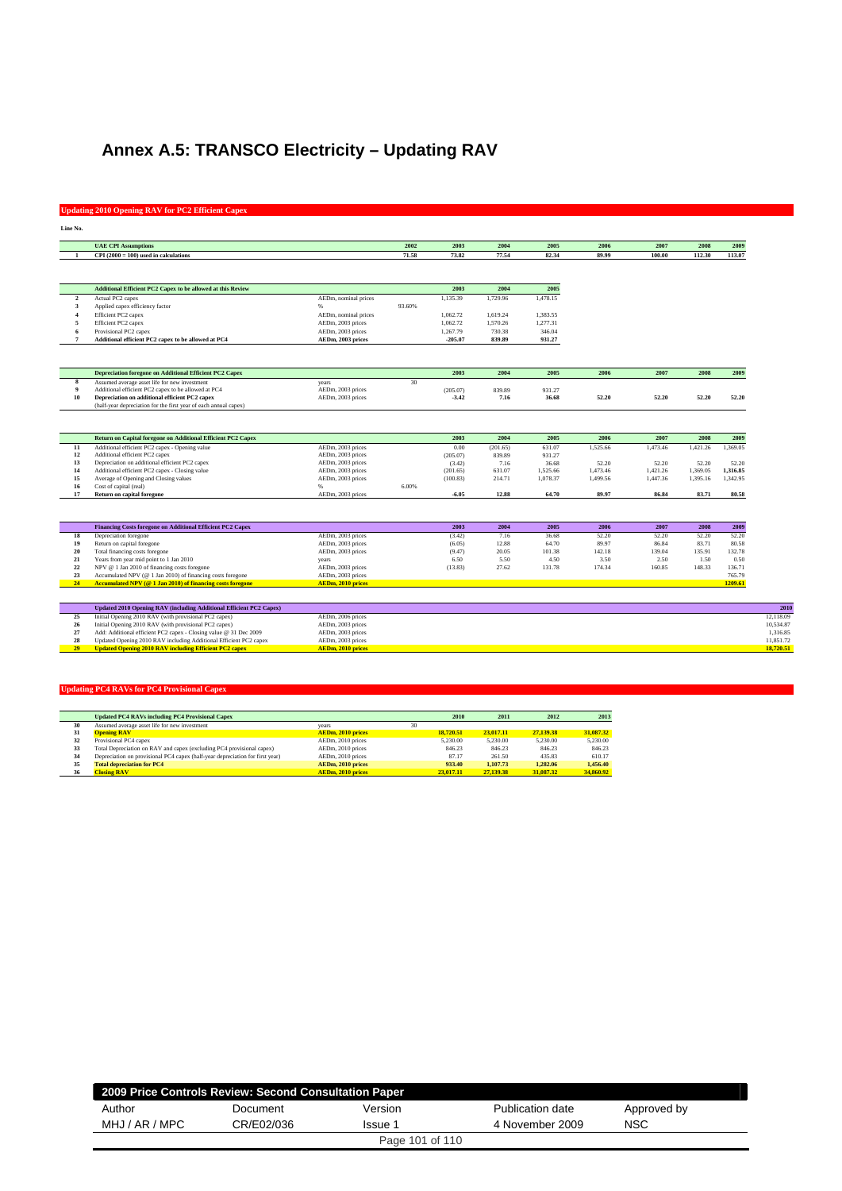# Annex A.5: TRANSCO Electricity – Updating RAV

## Updating 2010 Opening RAV for PC2 Efficient Capex

| Line No. | UAE CPI Assumptions | | 2002 | 2003 | 2004 | 2005 | 2006 | 2007 | 2008 | 2009 |
|---|---|---|---|---|---|---|---|---|---|---|
| 1 | **CPI (2000 = 100) used in calculations** | | **71.58** | **73.82** | **77.54** | **82.34** | **89.99** | **100.00** | **112.30** | **113.07** |

| Line No. | Additional Efficient PC2 Capex to be allowed at this Review | | | 2003 | 2004 | 2005 |
|---|---|---|---|---|---|---|
| 2 | Actual PC2 capex | AEDm, nominal prices | | 1,135.39 | 1,729.96 | 1,478.15 |
| 3 | Applied capex efficiency factor | % | 93.60% | | | |
| 4 | Efficient PC2 capex | AEDm, nominal prices | | 1,062.72 | 1,619.24 | 1,383.55 |
| 5 | Efficient PC2 capex | AEDm, 2003 prices | | 1,062.72 | 1,570.26 | 1,277.31 |
| 6 | Provisional PC2 capex | AEDm, 2003 prices | | 1,267.79 | 730.38 | 346.04 |
| 7 | **Additional efficient PC2 capex to be allowed at PC4** | **AEDm, 2003 prices** | | **-205.07** | **839.89** | **931.27** |

| Line No. | Depreciation foregone on Additional Efficient PC2 Capex | | | 2003 | 2004 | 2005 | 2006 | 2007 | 2008 | 2009 |
|---|---|---|---|---|---|---|---|---|---|---|
| 8 | Assumed average asset life for new investment | years | 30 | | | | | | | |
| 9 | Additional efficient PC2 capex to be allowed at PC4 | AEDm, 2003 prices | | (205.07) | 839.89 | 931.27 | | | | |
| 10 | **Depreciation on additional efficient PC2 capex** | AEDm, 2003 prices | | **-3.42** | **7.16** | **36.68** | **52.20** | **52.20** | **52.20** | **52.20** |
| | (half-year depreciation for the first year of each annual capex) | | | | | | | | | |

| Line No. | Return on Capital foregone on Additional Efficient PC2 Capex | | | 2003 | 2004 | 2005 | 2006 | 2007 | 2008 | 2009 |
|---|---|---|---|---|---|---|---|---|---|---|
| 11 | Additional efficient PC2 capex - Opening value | AEDm, 2003 prices | | 0.00 | (201.65) | 631.07 | 1,525.66 | 1,473.46 | 1,421.26 | 1,369.05 |
| 12 | Additional efficient PC2 capex | AEDm, 2003 prices | | (205.07) | 839.89 | 931.27 | | | | |
| 13 | Depreciation on additional efficient PC2 capex | AEDm, 2003 prices | | (3.42) | 7.16 | 36.68 | 52.20 | 52.20 | 52.20 | 52.20 |
| 14 | Additional efficient PC2 capex - Closing value | AEDm, 2003 prices | | (201.65) | 631.07 | 1,525.66 | 1,473.46 | 1,421.26 | 1,369.05 | **1,316.85** |
| 15 | Average of Opening and Closing values | AEDm, 2003 prices | | (100.83) | 214.71 | 1,078.37 | 1,499.56 | 1,447.36 | 1,395.16 | 1,342.95 |
| 16 | Cost of capital (real) | % | 6.00% | | | | | | | |
| 17 | **Return on capital foregone** | AEDm, 2003 prices | | **-6.05** | **12.88** | **64.70** | **89.97** | **86.84** | **83.71** | **80.58** |

| Line No. | Financing Costs foregone on Additional Efficient PC2 Capex | | 2003 | 2004 | 2005 | 2006 | 2007 | 2008 | 2009 |
|---|---|---|---|---|---|---|---|---|---|
| 18 | Depreciation foregone | AEDm, 2003 prices | (3.42) | 7.16 | 36.68 | 52.20 | 52.20 | 52.20 | 52.20 |
| 19 | Return on capital foregone | AEDm, 2003 prices | (6.05) | 12.88 | 64.70 | 89.97 | 86.84 | 83.71 | 80.58 |
| 20 | Total financing costs foregone | AEDm, 2003 prices | (9.47) | 20.05 | 101.38 | 142.18 | 139.04 | 135.91 | 132.78 |
| 21 | Years from year mid point to 1 Jan 2010 | years | 6.50 | 5.50 | 4.50 | 3.50 | 2.50 | 1.50 | 0.50 |
| 22 | NPV @ 1 Jan 2010 of financing costs foregone | AEDm, 2003 prices | (13.83) | 27.62 | 131.78 | 174.34 | 160.85 | 148.33 | 136.71 |
| 23 | Accumulated NPV (@ 1 Jan 2010) of financing costs foregone | AEDm, 2003 prices | | | | | | | 765.79 |
| 24 | **Accumulated NPV (@ 1 Jan 2010) of financing costs foregone** | **AEDm, 2010 prices** | | | | | | | **1209.61** |

| Line No. | Updated 2010 Opening RAV (including Additional Efficient PC2 Capex) | | 2010 |
|---|---|---|---|
| 25 | Initial Opening 2010 RAV (with provisional PC2 capex) | AEDm, 2006 prices | 12,118.09 |
| 26 | Initial Opening 2010 RAV (with provisional PC2 capex) | AEDm, 2003 prices | 10,534.87 |
| 27 | Add: Additional efficient PC2 capex - Closing value @ 31 Dec 2009 | AEDm, 2003 prices | 1,316.85 |
| 28 | Updated Opening 2010 RAV including Additional Efficient PC2 capex | AEDm, 2003 prices | 11,851.72 |
| 29 | **Updated Opening 2010 RAV including Efficient PC2 capex** | **AEDm, 2010 prices** | **18,720.51** |

## Updating PC4 RAVs for PC4 Provisional Capex

| Line No. | Updated PC4 RAVs including PC4 Provisional Capex | | | 2010 | 2011 | 2012 | 2013 |
|---|---|---|---|---|---|---|---|
| 30 | Assumed average asset life for new investment | years | 30 | | | | |
| 31 | **Opening RAV** | **AEDm, 2010 prices** | | **18,720.51** | **23,017.11** | **27,139.38** | **31,087.32** |
| 32 | Provisional PC4 capex | AEDm, 2010 prices | | 5,230.00 | 5,230.00 | 5,230.00 | 5,230.00 |
| 33 | Total Depreciation on RAV and capex (excluding PC4 provisional capex) | AEDm, 2010 prices | | 846.23 | 846.23 | 846.23 | 846.23 |
| 34 | Depreciation on provisional PC4 capex (half-year depreciation for first year) | AEDm, 2010 prices | | 87.17 | 261.50 | 435.83 | 610.17 |
| 35 | **Total depreciation for PC4** | **AEDm, 2010 prices** | | **933.40** | **1,107.73** | **1,282.06** | **1,456.40** |
| 36 | **Closing RAV** | **AEDm, 2010 prices** | | **23,017.11** | **27,139.38** | **31,087.32** | **34,860.92** |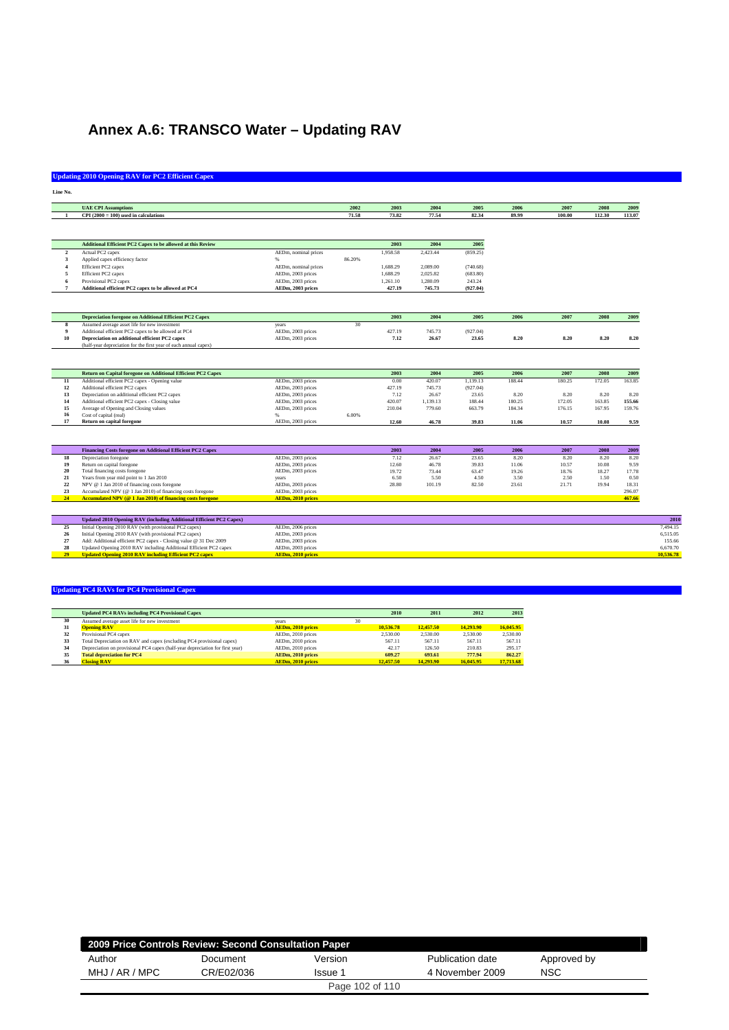# Annex A.6: TRANSCO Water – Updating RAV

## Updating 2010 Opening RAV for PC2 Efficient Capex

**Line No.**

| | UAE CPI Assumptions | | 2002 | 2003 | 2004 | 2005 | 2006 | 2007 | 2008 | 2009 |
|---|---|---|---|---|---|---|---|---|---|---|
| 1 | CPI (2000 = 100) used in calculations | | 71.58 | 73.82 | 77.54 | 82.34 | 89.99 | 100.00 | 112.30 | 113.07 |

| | Additional Efficient PC2 Capex to be allowed at this Review | | | 2003 | 2004 | 2005 |
|---|---|---|---|---|---|---|
| 2 | Actual PC2 capex | AEDm, nominal prices | | 1,958.58 | 2,423.44 | (859.25) |
| 3 | Applied capex efficiency factor | % | 86.20% | | | |
| 4 | Efficient PC2 capex | AEDm, nominal prices | | 1,688.29 | 2,089.00 | (740.68) |
| 5 | Efficient PC2 capex | AEDm, 2003 prices | | 1,688.29 | 2,025.82 | (683.80) |
| 6 | Provisional PC2 capex | AEDm, 2003 prices | | 1,261.10 | 1,280.09 | 243.24 |
| 7 | Additional efficient PC2 capex to be allowed at PC4 | AEDm, 2003 prices | | 427.19 | 745.73 | (927.04) |

| | Depreciation foregone on Additional Efficient PC2 Capex | | | 2003 | 2004 | 2005 | 2006 | 2007 | 2008 | 2009 |
|---|---|---|---|---|---|---|---|---|---|---|
| 8 | Assumed average asset life for new investment | years | 30 | | | | | | | |
| 9 | Additional efficient PC2 capex to be allowed at PC4 | AEDm, 2003 prices | | 427.19 | 745.73 | (927.04) | | | | |
| 10 | Depreciation on additional efficient PC2 capex | AEDm, 2003 prices | | 7.12 | 26.67 | 23.65 | 8.20 | 8.20 | 8.20 | 8.20 |
| | (half-year depreciation for the first year of each annual capex) | | | | | | | | | |

| | Return on Capital foregone on Additional Efficient PC2 Capex | | | 2003 | 2004 | 2005 | 2006 | 2007 | 2008 | 2009 |
|---|---|---|---|---|---|---|---|---|---|---|
| 11 | Additional efficient PC2 capex - Opening value | AEDm, 2003 prices | | 0.00 | 420.07 | 1,139.13 | 188.44 | 180.25 | 172.05 | 163.85 |
| 12 | Additional efficient PC2 capex | AEDm, 2003 prices | | 427.19 | 745.73 | (927.04) | | | | |
| 13 | Depreciation on additional efficient PC2 capex | AEDm, 2003 prices | | 7.12 | 26.67 | 23.65 | 8.20 | 8.20 | 8.20 | 8.20 |
| 14 | Additional efficient PC2 capex - Closing value | AEDm, 2003 prices | | 420.07 | 1,139.13 | 188.44 | 180.25 | 172.05 | 163.85 | 155.66 |
| 15 | Average of Opening and Closing values | AEDm, 2003 prices | | 210.04 | 779.60 | 663.79 | 184.34 | 176.15 | 167.95 | 159.76 |
| 16 | Cost of capital (real) | % | 6.00% | | | | | | | |
| 17 | Return on capital foregone | AEDm, 2003 prices | | 12.60 | 46.78 | 39.83 | 11.06 | 10.57 | 10.08 | 9.59 |

| | Financing Costs foregone on Additional Efficient PC2 Capex | | | 2003 | 2004 | 2005 | 2006 | 2007 | 2008 | 2009 |
|---|---|---|---|---|---|---|---|---|---|---|
| 18 | Depreciation foregone | AEDm, 2003 prices | | 7.12 | 26.67 | 23.65 | 8.20 | 8.20 | 8.20 | 8.20 |
| 19 | Return on capital foregone | AEDm, 2003 prices | | 12.60 | 46.78 | 39.83 | 11.06 | 10.57 | 10.08 | 9.59 |
| 20 | Total financing costs foregone | AEDm, 2003 prices | | 19.72 | 73.44 | 63.47 | 19.26 | 18.76 | 18.27 | 17.78 |
| 21 | Years from year mid point to 1 Jan 2010 | years | | 6.50 | 5.50 | 4.50 | 3.50 | 2.50 | 1.50 | 0.50 |
| 22 | NPV @ 1 Jan 2010 of financing costs foregone | AEDm, 2003 prices | | 28.80 | 101.19 | 82.50 | 23.61 | 21.71 | 19.94 | 18.31 |
| 23 | Accumulated NPV (@ 1 Jan 2010) of financing costs foregone | AEDm, 2003 prices | | | | | | | | 296.07 |
| 24 | Accumulated NPV (@ 1 Jan 2010) of financing costs foregone | AEDm, 2010 prices | | | | | | | | 467.66 |

| | Updated 2010 Opening RAV (including Additional Efficient PC2 Capex) | | 2010 |
|---|---|---|---|
| 25 | Initial Opening 2010 RAV (with provisional PC2 capex) | AEDm, 2006 prices | 7,494.15 |
| 26 | Initial Opening 2010 RAV (with provisional PC2 capex) | AEDm, 2003 prices | 6,515.05 |
| 27 | Add: Additional efficient PC2 capex - Closing value @ 31 Dec 2009 | AEDm, 2003 prices | 155.66 |
| 28 | Updated Opening 2010 RAV including Additional Efficient PC2 capex | AEDm, 2003 prices | 6,670.70 |
| 29 | Updated Opening 2010 RAV including Efficient PC2 capex | AEDm, 2010 prices | 10,536.78 |

## Updating PC4 RAVs for PC4 Provisional Capex

| | Updated PC4 RAVs including PC4 Provisional Capex | | | 2010 | 2011 | 2012 | 2013 |
|---|---|---|---|---|---|---|---|
| 30 | Assumed average asset life for new investment | years | 30 | | | | |
| 31 | Opening RAV | AEDm, 2010 prices | | 10,536.78 | 12,457.50 | 14,293.90 | 16,045.95 |
| 32 | Provisional PC4 capex | AEDm, 2010 prices | | 2,530.00 | 2,530.00 | 2,530.00 | 2,530.00 |
| 33 | Total Depreciation on RAV and capex (excluding PC4 provisional capex) | AEDm, 2010 prices | | 567.11 | 567.11 | 567.11 | 567.11 |
| 34 | Depreciation on provisional PC4 capex (half-year depreciation for first year) | AEDm, 2010 prices | | 42.17 | 126.50 | 210.83 | 295.17 |
| 35 | Total depreciation for PC4 | AEDm, 2010 prices | | 609.27 | 693.61 | 777.94 | 862.27 |
| 36 | Closing RAV | AEDm, 2010 prices | | 12,457.50 | 14,293.90 | 16,045.95 | 17,713.68 |

| 2009 Price Controls Review: Second Consultation Paper | | | | |
|---|---|---|---|---|
| Author | Document | Version | Publication date | Approved by |
| MHJ / AR / MPC | CR/E02/036 | Issue 1 | 4 November 2009 | NSC |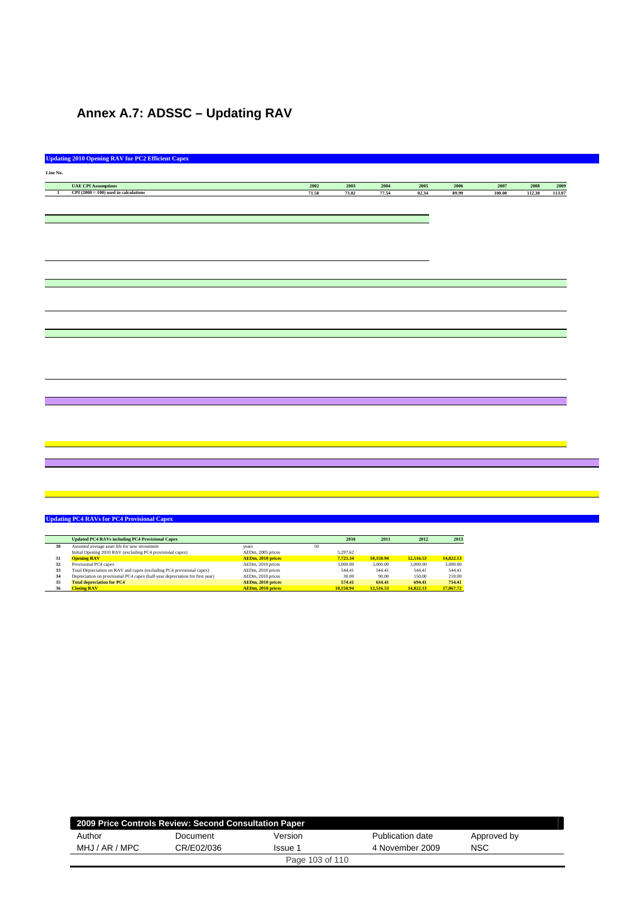# Annex A.7: ADSSC – Updating RAV

**Updating 2010 Opening RAV for PC2 Efficient Capex**

| Line No. | UAE CPI Assumptions | 2002 | 2003 | 2004 | 2005 | 2006 | 2007 | 2008 | 2009 |
|---|---|---|---|---|---|---|---|---|---|
| 1 | **CPI (2000 = 100) used in calculations** | 71.58 | 73.82 | 77.54 | 82.34 | 89.99 | 100.00 | 112.30 | 113.07 |

**Updating PC4 RAVs for PC4 Provisional Capex**

| Line No. | Updated PC4 RAVs including PC4 Provisional Capex | | | 2010 | 2011 | 2012 | 2013 |
|---|---|---|---|---|---|---|---|
| 30 | Assumed average asset life for new investment | years | 50 | | | | |
| | Initial Opening 2010 RAV (excluding PC4 provisional capex) | AEDm, 2005 prices | | 5,297.62 | | | |
| 31 | **Opening RAV** | **AEDm, 2010 prices** | | **7,725.34** | **10,150.94** | **12,516.53** | **14,822.13** |
| 32 | Provisional PC4 capex | AEDm, 2010 prices | | 3,000.00 | 3,000.00 | 3,000.00 | 3,000.00 |
| 33 | Total Depreciation on RAV and capex (excluding PC4 provisional capex) | AEDm, 2010 prices | | 544.41 | 544.41 | 544.41 | 544.41 |
| 34 | Depreciation on provisional PC4 capex (half-year depreciation for first year) | AEDm, 2010 prices | | 30.00 | 90.00 | 150.00 | 210.00 |
| 35 | **Total depreciation for PC4** | **AEDm, 2010 prices** | | **574.41** | **634.41** | **694.41** | **754.41** |
| 36 | **Closing RAV** | **AEDm, 2010 prices** | | **10,150.94** | **12,516.53** | **14,822.13** | **17,067.72** |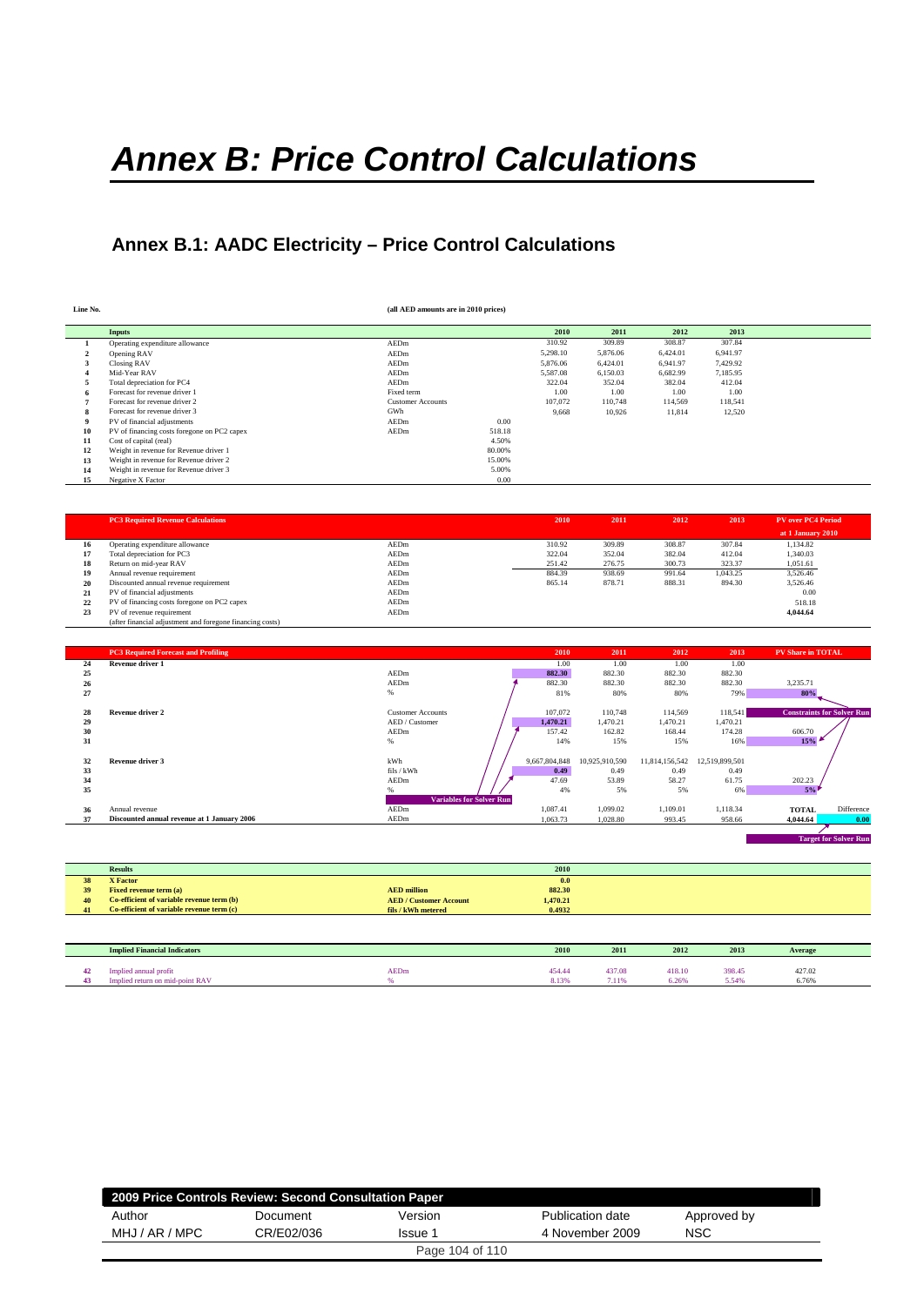# Annex B: Price Control Calculations

## Annex B.1: AADC Electricity – Price Control Calculations

**Line No.** (all AED amounts are in 2010 prices)

| Line | Inputs | Unit | | 2010 | 2011 | 2012 | 2013 |
|---|---|---|---|---|---|---|---|
| 1 | Operating expenditure allowance | AEDm | | 310.92 | 309.89 | 308.87 | 307.84 |
| 2 | Opening RAV | AEDm | | 5,298.10 | 5,876.06 | 6,424.01 | 6,941.97 |
| 3 | Closing RAV | AEDm | | 5,876.06 | 6,424.01 | 6,941.97 | 7,429.92 |
| 4 | Mid-Year RAV | AEDm | | 5,587.08 | 6,150.03 | 6,682.99 | 7,185.95 |
| 5 | Total depreciation for PC4 | AEDm | | 322.04 | 352.04 | 382.04 | 412.04 |
| 6 | Forecast for revenue driver 1 | Fixed term | | 1.00 | 1.00 | 1.00 | 1.00 |
| 7 | Forecast for revenue driver 2 | Customer Accounts | | 107,072 | 110,748 | 114,569 | 118,541 |
| 8 | Forecast for revenue driver 3 | GWh | | 9,668 | 10,926 | 11,814 | 12,520 |
| 9 | PV of financial adjustments | AEDm | 0.00 | | | | |
| 10 | PV of financing costs foregone on PC2 capex | AEDm | 518.18 | | | | |
| 11 | Cost of capital (real) | | 4.50% | | | | |
| 12 | Weight in revenue for Revenue driver 1 | | 80.00% | | | | |
| 13 | Weight in revenue for Revenue driver 2 | | 15.00% | | | | |
| 14 | Weight in revenue for Revenue driver 3 | | 5.00% | | | | |
| 15 | Negative X Factor | | 0.00 | | | | |

| Line | PC3 Required Revenue Calculations | Unit | 2010 | 2011 | 2012 | 2013 | PV over PC4 Period at 1 January 2010 |
|---|---|---|---|---|---|---|---|
| 16 | Operating expenditure allowance | AEDm | 310.92 | 309.89 | 308.87 | 307.84 | 1,134.82 |
| 17 | Total depreciation for PC3 | AEDm | 322.04 | 352.04 | 382.04 | 412.04 | 1,340.03 |
| 18 | Return on mid-year RAV | AEDm | 251.42 | 276.75 | 300.73 | 323.37 | 1,051.61 |
| 19 | Annual revenue requirement | AEDm | 884.39 | 938.69 | 991.64 | 1,043.25 | 3,526.46 |
| 20 | Discounted annual revenue requirement | AEDm | 865.14 | 878.71 | 888.31 | 894.30 | 3,526.46 |
| 21 | PV of financial adjustments | AEDm | | | | | 0.00 |
| 22 | PV of financing costs foregone on PC2 capex | AEDm | | | | | 518.18 |
| 23 | PV of revenue requirement (after financial adjustment and foregone financing costs) | AEDm | | | | | **4,044.64** |

| Line | PC3 Required Forecast and Profiling | Unit | 2010 | 2011 | 2012 | 2013 | PV Share in TOTAL | |
|---|---|---|---|---|---|---|---|---|
| 24 | **Revenue driver 1** | | 1.00 | 1.00 | 1.00 | 1.00 | | |
| 25 | | AEDm | 882.30 | 882.30 | 882.30 | 882.30 | | |
| 26 | | AEDm | 882.30 | 882.30 | 882.30 | 882.30 | 3,235.71 | |
| 27 | | % | 81% | 80% | 80% | 79% | 80% | |
| 28 | **Revenue driver 2** | Customer Accounts | 107,072 | 110,748 | 114,569 | 118,541 | Constraints for Solver Run | |
| 29 | | AED / Customer | 1,470.21 | 1,470.21 | 1,470.21 | 1,470.21 | | |
| 30 | | AEDm | 157.42 | 162.82 | 168.44 | 174.28 | 606.70 | |
| 31 | | % | 14% | 15% | 15% | 16% | 15% | |
| 32 | **Revenue driver 3** | kWh | 9,667,804,848 | 10,925,910,590 | 11,814,156,542 | 12,519,899,501 | | |
| 33 | | fils / kWh | 0.49 | 0.49 | 0.49 | 0.49 | | |
| 34 | | AEDm | 47.69 | 53.89 | 58.27 | 61.75 | 202.23 | |
| 35 | | % | 4% | 5% | 5% | 6% | 5% | |
| | | Variables for Solver Run | | | | | | |
| 36 | Annual revenue | AEDm | 1,087.41 | 1,099.02 | 1,109.01 | 1,118.34 | **TOTAL** | Difference |
| 37 | **Discounted annual revenue at 1 January 2006** | AEDm | 1,063.73 | 1,028.80 | 993.45 | 958.66 | **4,044.64** | **0.00** |
| | | | | | | | Target for Solver Run | |

| Line | Results | Unit | 2010 |
|---|---|---|---|
| 38 | **X Factor** | | **0.0** |
| 39 | **Fixed revenue term (a)** | **AED million** | **882.30** |
| 40 | **Co-efficient of variable revenue term (b)** | **AED / Customer Account** | **1,470.21** |
| 41 | **Co-efficient of variable revenue term (c)** | **fils / kWh metered** | **0.4932** |

| Line | Implied Financial Indicators | Unit | 2010 | 2011 | 2012 | 2013 | Average |
|---|---|---|---|---|---|---|---|
| 42 | Implied annual profit | AEDm | 454.44 | 437.08 | 418.10 | 398.45 | 427.02 |
| 43 | Implied return on mid-point RAV | % | 8.13% | 7.11% | 6.26% | 5.54% | 6.76% |

| 2009 Price Controls Review: Second Consultation Paper | | | | |
|---|---|---|---|---|
| Author | Document | Version | Publication date | Approved by |
| MHJ / AR / MPC | CR/E02/036 | Issue 1 | 4 November 2009 | NSC |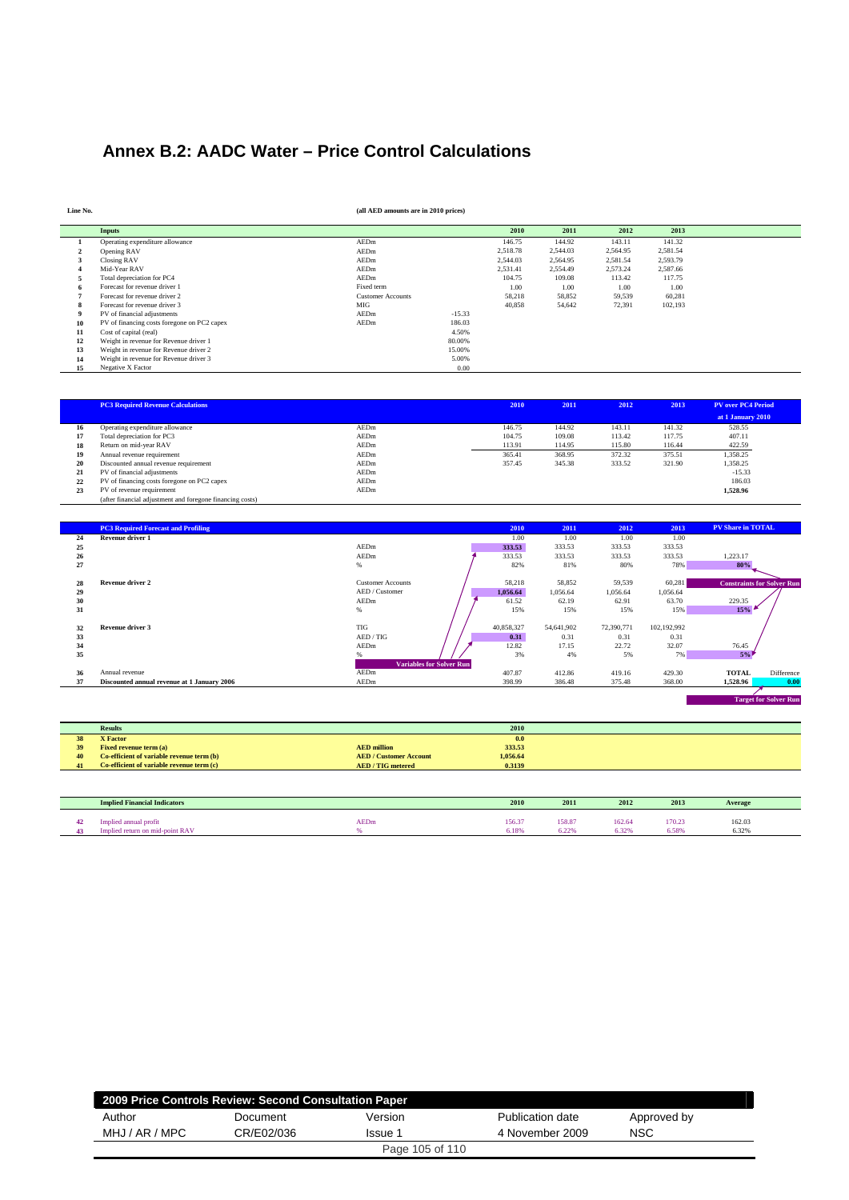# Annex B.2: AADC Water – Price Control Calculations

Line No. (all AED amounts are in 2010 prices)

| Line No. | Inputs | | | 2010 | 2011 | 2012 | 2013 |
|---|---|---|---|---|---|---|---|
| 1 | Operating expenditure allowance | AEDm | | 146.75 | 144.92 | 143.11 | 141.32 |
| 2 | Opening RAV | AEDm | | 2,518.78 | 2,544.03 | 2,564.95 | 2,581.54 |
| 3 | Closing RAV | AEDm | | 2,544.03 | 2,564.95 | 2,581.54 | 2,593.79 |
| 4 | Mid-Year RAV | AEDm | | 2,531.41 | 2,554.49 | 2,573.24 | 2,587.66 |
| 5 | Total depreciation for PC4 | AEDm | | 104.75 | 109.08 | 113.42 | 117.75 |
| 6 | Forecast for revenue driver 1 | Fixed term | | 1.00 | 1.00 | 1.00 | 1.00 |
| 7 | Forecast for revenue driver 2 | Customer Accounts | | 58,218 | 58,852 | 59,539 | 60,281 |
| 8 | Forecast for revenue driver 3 | MIG | | 40,858 | 54,642 | 72,391 | 102,193 |
| 9 | PV of financial adjustments | AEDm | -15.33 | | | | |
| 10 | PV of financing costs foregone on PC2 capex | AEDm | 186.03 | | | | |
| 11 | Cost of capital (real) | | 4.50% | | | | |
| 12 | Weight in revenue for Revenue driver 1 | | 80.00% | | | | |
| 13 | Weight in revenue for Revenue driver 2 | | 15.00% | | | | |
| 14 | Weight in revenue for Revenue driver 3 | | 5.00% | | | | |
| 15 | Negative X Factor | | 0.00 | | | | |

| Line No. | PC3 Required Revenue Calculations | | 2010 | 2011 | 2012 | 2013 | PV over PC4 Period at 1 January 2010 |
|---|---|---|---|---|---|---|---|
| 16 | Operating expenditure allowance | AEDm | 146.75 | 144.92 | 143.11 | 141.32 | 528.55 |
| 17 | Total depreciation for PC3 | AEDm | 104.75 | 109.08 | 113.42 | 117.75 | 407.11 |
| 18 | Return on mid-year RAV | AEDm | 113.91 | 114.95 | 115.80 | 116.44 | 422.59 |
| 19 | Annual revenue requirement | AEDm | 365.41 | 368.95 | 372.32 | 375.51 | 1,358.25 |
| 20 | Discounted annual revenue requirement | AEDm | 357.45 | 345.38 | 333.52 | 321.90 | 1,358.25 |
| 21 | PV of financial adjustments | AEDm | | | | | -15.33 |
| 22 | PV of financing costs foregone on PC2 capex | AEDm | | | | | 186.03 |
| 23 | PV of revenue requirement (after financial adjustment and foregone financing costs) | AEDm | | | | | **1,528.96** |

| Line No. | PC3 Required Forecast and Profiling | | 2010 | 2011 | 2012 | 2013 | PV Share in TOTAL | |
|---|---|---|---|---|---|---|---|---|
| 24 | **Revenue driver 1** | | 1.00 | 1.00 | 1.00 | 1.00 | | |
| 25 | | AEDm | 333.53 | 333.53 | 333.53 | 333.53 | | |
| 26 | | AEDm | 333.53 | 333.53 | 333.53 | 333.53 | 1,223.17 | |
| 27 | | % | 82% | 81% | 80% | 78% | 80% | |
| 28 | **Revenue driver 2** | Customer Accounts | 58,218 | 58,852 | 59,539 | 60,281 | Constraints for Solver Run | |
| 29 | | AED / Customer | 1,056.64 | 1,056.64 | 1,056.64 | 1,056.64 | | |
| 30 | | AEDm | 61.52 | 62.19 | 62.91 | 63.70 | 229.35 | |
| 31 | | % | 15% | 15% | 15% | 15% | 15% | |
| 32 | **Revenue driver 3** | TIG | 40,858,327 | 54,641,902 | 72,390,771 | 102,192,992 | | |
| 33 | | AED / TIG | 0.31 | 0.31 | 0.31 | 0.31 | | |
| 34 | | AEDm | 12.82 | 17.15 | 22.72 | 32.07 | 76.45 | |
| 35 | | % | 3% | 4% | 5% | 7% | 5% | |
| | | Variables for Solver Run | | | | | **TOTAL** | Difference |
| 36 | Annual revenue | AEDm | 407.87 | 412.86 | 419.16 | 429.30 | | |
| 37 | **Discounted annual revenue at 1 January 2006** | AEDm | 398.99 | 386.48 | 375.48 | 368.00 | **1,528.96** | **0.00** |
| | | | | | | | Target for Solver Run | |

| Line No. | Results | | 2010 |
|---|---|---|---|
| 38 | **X Factor** | | **0.0** |
| 39 | **Fixed revenue term (a)** | **AED million** | **333.53** |
| 40 | **Co-efficient of variable revenue term (b)** | **AED / Customer Account** | **1,056.64** |
| 41 | **Co-efficient of variable revenue term (c)** | **AED / TIG metered** | **0.3139** |

| Line No. | Implied Financial Indicators | | 2010 | 2011 | 2012 | 2013 | Average |
|---|---|---|---|---|---|---|---|
| 42 | Implied annual profit | AEDm | 156.37 | 158.87 | 162.64 | 170.23 | 162.03 |
| 43 | Implied return on mid-point RAV | % | 6.18% | 6.22% | 6.32% | 6.58% | 6.32% |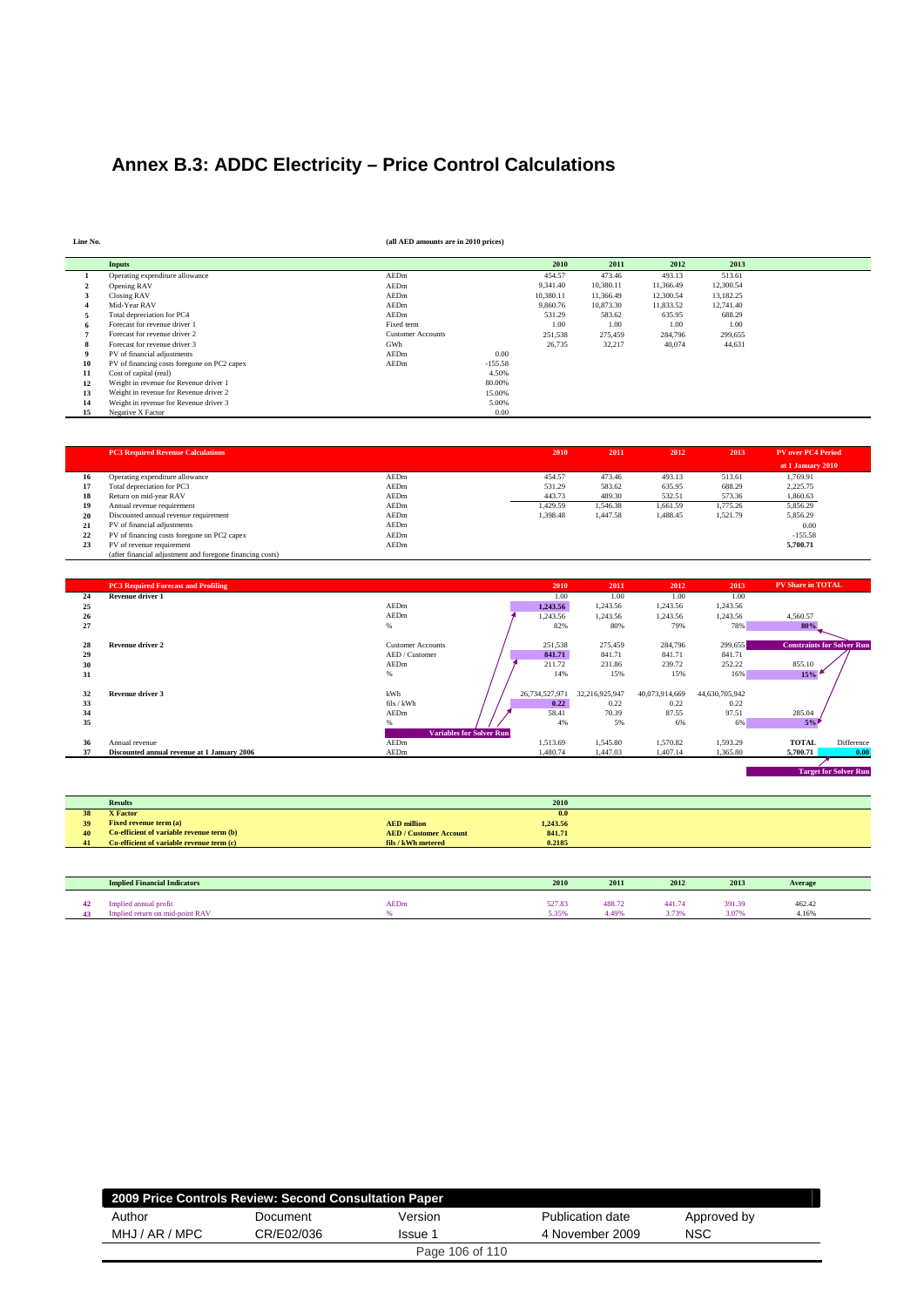# Annex B.3: ADDC Electricity – Price Control Calculations

**Line No.** (all AED amounts are in 2010 prices)

| Line No. | Inputs | Unit | Value | 2010 | 2011 | 2012 | 2013 |
|---|---|---|---|---|---|---|---|
| 1 | Operating expenditure allowance | AEDm | | 454.57 | 473.46 | 493.13 | 513.61 |
| 2 | Opening RAV | AEDm | | 9,341.40 | 10,380.11 | 11,366.49 | 12,300.54 |
| 3 | Closing RAV | AEDm | | 10,380.11 | 11,366.49 | 12,300.54 | 13,182.25 |
| 4 | Mid-Year RAV | AEDm | | 9,860.76 | 10,873.30 | 11,833.52 | 12,741.40 |
| 5 | Total depreciation for PC4 | AEDm | | 531.29 | 583.62 | 635.95 | 688.29 |
| 6 | Forecast for revenue driver 1 | Fixed term | | 1.00 | 1.00 | 1.00 | 1.00 |
| 7 | Forecast for revenue driver 2 | Customer Accounts | | 251,538 | 275,459 | 284,796 | 299,655 |
| 8 | Forecast for revenue driver 3 | GWh | | 26,735 | 32,217 | 40,074 | 44,631 |
| 9 | PV of financial adjustments | AEDm | 0.00 | | | | |
| 10 | PV of financing costs foregone on PC2 capex | AEDm | -155.58 | | | | |
| 11 | Cost of capital (real) | | 4.50% | | | | |
| 12 | Weight in revenue for Revenue driver 1 | | 80.00% | | | | |
| 13 | Weight in revenue for Revenue driver 2 | | 15.00% | | | | |
| 14 | Weight in revenue for Revenue driver 3 | | 5.00% | | | | |
| 15 | Negative X Factor | | 0.00 | | | | |

| Line No. | PC3 Required Revenue Calculations | Unit | 2010 | 2011 | 2012 | 2013 | PV over PC4 Period at 1 January 2010 |
|---|---|---|---|---|---|---|---|
| 16 | Operating expenditure allowance | AEDm | 454.57 | 473.46 | 493.13 | 513.61 | 1,769.91 |
| 17 | Total depreciation for PC3 | AEDm | 531.29 | 583.62 | 635.95 | 688.29 | 2,225.75 |
| 18 | Return on mid-year RAV | AEDm | 443.73 | 489.30 | 532.51 | 573.36 | 1,860.63 |
| 19 | Annual revenue requirement | AEDm | 1,429.59 | 1,546.38 | 1,661.59 | 1,775.26 | 5,856.29 |
| 20 | Discounted annual revenue requirement | AEDm | 1,398.48 | 1,447.58 | 1,488.45 | 1,521.79 | 5,856.29 |
| 21 | PV of financial adjustments | AEDm | | | | | 0.00 |
| 22 | PV of financing costs foregone on PC2 capex | AEDm | | | | | -155.58 |
| 23 | PV of revenue requirement (after financial adjustment and foregone financing costs) | AEDm | | | | | **5,700.71** |

| Line No. | PC3 Required Forecast and Profiling | Unit | 2010 | 2011 | 2012 | 2013 | PV Share in TOTAL | |
|---|---|---|---|---|---|---|---|---|
| 24 | **Revenue driver 1** | | 1.00 | 1.00 | 1.00 | 1.00 | | |
| 25 | | AEDm | **1,243.56** | 1,243.56 | 1,243.56 | 1,243.56 | | |
| 26 | | AEDm | 1,243.56 | 1,243.56 | 1,243.56 | 1,243.56 | 4,560.57 | |
| 27 | | % | 82% | 80% | 79% | 78% | **80%** | |
| 28 | **Revenue driver 2** | Customer Accounts | 251,538 | 275,459 | 284,796 | 299,655 | **Constraints for Solver Run** | |
| 29 | | AED / Customer | **841.71** | 841.71 | 841.71 | 841.71 | | |
| 30 | | AEDm | 211.72 | 231.86 | 239.72 | 252.22 | 855.10 | |
| 31 | | % | 14% | 15% | 15% | 16% | **15%** | |
| 32 | **Revenue driver 3** | kWh | 26,734,527,971 | 32,216,925,947 | 40,073,914,669 | 44,630,705,942 | | |
| 33 | | fils / kWh | **0.22** | 0.22 | 0.22 | 0.22 | | |
| 34 | | AEDm | 58.41 | 70.39 | 87.55 | 97.51 | 285.04 | |
| 35 | | % | 4% | 5% | 6% | 6% | **5%** | |
| | | **Variables for Solver Run** | | | | | | |
| 36 | Annual revenue | AEDm | 1,513.69 | 1,545.80 | 1,570.82 | 1,593.29 | **TOTAL** | Difference |
| 37 | **Discounted annual revenue at 1 January 2006** | AEDm | 1,480.74 | 1,447.03 | 1,407.14 | 1,365.80 | **5,700.71** | **0.00** |
| | | | | | | | **Target for Solver Run** | |

| Line No. | Results | Unit | 2010 |
|---|---|---|---|
| 38 | **X Factor** | | **0.0** |
| 39 | **Fixed revenue term (a)** | **AED million** | **1,243.56** |
| 40 | **Co-efficient of variable revenue term (b)** | **AED / Customer Account** | **841.71** |
| 41 | **Co-efficient of variable revenue term (c)** | **fils / kWh metered** | **0.2185** |

| Line No. | Implied Financial Indicators | Unit | 2010 | 2011 | 2012 | 2013 | Average |
|---|---|---|---|---|---|---|---|
| 42 | Implied annual profit | AEDm | 527.83 | 488.72 | 441.74 | 391.39 | 462.42 |
| 43 | Implied return on mid-point RAV | % | 5.35% | 4.49% | 3.73% | 3.07% | 4.16% |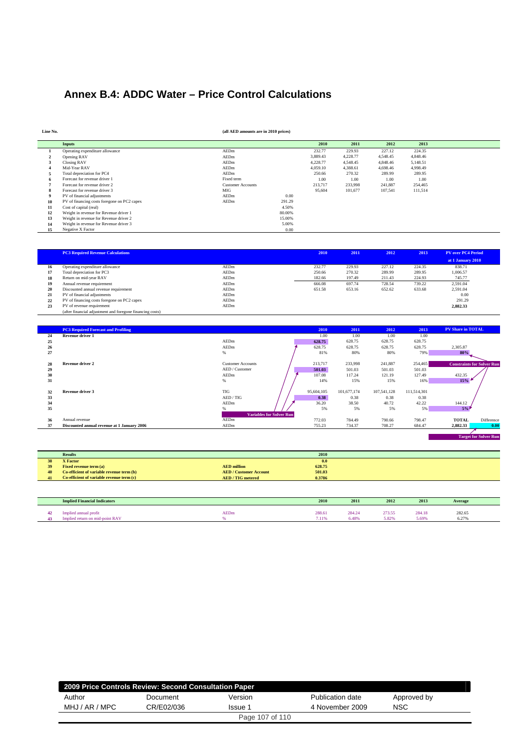# Annex B.4: ADDC Water – Price Control Calculations

**Line No.** (all AED amounts are in 2010 prices)

| Line No. | Inputs | | | 2010 | 2011 | 2012 | 2013 |
|---|---|---|---|---|---|---|---|
| 1 | Operating expenditure allowance | AEDm | | 232.77 | 229.93 | 227.12 | 224.35 |
| 2 | Opening RAV | AEDm | | 3,889.43 | 4,228.77 | 4,548.45 | 4,848.46 |
| 3 | Closing RAV | AEDm | | 4,228.77 | 4,548.45 | 4,848.46 | 5,148.51 |
| 4 | Mid-Year RAV | AEDm | | 4,059.10 | 4,388.61 | 4,698.46 | 4,998.49 |
| 5 | Total depreciation for PC4 | AEDm | | 250.66 | 270.32 | 289.99 | 289.95 |
| 6 | Forecast for revenue driver 1 | Fixed term | | 1.00 | 1.00 | 1.00 | 1.00 |
| 7 | Forecast for revenue driver 2 | Customer Accounts | | 213,717 | 233,998 | 241,887 | 254,465 |
| 8 | Forecast for revenue driver 3 | MIG | | 95,604 | 101,677 | 107,541 | 111,514 |
| 9 | PV of financial adjustments | AEDm | 0.00 | | | | |
| 10 | PV of financing costs foregone on PC2 capex | AEDm | 291.29 | | | | |
| 11 | Cost of capital (real) | | 4.50% | | | | |
| 12 | Weight in revenue for Revenue driver 1 | | 80.00% | | | | |
| 13 | Weight in revenue for Revenue driver 2 | | 15.00% | | | | |
| 14 | Weight in revenue for Revenue driver 3 | | 5.00% | | | | |
| 15 | Negative X Factor | | 0.00 | | | | |

| Line No. | PC3 Required Revenue Calculations | | 2010 | 2011 | 2012 | 2013 | PV over PC4 Period at 1 January 2010 |
|---|---|---|---|---|---|---|---|
| 16 | Operating expenditure allowance | AEDm | 232.77 | 229.93 | 227.12 | 224.35 | 838.71 |
| 17 | Total depreciation for PC3 | AEDm | 250.66 | 270.32 | 289.99 | 289.95 | 1,006.57 |
| 18 | Return on mid-year RAV | AEDm | 182.66 | 197.49 | 211.43 | 224.93 | 745.77 |
| 19 | Annual revenue requirement | AEDm | 666.08 | 697.74 | 728.54 | 739.22 | 2,591.04 |
| 20 | Discounted annual revenue requirement | AEDm | 651.58 | 653.16 | 652.62 | 633.68 | 2,591.04 |
| 21 | PV of financial adjustments | AEDm | | | | | 0.00 |
| 22 | PV of financing costs foregone on PC2 capex | AEDm | | | | | 291.29 |
| 23 | PV of revenue requirement | AEDm | | | | | **2,882.33** |
| | (after financial adjustment and foregone financing costs) | | | | | | |

| Line No. | PC3 Required Forecast and Profiling | | 2010 | 2011 | 2012 | 2013 | PV Share in TOTAL | |
|---|---|---|---|---|---|---|---|---|
| 24 | **Revenue driver 1** | | 1.00 | 1.00 | 1.00 | 1.00 | | |
| 25 | | AEDm | 628.75 | 628.75 | 628.75 | 628.75 | | |
| 26 | | AEDm | 628.75 | 628.75 | 628.75 | 628.75 | 2,305.87 | |
| 27 | | % | 81% | 80% | 80% | 79% | 80% | |
| 28 | **Revenue driver 2** | Customer Accounts | 213,717 | 233,998 | 241,887 | 254,465 | Constraints for Solver Run | |
| 29 | | AED / Customer | 501.03 | 501.03 | 501.03 | 501.03 | | |
| 30 | | AEDm | 107.08 | 117.24 | 121.19 | 127.49 | 432.35 | |
| 31 | | % | 14% | 15% | 15% | 16% | 15% | |
| 32 | **Revenue driver 3** | TIG | 95,604,105 | 101,677,174 | 107,541,128 | 111,514,301 | | |
| 33 | | AED / TIG | 0.38 | 0.38 | 0.38 | 0.38 | | |
| 34 | | AEDm | 36.20 | 38.50 | 40.72 | 42.22 | 144.12 | |
| 35 | | % | 5% | 5% | 5% | 5% | 5% | |
| | | Variables for Solver Run | | | | | | |
| 36 | Annual revenue | AEDm | 772.03 | 784.49 | 790.66 | 798.47 | **TOTAL** | Difference |
| 37 | **Discounted annual revenue at 1 January 2006** | AEDm | 755.23 | 734.37 | 708.27 | 684.47 | **2,882.33** | **0.00** |
| | | | | | | | | Target for Solver Run |

| Line No. | Results | | 2010 |
|---|---|---|---|
| 38 | **X Factor** | | **0.0** |
| 39 | **Fixed revenue term (a)** | **AED million** | **628.75** |
| 40 | **Co-efficient of variable revenue term (b)** | **AED / Customer Account** | **501.03** |
| 41 | **Co-efficient of variable revenue term (c)** | **AED / TIG metered** | **0.3786** |

| Line No. | Implied Financial Indicators | | 2010 | 2011 | 2012 | 2013 | Average |
|---|---|---|---|---|---|---|---|
| 42 | Implied annual profit | AEDm | 288.61 | 284.24 | 273.55 | 284.18 | 282.65 |
| 43 | Implied return on mid-point RAV | % | 7.11% | 6.48% | 5.82% | 5.69% | 6.27% |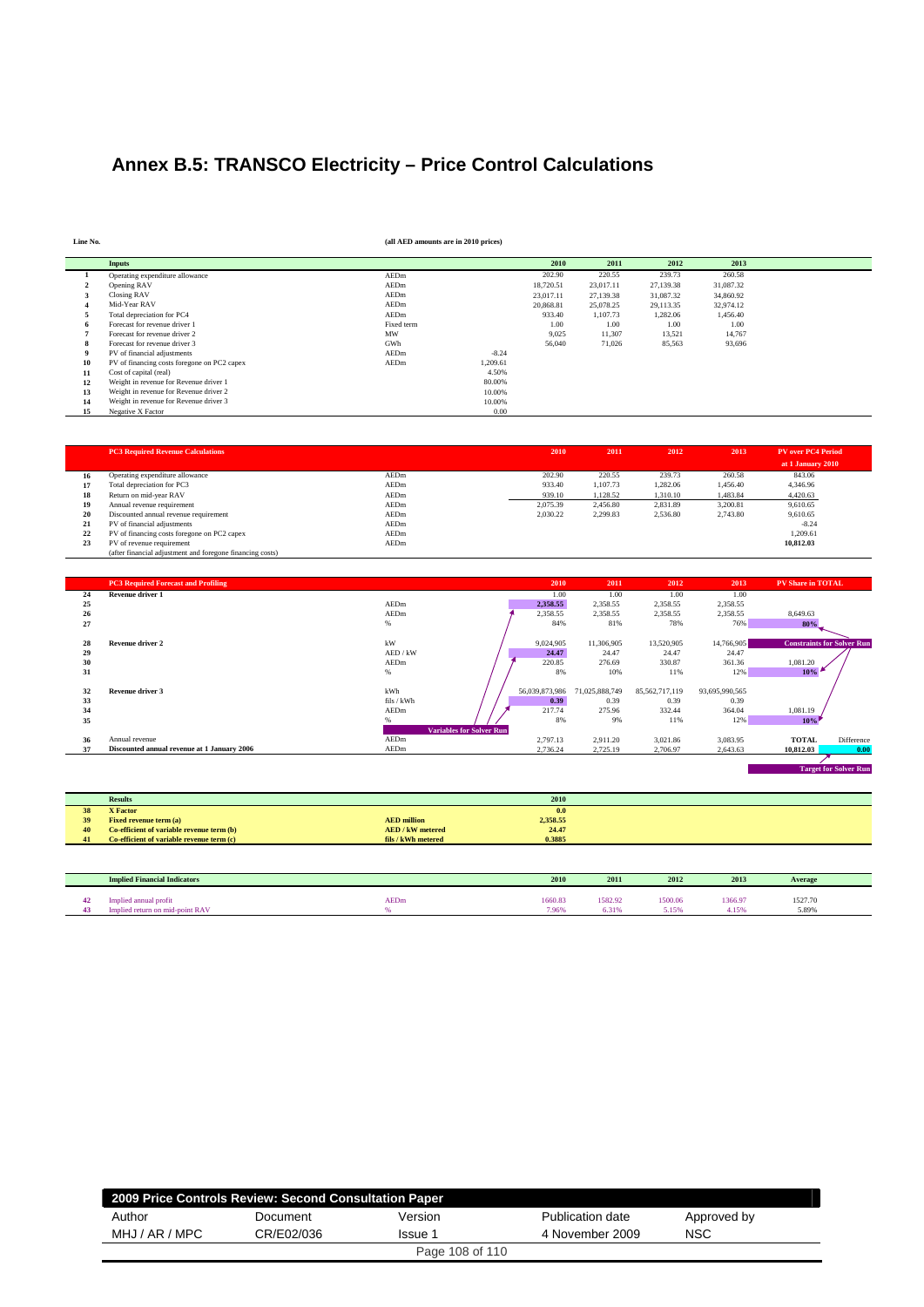# Annex B.5: TRANSCO Electricity – Price Control Calculations

**Line No.** **(all AED amounts are in 2010 prices)**

| Line No. | Inputs | Unit | | 2010 | 2011 | 2012 | 2013 |
|---|---|---|---|---|---|---|---|
| 1 | Operating expenditure allowance | AEDm | | 202.90 | 220.55 | 239.73 | 260.58 |
| 2 | Opening RAV | AEDm | | 18,720.51 | 23,017.11 | 27,139.38 | 31,087.32 |
| 3 | Closing RAV | AEDm | | 23,017.11 | 27,139.38 | 31,087.32 | 34,860.92 |
| 4 | Mid-Year RAV | AEDm | | 20,868.81 | 25,078.25 | 29,113.35 | 32,974.12 |
| 5 | Total depreciation for PC4 | AEDm | | 933.40 | 1,107.73 | 1,282.06 | 1,456.40 |
| 6 | Forecast for revenue driver 1 | Fixed term | | 1.00 | 1.00 | 1.00 | 1.00 |
| 7 | Forecast for revenue driver 2 | MW | | 9,025 | 11,307 | 13,521 | 14,767 |
| 8 | Forecast for revenue driver 3 | GWh | | 56,040 | 71,026 | 85,563 | 93,696 |
| 9 | PV of financial adjustments | AEDm | -8.24 | | | | |
| 10 | PV of financing costs foregone on PC2 capex | AEDm | 1,209.61 | | | | |
| 11 | Cost of capital (real) | | 4.50% | | | | |
| 12 | Weight in revenue for Revenue driver 1 | | 80.00% | | | | |
| 13 | Weight in revenue for Revenue driver 2 | | 10.00% | | | | |
| 14 | Weight in revenue for Revenue driver 3 | | 10.00% | | | | |
| 15 | Negative X Factor | | 0.00 | | | | |

| Line No. | PC3 Required Revenue Calculations | Unit | 2010 | 2011 | 2012 | 2013 | PV over PC4 Period at 1 January 2010 |
|---|---|---|---|---|---|---|---|
| 16 | Operating expenditure allowance | AEDm | 202.90 | 220.55 | 239.73 | 260.58 | 843.06 |
| 17 | Total depreciation for PC3 | AEDm | 933.40 | 1,107.73 | 1,282.06 | 1,456.40 | 4,346.96 |
| 18 | Return on mid-year RAV | AEDm | 939.10 | 1,128.52 | 1,310.10 | 1,483.84 | 4,420.63 |
| 19 | Annual revenue requirement | AEDm | 2,075.39 | 2,456.80 | 2,831.89 | 3,200.81 | 9,610.65 |
| 20 | Discounted annual revenue requirement | AEDm | 2,030.22 | 2,299.83 | 2,536.80 | 2,743.80 | 9,610.65 |
| 21 | PV of financial adjustments | AEDm | | | | | -8.24 |
| 22 | PV of financing costs foregone on PC2 capex | AEDm | | | | | 1,209.61 |
| 23 | PV of revenue requirement (after financial adjustment and foregone financing costs) | AEDm | | | | | 10,812.03 |

| Line No. | PC3 Required Forecast and Profiling | Unit | 2010 | 2011 | 2012 | 2013 | PV Share in TOTAL | |
|---|---|---|---|---|---|---|---|---|
| 24 | **Revenue driver 1** | | 1.00 | 1.00 | 1.00 | 1.00 | | |
| 25 | | AEDm | 2,358.55 | 2,358.55 | 2,358.55 | 2,358.55 | | |
| 26 | | AEDm | 2,358.55 | 2,358.55 | 2,358.55 | 2,358.55 | 8,649.63 | |
| 27 | | % | 84% | 81% | 78% | 76% | 80% | |
| 28 | **Revenue driver 2** | kW | 9,024,905 | 11,306,905 | 13,520,905 | 14,766,905 | Constraints for Solver Run | |
| 29 | | AED / kW | 24.47 | 24.47 | 24.47 | 24.47 | | |
| 30 | | AEDm | 220.85 | 276.69 | 330.87 | 361.36 | 1,081.20 | |
| 31 | | % | 8% | 10% | 11% | 12% | 10% | |
| 32 | **Revenue driver 3** | kWh | 56,039,873,986 | 71,025,888,749 | 85,562,717,119 | 93,695,990,565 | | |
| 33 | | fils / kWh | 0.39 | 0.39 | 0.39 | 0.39 | | |
| 34 | | AEDm | 217.74 | 275.96 | 332.44 | 364.04 | 1,081.19 | |
| 35 | | % | 8% | 9% | 11% | 12% | 10% | |
| | | Variables for Solver Run | | | | | | |
| 36 | Annual revenue | AEDm | 2,797.13 | 2,911.20 | 3,021.86 | 3,083.95 | **TOTAL** | Difference |
| 37 | **Discounted annual revenue at 1 January 2006** | AEDm | 2,736.24 | 2,725.19 | 2,706.97 | 2,643.63 | 10,812.03 | 0.00 |
| | | | | | | | Target for Solver Run | |

| Line No. | Results | Unit | 2010 |
|---|---|---|---|
| 38 | **X Factor** | | 0.0 |
| 39 | **Fixed revenue term (a)** | **AED million** | 2,358.55 |
| 40 | **Co-efficient of variable revenue term (b)** | **AED / kW metered** | 24.47 |
| 41 | **Co-efficient of variable revenue term (c)** | **fils / kWh metered** | 0.3885 |

| Line No. | Implied Financial Indicators | Unit | 2010 | 2011 | 2012 | 2013 | Average |
|---|---|---|---|---|---|---|---|
| 42 | Implied annual profit | AEDm | 1660.83 | 1582.92 | 1500.06 | 1366.97 | 1527.70 |
| 43 | Implied return on mid-point RAV | % | 7.96% | 6.31% | 5.15% | 4.15% | 5.89% |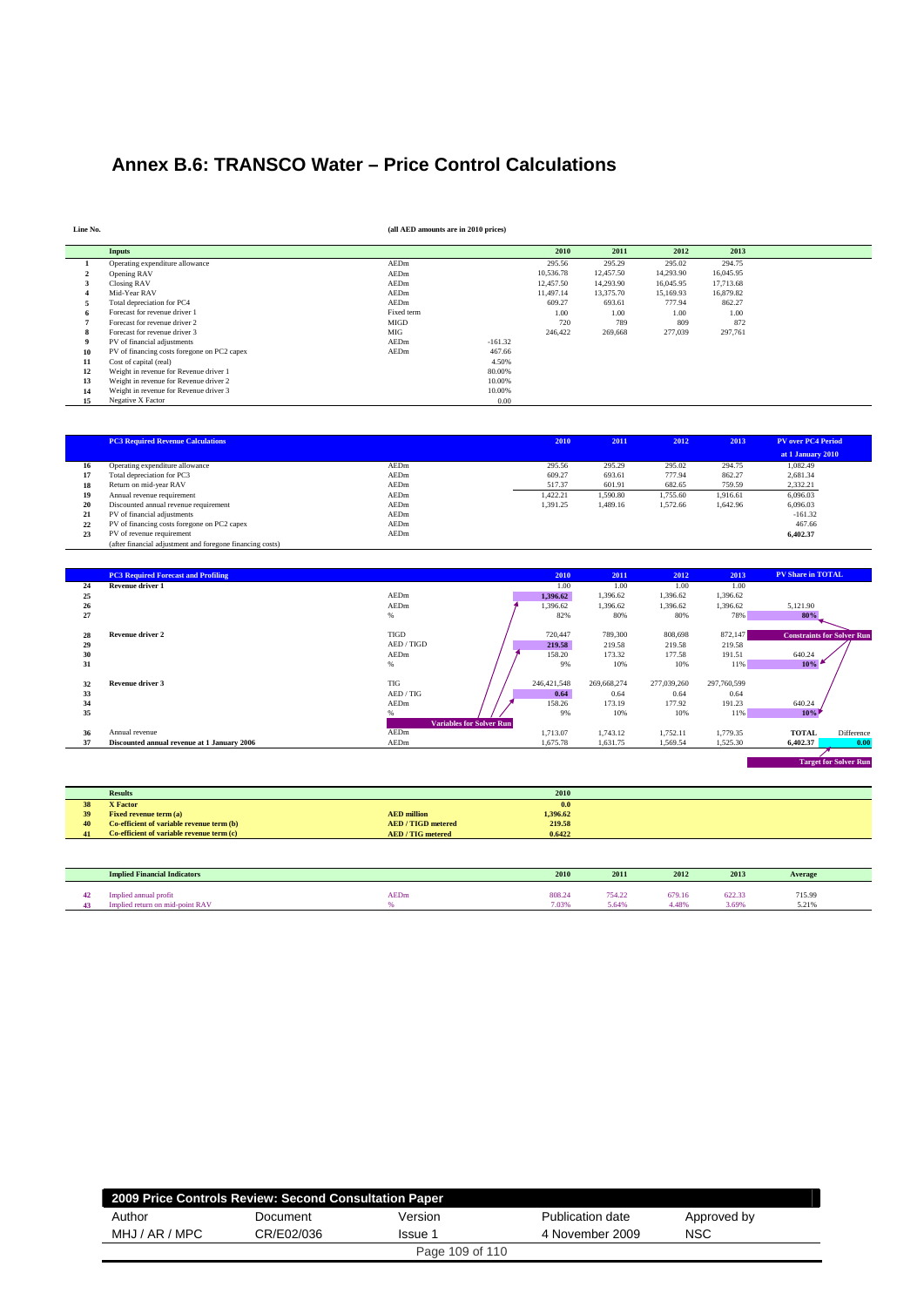# Annex B.6: TRANSCO Water – Price Control Calculations

Line No. | (all AED amounts are in 2010 prices)

| Line No. | Inputs | | | 2010 | 2011 | 2012 | 2013 |
|---|---|---|---|---|---|---|---|
| 1 | Operating expenditure allowance | AEDm | | 295.56 | 295.29 | 295.02 | 294.75 |
| 2 | Opening RAV | AEDm | | 10,536.78 | 12,457.50 | 14,293.90 | 16,045.95 |
| 3 | Closing RAV | AEDm | | 12,457.50 | 14,293.90 | 16,045.95 | 17,713.68 |
| 4 | Mid-Year RAV | AEDm | | 11,497.14 | 13,375.70 | 15,169.93 | 16,879.82 |
| 5 | Total depreciation for PC4 | AEDm | | 609.27 | 693.61 | 777.94 | 862.27 |
| 6 | Forecast for revenue driver 1 | Fixed term | | 1.00 | 1.00 | 1.00 | 1.00 |
| 7 | Forecast for revenue driver 2 | MIGD | | 720 | 789 | 809 | 872 |
| 8 | Forecast for revenue driver 3 | MIG | | 246,422 | 269,668 | 277,039 | 297,761 |
| 9 | PV of financial adjustments | AEDm | -161.32 | | | | |
| 10 | PV of financing costs foregone on PC2 capex | AEDm | 467.66 | | | | |
| 11 | Cost of capital (real) | | 4.50% | | | | |
| 12 | Weight in revenue for Revenue driver 1 | | 80.00% | | | | |
| 13 | Weight in revenue for Revenue driver 2 | | 10.00% | | | | |
| 14 | Weight in revenue for Revenue driver 3 | | 10.00% | | | | |
| 15 | Negative X Factor | | 0.00 | | | | |

| Line No. | PC3 Required Revenue Calculations | | 2010 | 2011 | 2012 | 2013 | PV over PC4 Period at 1 January 2010 |
|---|---|---|---|---|---|---|---|
| 16 | Operating expenditure allowance | AEDm | 295.56 | 295.29 | 295.02 | 294.75 | 1,082.49 |
| 17 | Total depreciation for PC3 | AEDm | 609.27 | 693.61 | 777.94 | 862.27 | 2,681.34 |
| 18 | Return on mid-year RAV | AEDm | 517.37 | 601.91 | 682.65 | 759.59 | 2,332.21 |
| 19 | Annual revenue requirement | AEDm | 1,422.21 | 1,590.80 | 1,755.60 | 1,916.61 | 6,096.03 |
| 20 | Discounted annual revenue requirement | AEDm | 1,391.25 | 1,489.16 | 1,572.66 | 1,642.96 | 6,096.03 |
| 21 | PV of financial adjustments | AEDm | | | | | -161.32 |
| 22 | PV of financing costs foregone on PC2 capex | AEDm | | | | | 467.66 |
| 23 | PV of revenue requirement (after financial adjustment and foregone financing costs) | AEDm | | | | | 6,402.37 |

| Line No. | PC3 Required Forecast and Profiling | | 2010 | 2011 | 2012 | 2013 | PV Share in TOTAL | |
|---|---|---|---|---|---|---|---|---|
| 24 | Revenue driver 1 | | 1.00 | 1.00 | 1.00 | 1.00 | | |
| 25 | | AEDm | 1,396.62 | 1,396.62 | 1,396.62 | 1,396.62 | | |
| 26 | | AEDm | 1,396.62 | 1,396.62 | 1,396.62 | 1,396.62 | 5,121.90 | |
| 27 | | % | 82% | 80% | 80% | 78% | 80% | |
| 28 | Revenue driver 2 | TIGD | 720,447 | 789,300 | 808,698 | 872,147 | Constraints for Solver Run | |
| 29 | | AED / TIGD | 219.58 | 219.58 | 219.58 | 219.58 | | |
| 30 | | AEDm | 158.20 | 173.32 | 177.58 | 191.51 | 640.24 | |
| 31 | | % | 9% | 10% | 10% | 11% | 10% | |
| 32 | Revenue driver 3 | TIG | 246,421,548 | 269,668,274 | 277,039,260 | 297,760,599 | | |
| 33 | | AED / TIG | 0.64 | 0.64 | 0.64 | 0.64 | | |
| 34 | | AEDm | 158.26 | 173.19 | 177.92 | 191.23 | 640.24 | |
| 35 | | % | 9% | 10% | 10% | 11% | 10% | |
| | | Variables for Solver Run | | | | | TOTAL | Difference |
| 36 | Annual revenue | AEDm | 1,713.07 | 1,743.12 | 1,752.11 | 1,779.35 | | |
| 37 | Discounted annual revenue at 1 January 2006 | AEDm | 1,675.78 | 1,631.75 | 1,569.54 | 1,525.30 | 6,402.37 | 0.00 |
| | | | | | | | | Target for Solver Run |

| Line No. | Results | | 2010 |
|---|---|---|---|
| 38 | X Factor | | 0.0 |
| 39 | Fixed revenue term (a) | AED million | 1,396.62 |
| 40 | Co-efficient of variable revenue term (b) | AED / TIGD metered | 219.58 |
| 41 | Co-efficient of variable revenue term (c) | AED / TIG metered | 0.6422 |

| Line No. | Implied Financial Indicators | | 2010 | 2011 | 2012 | 2013 | Average |
|---|---|---|---|---|---|---|---|
| 42 | Implied annual profit | AEDm | 808.24 | 754.22 | 679.16 | 622.33 | 715.99 |
| 43 | Implied return on mid-point RAV | % | 7.03% | 5.64% | 4.48% | 3.69% | 5.21% |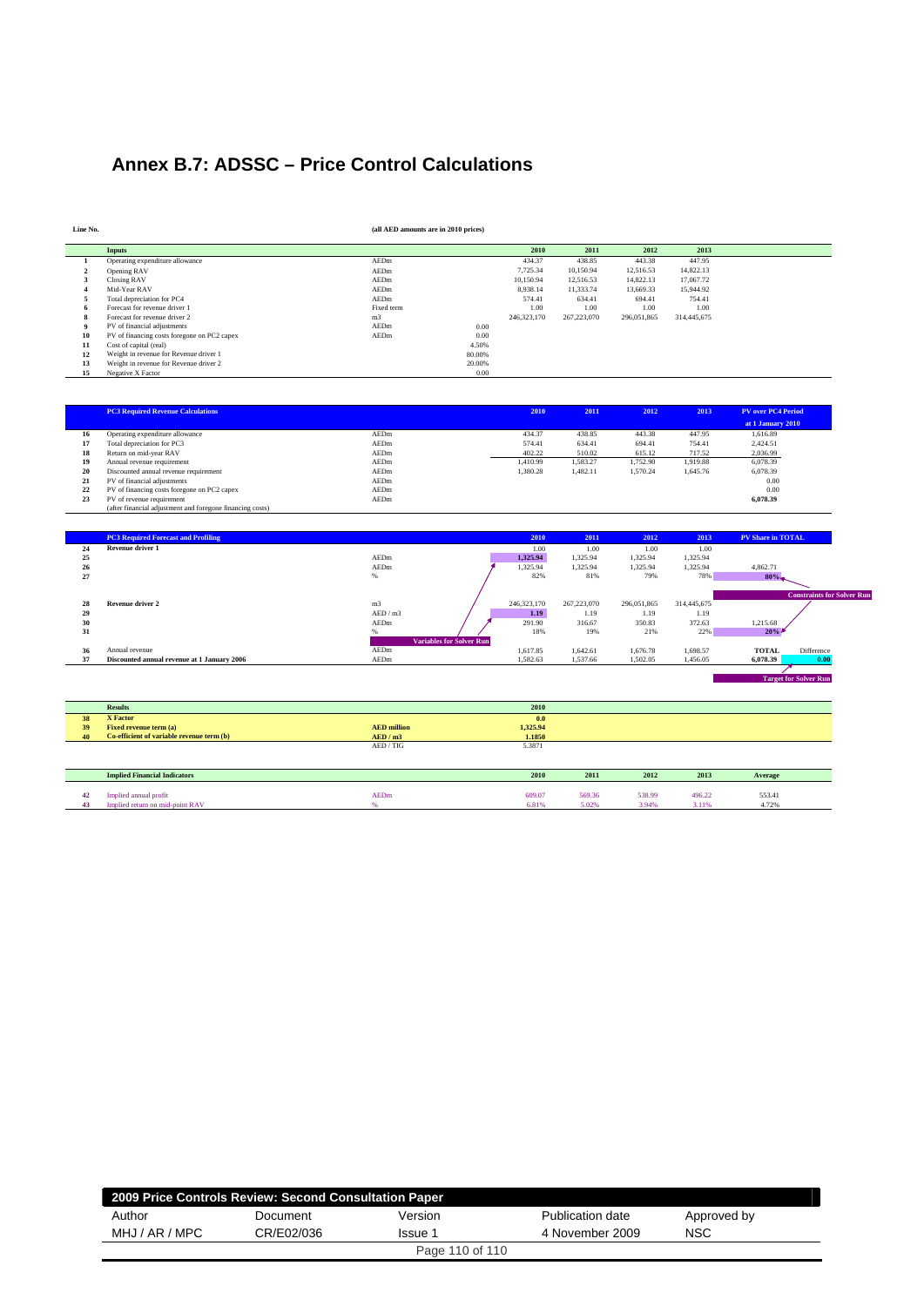# Annex B.7: ADSSC – Price Control Calculations

Line No. (all AED amounts are in 2010 prices)

| Line No. | Inputs | | | 2010 | 2011 | 2012 | 2013 |
|---|---|---|---|---|---|---|---|
| 1 | Operating expenditure allowance | AEDm | | 434.37 | 438.85 | 443.38 | 447.95 |
| 2 | Opening RAV | AEDm | | 7,725.34 | 10,150.94 | 12,516.53 | 14,822.13 |
| 3 | Closing RAV | AEDm | | 10,150.94 | 12,516.53 | 14,822.13 | 17,067.72 |
| 4 | Mid-Year RAV | AEDm | | 8,938.14 | 11,333.74 | 13,669.33 | 15,944.92 |
| 5 | Total depreciation for PC4 | AEDm | | 574.41 | 634.41 | 694.41 | 754.41 |
| 6 | Forecast for revenue driver 1 | Fixed term | | 1.00 | 1.00 | 1.00 | 1.00 |
| 8 | Forecast for revenue driver 2 | m3 | | 246,323,170 | 267,223,070 | 296,051,865 | 314,445,675 |
| 9 | PV of financial adjustments | AEDm | 0.00 | | | | |
| 10 | PV of financing costs foregone on PC2 capex | AEDm | 0.00 | | | | |
| 11 | Cost of capital (real) | | 4.50% | | | | |
| 12 | Weight in revenue for Revenue driver 1 | | 80.00% | | | | |
| 13 | Weight in revenue for Revenue driver 2 | | 20.00% | | | | |
| 15 | Negative X Factor | | 0.00 | | | | |

| Line No. | PC3 Required Revenue Calculations | | 2010 | 2011 | 2012 | 2013 | PV over PC4 Period at 1 January 2010 |
|---|---|---|---|---|---|---|---|
| 16 | Operating expenditure allowance | AEDm | 434.37 | 438.85 | 443.38 | 447.95 | 1,616.89 |
| 17 | Total depreciation for PC3 | AEDm | 574.41 | 634.41 | 694.41 | 754.41 | 2,424.51 |
| 18 | Return on mid-year RAV | AEDm | 402.22 | 510.02 | 615.12 | 717.52 | 2,036.99 |
| 19 | Annual revenue requirement | AEDm | 1,410.99 | 1,583.27 | 1,752.90 | 1,919.88 | 6,078.39 |
| 20 | Discounted annual revenue requirement | AEDm | 1,380.28 | 1,482.11 | 1,570.24 | 1,645.76 | 6,078.39 |
| 21 | PV of financial adjustments | AEDm | | | | | 0.00 |
| 22 | PV of financing costs foregone on PC2 capex | AEDm | | | | | 0.00 |
| 23 | PV of revenue requirement (after financial adjustment and foregone financing costs) | AEDm | | | | | 6,078.39 |

| Line No. | PC3 Required Forecast and Profiling | | 2010 | 2011 | 2012 | 2013 | PV Share in TOTAL | |
|---|---|---|---|---|---|---|---|---|
| 24 | Revenue driver 1 | | 1.00 | 1.00 | 1.00 | 1.00 | | |
| 25 | | AEDm | 1,325.94 | 1,325.94 | 1,325.94 | 1,325.94 | | |
| 26 | | AEDm | 1,325.94 | 1,325.94 | 1,325.94 | 1,325.94 | 4,862.71 | |
| 27 | | % | 82% | 81% | 79% | 78% | 80% | |
| | | | | | | | | Constraints for Solver Run |
| 28 | Revenue driver 2 | m3 | 246,323,170 | 267,223,070 | 296,051,865 | 314,445,675 | | |
| 29 | | AED / m3 | 1.19 | 1.19 | 1.19 | 1.19 | | |
| 30 | | AEDm | 291.90 | 316.67 | 350.83 | 372.63 | 1,215.68 | |
| 31 | | % | 18% | 19% | 21% | 22% | 20% | |
| | | Variables for Solver Run | | | | | | |
| 36 | Annual revenue | AEDm | 1,617.85 | 1,642.61 | 1,676.78 | 1,698.57 | TOTAL | Difference |
| 37 | Discounted annual revenue at 1 January 2006 | AEDm | 1,582.63 | 1,537.66 | 1,502.05 | 1,456.05 | 6,078.39 | 0.00 |
| | | | | | | | | Target for Solver Run |

| Line No. | Results | | 2010 |
|---|---|---|---|
| 38 | X Factor | | 0.0 |
| 39 | Fixed revenue term (a) | AED million | 1,325.94 |
| 40 | Co-efficient of variable revenue term (b) | AED / m3 | 1.1850 |
| | | AED / TIG | 5.3871 |

| Line No. | Implied Financial Indicators | | 2010 | 2011 | 2012 | 2013 | Average |
|---|---|---|---|---|---|---|---|
| 42 | Implied annual profit | AEDm | 609.07 | 569.36 | 538.99 | 496.22 | 553.41 |
| 43 | Implied return on mid-point RAV | % | 6.81% | 5.02% | 3.94% | 3.11% | 4.72% |